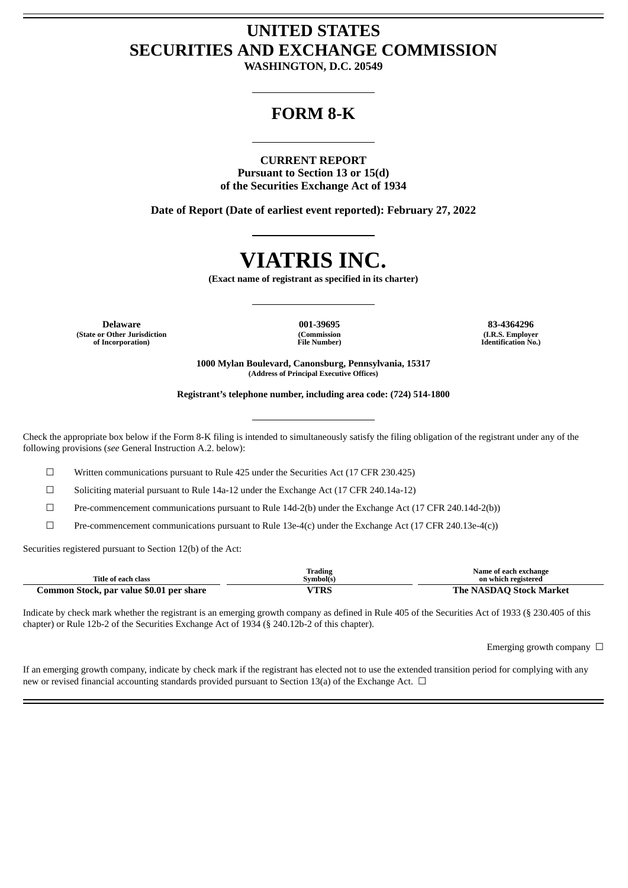# UNITED STATES
# SECURITIES AND EXCHANGE COMMISSION
**WASHINGTON, D.C. 20549**

## FORM 8-K

**CURRENT REPORT**
**Pursuant to Section 13 or 15(d)**
**of the Securities Exchange Act of 1934**

**Date of Report (Date of earliest event reported): February 27, 2022**

# VIATRIS INC.
**(Exact name of registrant as specified in its charter)**

| Delaware | 001-39695 | 83-4364296 |
|---|---|---|
| (State or Other Jurisdiction of Incorporation) | (Commission File Number) | (I.R.S. Employer Identification No.) |

**1000 Mylan Boulevard, Canonsburg, Pennsylvania, 15317**
**(Address of Principal Executive Offices)**

**Registrant's telephone number, including area code: (724) 514-1800**

Check the appropriate box below if the Form 8-K filing is intended to simultaneously satisfy the filing obligation of the registrant under any of the following provisions (*see* General Instruction A.2. below):

☐ Written communications pursuant to Rule 425 under the Securities Act (17 CFR 230.425)

☐ Soliciting material pursuant to Rule 14a-12 under the Exchange Act (17 CFR 240.14a-12)

☐ Pre-commencement communications pursuant to Rule 14d-2(b) under the Exchange Act (17 CFR 240.14d-2(b))

☐ Pre-commencement communications pursuant to Rule 13e-4(c) under the Exchange Act (17 CFR 240.13e-4(c))

Securities registered pursuant to Section 12(b) of the Act:

| Title of each class | Trading Symbol(s) | Name of each exchange on which registered |
|---|---|---|
| **Common Stock, par value $0.01 per share** | **VTRS** | **The NASDAQ Stock Market** |

Indicate by check mark whether the registrant is an emerging growth company as defined in Rule 405 of the Securities Act of 1933 (§ 230.405 of this chapter) or Rule 12b-2 of the Securities Exchange Act of 1934 (§ 240.12b-2 of this chapter).

Emerging growth company ☐

If an emerging growth company, indicate by check mark if the registrant has elected not to use the extended transition period for complying with any new or revised financial accounting standards provided pursuant to Section 13(a) of the Exchange Act. ☐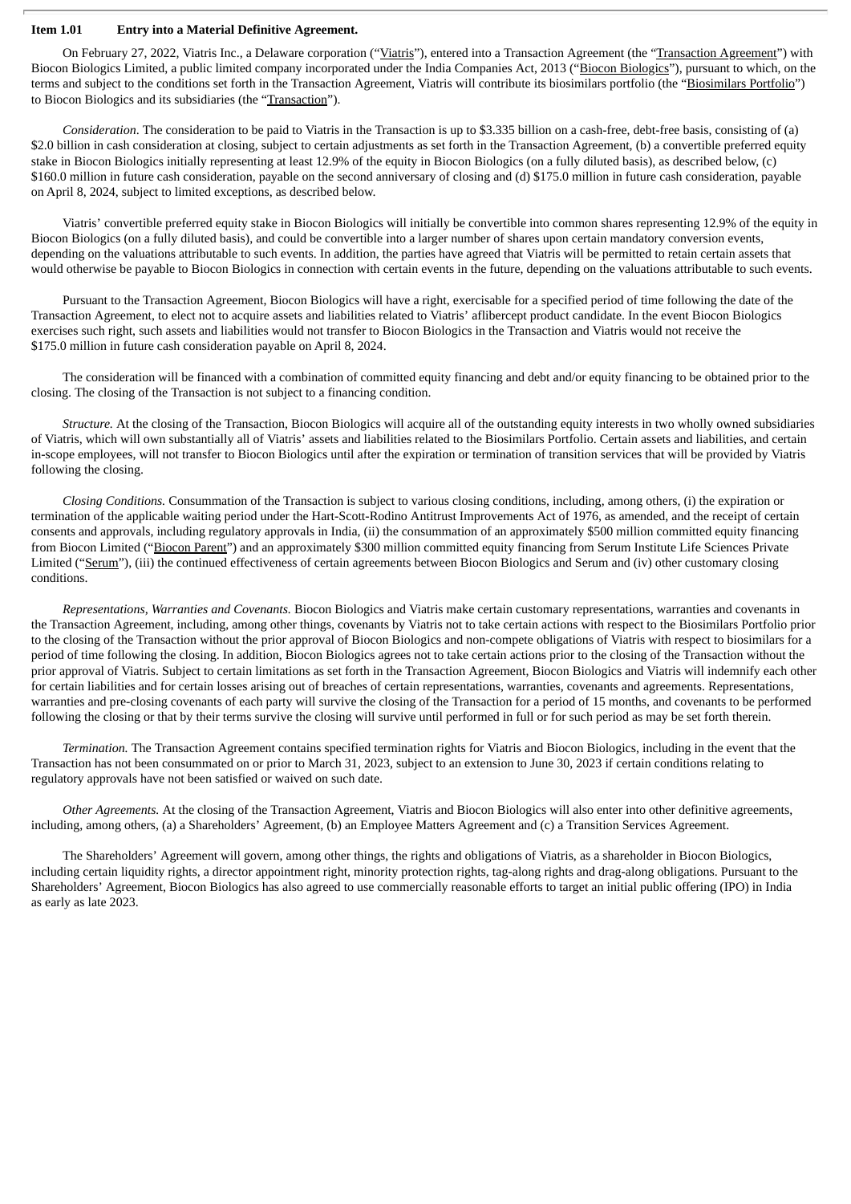**Item 1.01 Entry into a Material Definitive Agreement.**

On February 27, 2022, Viatris Inc., a Delaware corporation ("Viatris"), entered into a Transaction Agreement (the "Transaction Agreement") with Biocon Biologics Limited, a public limited company incorporated under the India Companies Act, 2013 ("Biocon Biologics"), pursuant to which, on the terms and subject to the conditions set forth in the Transaction Agreement, Viatris will contribute its biosimilars portfolio (the "Biosimilars Portfolio") to Biocon Biologics and its subsidiaries (the "Transaction").

*Consideration*. The consideration to be paid to Viatris in the Transaction is up to $3.335 billion on a cash-free, debt-free basis, consisting of (a) $2.0 billion in cash consideration at closing, subject to certain adjustments as set forth in the Transaction Agreement, (b) a convertible preferred equity stake in Biocon Biologics initially representing at least 12.9% of the equity in Biocon Biologics (on a fully diluted basis), as described below, (c) $160.0 million in future cash consideration, payable on the second anniversary of closing and (d) $175.0 million in future cash consideration, payable on April 8, 2024, subject to limited exceptions, as described below.

Viatris' convertible preferred equity stake in Biocon Biologics will initially be convertible into common shares representing 12.9% of the equity in Biocon Biologics (on a fully diluted basis), and could be convertible into a larger number of shares upon certain mandatory conversion events, depending on the valuations attributable to such events. In addition, the parties have agreed that Viatris will be permitted to retain certain assets that would otherwise be payable to Biocon Biologics in connection with certain events in the future, depending on the valuations attributable to such events.

Pursuant to the Transaction Agreement, Biocon Biologics will have a right, exercisable for a specified period of time following the date of the Transaction Agreement, to elect not to acquire assets and liabilities related to Viatris' aflibercept product candidate. In the event Biocon Biologics exercises such right, such assets and liabilities would not transfer to Biocon Biologics in the Transaction and Viatris would not receive the $175.0 million in future cash consideration payable on April 8, 2024.

The consideration will be financed with a combination of committed equity financing and debt and/or equity financing to be obtained prior to the closing. The closing of the Transaction is not subject to a financing condition.

*Structure.* At the closing of the Transaction, Biocon Biologics will acquire all of the outstanding equity interests in two wholly owned subsidiaries of Viatris, which will own substantially all of Viatris' assets and liabilities related to the Biosimilars Portfolio. Certain assets and liabilities, and certain in-scope employees, will not transfer to Biocon Biologics until after the expiration or termination of transition services that will be provided by Viatris following the closing.

*Closing Conditions.* Consummation of the Transaction is subject to various closing conditions, including, among others, (i) the expiration or termination of the applicable waiting period under the Hart-Scott-Rodino Antitrust Improvements Act of 1976, as amended, and the receipt of certain consents and approvals, including regulatory approvals in India, (ii) the consummation of an approximately $500 million committed equity financing from Biocon Limited ("Biocon Parent") and an approximately $300 million committed equity financing from Serum Institute Life Sciences Private Limited ("Serum"), (iii) the continued effectiveness of certain agreements between Biocon Biologics and Serum and (iv) other customary closing conditions.

*Representations, Warranties and Covenants.* Biocon Biologics and Viatris make certain customary representations, warranties and covenants in the Transaction Agreement, including, among other things, covenants by Viatris not to take certain actions with respect to the Biosimilars Portfolio prior to the closing of the Transaction without the prior approval of Biocon Biologics and non-compete obligations of Viatris with respect to biosimilars for a period of time following the closing. In addition, Biocon Biologics agrees not to take certain actions prior to the closing of the Transaction without the prior approval of Viatris. Subject to certain limitations as set forth in the Transaction Agreement, Biocon Biologics and Viatris will indemnify each other for certain liabilities and for certain losses arising out of breaches of certain representations, warranties, covenants and agreements. Representations, warranties and pre-closing covenants of each party will survive the closing of the Transaction for a period of 15 months, and covenants to be performed following the closing or that by their terms survive the closing will survive until performed in full or for such period as may be set forth therein.

*Termination.* The Transaction Agreement contains specified termination rights for Viatris and Biocon Biologics, including in the event that the Transaction has not been consummated on or prior to March 31, 2023, subject to an extension to June 30, 2023 if certain conditions relating to regulatory approvals have not been satisfied or waived on such date.

*Other Agreements.* At the closing of the Transaction Agreement, Viatris and Biocon Biologics will also enter into other definitive agreements, including, among others, (a) a Shareholders' Agreement, (b) an Employee Matters Agreement and (c) a Transition Services Agreement.

The Shareholders' Agreement will govern, among other things, the rights and obligations of Viatris, as a shareholder in Biocon Biologics, including certain liquidity rights, a director appointment right, minority protection rights, tag-along rights and drag-along obligations. Pursuant to the Shareholders' Agreement, Biocon Biologics has also agreed to use commercially reasonable efforts to target an initial public offering (IPO) in India as early as late 2023.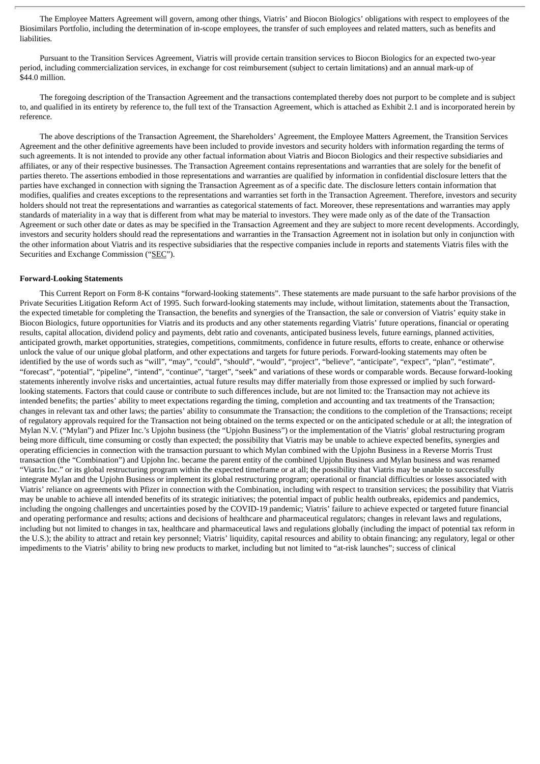The Employee Matters Agreement will govern, among other things, Viatris' and Biocon Biologics' obligations with respect to employees of the Biosimilars Portfolio, including the determination of in-scope employees, the transfer of such employees and related matters, such as benefits and liabilities.

Pursuant to the Transition Services Agreement, Viatris will provide certain transition services to Biocon Biologics for an expected two-year period, including commercialization services, in exchange for cost reimbursement (subject to certain limitations) and an annual mark-up of $44.0 million.

The foregoing description of the Transaction Agreement and the transactions contemplated thereby does not purport to be complete and is subject to, and qualified in its entirety by reference to, the full text of the Transaction Agreement, which is attached as Exhibit 2.1 and is incorporated herein by reference.

The above descriptions of the Transaction Agreement, the Shareholders' Agreement, the Employee Matters Agreement, the Transition Services Agreement and the other definitive agreements have been included to provide investors and security holders with information regarding the terms of such agreements. It is not intended to provide any other factual information about Viatris and Biocon Biologics and their respective subsidiaries and affiliates, or any of their respective businesses. The Transaction Agreement contains representations and warranties that are solely for the benefit of parties thereto. The assertions embodied in those representations and warranties are qualified by information in confidential disclosure letters that the parties have exchanged in connection with signing the Transaction Agreement as of a specific date. The disclosure letters contain information that modifies, qualifies and creates exceptions to the representations and warranties set forth in the Transaction Agreement. Therefore, investors and security holders should not treat the representations and warranties as categorical statements of fact. Moreover, these representations and warranties may apply standards of materiality in a way that is different from what may be material to investors. They were made only as of the date of the Transaction Agreement or such other date or dates as may be specified in the Transaction Agreement and they are subject to more recent developments. Accordingly, investors and security holders should read the representations and warranties in the Transaction Agreement not in isolation but only in conjunction with the other information about Viatris and its respective subsidiaries that the respective companies include in reports and statements Viatris files with the Securities and Exchange Commission ("SEC").

**Forward-Looking Statements**

This Current Report on Form 8-K contains "forward-looking statements". These statements are made pursuant to the safe harbor provisions of the Private Securities Litigation Reform Act of 1995. Such forward-looking statements may include, without limitation, statements about the Transaction, the expected timetable for completing the Transaction, the benefits and synergies of the Transaction, the sale or conversion of Viatris' equity stake in Biocon Biologics, future opportunities for Viatris and its products and any other statements regarding Viatris' future operations, financial or operating results, capital allocation, dividend policy and payments, debt ratio and covenants, anticipated business levels, future earnings, planned activities, anticipated growth, market opportunities, strategies, competitions, commitments, confidence in future results, efforts to create, enhance or otherwise unlock the value of our unique global platform, and other expectations and targets for future periods. Forward-looking statements may often be identified by the use of words such as "will", "may", "could", "should", "would", "project", "believe", "anticipate", "expect", "plan", "estimate", "forecast", "potential", "pipeline", "intend", "continue", "target", "seek" and variations of these words or comparable words. Because forward-looking statements inherently involve risks and uncertainties, actual future results may differ materially from those expressed or implied by such forward-looking statements. Factors that could cause or contribute to such differences include, but are not limited to: the Transaction may not achieve its intended benefits; the parties' ability to meet expectations regarding the timing, completion and accounting and tax treatments of the Transaction; changes in relevant tax and other laws; the parties' ability to consummate the Transaction; the conditions to the completion of the Transactions; receipt of regulatory approvals required for the Transaction not being obtained on the terms expected or on the anticipated schedule or at all; the integration of Mylan N.V. ("Mylan") and Pfizer Inc.'s Upjohn business (the "Upjohn Business") or the implementation of the Viatris' global restructuring program being more difficult, time consuming or costly than expected; the possibility that Viatris may be unable to achieve expected benefits, synergies and operating efficiencies in connection with the transaction pursuant to which Mylan combined with the Upjohn Business in a Reverse Morris Trust transaction (the "Combination") and Upjohn Inc. became the parent entity of the combined Upjohn Business and Mylan business and was renamed "Viatris Inc." or its global restructuring program within the expected timeframe or at all; the possibility that Viatris may be unable to successfully integrate Mylan and the Upjohn Business or implement its global restructuring program; operational or financial difficulties or losses associated with Viatris' reliance on agreements with Pfizer in connection with the Combination, including with respect to transition services; the possibility that Viatris may be unable to achieve all intended benefits of its strategic initiatives; the potential impact of public health outbreaks, epidemics and pandemics, including the ongoing challenges and uncertainties posed by the COVID-19 pandemic; Viatris' failure to achieve expected or targeted future financial and operating performance and results; actions and decisions of healthcare and pharmaceutical regulators; changes in relevant laws and regulations, including but not limited to changes in tax, healthcare and pharmaceutical laws and regulations globally (including the impact of potential tax reform in the U.S.); the ability to attract and retain key personnel; Viatris' liquidity, capital resources and ability to obtain financing; any regulatory, legal or other impediments to the Viatris' ability to bring new products to market, including but not limited to "at-risk launches"; success of clinical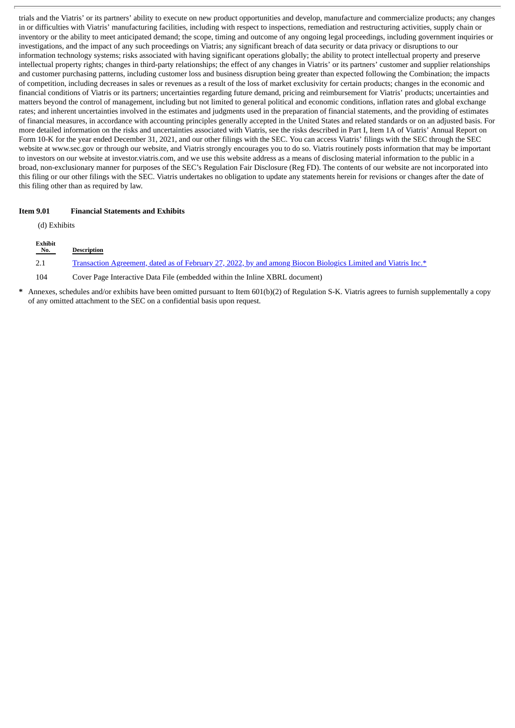trials and the Viatris' or its partners' ability to execute on new product opportunities and develop, manufacture and commercialize products; any changes in or difficulties with Viatris' manufacturing facilities, including with respect to inspections, remediation and restructuring activities, supply chain or inventory or the ability to meet anticipated demand; the scope, timing and outcome of any ongoing legal proceedings, including government inquiries or investigations, and the impact of any such proceedings on Viatris; any significant breach of data security or data privacy or disruptions to our information technology systems; risks associated with having significant operations globally; the ability to protect intellectual property and preserve intellectual property rights; changes in third-party relationships; the effect of any changes in Viatris' or its partners' customer and supplier relationships and customer purchasing patterns, including customer loss and business disruption being greater than expected following the Combination; the impacts of competition, including decreases in sales or revenues as a result of the loss of market exclusivity for certain products; changes in the economic and financial conditions of Viatris or its partners; uncertainties regarding future demand, pricing and reimbursement for Viatris' products; uncertainties and matters beyond the control of management, including but not limited to general political and economic conditions, inflation rates and global exchange rates; and inherent uncertainties involved in the estimates and judgments used in the preparation of financial statements, and the providing of estimates of financial measures, in accordance with accounting principles generally accepted in the United States and related standards or on an adjusted basis. For more detailed information on the risks and uncertainties associated with Viatris, see the risks described in Part I, Item 1A of Viatris' Annual Report on Form 10-K for the year ended December 31, 2021, and our other filings with the SEC. You can access Viatris' filings with the SEC through the SEC website at www.sec.gov or through our website, and Viatris strongly encourages you to do so. Viatris routinely posts information that may be important to investors on our website at investor.viatris.com, and we use this website address as a means of disclosing material information to the public in a broad, non-exclusionary manner for purposes of the SEC's Regulation Fair Disclosure (Reg FD). The contents of our website are not incorporated into this filing or our other filings with the SEC. Viatris undertakes no obligation to update any statements herein for revisions or changes after the date of this filing other than as required by law.

**Item 9.01 Financial Statements and Exhibits**

(d) Exhibits

| Exhibit No. | Description |
|---|---|
| 2.1 | Transaction Agreement, dated as of February 27, 2022, by and among Biocon Biologics Limited and Viatris Inc.* |
| 104 | Cover Page Interactive Data File (embedded within the Inline XBRL document) |

\* Annexes, schedules and/or exhibits have been omitted pursuant to Item 601(b)(2) of Regulation S-K. Viatris agrees to furnish supplementally a copy of any omitted attachment to the SEC on a confidential basis upon request.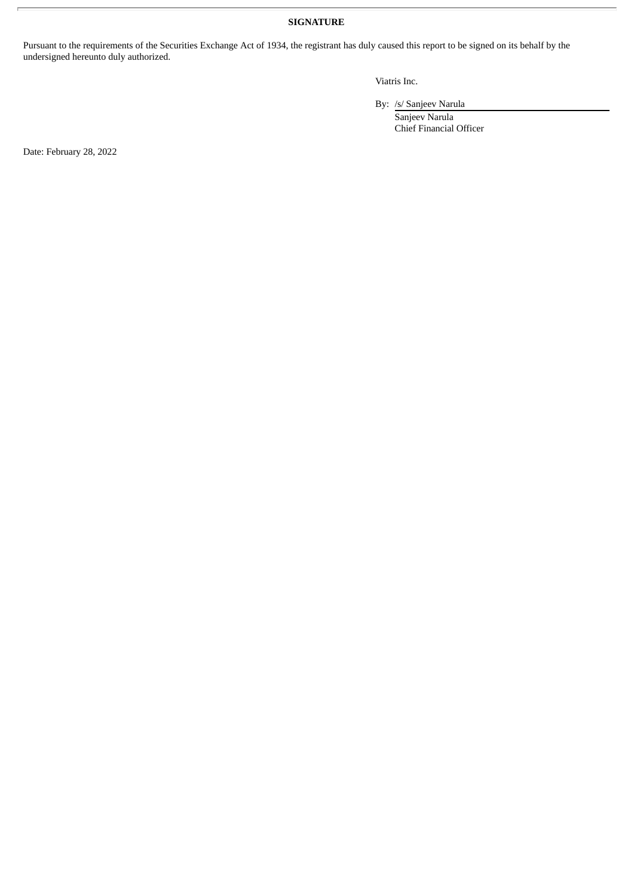**SIGNATURE**

Pursuant to the requirements of the Securities Exchange Act of 1934, the registrant has duly caused this report to be signed on its behalf by the undersigned hereunto duly authorized.

Viatris Inc.

By: /s/ Sanjeev Narula
Sanjeev Narula
Chief Financial Officer

Date: February 28, 2022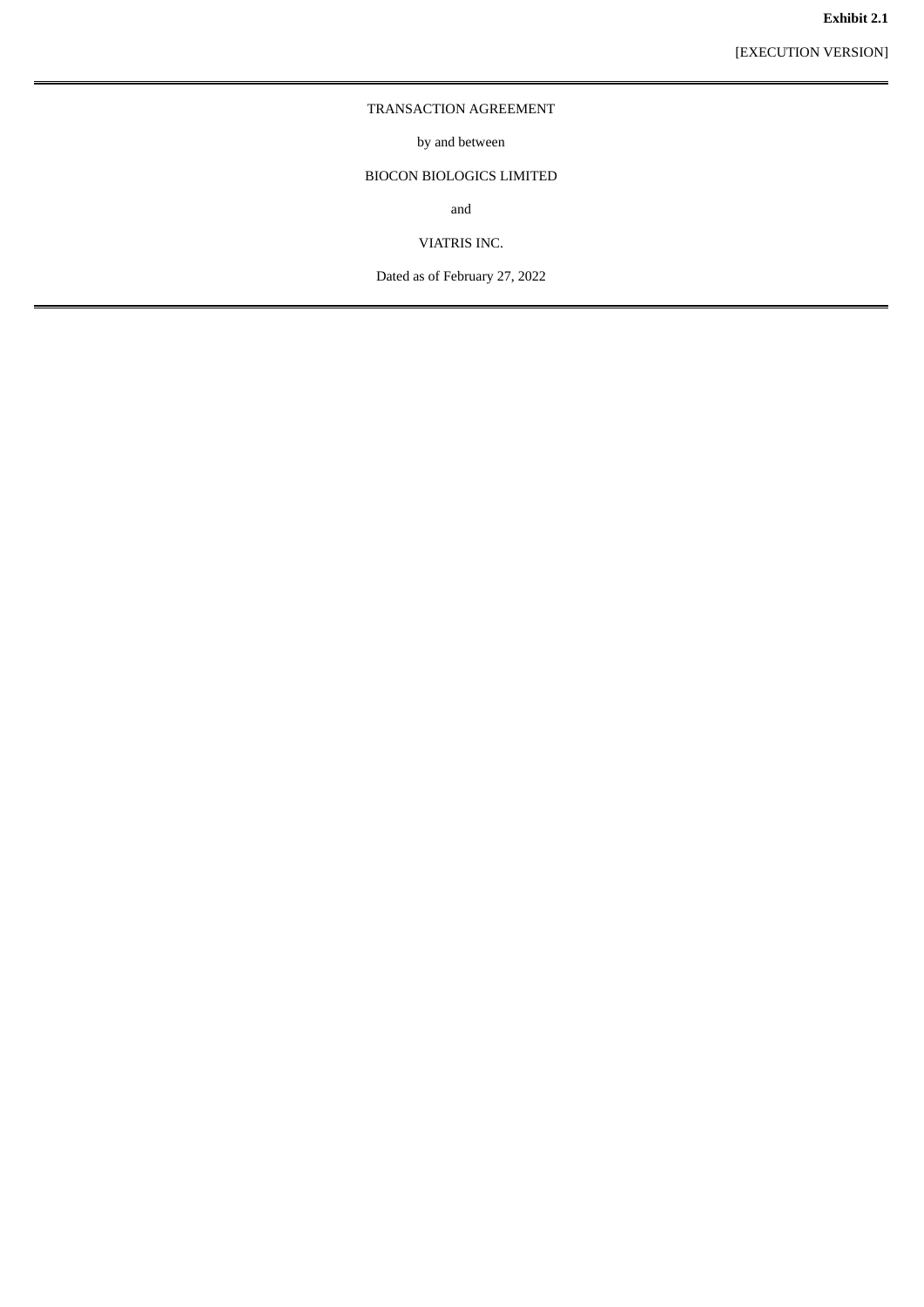Exhibit 2.1

[EXECUTION VERSION]

---

TRANSACTION AGREEMENT

by and between

BIOCON BIOLOGICS LIMITED

and

VIATRIS INC.

Dated as of February 27, 2022

---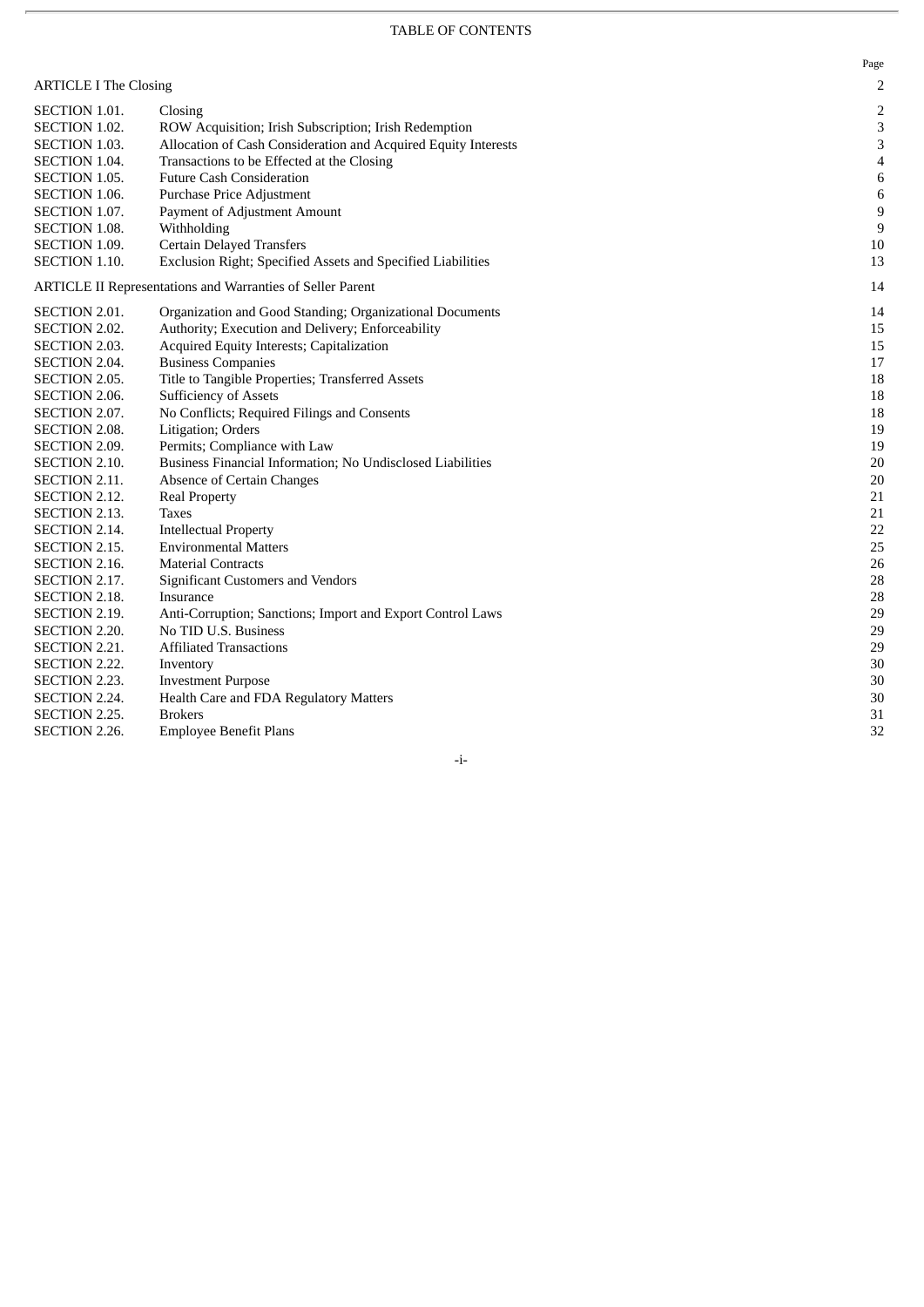# TABLE OF CONTENTS

| | | Page |
|---|---|---|
| ARTICLE I The Closing | | 2 |
| SECTION 1.01. | Closing | 2 |
| SECTION 1.02. | ROW Acquisition; Irish Subscription; Irish Redemption | 3 |
| SECTION 1.03. | Allocation of Cash Consideration and Acquired Equity Interests | 3 |
| SECTION 1.04. | Transactions to be Effected at the Closing | 4 |
| SECTION 1.05. | Future Cash Consideration | 6 |
| SECTION 1.06. | Purchase Price Adjustment | 6 |
| SECTION 1.07. | Payment of Adjustment Amount | 9 |
| SECTION 1.08. | Withholding | 9 |
| SECTION 1.09. | Certain Delayed Transfers | 10 |
| SECTION 1.10. | Exclusion Right; Specified Assets and Specified Liabilities | 13 |
| ARTICLE II Representations and Warranties of Seller Parent | | 14 |
| SECTION 2.01. | Organization and Good Standing; Organizational Documents | 14 |
| SECTION 2.02. | Authority; Execution and Delivery; Enforceability | 15 |
| SECTION 2.03. | Acquired Equity Interests; Capitalization | 15 |
| SECTION 2.04. | Business Companies | 17 |
| SECTION 2.05. | Title to Tangible Properties; Transferred Assets | 18 |
| SECTION 2.06. | Sufficiency of Assets | 18 |
| SECTION 2.07. | No Conflicts; Required Filings and Consents | 18 |
| SECTION 2.08. | Litigation; Orders | 19 |
| SECTION 2.09. | Permits; Compliance with Law | 19 |
| SECTION 2.10. | Business Financial Information; No Undisclosed Liabilities | 20 |
| SECTION 2.11. | Absence of Certain Changes | 20 |
| SECTION 2.12. | Real Property | 21 |
| SECTION 2.13. | Taxes | 21 |
| SECTION 2.14. | Intellectual Property | 22 |
| SECTION 2.15. | Environmental Matters | 25 |
| SECTION 2.16. | Material Contracts | 26 |
| SECTION 2.17. | Significant Customers and Vendors | 28 |
| SECTION 2.18. | Insurance | 28 |
| SECTION 2.19. | Anti-Corruption; Sanctions; Import and Export Control Laws | 29 |
| SECTION 2.20. | No TID U.S. Business | 29 |
| SECTION 2.21. | Affiliated Transactions | 29 |
| SECTION 2.22. | Inventory | 30 |
| SECTION 2.23. | Investment Purpose | 30 |
| SECTION 2.24. | Health Care and FDA Regulatory Matters | 30 |
| SECTION 2.25. | Brokers | 31 |
| SECTION 2.26. | Employee Benefit Plans | 32 |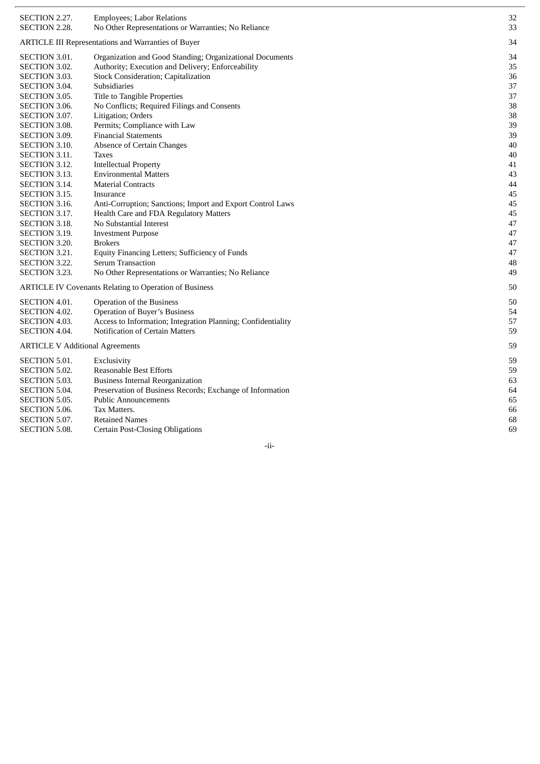| | | |
|---|---|---|
| SECTION 2.27. | Employees; Labor Relations | 32 |
| SECTION 2.28. | No Other Representations or Warranties; No Reliance | 33 |
| ARTICLE III Representations and Warranties of Buyer | | 34 |
| SECTION 3.01. | Organization and Good Standing; Organizational Documents | 34 |
| SECTION 3.02. | Authority; Execution and Delivery; Enforceability | 35 |
| SECTION 3.03. | Stock Consideration; Capitalization | 36 |
| SECTION 3.04. | Subsidiaries | 37 |
| SECTION 3.05. | Title to Tangible Properties | 37 |
| SECTION 3.06. | No Conflicts; Required Filings and Consents | 38 |
| SECTION 3.07. | Litigation; Orders | 38 |
| SECTION 3.08. | Permits; Compliance with Law | 39 |
| SECTION 3.09. | Financial Statements | 39 |
| SECTION 3.10. | Absence of Certain Changes | 40 |
| SECTION 3.11. | Taxes | 40 |
| SECTION 3.12. | Intellectual Property | 41 |
| SECTION 3.13. | Environmental Matters | 43 |
| SECTION 3.14. | Material Contracts | 44 |
| SECTION 3.15. | Insurance | 45 |
| SECTION 3.16. | Anti-Corruption; Sanctions; Import and Export Control Laws | 45 |
| SECTION 3.17. | Health Care and FDA Regulatory Matters | 45 |
| SECTION 3.18. | No Substantial Interest | 47 |
| SECTION 3.19. | Investment Purpose | 47 |
| SECTION 3.20. | Brokers | 47 |
| SECTION 3.21. | Equity Financing Letters; Sufficiency of Funds | 47 |
| SECTION 3.22. | Serum Transaction | 48 |
| SECTION 3.23. | No Other Representations or Warranties; No Reliance | 49 |
| ARTICLE IV Covenants Relating to Operation of Business | | 50 |
| SECTION 4.01. | Operation of the Business | 50 |
| SECTION 4.02. | Operation of Buyer's Business | 54 |
| SECTION 4.03. | Access to Information; Integration Planning; Confidentiality | 57 |
| SECTION 4.04. | Notification of Certain Matters | 59 |
| ARTICLE V Additional Agreements | | 59 |
| SECTION 5.01. | Exclusivity | 59 |
| SECTION 5.02. | Reasonable Best Efforts | 59 |
| SECTION 5.03. | Business Internal Reorganization | 63 |
| SECTION 5.04. | Preservation of Business Records; Exchange of Information | 64 |
| SECTION 5.05. | Public Announcements | 65 |
| SECTION 5.06. | Tax Matters. | 66 |
| SECTION 5.07. | Retained Names | 68 |
| SECTION 5.08. | Certain Post-Closing Obligations | 69 |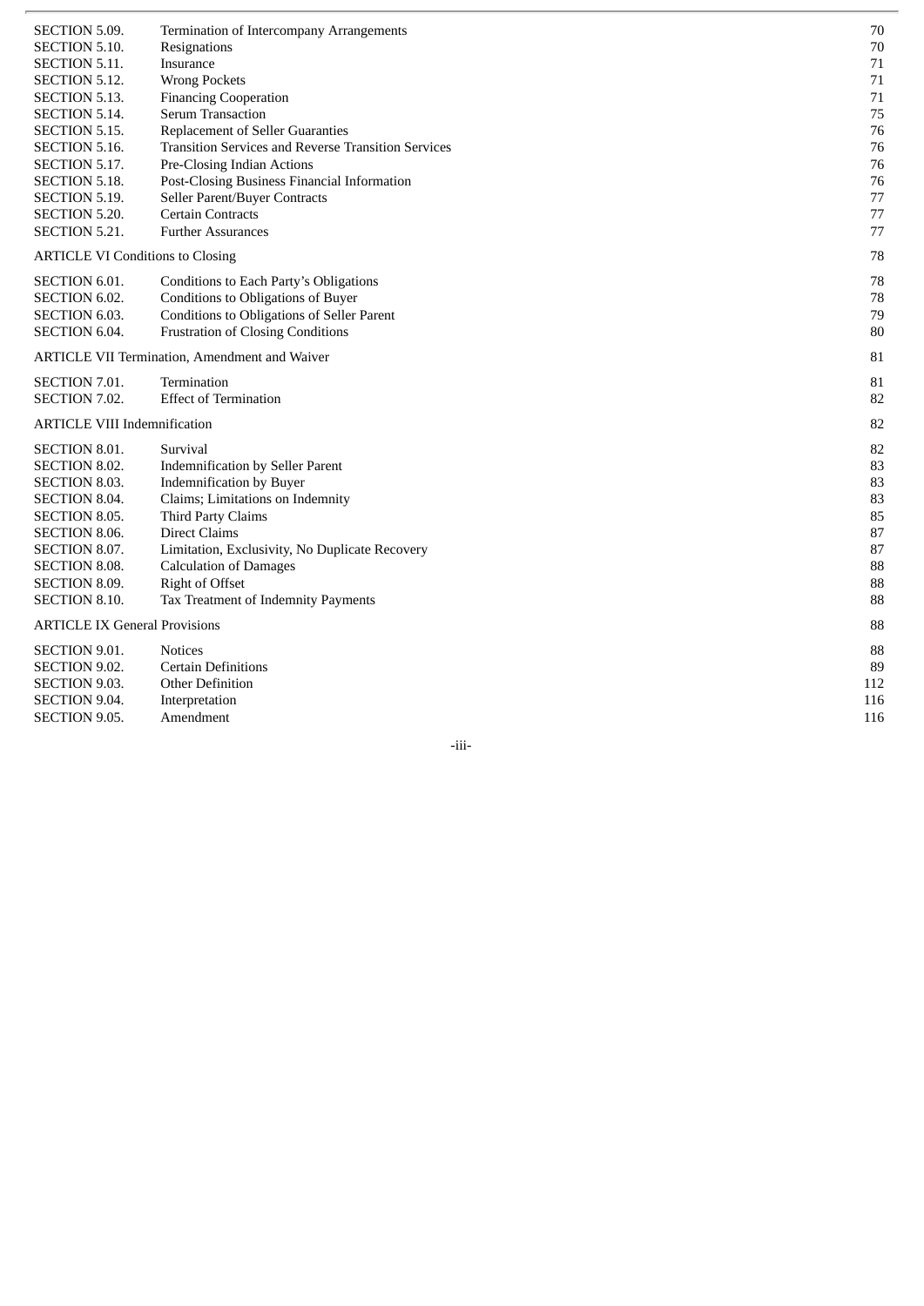| | | |
|---|---|---|
| SECTION 5.09. | Termination of Intercompany Arrangements | 70 |
| SECTION 5.10. | Resignations | 70 |
| SECTION 5.11. | Insurance | 71 |
| SECTION 5.12. | Wrong Pockets | 71 |
| SECTION 5.13. | Financing Cooperation | 71 |
| SECTION 5.14. | Serum Transaction | 75 |
| SECTION 5.15. | Replacement of Seller Guaranties | 76 |
| SECTION 5.16. | Transition Services and Reverse Transition Services | 76 |
| SECTION 5.17. | Pre-Closing Indian Actions | 76 |
| SECTION 5.18. | Post-Closing Business Financial Information | 76 |
| SECTION 5.19. | Seller Parent/Buyer Contracts | 77 |
| SECTION 5.20. | Certain Contracts | 77 |
| SECTION 5.21. | Further Assurances | 77 |
| ARTICLE VI Conditions to Closing | | 78 |
| SECTION 6.01. | Conditions to Each Party's Obligations | 78 |
| SECTION 6.02. | Conditions to Obligations of Buyer | 78 |
| SECTION 6.03. | Conditions to Obligations of Seller Parent | 79 |
| SECTION 6.04. | Frustration of Closing Conditions | 80 |
| ARTICLE VII Termination, Amendment and Waiver | | 81 |
| SECTION 7.01. | Termination | 81 |
| SECTION 7.02. | Effect of Termination | 82 |
| ARTICLE VIII Indemnification | | 82 |
| SECTION 8.01. | Survival | 82 |
| SECTION 8.02. | Indemnification by Seller Parent | 83 |
| SECTION 8.03. | Indemnification by Buyer | 83 |
| SECTION 8.04. | Claims; Limitations on Indemnity | 83 |
| SECTION 8.05. | Third Party Claims | 85 |
| SECTION 8.06. | Direct Claims | 87 |
| SECTION 8.07. | Limitation, Exclusivity, No Duplicate Recovery | 87 |
| SECTION 8.08. | Calculation of Damages | 88 |
| SECTION 8.09. | Right of Offset | 88 |
| SECTION 8.10. | Tax Treatment of Indemnity Payments | 88 |
| ARTICLE IX General Provisions | | 88 |
| SECTION 9.01. | Notices | 88 |
| SECTION 9.02. | Certain Definitions | 89 |
| SECTION 9.03. | Other Definition | 112 |
| SECTION 9.04. | Interpretation | 116 |
| SECTION 9.05. | Amendment | 116 |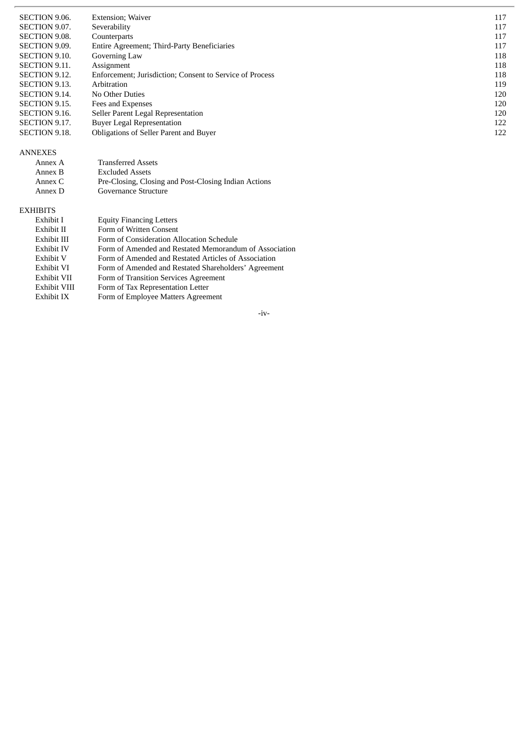| | | |
|---|---|---|
| SECTION 9.06. | Extension; Waiver | 117 |
| SECTION 9.07. | Severability | 117 |
| SECTION 9.08. | Counterparts | 117 |
| SECTION 9.09. | Entire Agreement; Third-Party Beneficiaries | 117 |
| SECTION 9.10. | Governing Law | 118 |
| SECTION 9.11. | Assignment | 118 |
| SECTION 9.12. | Enforcement; Jurisdiction; Consent to Service of Process | 118 |
| SECTION 9.13. | Arbitration | 119 |
| SECTION 9.14. | No Other Duties | 120 |
| SECTION 9.15. | Fees and Expenses | 120 |
| SECTION 9.16. | Seller Parent Legal Representation | 120 |
| SECTION 9.17. | Buyer Legal Representation | 122 |
| SECTION 9.18. | Obligations of Seller Parent and Buyer | 122 |

ANNEXES

| | |
|---|---|
| Annex A | Transferred Assets |
| Annex B | Excluded Assets |
| Annex C | Pre-Closing, Closing and Post-Closing Indian Actions |
| Annex D | Governance Structure |

EXHIBITS

| | |
|---|---|
| Exhibit I | Equity Financing Letters |
| Exhibit II | Form of Written Consent |
| Exhibit III | Form of Consideration Allocation Schedule |
| Exhibit IV | Form of Amended and Restated Memorandum of Association |
| Exhibit V | Form of Amended and Restated Articles of Association |
| Exhibit VI | Form of Amended and Restated Shareholders' Agreement |
| Exhibit VII | Form of Transition Services Agreement |
| Exhibit VIII | Form of Tax Representation Letter |
| Exhibit IX | Form of Employee Matters Agreement |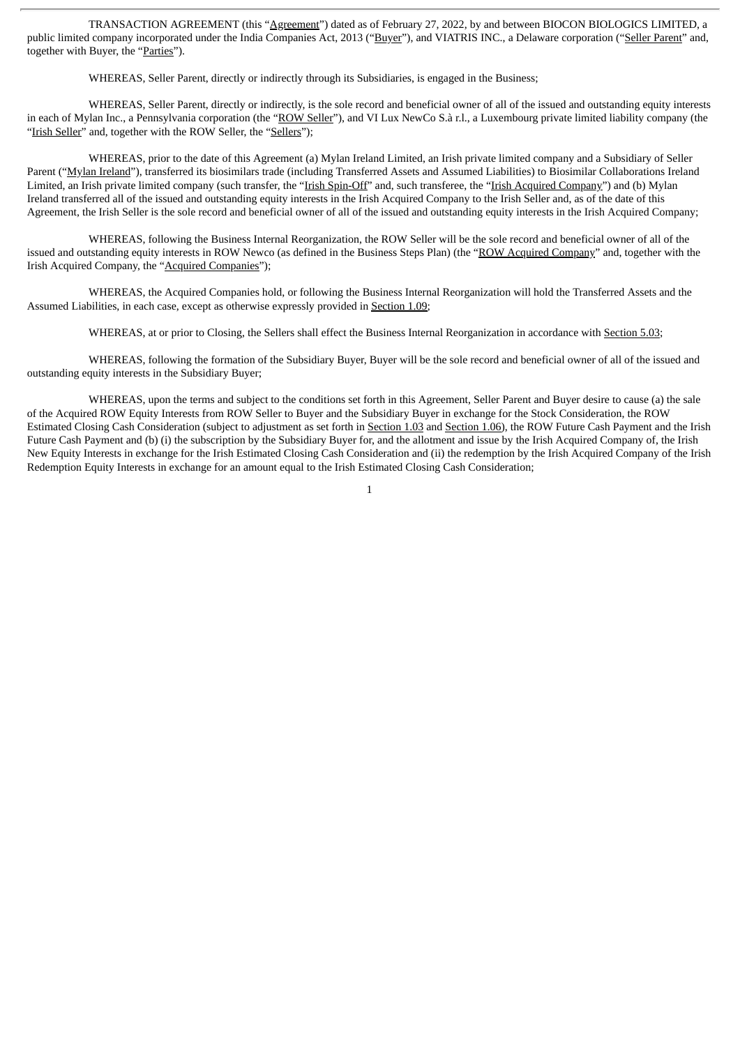TRANSACTION AGREEMENT (this "Agreement") dated as of February 27, 2022, by and between BIOCON BIOLOGICS LIMITED, a public limited company incorporated under the India Companies Act, 2013 ("Buyer"), and VIATRIS INC., a Delaware corporation ("Seller Parent" and, together with Buyer, the "Parties").

WHEREAS, Seller Parent, directly or indirectly through its Subsidiaries, is engaged in the Business;

WHEREAS, Seller Parent, directly or indirectly, is the sole record and beneficial owner of all of the issued and outstanding equity interests in each of Mylan Inc., a Pennsylvania corporation (the "ROW Seller"), and VI Lux NewCo S.à r.l., a Luxembourg private limited liability company (the "Irish Seller" and, together with the ROW Seller, the "Sellers");

WHEREAS, prior to the date of this Agreement (a) Mylan Ireland Limited, an Irish private limited company and a Subsidiary of Seller Parent ("Mylan Ireland"), transferred its biosimilars trade (including Transferred Assets and Assumed Liabilities) to Biosimilar Collaborations Ireland Limited, an Irish private limited company (such transfer, the "Irish Spin-Off" and, such transferee, the "Irish Acquired Company") and (b) Mylan Ireland transferred all of the issued and outstanding equity interests in the Irish Acquired Company to the Irish Seller and, as of the date of this Agreement, the Irish Seller is the sole record and beneficial owner of all of the issued and outstanding equity interests in the Irish Acquired Company;

WHEREAS, following the Business Internal Reorganization, the ROW Seller will be the sole record and beneficial owner of all of the issued and outstanding equity interests in ROW Newco (as defined in the Business Steps Plan) (the "ROW Acquired Company" and, together with the Irish Acquired Company, the "Acquired Companies");

WHEREAS, the Acquired Companies hold, or following the Business Internal Reorganization will hold the Transferred Assets and the Assumed Liabilities, in each case, except as otherwise expressly provided in Section 1.09;

WHEREAS, at or prior to Closing, the Sellers shall effect the Business Internal Reorganization in accordance with Section 5.03;

WHEREAS, following the formation of the Subsidiary Buyer, Buyer will be the sole record and beneficial owner of all of the issued and outstanding equity interests in the Subsidiary Buyer;

WHEREAS, upon the terms and subject to the conditions set forth in this Agreement, Seller Parent and Buyer desire to cause (a) the sale of the Acquired ROW Equity Interests from ROW Seller to Buyer and the Subsidiary Buyer in exchange for the Stock Consideration, the ROW Estimated Closing Cash Consideration (subject to adjustment as set forth in Section 1.03 and Section 1.06), the ROW Future Cash Payment and the Irish Future Cash Payment and (b) (i) the subscription by the Subsidiary Buyer for, and the allotment and issue by the Irish Acquired Company of, the Irish New Equity Interests in exchange for the Irish Estimated Closing Cash Consideration and (ii) the redemption by the Irish Acquired Company of the Irish Redemption Equity Interests in exchange for an amount equal to the Irish Estimated Closing Cash Consideration;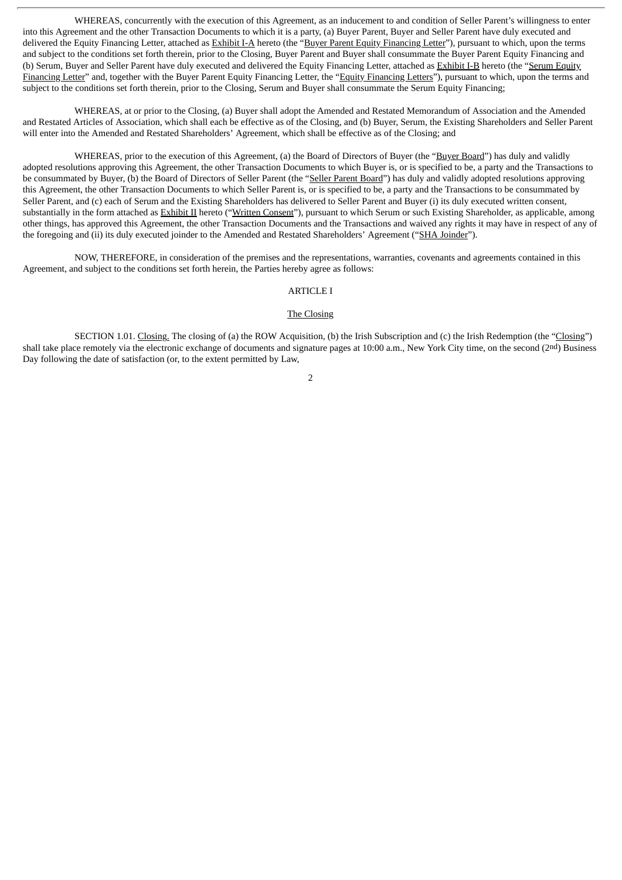WHEREAS, concurrently with the execution of this Agreement, as an inducement to and condition of Seller Parent's willingness to enter into this Agreement and the other Transaction Documents to which it is a party, (a) Buyer Parent, Buyer and Seller Parent have duly executed and delivered the Equity Financing Letter, attached as Exhibit I-A hereto (the "Buyer Parent Equity Financing Letter"), pursuant to which, upon the terms and subject to the conditions set forth therein, prior to the Closing, Buyer Parent and Buyer shall consummate the Buyer Parent Equity Financing and (b) Serum, Buyer and Seller Parent have duly executed and delivered the Equity Financing Letter, attached as Exhibit I-B hereto (the "Serum Equity Financing Letter" and, together with the Buyer Parent Equity Financing Letter, the "Equity Financing Letters"), pursuant to which, upon the terms and subject to the conditions set forth therein, prior to the Closing, Serum and Buyer shall consummate the Serum Equity Financing;

WHEREAS, at or prior to the Closing, (a) Buyer shall adopt the Amended and Restated Memorandum of Association and the Amended and Restated Articles of Association, which shall each be effective as of the Closing, and (b) Buyer, Serum, the Existing Shareholders and Seller Parent will enter into the Amended and Restated Shareholders' Agreement, which shall be effective as of the Closing; and

WHEREAS, prior to the execution of this Agreement, (a) the Board of Directors of Buyer (the "Buyer Board") has duly and validly adopted resolutions approving this Agreement, the other Transaction Documents to which Buyer is, or is specified to be, a party and the Transactions to be consummated by Buyer, (b) the Board of Directors of Seller Parent (the "Seller Parent Board") has duly and validly adopted resolutions approving this Agreement, the other Transaction Documents to which Seller Parent is, or is specified to be, a party and the Transactions to be consummated by Seller Parent, and (c) each of Serum and the Existing Shareholders has delivered to Seller Parent and Buyer (i) its duly executed written consent, substantially in the form attached as Exhibit II hereto ("Written Consent"), pursuant to which Serum or such Existing Shareholder, as applicable, among other things, has approved this Agreement, the other Transaction Documents and the Transactions and waived any rights it may have in respect of any of the foregoing and (ii) its duly executed joinder to the Amended and Restated Shareholders' Agreement ("SHA Joinder").

NOW, THEREFORE, in consideration of the premises and the representations, warranties, covenants and agreements contained in this Agreement, and subject to the conditions set forth herein, the Parties hereby agree as follows:

ARTICLE I

The Closing

SECTION 1.01. Closing. The closing of (a) the ROW Acquisition, (b) the Irish Subscription and (c) the Irish Redemption (the "Closing") shall take place remotely via the electronic exchange of documents and signature pages at 10:00 a.m., New York City time, on the second (2nd) Business Day following the date of satisfaction (or, to the extent permitted by Law,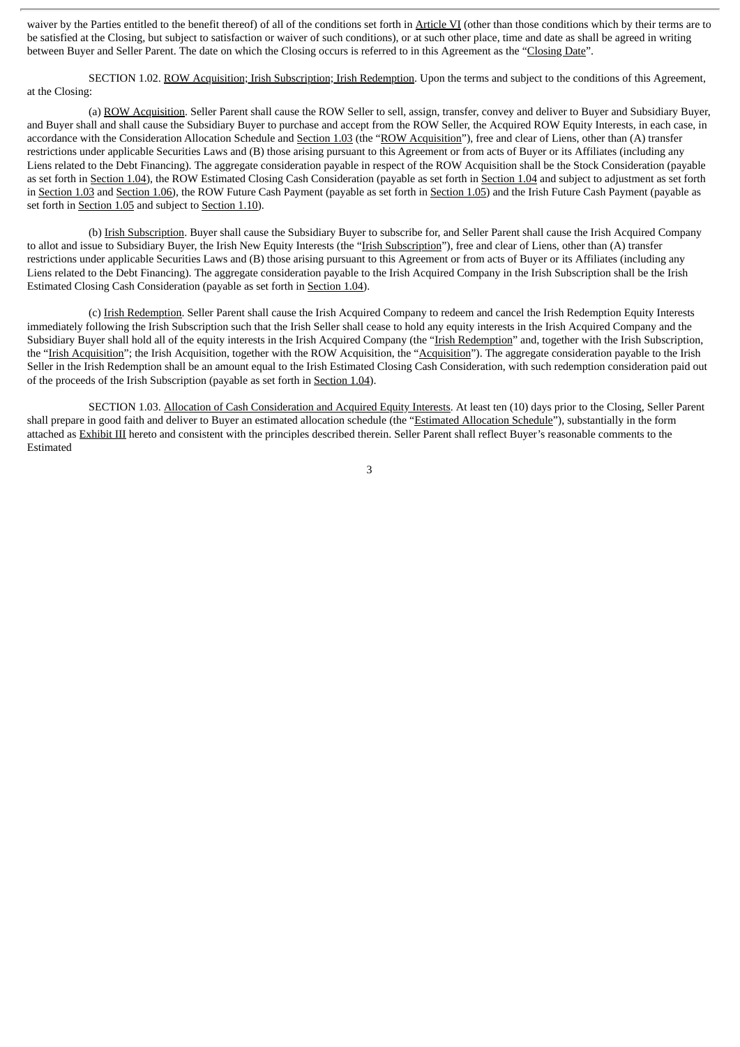waiver by the Parties entitled to the benefit thereof) of all of the conditions set forth in Article VI (other than those conditions which by their terms are to be satisfied at the Closing, but subject to satisfaction or waiver of such conditions), or at such other place, time and date as shall be agreed in writing between Buyer and Seller Parent. The date on which the Closing occurs is referred to in this Agreement as the "Closing Date".

SECTION 1.02. ROW Acquisition; Irish Subscription; Irish Redemption. Upon the terms and subject to the conditions of this Agreement, at the Closing:

(a) ROW Acquisition. Seller Parent shall cause the ROW Seller to sell, assign, transfer, convey and deliver to Buyer and Subsidiary Buyer, and Buyer shall and shall cause the Subsidiary Buyer to purchase and accept from the ROW Seller, the Acquired ROW Equity Interests, in each case, in accordance with the Consideration Allocation Schedule and Section 1.03 (the "ROW Acquisition"), free and clear of Liens, other than (A) transfer restrictions under applicable Securities Laws and (B) those arising pursuant to this Agreement or from acts of Buyer or its Affiliates (including any Liens related to the Debt Financing). The aggregate consideration payable in respect of the ROW Acquisition shall be the Stock Consideration (payable as set forth in Section 1.04), the ROW Estimated Closing Cash Consideration (payable as set forth in Section 1.04 and subject to adjustment as set forth in Section 1.03 and Section 1.06), the ROW Future Cash Payment (payable as set forth in Section 1.05) and the Irish Future Cash Payment (payable as set forth in Section 1.05 and subject to Section 1.10).

(b) Irish Subscription. Buyer shall cause the Subsidiary Buyer to subscribe for, and Seller Parent shall cause the Irish Acquired Company to allot and issue to Subsidiary Buyer, the Irish New Equity Interests (the "Irish Subscription"), free and clear of Liens, other than (A) transfer restrictions under applicable Securities Laws and (B) those arising pursuant to this Agreement or from acts of Buyer or its Affiliates (including any Liens related to the Debt Financing). The aggregate consideration payable to the Irish Acquired Company in the Irish Subscription shall be the Irish Estimated Closing Cash Consideration (payable as set forth in Section 1.04).

(c) Irish Redemption. Seller Parent shall cause the Irish Acquired Company to redeem and cancel the Irish Redemption Equity Interests immediately following the Irish Subscription such that the Irish Seller shall cease to hold any equity interests in the Irish Acquired Company and the Subsidiary Buyer shall hold all of the equity interests in the Irish Acquired Company (the "Irish Redemption" and, together with the Irish Subscription, the "Irish Acquisition"; the Irish Acquisition, together with the ROW Acquisition, the "Acquisition"). The aggregate consideration payable to the Irish Seller in the Irish Redemption shall be an amount equal to the Irish Estimated Closing Cash Consideration, with such redemption consideration paid out of the proceeds of the Irish Subscription (payable as set forth in Section 1.04).

SECTION 1.03. Allocation of Cash Consideration and Acquired Equity Interests. At least ten (10) days prior to the Closing, Seller Parent shall prepare in good faith and deliver to Buyer an estimated allocation schedule (the "Estimated Allocation Schedule"), substantially in the form attached as Exhibit III hereto and consistent with the principles described therein. Seller Parent shall reflect Buyer's reasonable comments to the Estimated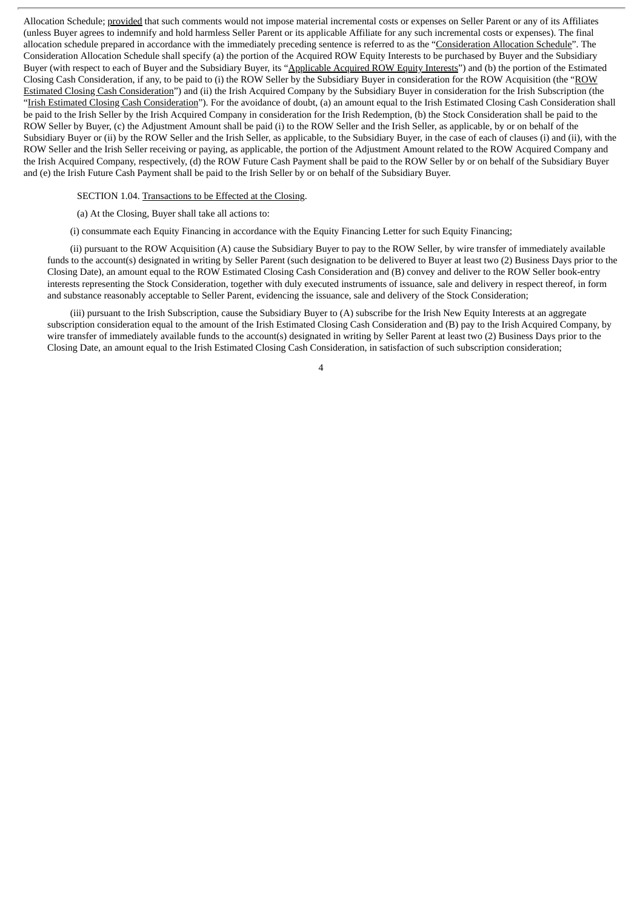Allocation Schedule; provided that such comments would not impose material incremental costs or expenses on Seller Parent or any of its Affiliates (unless Buyer agrees to indemnify and hold harmless Seller Parent or its applicable Affiliate for any such incremental costs or expenses). The final allocation schedule prepared in accordance with the immediately preceding sentence is referred to as the "Consideration Allocation Schedule". The Consideration Allocation Schedule shall specify (a) the portion of the Acquired ROW Equity Interests to be purchased by Buyer and the Subsidiary Buyer (with respect to each of Buyer and the Subsidiary Buyer, its "Applicable Acquired ROW Equity Interests") and (b) the portion of the Estimated Closing Cash Consideration, if any, to be paid to (i) the ROW Seller by the Subsidiary Buyer in consideration for the ROW Acquisition (the "ROW Estimated Closing Cash Consideration") and (ii) the Irish Acquired Company by the Subsidiary Buyer in consideration for the Irish Subscription (the "Irish Estimated Closing Cash Consideration"). For the avoidance of doubt, (a) an amount equal to the Irish Estimated Closing Cash Consideration shall be paid to the Irish Seller by the Irish Acquired Company in consideration for the Irish Redemption, (b) the Stock Consideration shall be paid to the ROW Seller by Buyer, (c) the Adjustment Amount shall be paid (i) to the ROW Seller and the Irish Seller, as applicable, by or on behalf of the Subsidiary Buyer or (ii) by the ROW Seller and the Irish Seller, as applicable, to the Subsidiary Buyer, in the case of each of clauses (i) and (ii), with the ROW Seller and the Irish Seller receiving or paying, as applicable, the portion of the Adjustment Amount related to the ROW Acquired Company and the Irish Acquired Company, respectively, (d) the ROW Future Cash Payment shall be paid to the ROW Seller by or on behalf of the Subsidiary Buyer and (e) the Irish Future Cash Payment shall be paid to the Irish Seller by or on behalf of the Subsidiary Buyer.

SECTION 1.04. Transactions to be Effected at the Closing.

(a) At the Closing, Buyer shall take all actions to:

(i) consummate each Equity Financing in accordance with the Equity Financing Letter for such Equity Financing;

(ii) pursuant to the ROW Acquisition (A) cause the Subsidiary Buyer to pay to the ROW Seller, by wire transfer of immediately available funds to the account(s) designated in writing by Seller Parent (such designation to be delivered to Buyer at least two (2) Business Days prior to the Closing Date), an amount equal to the ROW Estimated Closing Cash Consideration and (B) convey and deliver to the ROW Seller book-entry interests representing the Stock Consideration, together with duly executed instruments of issuance, sale and delivery in respect thereof, in form and substance reasonably acceptable to Seller Parent, evidencing the issuance, sale and delivery of the Stock Consideration;

(iii) pursuant to the Irish Subscription, cause the Subsidiary Buyer to (A) subscribe for the Irish New Equity Interests at an aggregate subscription consideration equal to the amount of the Irish Estimated Closing Cash Consideration and (B) pay to the Irish Acquired Company, by wire transfer of immediately available funds to the account(s) designated in writing by Seller Parent at least two (2) Business Days prior to the Closing Date, an amount equal to the Irish Estimated Closing Cash Consideration, in satisfaction of such subscription consideration;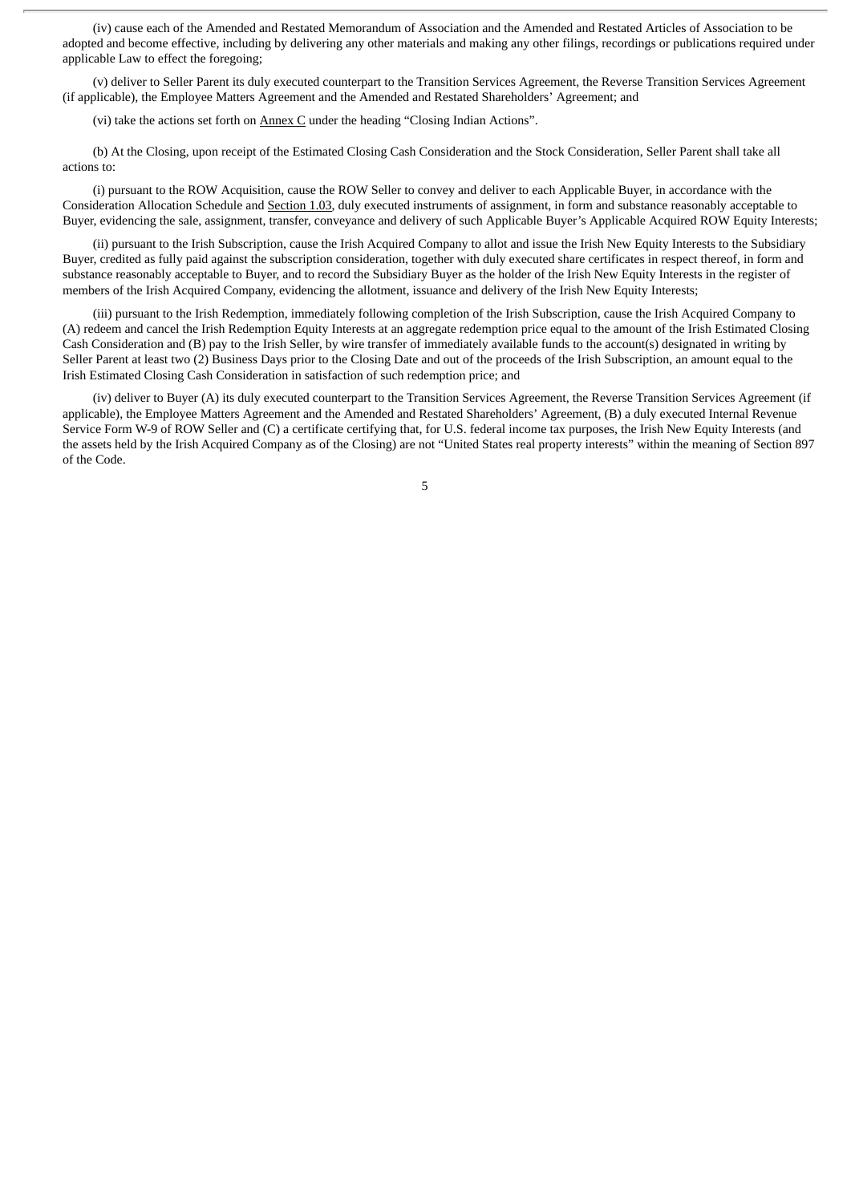(iv) cause each of the Amended and Restated Memorandum of Association and the Amended and Restated Articles of Association to be adopted and become effective, including by delivering any other materials and making any other filings, recordings or publications required under applicable Law to effect the foregoing;

(v) deliver to Seller Parent its duly executed counterpart to the Transition Services Agreement, the Reverse Transition Services Agreement (if applicable), the Employee Matters Agreement and the Amended and Restated Shareholders' Agreement; and

(vi) take the actions set forth on Annex C under the heading "Closing Indian Actions".

(b) At the Closing, upon receipt of the Estimated Closing Cash Consideration and the Stock Consideration, Seller Parent shall take all actions to:

(i) pursuant to the ROW Acquisition, cause the ROW Seller to convey and deliver to each Applicable Buyer, in accordance with the Consideration Allocation Schedule and Section 1.03, duly executed instruments of assignment, in form and substance reasonably acceptable to Buyer, evidencing the sale, assignment, transfer, conveyance and delivery of such Applicable Buyer's Applicable Acquired ROW Equity Interests;

(ii) pursuant to the Irish Subscription, cause the Irish Acquired Company to allot and issue the Irish New Equity Interests to the Subsidiary Buyer, credited as fully paid against the subscription consideration, together with duly executed share certificates in respect thereof, in form and substance reasonably acceptable to Buyer, and to record the Subsidiary Buyer as the holder of the Irish New Equity Interests in the register of members of the Irish Acquired Company, evidencing the allotment, issuance and delivery of the Irish New Equity Interests;

(iii) pursuant to the Irish Redemption, immediately following completion of the Irish Subscription, cause the Irish Acquired Company to (A) redeem and cancel the Irish Redemption Equity Interests at an aggregate redemption price equal to the amount of the Irish Estimated Closing Cash Consideration and (B) pay to the Irish Seller, by wire transfer of immediately available funds to the account(s) designated in writing by Seller Parent at least two (2) Business Days prior to the Closing Date and out of the proceeds of the Irish Subscription, an amount equal to the Irish Estimated Closing Cash Consideration in satisfaction of such redemption price; and

(iv) deliver to Buyer (A) its duly executed counterpart to the Transition Services Agreement, the Reverse Transition Services Agreement (if applicable), the Employee Matters Agreement and the Amended and Restated Shareholders' Agreement, (B) a duly executed Internal Revenue Service Form W-9 of ROW Seller and (C) a certificate certifying that, for U.S. federal income tax purposes, the Irish New Equity Interests (and the assets held by the Irish Acquired Company as of the Closing) are not "United States real property interests" within the meaning of Section 897 of the Code.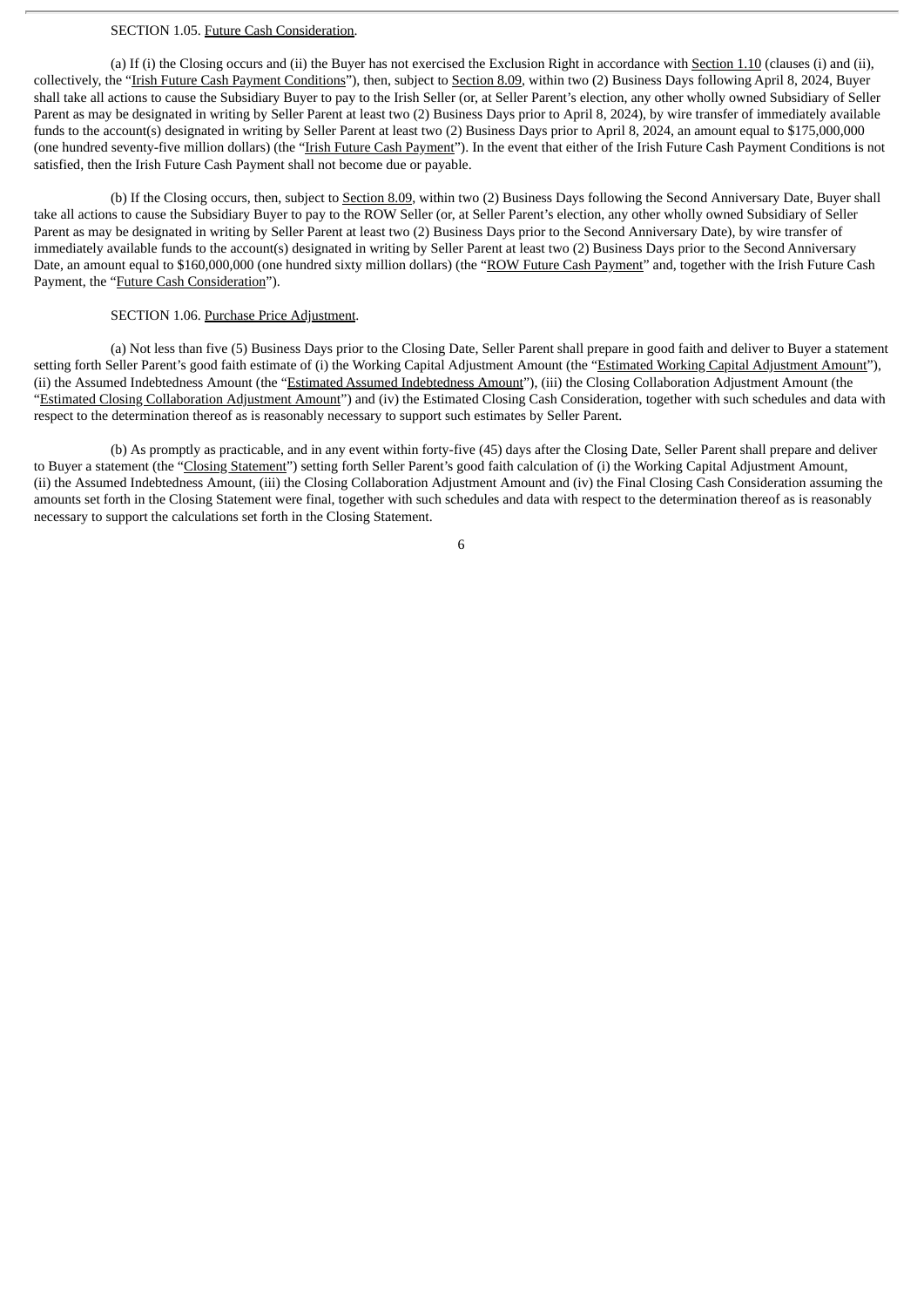SECTION 1.05. Future Cash Consideration.

(a) If (i) the Closing occurs and (ii) the Buyer has not exercised the Exclusion Right in accordance with Section 1.10 (clauses (i) and (ii), collectively, the "Irish Future Cash Payment Conditions"), then, subject to Section 8.09, within two (2) Business Days following April 8, 2024, Buyer shall take all actions to cause the Subsidiary Buyer to pay to the Irish Seller (or, at Seller Parent's election, any other wholly owned Subsidiary of Seller Parent as may be designated in writing by Seller Parent at least two (2) Business Days prior to April 8, 2024), by wire transfer of immediately available funds to the account(s) designated in writing by Seller Parent at least two (2) Business Days prior to April 8, 2024, an amount equal to $175,000,000 (one hundred seventy-five million dollars) (the "Irish Future Cash Payment"). In the event that either of the Irish Future Cash Payment Conditions is not satisfied, then the Irish Future Cash Payment shall not become due or payable.

(b) If the Closing occurs, then, subject to Section 8.09, within two (2) Business Days following the Second Anniversary Date, Buyer shall take all actions to cause the Subsidiary Buyer to pay to the ROW Seller (or, at Seller Parent's election, any other wholly owned Subsidiary of Seller Parent as may be designated in writing by Seller Parent at least two (2) Business Days prior to the Second Anniversary Date), by wire transfer of immediately available funds to the account(s) designated in writing by Seller Parent at least two (2) Business Days prior to the Second Anniversary Date, an amount equal to $160,000,000 (one hundred sixty million dollars) (the "ROW Future Cash Payment" and, together with the Irish Future Cash Payment, the "Future Cash Consideration").

SECTION 1.06. Purchase Price Adjustment.

(a) Not less than five (5) Business Days prior to the Closing Date, Seller Parent shall prepare in good faith and deliver to Buyer a statement setting forth Seller Parent's good faith estimate of (i) the Working Capital Adjustment Amount (the "Estimated Working Capital Adjustment Amount"), (ii) the Assumed Indebtedness Amount (the "Estimated Assumed Indebtedness Amount"), (iii) the Closing Collaboration Adjustment Amount (the "Estimated Closing Collaboration Adjustment Amount") and (iv) the Estimated Closing Cash Consideration, together with such schedules and data with respect to the determination thereof as is reasonably necessary to support such estimates by Seller Parent.

(b) As promptly as practicable, and in any event within forty-five (45) days after the Closing Date, Seller Parent shall prepare and deliver to Buyer a statement (the "Closing Statement") setting forth Seller Parent's good faith calculation of (i) the Working Capital Adjustment Amount, (ii) the Assumed Indebtedness Amount, (iii) the Closing Collaboration Adjustment Amount and (iv) the Final Closing Cash Consideration assuming the amounts set forth in the Closing Statement were final, together with such schedules and data with respect to the determination thereof as is reasonably necessary to support the calculations set forth in the Closing Statement.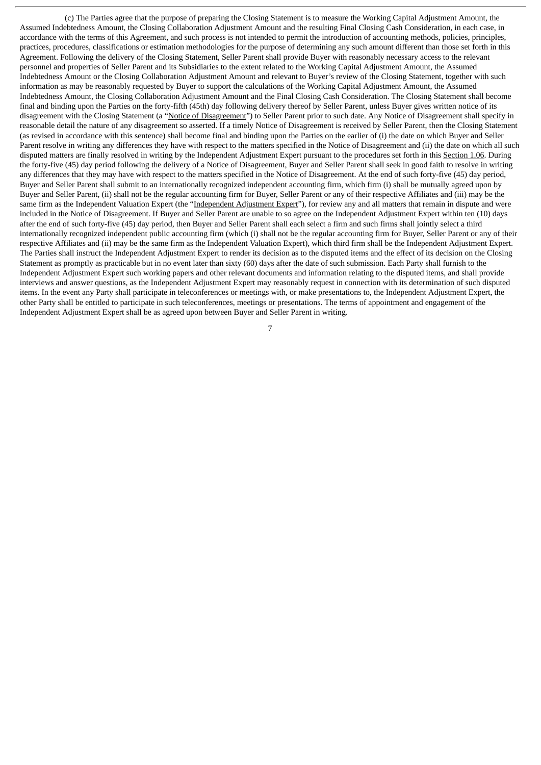(c) The Parties agree that the purpose of preparing the Closing Statement is to measure the Working Capital Adjustment Amount, the Assumed Indebtedness Amount, the Closing Collaboration Adjustment Amount and the resulting Final Closing Cash Consideration, in each case, in accordance with the terms of this Agreement, and such process is not intended to permit the introduction of accounting methods, policies, principles, practices, procedures, classifications or estimation methodologies for the purpose of determining any such amount different than those set forth in this Agreement. Following the delivery of the Closing Statement, Seller Parent shall provide Buyer with reasonably necessary access to the relevant personnel and properties of Seller Parent and its Subsidiaries to the extent related to the Working Capital Adjustment Amount, the Assumed Indebtedness Amount or the Closing Collaboration Adjustment Amount and relevant to Buyer's review of the Closing Statement, together with such information as may be reasonably requested by Buyer to support the calculations of the Working Capital Adjustment Amount, the Assumed Indebtedness Amount, the Closing Collaboration Adjustment Amount and the Final Closing Cash Consideration. The Closing Statement shall become final and binding upon the Parties on the forty-fifth (45th) day following delivery thereof by Seller Parent, unless Buyer gives written notice of its disagreement with the Closing Statement (a "Notice of Disagreement") to Seller Parent prior to such date. Any Notice of Disagreement shall specify in reasonable detail the nature of any disagreement so asserted. If a timely Notice of Disagreement is received by Seller Parent, then the Closing Statement (as revised in accordance with this sentence) shall become final and binding upon the Parties on the earlier of (i) the date on which Buyer and Seller Parent resolve in writing any differences they have with respect to the matters specified in the Notice of Disagreement and (ii) the date on which all such disputed matters are finally resolved in writing by the Independent Adjustment Expert pursuant to the procedures set forth in this Section 1.06. During the forty-five (45) day period following the delivery of a Notice of Disagreement, Buyer and Seller Parent shall seek in good faith to resolve in writing any differences that they may have with respect to the matters specified in the Notice of Disagreement. At the end of such forty-five (45) day period, Buyer and Seller Parent shall submit to an internationally recognized independent accounting firm, which firm (i) shall be mutually agreed upon by Buyer and Seller Parent, (ii) shall not be the regular accounting firm for Buyer, Seller Parent or any of their respective Affiliates and (iii) may be the same firm as the Independent Valuation Expert (the "Independent Adjustment Expert"), for review any and all matters that remain in dispute and were included in the Notice of Disagreement. If Buyer and Seller Parent are unable to so agree on the Independent Adjustment Expert within ten (10) days after the end of such forty-five (45) day period, then Buyer and Seller Parent shall each select a firm and such firms shall jointly select a third internationally recognized independent public accounting firm (which (i) shall not be the regular accounting firm for Buyer, Seller Parent or any of their respective Affiliates and (ii) may be the same firm as the Independent Valuation Expert), which third firm shall be the Independent Adjustment Expert. The Parties shall instruct the Independent Adjustment Expert to render its decision as to the disputed items and the effect of its decision on the Closing Statement as promptly as practicable but in no event later than sixty (60) days after the date of such submission. Each Party shall furnish to the Independent Adjustment Expert such working papers and other relevant documents and information relating to the disputed items, and shall provide interviews and answer questions, as the Independent Adjustment Expert may reasonably request in connection with its determination of such disputed items. In the event any Party shall participate in teleconferences or meetings with, or make presentations to, the Independent Adjustment Expert, the other Party shall be entitled to participate in such teleconferences, meetings or presentations. The terms of appointment and engagement of the Independent Adjustment Expert shall be as agreed upon between Buyer and Seller Parent in writing.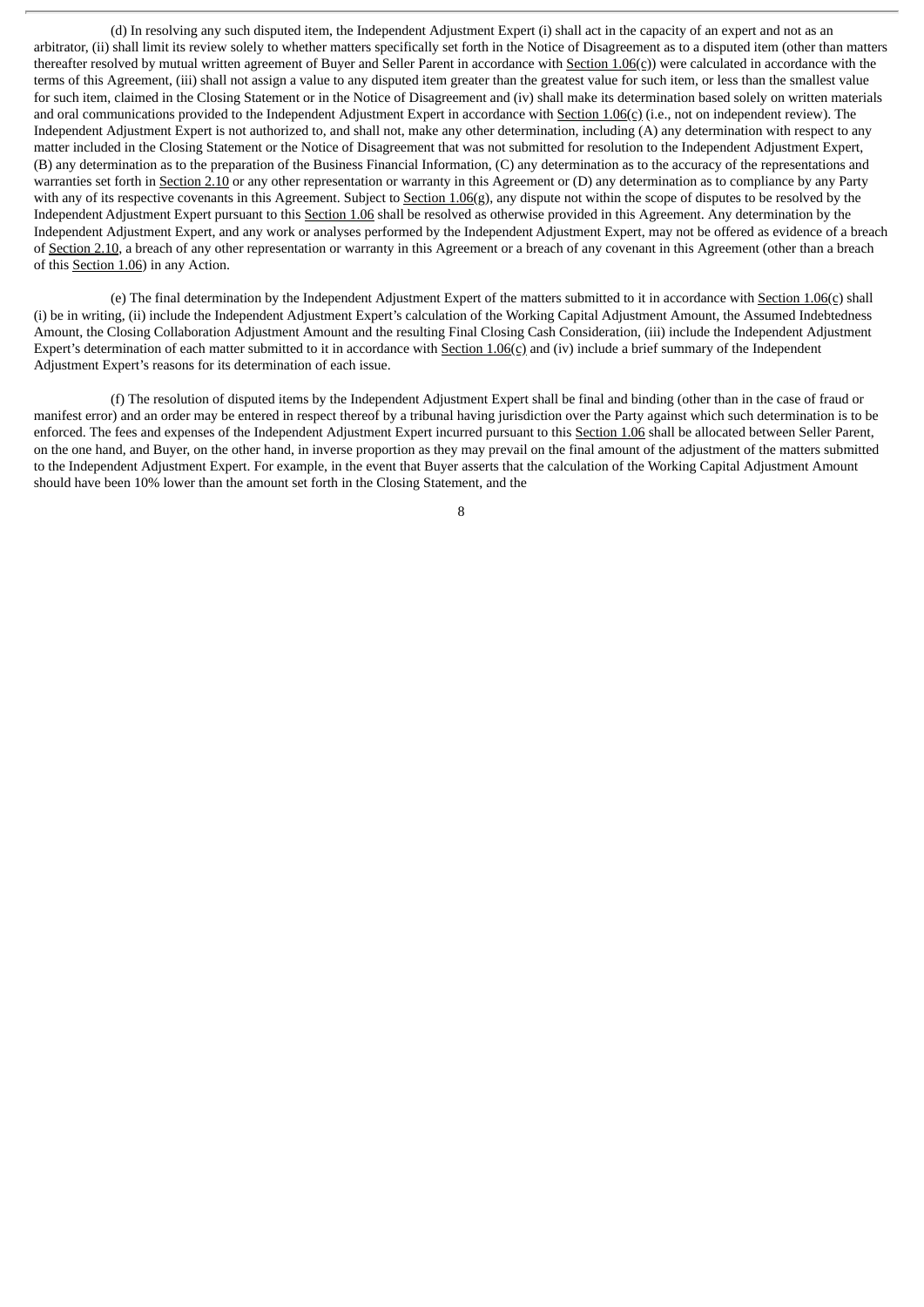(d) In resolving any such disputed item, the Independent Adjustment Expert (i) shall act in the capacity of an expert and not as an arbitrator, (ii) shall limit its review solely to whether matters specifically set forth in the Notice of Disagreement as to a disputed item (other than matters thereafter resolved by mutual written agreement of Buyer and Seller Parent in accordance with Section 1.06(c)) were calculated in accordance with the terms of this Agreement, (iii) shall not assign a value to any disputed item greater than the greatest value for such item, or less than the smallest value for such item, claimed in the Closing Statement or in the Notice of Disagreement and (iv) shall make its determination based solely on written materials and oral communications provided to the Independent Adjustment Expert in accordance with Section 1.06(c) (i.e., not on independent review). The Independent Adjustment Expert is not authorized to, and shall not, make any other determination, including (A) any determination with respect to any matter included in the Closing Statement or the Notice of Disagreement that was not submitted for resolution to the Independent Adjustment Expert, (B) any determination as to the preparation of the Business Financial Information, (C) any determination as to the accuracy of the representations and warranties set forth in Section 2.10 or any other representation or warranty in this Agreement or (D) any determination as to compliance by any Party with any of its respective covenants in this Agreement. Subject to Section 1.06(g), any dispute not within the scope of disputes to be resolved by the Independent Adjustment Expert pursuant to this Section 1.06 shall be resolved as otherwise provided in this Agreement. Any determination by the Independent Adjustment Expert, and any work or analyses performed by the Independent Adjustment Expert, may not be offered as evidence of a breach of Section 2.10, a breach of any other representation or warranty in this Agreement or a breach of any covenant in this Agreement (other than a breach of this Section 1.06) in any Action.

(e) The final determination by the Independent Adjustment Expert of the matters submitted to it in accordance with Section 1.06(c) shall (i) be in writing, (ii) include the Independent Adjustment Expert's calculation of the Working Capital Adjustment Amount, the Assumed Indebtedness Amount, the Closing Collaboration Adjustment Amount and the resulting Final Closing Cash Consideration, (iii) include the Independent Adjustment Expert's determination of each matter submitted to it in accordance with Section 1.06(c) and (iv) include a brief summary of the Independent Adjustment Expert's reasons for its determination of each issue.

(f) The resolution of disputed items by the Independent Adjustment Expert shall be final and binding (other than in the case of fraud or manifest error) and an order may be entered in respect thereof by a tribunal having jurisdiction over the Party against which such determination is to be enforced. The fees and expenses of the Independent Adjustment Expert incurred pursuant to this Section 1.06 shall be allocated between Seller Parent, on the one hand, and Buyer, on the other hand, in inverse proportion as they may prevail on the final amount of the adjustment of the matters submitted to the Independent Adjustment Expert. For example, in the event that Buyer asserts that the calculation of the Working Capital Adjustment Amount should have been 10% lower than the amount set forth in the Closing Statement, and the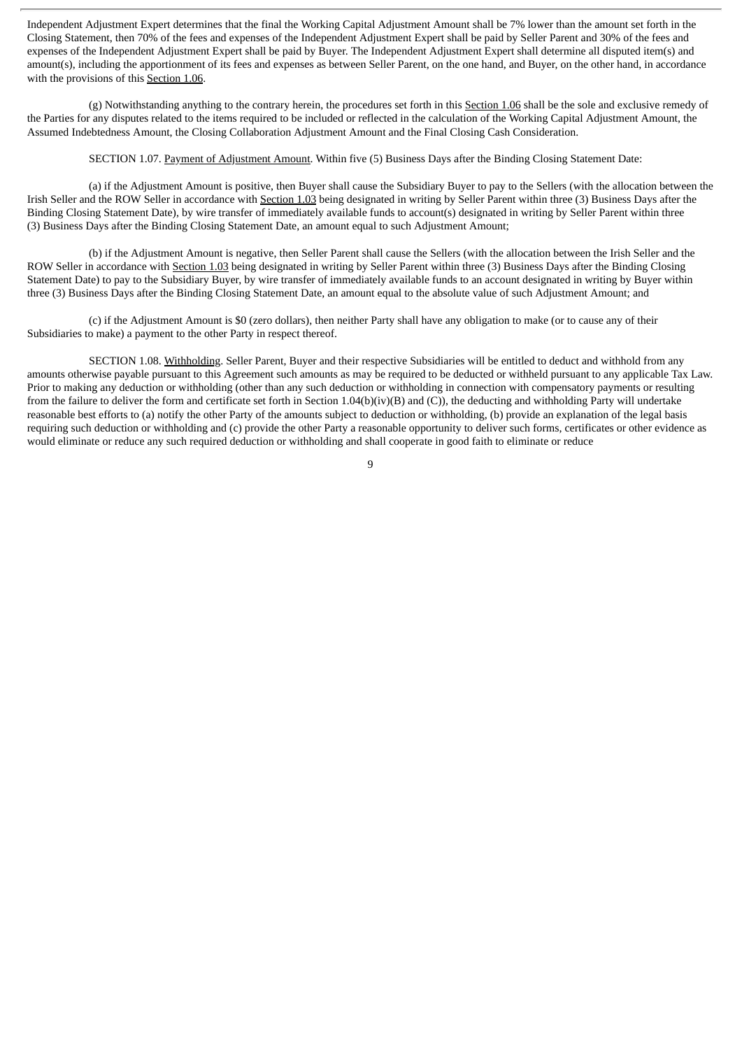Independent Adjustment Expert determines that the final the Working Capital Adjustment Amount shall be 7% lower than the amount set forth in the Closing Statement, then 70% of the fees and expenses of the Independent Adjustment Expert shall be paid by Seller Parent and 30% of the fees and expenses of the Independent Adjustment Expert shall be paid by Buyer. The Independent Adjustment Expert shall determine all disputed item(s) and amount(s), including the apportionment of its fees and expenses as between Seller Parent, on the one hand, and Buyer, on the other hand, in accordance with the provisions of this Section 1.06.

(g) Notwithstanding anything to the contrary herein, the procedures set forth in this Section 1.06 shall be the sole and exclusive remedy of the Parties for any disputes related to the items required to be included or reflected in the calculation of the Working Capital Adjustment Amount, the Assumed Indebtedness Amount, the Closing Collaboration Adjustment Amount and the Final Closing Cash Consideration.

SECTION 1.07. Payment of Adjustment Amount. Within five (5) Business Days after the Binding Closing Statement Date:

(a) if the Adjustment Amount is positive, then Buyer shall cause the Subsidiary Buyer to pay to the Sellers (with the allocation between the Irish Seller and the ROW Seller in accordance with Section 1.03 being designated in writing by Seller Parent within three (3) Business Days after the Binding Closing Statement Date), by wire transfer of immediately available funds to account(s) designated in writing by Seller Parent within three (3) Business Days after the Binding Closing Statement Date, an amount equal to such Adjustment Amount;

(b) if the Adjustment Amount is negative, then Seller Parent shall cause the Sellers (with the allocation between the Irish Seller and the ROW Seller in accordance with Section 1.03 being designated in writing by Seller Parent within three (3) Business Days after the Binding Closing Statement Date) to pay to the Subsidiary Buyer, by wire transfer of immediately available funds to an account designated in writing by Buyer within three (3) Business Days after the Binding Closing Statement Date, an amount equal to the absolute value of such Adjustment Amount; and

(c) if the Adjustment Amount is $0 (zero dollars), then neither Party shall have any obligation to make (or to cause any of their Subsidiaries to make) a payment to the other Party in respect thereof.

SECTION 1.08. Withholding. Seller Parent, Buyer and their respective Subsidiaries will be entitled to deduct and withhold from any amounts otherwise payable pursuant to this Agreement such amounts as may be required to be deducted or withheld pursuant to any applicable Tax Law. Prior to making any deduction or withholding (other than any such deduction or withholding in connection with compensatory payments or resulting from the failure to deliver the form and certificate set forth in Section 1.04(b)(iv)(B) and (C)), the deducting and withholding Party will undertake reasonable best efforts to (a) notify the other Party of the amounts subject to deduction or withholding, (b) provide an explanation of the legal basis requiring such deduction or withholding and (c) provide the other Party a reasonable opportunity to deliver such forms, certificates or other evidence as would eliminate or reduce any such required deduction or withholding and shall cooperate in good faith to eliminate or reduce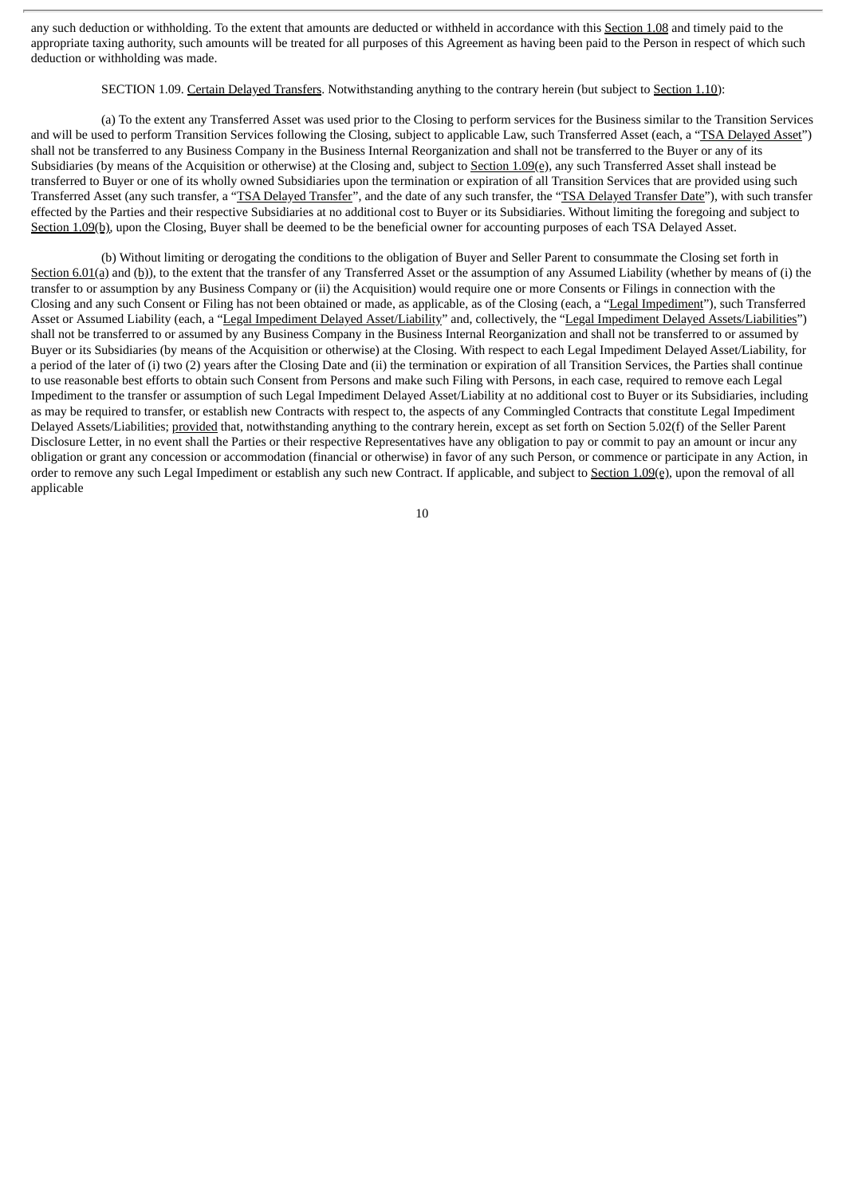any such deduction or withholding. To the extent that amounts are deducted or withheld in accordance with this Section 1.08 and timely paid to the appropriate taxing authority, such amounts will be treated for all purposes of this Agreement as having been paid to the Person in respect of which such deduction or withholding was made.

SECTION 1.09. Certain Delayed Transfers. Notwithstanding anything to the contrary herein (but subject to Section 1.10):

(a) To the extent any Transferred Asset was used prior to the Closing to perform services for the Business similar to the Transition Services and will be used to perform Transition Services following the Closing, subject to applicable Law, such Transferred Asset (each, a "TSA Delayed Asset") shall not be transferred to any Business Company in the Business Internal Reorganization and shall not be transferred to the Buyer or any of its Subsidiaries (by means of the Acquisition or otherwise) at the Closing and, subject to Section 1.09(e), any such Transferred Asset shall instead be transferred to Buyer or one of its wholly owned Subsidiaries upon the termination or expiration of all Transition Services that are provided using such Transferred Asset (any such transfer, a "TSA Delayed Transfer", and the date of any such transfer, the "TSA Delayed Transfer Date"), with such transfer effected by the Parties and their respective Subsidiaries at no additional cost to Buyer or its Subsidiaries. Without limiting the foregoing and subject to Section 1.09(b), upon the Closing, Buyer shall be deemed to be the beneficial owner for accounting purposes of each TSA Delayed Asset.

(b) Without limiting or derogating the conditions to the obligation of Buyer and Seller Parent to consummate the Closing set forth in Section 6.01(a) and (b)), to the extent that the transfer of any Transferred Asset or the assumption of any Assumed Liability (whether by means of (i) the transfer to or assumption by any Business Company or (ii) the Acquisition) would require one or more Consents or Filings in connection with the Closing and any such Consent or Filing has not been obtained or made, as applicable, as of the Closing (each, a "Legal Impediment"), such Transferred Asset or Assumed Liability (each, a "Legal Impediment Delayed Asset/Liability" and, collectively, the "Legal Impediment Delayed Assets/Liabilities") shall not be transferred to or assumed by any Business Company in the Business Internal Reorganization and shall not be transferred to or assumed by Buyer or its Subsidiaries (by means of the Acquisition or otherwise) at the Closing. With respect to each Legal Impediment Delayed Asset/Liability, for a period of the later of (i) two (2) years after the Closing Date and (ii) the termination or expiration of all Transition Services, the Parties shall continue to use reasonable best efforts to obtain such Consent from Persons and make such Filing with Persons, in each case, required to remove each Legal Impediment to the transfer or assumption of such Legal Impediment Delayed Asset/Liability at no additional cost to Buyer or its Subsidiaries, including as may be required to transfer, or establish new Contracts with respect to, the aspects of any Commingled Contracts that constitute Legal Impediment Delayed Assets/Liabilities; provided that, notwithstanding anything to the contrary herein, except as set forth on Section 5.02(f) of the Seller Parent Disclosure Letter, in no event shall the Parties or their respective Representatives have any obligation to pay or commit to pay an amount or incur any obligation or grant any concession or accommodation (financial or otherwise) in favor of any such Person, or commence or participate in any Action, in order to remove any such Legal Impediment or establish any such new Contract. If applicable, and subject to Section 1.09(e), upon the removal of all applicable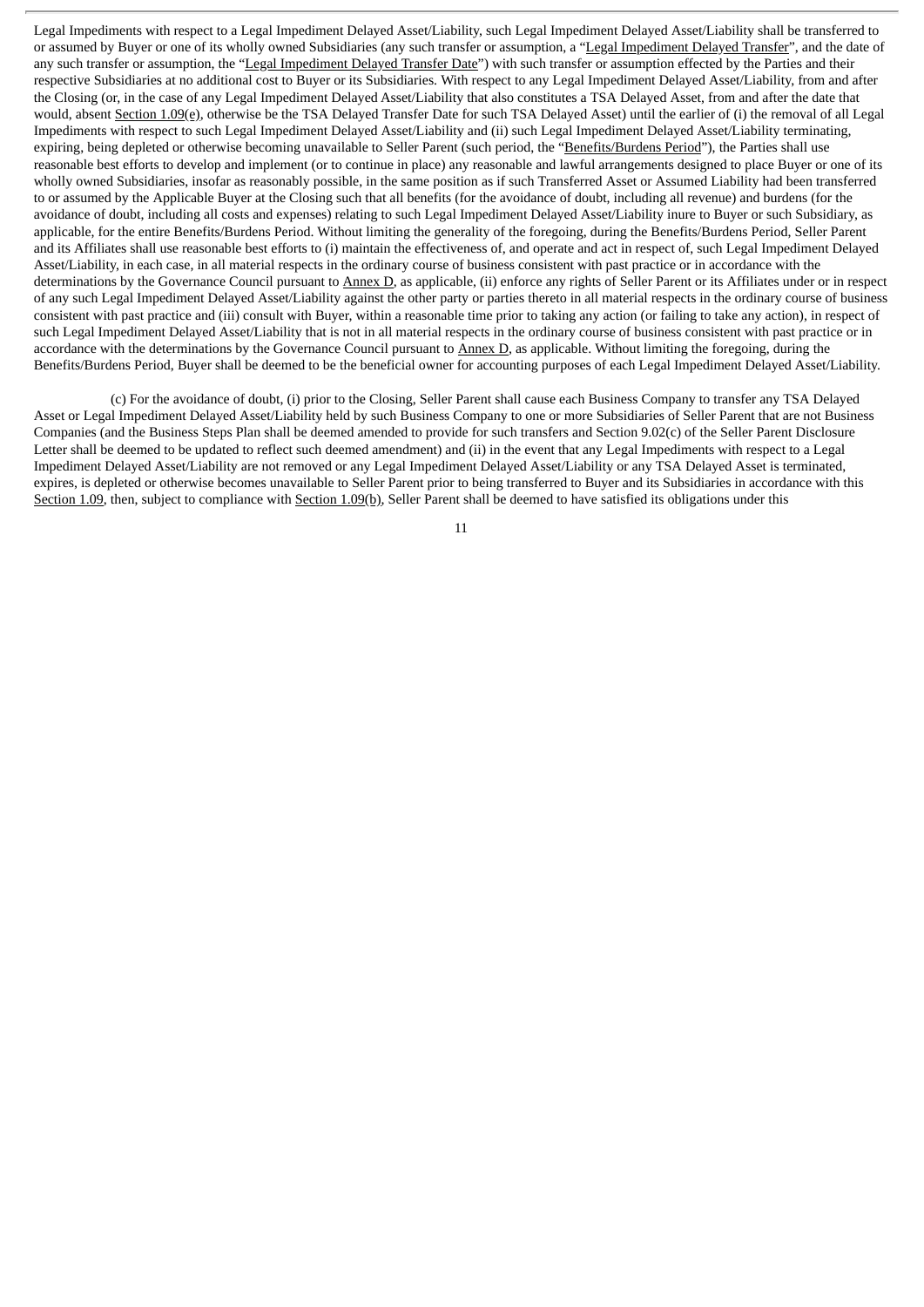Legal Impediments with respect to a Legal Impediment Delayed Asset/Liability, such Legal Impediment Delayed Asset/Liability shall be transferred to or assumed by Buyer or one of its wholly owned Subsidiaries (any such transfer or assumption, a "Legal Impediment Delayed Transfer", and the date of any such transfer or assumption, the "Legal Impediment Delayed Transfer Date") with such transfer or assumption effected by the Parties and their respective Subsidiaries at no additional cost to Buyer or its Subsidiaries. With respect to any Legal Impediment Delayed Asset/Liability, from and after the Closing (or, in the case of any Legal Impediment Delayed Asset/Liability that also constitutes a TSA Delayed Asset, from and after the date that would, absent Section 1.09(e), otherwise be the TSA Delayed Transfer Date for such TSA Delayed Asset) until the earlier of (i) the removal of all Legal Impediments with respect to such Legal Impediment Delayed Asset/Liability and (ii) such Legal Impediment Delayed Asset/Liability terminating, expiring, being depleted or otherwise becoming unavailable to Seller Parent (such period, the "Benefits/Burdens Period"), the Parties shall use reasonable best efforts to develop and implement (or to continue in place) any reasonable and lawful arrangements designed to place Buyer or one of its wholly owned Subsidiaries, insofar as reasonably possible, in the same position as if such Transferred Asset or Assumed Liability had been transferred to or assumed by the Applicable Buyer at the Closing such that all benefits (for the avoidance of doubt, including all revenue) and burdens (for the avoidance of doubt, including all costs and expenses) relating to such Legal Impediment Delayed Asset/Liability inure to Buyer or such Subsidiary, as applicable, for the entire Benefits/Burdens Period. Without limiting the generality of the foregoing, during the Benefits/Burdens Period, Seller Parent and its Affiliates shall use reasonable best efforts to (i) maintain the effectiveness of, and operate and act in respect of, such Legal Impediment Delayed Asset/Liability, in each case, in all material respects in the ordinary course of business consistent with past practice or in accordance with the determinations by the Governance Council pursuant to Annex D, as applicable, (ii) enforce any rights of Seller Parent or its Affiliates under or in respect of any such Legal Impediment Delayed Asset/Liability against the other party or parties thereto in all material respects in the ordinary course of business consistent with past practice and (iii) consult with Buyer, within a reasonable time prior to taking any action (or failing to take any action), in respect of such Legal Impediment Delayed Asset/Liability that is not in all material respects in the ordinary course of business consistent with past practice or in accordance with the determinations by the Governance Council pursuant to Annex D, as applicable. Without limiting the foregoing, during the Benefits/Burdens Period, Buyer shall be deemed to be the beneficial owner for accounting purposes of each Legal Impediment Delayed Asset/Liability.

(c) For the avoidance of doubt, (i) prior to the Closing, Seller Parent shall cause each Business Company to transfer any TSA Delayed Asset or Legal Impediment Delayed Asset/Liability held by such Business Company to one or more Subsidiaries of Seller Parent that are not Business Companies (and the Business Steps Plan shall be deemed amended to provide for such transfers and Section 9.02(c) of the Seller Parent Disclosure Letter shall be deemed to be updated to reflect such deemed amendment) and (ii) in the event that any Legal Impediments with respect to a Legal Impediment Delayed Asset/Liability are not removed or any Legal Impediment Delayed Asset/Liability or any TSA Delayed Asset is terminated, expires, is depleted or otherwise becomes unavailable to Seller Parent prior to being transferred to Buyer and its Subsidiaries in accordance with this Section 1.09, then, subject to compliance with Section 1.09(b), Seller Parent shall be deemed to have satisfied its obligations under this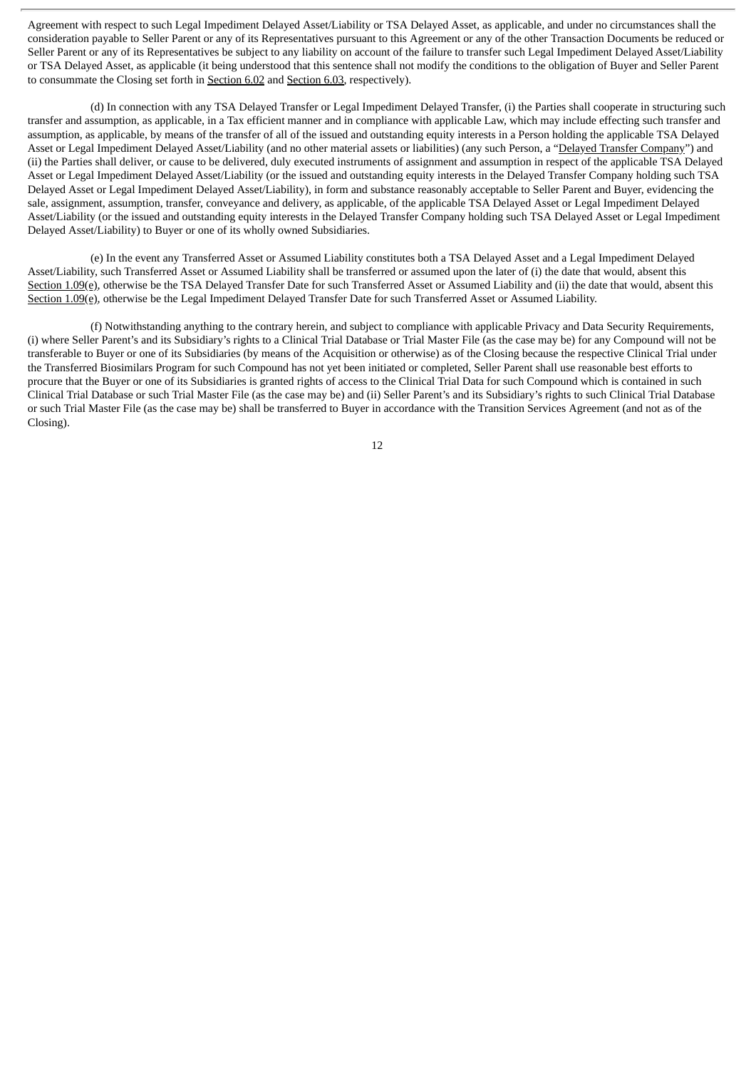Agreement with respect to such Legal Impediment Delayed Asset/Liability or TSA Delayed Asset, as applicable, and under no circumstances shall the consideration payable to Seller Parent or any of its Representatives pursuant to this Agreement or any of the other Transaction Documents be reduced or Seller Parent or any of its Representatives be subject to any liability on account of the failure to transfer such Legal Impediment Delayed Asset/Liability or TSA Delayed Asset, as applicable (it being understood that this sentence shall not modify the conditions to the obligation of Buyer and Seller Parent to consummate the Closing set forth in Section 6.02 and Section 6.03, respectively).

(d) In connection with any TSA Delayed Transfer or Legal Impediment Delayed Transfer, (i) the Parties shall cooperate in structuring such transfer and assumption, as applicable, in a Tax efficient manner and in compliance with applicable Law, which may include effecting such transfer and assumption, as applicable, by means of the transfer of all of the issued and outstanding equity interests in a Person holding the applicable TSA Delayed Asset or Legal Impediment Delayed Asset/Liability (and no other material assets or liabilities) (any such Person, a "Delayed Transfer Company") and (ii) the Parties shall deliver, or cause to be delivered, duly executed instruments of assignment and assumption in respect of the applicable TSA Delayed Asset or Legal Impediment Delayed Asset/Liability (or the issued and outstanding equity interests in the Delayed Transfer Company holding such TSA Delayed Asset or Legal Impediment Delayed Asset/Liability), in form and substance reasonably acceptable to Seller Parent and Buyer, evidencing the sale, assignment, assumption, transfer, conveyance and delivery, as applicable, of the applicable TSA Delayed Asset or Legal Impediment Delayed Asset/Liability (or the issued and outstanding equity interests in the Delayed Transfer Company holding such TSA Delayed Asset or Legal Impediment Delayed Asset/Liability) to Buyer or one of its wholly owned Subsidiaries.

(e) In the event any Transferred Asset or Assumed Liability constitutes both a TSA Delayed Asset and a Legal Impediment Delayed Asset/Liability, such Transferred Asset or Assumed Liability shall be transferred or assumed upon the later of (i) the date that would, absent this Section 1.09(e), otherwise be the TSA Delayed Transfer Date for such Transferred Asset or Assumed Liability and (ii) the date that would, absent this Section 1.09(e), otherwise be the Legal Impediment Delayed Transfer Date for such Transferred Asset or Assumed Liability.

(f) Notwithstanding anything to the contrary herein, and subject to compliance with applicable Privacy and Data Security Requirements, (i) where Seller Parent's and its Subsidiary's rights to a Clinical Trial Database or Trial Master File (as the case may be) for any Compound will not be transferable to Buyer or one of its Subsidiaries (by means of the Acquisition or otherwise) as of the Closing because the respective Clinical Trial under the Transferred Biosimilars Program for such Compound has not yet been initiated or completed, Seller Parent shall use reasonable best efforts to procure that the Buyer or one of its Subsidiaries is granted rights of access to the Clinical Trial Data for such Compound which is contained in such Clinical Trial Database or such Trial Master File (as the case may be) and (ii) Seller Parent's and its Subsidiary's rights to such Clinical Trial Database or such Trial Master File (as the case may be) shall be transferred to Buyer in accordance with the Transition Services Agreement (and not as of the Closing).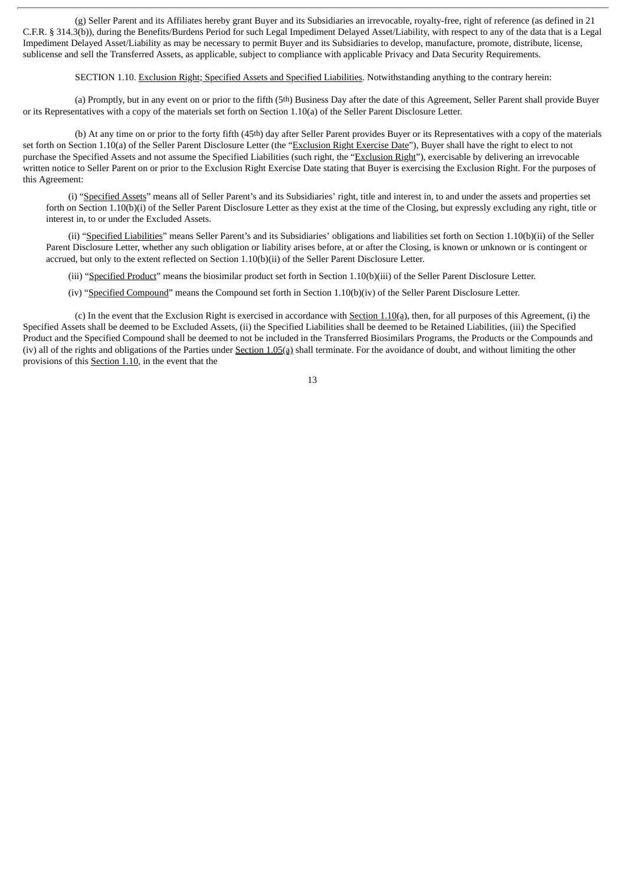(g) Seller Parent and its Affiliates hereby grant Buyer and its Subsidiaries an irrevocable, royalty-free, right of reference (as defined in 21 C.F.R. § 314.3(b)), during the Benefits/Burdens Period for such Legal Impediment Delayed Asset/Liability, with respect to any of the data that is a Legal Impediment Delayed Asset/Liability as may be necessary to permit Buyer and its Subsidiaries to develop, manufacture, promote, distribute, license, sublicense and sell the Transferred Assets, as applicable, subject to compliance with applicable Privacy and Data Security Requirements.

SECTION 1.10. Exclusion Right; Specified Assets and Specified Liabilities. Notwithstanding anything to the contrary herein:

(a) Promptly, but in any event on or prior to the fifth (5th) Business Day after the date of this Agreement, Seller Parent shall provide Buyer or its Representatives with a copy of the materials set forth on Section 1.10(a) of the Seller Parent Disclosure Letter.

(b) At any time on or prior to the forty fifth (45th) day after Seller Parent provides Buyer or its Representatives with a copy of the materials set forth on Section 1.10(a) of the Seller Parent Disclosure Letter (the "Exclusion Right Exercise Date"), Buyer shall have the right to elect to not purchase the Specified Assets and not assume the Specified Liabilities (such right, the "Exclusion Right"), exercisable by delivering an irrevocable written notice to Seller Parent on or prior to the Exclusion Right Exercise Date stating that Buyer is exercising the Exclusion Right. For the purposes of this Agreement:

(i) "Specified Assets" means all of Seller Parent's and its Subsidiaries' right, title and interest in, to and under the assets and properties set forth on Section 1.10(b)(i) of the Seller Parent Disclosure Letter as they exist at the time of the Closing, but expressly excluding any right, title or interest in, to or under the Excluded Assets.

(ii) "Specified Liabilities" means Seller Parent's and its Subsidiaries' obligations and liabilities set forth on Section 1.10(b)(ii) of the Seller Parent Disclosure Letter, whether any such obligation or liability arises before, at or after the Closing, is known or unknown or is contingent or accrued, but only to the extent reflected on Section 1.10(b)(ii) of the Seller Parent Disclosure Letter.

(iii) "Specified Product" means the biosimilar product set forth in Section 1.10(b)(iii) of the Seller Parent Disclosure Letter.

(iv) "Specified Compound" means the Compound set forth in Section 1.10(b)(iv) of the Seller Parent Disclosure Letter.

(c) In the event that the Exclusion Right is exercised in accordance with Section 1.10(a), then, for all purposes of this Agreement, (i) the Specified Assets shall be deemed to be Excluded Assets, (ii) the Specified Liabilities shall be deemed to be Retained Liabilities, (iii) the Specified Product and the Specified Compound shall be deemed to not be included in the Transferred Biosimilars Programs, the Products or the Compounds and (iv) all of the rights and obligations of the Parties under Section 1.05(a) shall terminate. For the avoidance of doubt, and without limiting the other provisions of this Section 1.10, in the event that the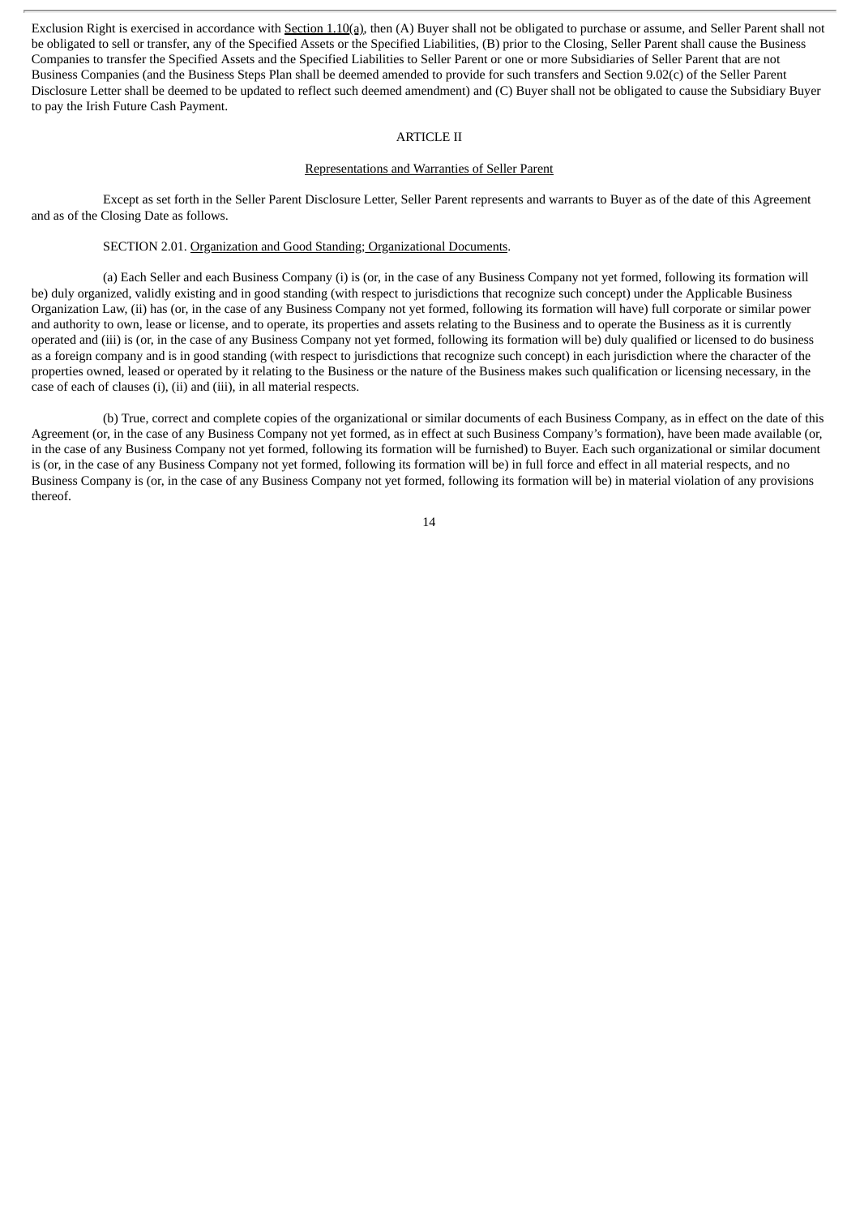Exclusion Right is exercised in accordance with Section 1.10(a), then (A) Buyer shall not be obligated to purchase or assume, and Seller Parent shall not be obligated to sell or transfer, any of the Specified Assets or the Specified Liabilities, (B) prior to the Closing, Seller Parent shall cause the Business Companies to transfer the Specified Assets and the Specified Liabilities to Seller Parent or one or more Subsidiaries of Seller Parent that are not Business Companies (and the Business Steps Plan shall be deemed amended to provide for such transfers and Section 9.02(c) of the Seller Parent Disclosure Letter shall be deemed to be updated to reflect such deemed amendment) and (C) Buyer shall not be obligated to cause the Subsidiary Buyer to pay the Irish Future Cash Payment.

## ARTICLE II

### Representations and Warranties of Seller Parent

Except as set forth in the Seller Parent Disclosure Letter, Seller Parent represents and warrants to Buyer as of the date of this Agreement and as of the Closing Date as follows.

SECTION 2.01. Organization and Good Standing; Organizational Documents.

(a) Each Seller and each Business Company (i) is (or, in the case of any Business Company not yet formed, following its formation will be) duly organized, validly existing and in good standing (with respect to jurisdictions that recognize such concept) under the Applicable Business Organization Law, (ii) has (or, in the case of any Business Company not yet formed, following its formation will have) full corporate or similar power and authority to own, lease or license, and to operate, its properties and assets relating to the Business and to operate the Business as it is currently operated and (iii) is (or, in the case of any Business Company not yet formed, following its formation will be) duly qualified or licensed to do business as a foreign company and is in good standing (with respect to jurisdictions that recognize such concept) in each jurisdiction where the character of the properties owned, leased or operated by it relating to the Business or the nature of the Business makes such qualification or licensing necessary, in the case of each of clauses (i), (ii) and (iii), in all material respects.

(b) True, correct and complete copies of the organizational or similar documents of each Business Company, as in effect on the date of this Agreement (or, in the case of any Business Company not yet formed, as in effect at such Business Company's formation), have been made available (or, in the case of any Business Company not yet formed, following its formation will be furnished) to Buyer. Each such organizational or similar document is (or, in the case of any Business Company not yet formed, following its formation will be) in full force and effect in all material respects, and no Business Company is (or, in the case of any Business Company not yet formed, following its formation will be) in material violation of any provisions thereof.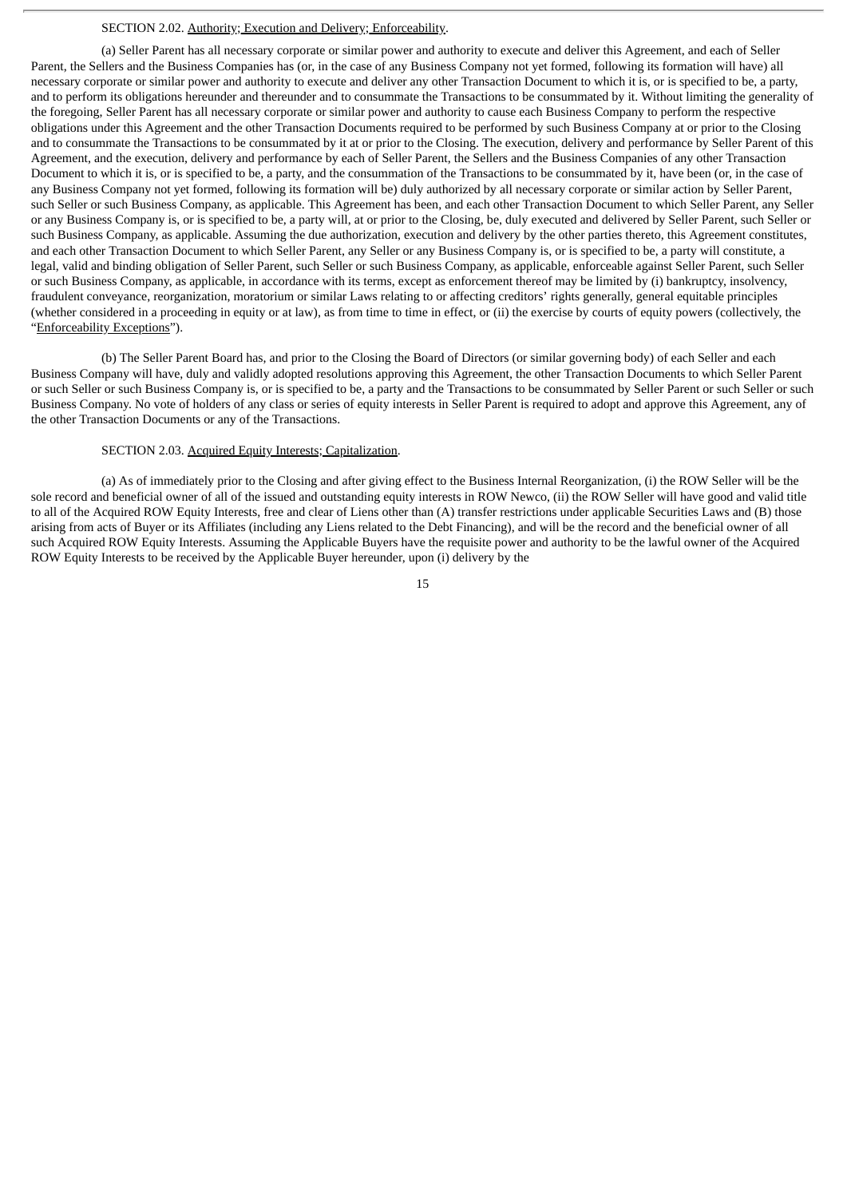SECTION 2.02. Authority; Execution and Delivery; Enforceability.

(a) Seller Parent has all necessary corporate or similar power and authority to execute and deliver this Agreement, and each of Seller Parent, the Sellers and the Business Companies has (or, in the case of any Business Company not yet formed, following its formation will have) all necessary corporate or similar power and authority to execute and deliver any other Transaction Document to which it is, or is specified to be, a party, and to perform its obligations hereunder and thereunder and to consummate the Transactions to be consummated by it. Without limiting the generality of the foregoing, Seller Parent has all necessary corporate or similar power and authority to cause each Business Company to perform the respective obligations under this Agreement and the other Transaction Documents required to be performed by such Business Company at or prior to the Closing and to consummate the Transactions to be consummated by it at or prior to the Closing. The execution, delivery and performance by Seller Parent of this Agreement, and the execution, delivery and performance by each of Seller Parent, the Sellers and the Business Companies of any other Transaction Document to which it is, or is specified to be, a party, and the consummation of the Transactions to be consummated by it, have been (or, in the case of any Business Company not yet formed, following its formation will be) duly authorized by all necessary corporate or similar action by Seller Parent, such Seller or such Business Company, as applicable. This Agreement has been, and each other Transaction Document to which Seller Parent, any Seller or any Business Company is, or is specified to be, a party will, at or prior to the Closing, be, duly executed and delivered by Seller Parent, such Seller or such Business Company, as applicable. Assuming the due authorization, execution and delivery by the other parties thereto, this Agreement constitutes, and each other Transaction Document to which Seller Parent, any Seller or any Business Company is, or is specified to be, a party will constitute, a legal, valid and binding obligation of Seller Parent, such Seller or such Business Company, as applicable, enforceable against Seller Parent, such Seller or such Business Company, as applicable, in accordance with its terms, except as enforcement thereof may be limited by (i) bankruptcy, insolvency, fraudulent conveyance, reorganization, moratorium or similar Laws relating to or affecting creditors' rights generally, general equitable principles (whether considered in a proceeding in equity or at law), as from time to time in effect, or (ii) the exercise by courts of equity powers (collectively, the "Enforceability Exceptions").

(b) The Seller Parent Board has, and prior to the Closing the Board of Directors (or similar governing body) of each Seller and each Business Company will have, duly and validly adopted resolutions approving this Agreement, the other Transaction Documents to which Seller Parent or such Seller or such Business Company is, or is specified to be, a party and the Transactions to be consummated by Seller Parent or such Seller or such Business Company. No vote of holders of any class or series of equity interests in Seller Parent is required to adopt and approve this Agreement, any of the other Transaction Documents or any of the Transactions.

SECTION 2.03. Acquired Equity Interests; Capitalization.

(a) As of immediately prior to the Closing and after giving effect to the Business Internal Reorganization, (i) the ROW Seller will be the sole record and beneficial owner of all of the issued and outstanding equity interests in ROW Newco, (ii) the ROW Seller will have good and valid title to all of the Acquired ROW Equity Interests, free and clear of Liens other than (A) transfer restrictions under applicable Securities Laws and (B) those arising from acts of Buyer or its Affiliates (including any Liens related to the Debt Financing), and will be the record and the beneficial owner of all such Acquired ROW Equity Interests. Assuming the Applicable Buyers have the requisite power and authority to be the lawful owner of the Acquired ROW Equity Interests to be received by the Applicable Buyer hereunder, upon (i) delivery by the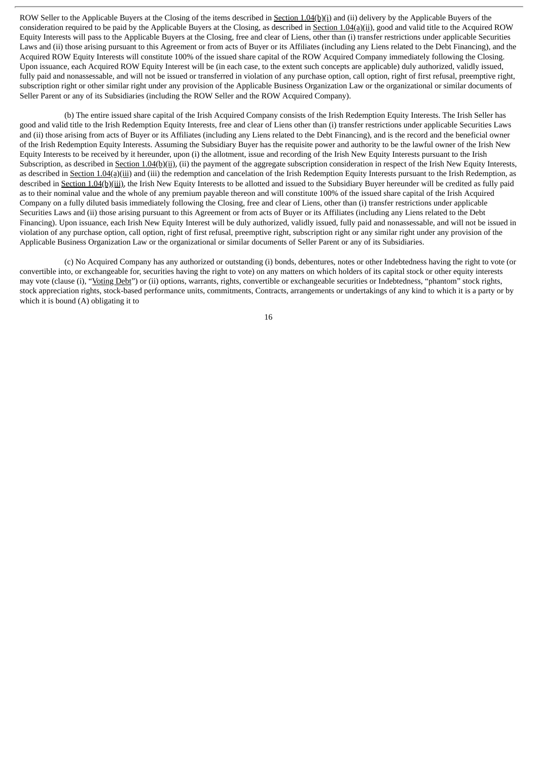ROW Seller to the Applicable Buyers at the Closing of the items described in Section 1.04(b)(i) and (ii) delivery by the Applicable Buyers of the consideration required to be paid by the Applicable Buyers at the Closing, as described in Section 1.04(a)(ii), good and valid title to the Acquired ROW Equity Interests will pass to the Applicable Buyers at the Closing, free and clear of Liens, other than (i) transfer restrictions under applicable Securities Laws and (ii) those arising pursuant to this Agreement or from acts of Buyer or its Affiliates (including any Liens related to the Debt Financing), and the Acquired ROW Equity Interests will constitute 100% of the issued share capital of the ROW Acquired Company immediately following the Closing. Upon issuance, each Acquired ROW Equity Interest will be (in each case, to the extent such concepts are applicable) duly authorized, validly issued, fully paid and nonassessable, and will not be issued or transferred in violation of any purchase option, call option, right of first refusal, preemptive right, subscription right or other similar right under any provision of the Applicable Business Organization Law or the organizational or similar documents of Seller Parent or any of its Subsidiaries (including the ROW Seller and the ROW Acquired Company).

(b) The entire issued share capital of the Irish Acquired Company consists of the Irish Redemption Equity Interests. The Irish Seller has good and valid title to the Irish Redemption Equity Interests, free and clear of Liens other than (i) transfer restrictions under applicable Securities Laws and (ii) those arising from acts of Buyer or its Affiliates (including any Liens related to the Debt Financing), and is the record and the beneficial owner of the Irish Redemption Equity Interests. Assuming the Subsidiary Buyer has the requisite power and authority to be the lawful owner of the Irish New Equity Interests to be received by it hereunder, upon (i) the allotment, issue and recording of the Irish New Equity Interests pursuant to the Irish Subscription, as described in Section 1.04(b)(ii), (ii) the payment of the aggregate subscription consideration in respect of the Irish New Equity Interests, as described in Section 1.04(a)(iii) and (iii) the redemption and cancelation of the Irish Redemption Equity Interests pursuant to the Irish Redemption, as described in Section 1.04(b)(iii), the Irish New Equity Interests to be allotted and issued to the Subsidiary Buyer hereunder will be credited as fully paid as to their nominal value and the whole of any premium payable thereon and will constitute 100% of the issued share capital of the Irish Acquired Company on a fully diluted basis immediately following the Closing, free and clear of Liens, other than (i) transfer restrictions under applicable Securities Laws and (ii) those arising pursuant to this Agreement or from acts of Buyer or its Affiliates (including any Liens related to the Debt Financing). Upon issuance, each Irish New Equity Interest will be duly authorized, validly issued, fully paid and nonassessable, and will not be issued in violation of any purchase option, call option, right of first refusal, preemptive right, subscription right or any similar right under any provision of the Applicable Business Organization Law or the organizational or similar documents of Seller Parent or any of its Subsidiaries.

(c) No Acquired Company has any authorized or outstanding (i) bonds, debentures, notes or other Indebtedness having the right to vote (or convertible into, or exchangeable for, securities having the right to vote) on any matters on which holders of its capital stock or other equity interests may vote (clause (i), "Voting Debt") or (ii) options, warrants, rights, convertible or exchangeable securities or Indebtedness, "phantom" stock rights, stock appreciation rights, stock-based performance units, commitments, Contracts, arrangements or undertakings of any kind to which it is a party or by which it is bound (A) obligating it to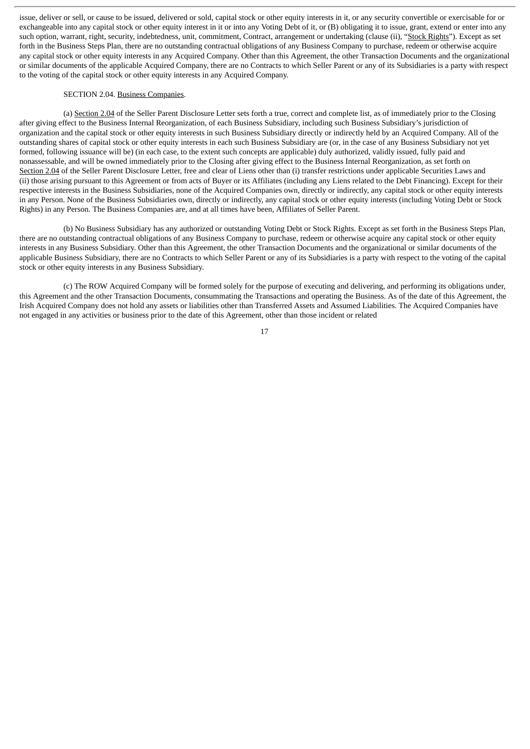issue, deliver or sell, or cause to be issued, delivered or sold, capital stock or other equity interests in it, or any security convertible or exercisable for or exchangeable into any capital stock or other equity interest in it or into any Voting Debt of it, or (B) obligating it to issue, grant, extend or enter into any such option, warrant, right, security, indebtedness, unit, commitment, Contract, arrangement or undertaking (clause (ii), "Stock Rights"). Except as set forth in the Business Steps Plan, there are no outstanding contractual obligations of any Business Company to purchase, redeem or otherwise acquire any capital stock or other equity interests in any Acquired Company. Other than this Agreement, the other Transaction Documents and the organizational or similar documents of the applicable Acquired Company, there are no Contracts to which Seller Parent or any of its Subsidiaries is a party with respect to the voting of the capital stock or other equity interests in any Acquired Company.

SECTION 2.04. Business Companies.

(a) Section 2.04 of the Seller Parent Disclosure Letter sets forth a true, correct and complete list, as of immediately prior to the Closing after giving effect to the Business Internal Reorganization, of each Business Subsidiary, including such Business Subsidiary's jurisdiction of organization and the capital stock or other equity interests in such Business Subsidiary directly or indirectly held by an Acquired Company. All of the outstanding shares of capital stock or other equity interests in each such Business Subsidiary are (or, in the case of any Business Subsidiary not yet formed, following issuance will be) (in each case, to the extent such concepts are applicable) duly authorized, validly issued, fully paid and nonassessable, and will be owned immediately prior to the Closing after giving effect to the Business Internal Reorganization, as set forth on Section 2.04 of the Seller Parent Disclosure Letter, free and clear of Liens other than (i) transfer restrictions under applicable Securities Laws and (ii) those arising pursuant to this Agreement or from acts of Buyer or its Affiliates (including any Liens related to the Debt Financing). Except for their respective interests in the Business Subsidiaries, none of the Acquired Companies own, directly or indirectly, any capital stock or other equity interests in any Person. None of the Business Subsidiaries own, directly or indirectly, any capital stock or other equity interests (including Voting Debt or Stock Rights) in any Person. The Business Companies are, and at all times have been, Affiliates of Seller Parent.

(b) No Business Subsidiary has any authorized or outstanding Voting Debt or Stock Rights. Except as set forth in the Business Steps Plan, there are no outstanding contractual obligations of any Business Company to purchase, redeem or otherwise acquire any capital stock or other equity interests in any Business Subsidiary. Other than this Agreement, the other Transaction Documents and the organizational or similar documents of the applicable Business Subsidiary, there are no Contracts to which Seller Parent or any of its Subsidiaries is a party with respect to the voting of the capital stock or other equity interests in any Business Subsidiary.

(c) The ROW Acquired Company will be formed solely for the purpose of executing and delivering, and performing its obligations under, this Agreement and the other Transaction Documents, consummating the Transactions and operating the Business. As of the date of this Agreement, the Irish Acquired Company does not hold any assets or liabilities other than Transferred Assets and Assumed Liabilities. The Acquired Companies have not engaged in any activities or business prior to the date of this Agreement, other than those incident or related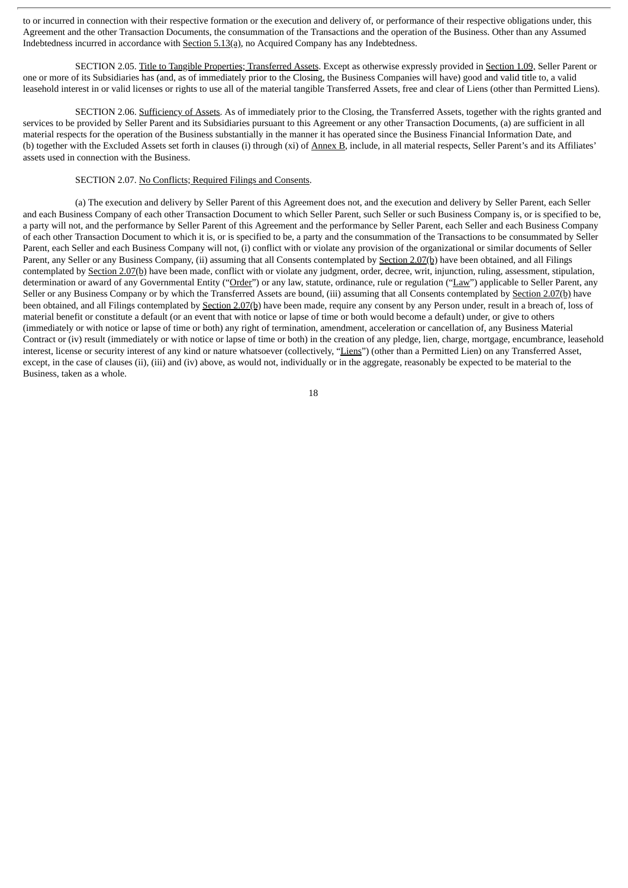to or incurred in connection with their respective formation or the execution and delivery of, or performance of their respective obligations under, this Agreement and the other Transaction Documents, the consummation of the Transactions and the operation of the Business. Other than any Assumed Indebtedness incurred in accordance with Section 5.13(a), no Acquired Company has any Indebtedness.

SECTION 2.05. Title to Tangible Properties; Transferred Assets. Except as otherwise expressly provided in Section 1.09, Seller Parent or one or more of its Subsidiaries has (and, as of immediately prior to the Closing, the Business Companies will have) good and valid title to, a valid leasehold interest in or valid licenses or rights to use all of the material tangible Transferred Assets, free and clear of Liens (other than Permitted Liens).

SECTION 2.06. Sufficiency of Assets. As of immediately prior to the Closing, the Transferred Assets, together with the rights granted and services to be provided by Seller Parent and its Subsidiaries pursuant to this Agreement or any other Transaction Documents, (a) are sufficient in all material respects for the operation of the Business substantially in the manner it has operated since the Business Financial Information Date, and (b) together with the Excluded Assets set forth in clauses (i) through (xi) of Annex B, include, in all material respects, Seller Parent's and its Affiliates' assets used in connection with the Business.

SECTION 2.07. No Conflicts; Required Filings and Consents.

(a) The execution and delivery by Seller Parent of this Agreement does not, and the execution and delivery by Seller Parent, each Seller and each Business Company of each other Transaction Document to which Seller Parent, such Seller or such Business Company is, or is specified to be, a party will not, and the performance by Seller Parent of this Agreement and the performance by Seller Parent, each Seller and each Business Company of each other Transaction Document to which it is, or is specified to be, a party and the consummation of the Transactions to be consummated by Seller Parent, each Seller and each Business Company will not, (i) conflict with or violate any provision of the organizational or similar documents of Seller Parent, any Seller or any Business Company, (ii) assuming that all Consents contemplated by Section 2.07(b) have been obtained, and all Filings contemplated by Section 2.07(b) have been made, conflict with or violate any judgment, order, decree, writ, injunction, ruling, assessment, stipulation, determination or award of any Governmental Entity ("Order") or any law, statute, ordinance, rule or regulation ("Law") applicable to Seller Parent, any Seller or any Business Company or by which the Transferred Assets are bound, (iii) assuming that all Consents contemplated by Section 2.07(b) have been obtained, and all Filings contemplated by Section 2.07(b) have been made, require any consent by any Person under, result in a breach of, loss of material benefit or constitute a default (or an event that with notice or lapse of time or both would become a default) under, or give to others (immediately or with notice or lapse of time or both) any right of termination, amendment, acceleration or cancellation of, any Business Material Contract or (iv) result (immediately or with notice or lapse of time or both) in the creation of any pledge, lien, charge, mortgage, encumbrance, leasehold interest, license or security interest of any kind or nature whatsoever (collectively, "Liens") (other than a Permitted Lien) on any Transferred Asset, except, in the case of clauses (ii), (iii) and (iv) above, as would not, individually or in the aggregate, reasonably be expected to be material to the Business, taken as a whole.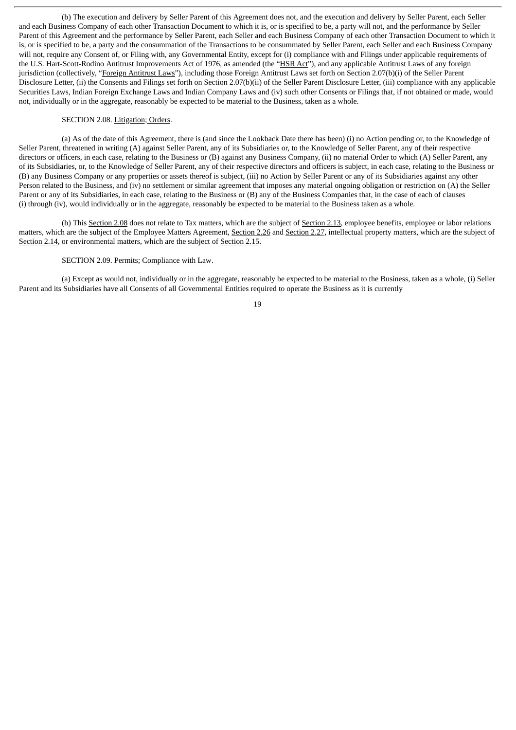(b) The execution and delivery by Seller Parent of this Agreement does not, and the execution and delivery by Seller Parent, each Seller and each Business Company of each other Transaction Document to which it is, or is specified to be, a party will not, and the performance by Seller Parent of this Agreement and the performance by Seller Parent, each Seller and each Business Company of each other Transaction Document to which it is, or is specified to be, a party and the consummation of the Transactions to be consummated by Seller Parent, each Seller and each Business Company will not, require any Consent of, or Filing with, any Governmental Entity, except for (i) compliance with and Filings under applicable requirements of the U.S. Hart-Scott-Rodino Antitrust Improvements Act of 1976, as amended (the "HSR Act"), and any applicable Antitrust Laws of any foreign jurisdiction (collectively, "Foreign Antitrust Laws"), including those Foreign Antitrust Laws set forth on Section 2.07(b)(i) of the Seller Parent Disclosure Letter, (ii) the Consents and Filings set forth on Section 2.07(b)(ii) of the Seller Parent Disclosure Letter, (iii) compliance with any applicable Securities Laws, Indian Foreign Exchange Laws and Indian Company Laws and (iv) such other Consents or Filings that, if not obtained or made, would not, individually or in the aggregate, reasonably be expected to be material to the Business, taken as a whole.

SECTION 2.08. Litigation; Orders.

(a) As of the date of this Agreement, there is (and since the Lookback Date there has been) (i) no Action pending or, to the Knowledge of Seller Parent, threatened in writing (A) against Seller Parent, any of its Subsidiaries or, to the Knowledge of Seller Parent, any of their respective directors or officers, in each case, relating to the Business or (B) against any Business Company, (ii) no material Order to which (A) Seller Parent, any of its Subsidiaries, or, to the Knowledge of Seller Parent, any of their respective directors and officers is subject, in each case, relating to the Business or (B) any Business Company or any properties or assets thereof is subject, (iii) no Action by Seller Parent or any of its Subsidiaries against any other Person related to the Business, and (iv) no settlement or similar agreement that imposes any material ongoing obligation or restriction on (A) the Seller Parent or any of its Subsidiaries, in each case, relating to the Business or (B) any of the Business Companies that, in the case of each of clauses (i) through (iv), would individually or in the aggregate, reasonably be expected to be material to the Business taken as a whole.

(b) This Section 2.08 does not relate to Tax matters, which are the subject of Section 2.13, employee benefits, employee or labor relations matters, which are the subject of the Employee Matters Agreement, Section 2.26 and Section 2.27, intellectual property matters, which are the subject of Section 2.14, or environmental matters, which are the subject of Section 2.15.

SECTION 2.09. Permits; Compliance with Law.

(a) Except as would not, individually or in the aggregate, reasonably be expected to be material to the Business, taken as a whole, (i) Seller Parent and its Subsidiaries have all Consents of all Governmental Entities required to operate the Business as it is currently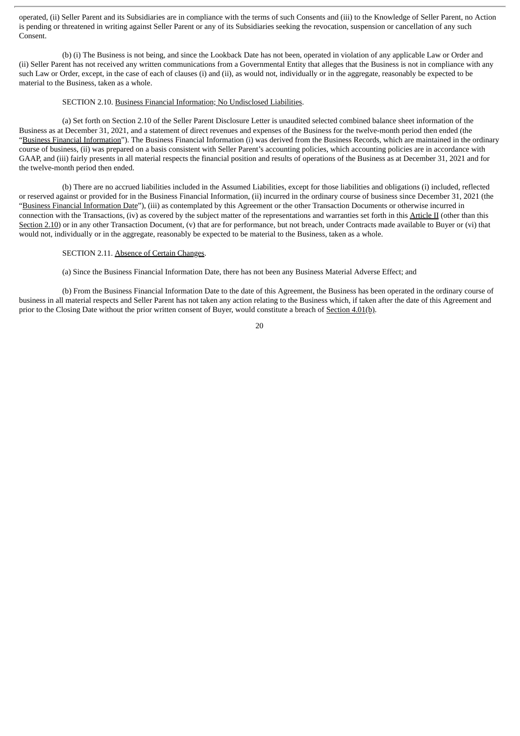operated, (ii) Seller Parent and its Subsidiaries are in compliance with the terms of such Consents and (iii) to the Knowledge of Seller Parent, no Action is pending or threatened in writing against Seller Parent or any of its Subsidiaries seeking the revocation, suspension or cancellation of any such Consent.

(b) (i) The Business is not being, and since the Lookback Date has not been, operated in violation of any applicable Law or Order and (ii) Seller Parent has not received any written communications from a Governmental Entity that alleges that the Business is not in compliance with any such Law or Order, except, in the case of each of clauses (i) and (ii), as would not, individually or in the aggregate, reasonably be expected to be material to the Business, taken as a whole.

SECTION 2.10. Business Financial Information; No Undisclosed Liabilities.

(a) Set forth on Section 2.10 of the Seller Parent Disclosure Letter is unaudited selected combined balance sheet information of the Business as at December 31, 2021, and a statement of direct revenues and expenses of the Business for the twelve-month period then ended (the "Business Financial Information"). The Business Financial Information (i) was derived from the Business Records, which are maintained in the ordinary course of business, (ii) was prepared on a basis consistent with Seller Parent's accounting policies, which accounting policies are in accordance with GAAP, and (iii) fairly presents in all material respects the financial position and results of operations of the Business as at December 31, 2021 and for the twelve-month period then ended.

(b) There are no accrued liabilities included in the Assumed Liabilities, except for those liabilities and obligations (i) included, reflected or reserved against or provided for in the Business Financial Information, (ii) incurred in the ordinary course of business since December 31, 2021 (the "Business Financial Information Date"), (iii) as contemplated by this Agreement or the other Transaction Documents or otherwise incurred in connection with the Transactions, (iv) as covered by the subject matter of the representations and warranties set forth in this Article II (other than this Section 2.10) or in any other Transaction Document, (v) that are for performance, but not breach, under Contracts made available to Buyer or (vi) that would not, individually or in the aggregate, reasonably be expected to be material to the Business, taken as a whole.

SECTION 2.11. Absence of Certain Changes.

(a) Since the Business Financial Information Date, there has not been any Business Material Adverse Effect; and

(b) From the Business Financial Information Date to the date of this Agreement, the Business has been operated in the ordinary course of business in all material respects and Seller Parent has not taken any action relating to the Business which, if taken after the date of this Agreement and prior to the Closing Date without the prior written consent of Buyer, would constitute a breach of Section 4.01(b).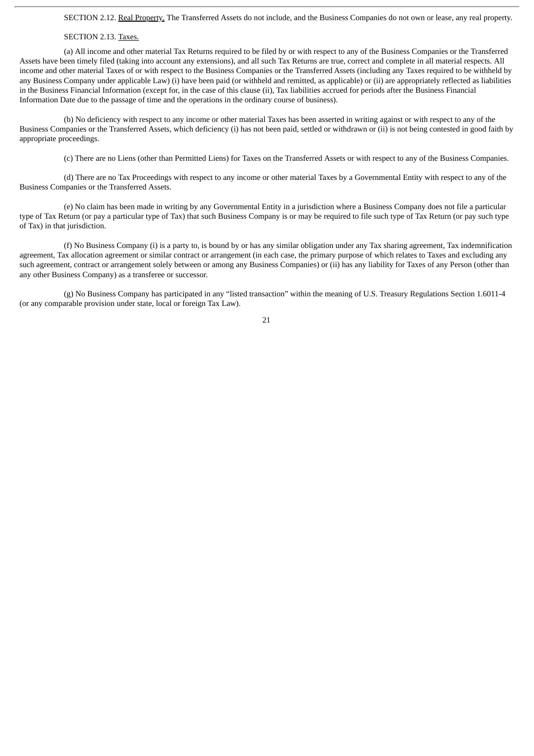SECTION 2.12. Real Property. The Transferred Assets do not include, and the Business Companies do not own or lease, any real property.

SECTION 2.13. Taxes.

(a) All income and other material Tax Returns required to be filed by or with respect to any of the Business Companies or the Transferred Assets have been timely filed (taking into account any extensions), and all such Tax Returns are true, correct and complete in all material respects. All income and other material Taxes of or with respect to the Business Companies or the Transferred Assets (including any Taxes required to be withheld by any Business Company under applicable Law) (i) have been paid (or withheld and remitted, as applicable) or (ii) are appropriately reflected as liabilities in the Business Financial Information (except for, in the case of this clause (ii), Tax liabilities accrued for periods after the Business Financial Information Date due to the passage of time and the operations in the ordinary course of business).

(b) No deficiency with respect to any income or other material Taxes has been asserted in writing against or with respect to any of the Business Companies or the Transferred Assets, which deficiency (i) has not been paid, settled or withdrawn or (ii) is not being contested in good faith by appropriate proceedings.

(c) There are no Liens (other than Permitted Liens) for Taxes on the Transferred Assets or with respect to any of the Business Companies.

(d) There are no Tax Proceedings with respect to any income or other material Taxes by a Governmental Entity with respect to any of the Business Companies or the Transferred Assets.

(e) No claim has been made in writing by any Governmental Entity in a jurisdiction where a Business Company does not file a particular type of Tax Return (or pay a particular type of Tax) that such Business Company is or may be required to file such type of Tax Return (or pay such type of Tax) in that jurisdiction.

(f) No Business Company (i) is a party to, is bound by or has any similar obligation under any Tax sharing agreement, Tax indemnification agreement, Tax allocation agreement or similar contract or arrangement (in each case, the primary purpose of which relates to Taxes and excluding any such agreement, contract or arrangement solely between or among any Business Companies) or (ii) has any liability for Taxes of any Person (other than any other Business Company) as a transferee or successor.

(g) No Business Company has participated in any "listed transaction" within the meaning of U.S. Treasury Regulations Section 1.6011-4 (or any comparable provision under state, local or foreign Tax Law).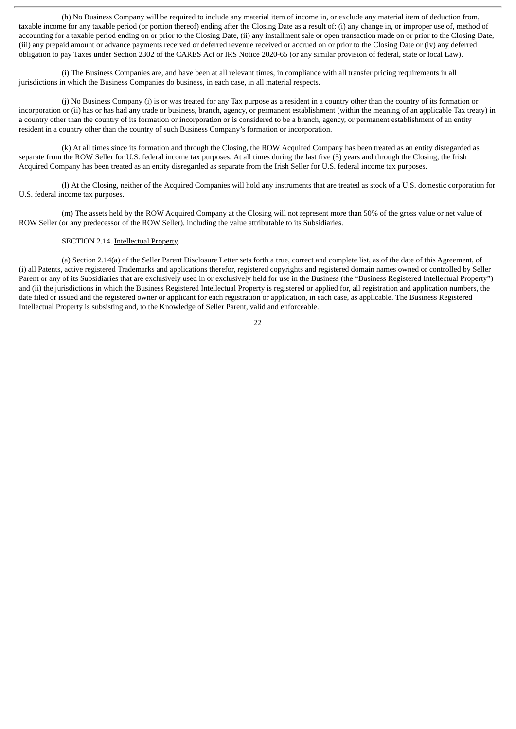(h) No Business Company will be required to include any material item of income in, or exclude any material item of deduction from, taxable income for any taxable period (or portion thereof) ending after the Closing Date as a result of: (i) any change in, or improper use of, method of accounting for a taxable period ending on or prior to the Closing Date, (ii) any installment sale or open transaction made on or prior to the Closing Date, (iii) any prepaid amount or advance payments received or deferred revenue received or accrued on or prior to the Closing Date or (iv) any deferred obligation to pay Taxes under Section 2302 of the CARES Act or IRS Notice 2020-65 (or any similar provision of federal, state or local Law).

(i) The Business Companies are, and have been at all relevant times, in compliance with all transfer pricing requirements in all jurisdictions in which the Business Companies do business, in each case, in all material respects.

(j) No Business Company (i) is or was treated for any Tax purpose as a resident in a country other than the country of its formation or incorporation or (ii) has or has had any trade or business, branch, agency, or permanent establishment (within the meaning of an applicable Tax treaty) in a country other than the country of its formation or incorporation or is considered to be a branch, agency, or permanent establishment of an entity resident in a country other than the country of such Business Company's formation or incorporation.

(k) At all times since its formation and through the Closing, the ROW Acquired Company has been treated as an entity disregarded as separate from the ROW Seller for U.S. federal income tax purposes. At all times during the last five (5) years and through the Closing, the Irish Acquired Company has been treated as an entity disregarded as separate from the Irish Seller for U.S. federal income tax purposes.

(l) At the Closing, neither of the Acquired Companies will hold any instruments that are treated as stock of a U.S. domestic corporation for U.S. federal income tax purposes.

(m) The assets held by the ROW Acquired Company at the Closing will not represent more than 50% of the gross value or net value of ROW Seller (or any predecessor of the ROW Seller), including the value attributable to its Subsidiaries.

SECTION 2.14. Intellectual Property.

(a) Section 2.14(a) of the Seller Parent Disclosure Letter sets forth a true, correct and complete list, as of the date of this Agreement, of (i) all Patents, active registered Trademarks and applications therefor, registered copyrights and registered domain names owned or controlled by Seller Parent or any of its Subsidiaries that are exclusively used in or exclusively held for use in the Business (the "Business Registered Intellectual Property") and (ii) the jurisdictions in which the Business Registered Intellectual Property is registered or applied for, all registration and application numbers, the date filed or issued and the registered owner or applicant for each registration or application, in each case, as applicable. The Business Registered Intellectual Property is subsisting and, to the Knowledge of Seller Parent, valid and enforceable.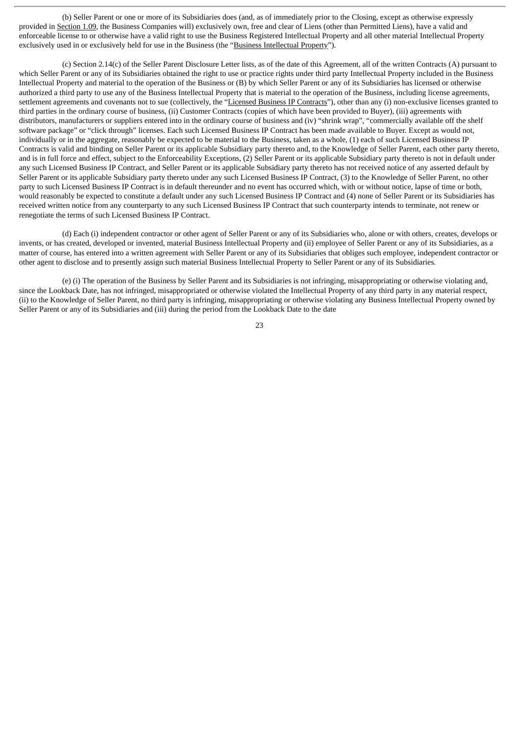(b) Seller Parent or one or more of its Subsidiaries does (and, as of immediately prior to the Closing, except as otherwise expressly provided in Section 1.09, the Business Companies will) exclusively own, free and clear of Liens (other than Permitted Liens), have a valid and enforceable license to or otherwise have a valid right to use the Business Registered Intellectual Property and all other material Intellectual Property exclusively used in or exclusively held for use in the Business (the "Business Intellectual Property").

(c) Section 2.14(c) of the Seller Parent Disclosure Letter lists, as of the date of this Agreement, all of the written Contracts (A) pursuant to which Seller Parent or any of its Subsidiaries obtained the right to use or practice rights under third party Intellectual Property included in the Business Intellectual Property and material to the operation of the Business or (B) by which Seller Parent or any of its Subsidiaries has licensed or otherwise authorized a third party to use any of the Business Intellectual Property that is material to the operation of the Business, including license agreements, settlement agreements and covenants not to sue (collectively, the "Licensed Business IP Contracts"), other than any (i) non-exclusive licenses granted to third parties in the ordinary course of business, (ii) Customer Contracts (copies of which have been provided to Buyer), (iii) agreements with distributors, manufacturers or suppliers entered into in the ordinary course of business and (iv) "shrink wrap", "commercially available off the shelf software package" or "click through" licenses. Each such Licensed Business IP Contract has been made available to Buyer. Except as would not, individually or in the aggregate, reasonably be expected to be material to the Business, taken as a whole, (1) each of such Licensed Business IP Contracts is valid and binding on Seller Parent or its applicable Subsidiary party thereto and, to the Knowledge of Seller Parent, each other party thereto, and is in full force and effect, subject to the Enforceability Exceptions, (2) Seller Parent or its applicable Subsidiary party thereto is not in default under any such Licensed Business IP Contract, and Seller Parent or its applicable Subsidiary party thereto has not received notice of any asserted default by Seller Parent or its applicable Subsidiary party thereto under any such Licensed Business IP Contract, (3) to the Knowledge of Seller Parent, no other party to such Licensed Business IP Contract is in default thereunder and no event has occurred which, with or without notice, lapse of time or both, would reasonably be expected to constitute a default under any such Licensed Business IP Contract and (4) none of Seller Parent or its Subsidiaries has received written notice from any counterparty to any such Licensed Business IP Contract that such counterparty intends to terminate, not renew or renegotiate the terms of such Licensed Business IP Contract.

(d) Each (i) independent contractor or other agent of Seller Parent or any of its Subsidiaries who, alone or with others, creates, develops or invents, or has created, developed or invented, material Business Intellectual Property and (ii) employee of Seller Parent or any of its Subsidiaries, as a matter of course, has entered into a written agreement with Seller Parent or any of its Subsidiaries that obliges such employee, independent contractor or other agent to disclose and to presently assign such material Business Intellectual Property to Seller Parent or any of its Subsidiaries.

(e) (i) The operation of the Business by Seller Parent and its Subsidiaries is not infringing, misappropriating or otherwise violating and, since the Lookback Date, has not infringed, misappropriated or otherwise violated the Intellectual Property of any third party in any material respect, (ii) to the Knowledge of Seller Parent, no third party is infringing, misappropriating or otherwise violating any Business Intellectual Property owned by Seller Parent or any of its Subsidiaries and (iii) during the period from the Lookback Date to the date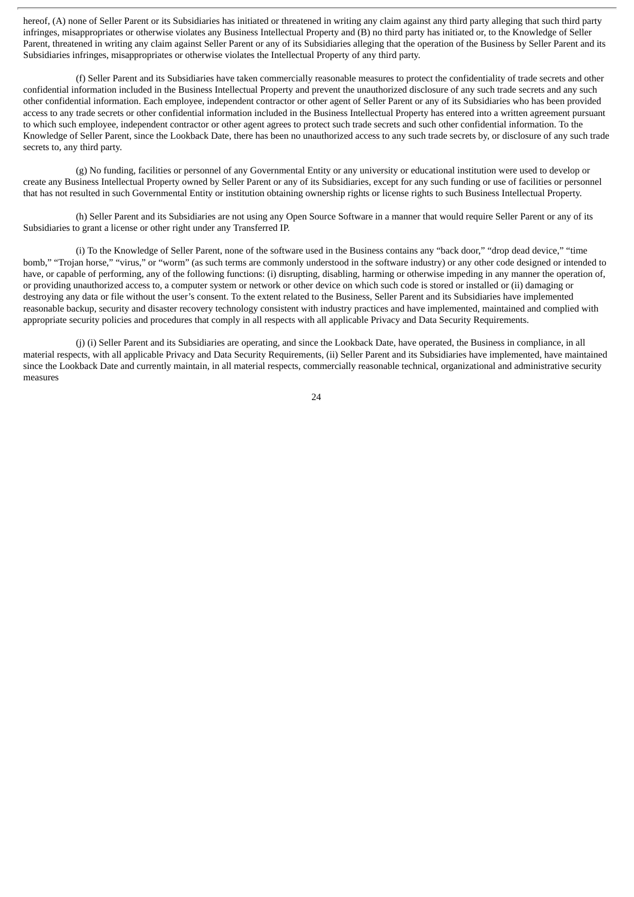hereof, (A) none of Seller Parent or its Subsidiaries has initiated or threatened in writing any claim against any third party alleging that such third party infringes, misappropriates or otherwise violates any Business Intellectual Property and (B) no third party has initiated or, to the Knowledge of Seller Parent, threatened in writing any claim against Seller Parent or any of its Subsidiaries alleging that the operation of the Business by Seller Parent and its Subsidiaries infringes, misappropriates or otherwise violates the Intellectual Property of any third party.

(f) Seller Parent and its Subsidiaries have taken commercially reasonable measures to protect the confidentiality of trade secrets and other confidential information included in the Business Intellectual Property and prevent the unauthorized disclosure of any such trade secrets and any such other confidential information. Each employee, independent contractor or other agent of Seller Parent or any of its Subsidiaries who has been provided access to any trade secrets or other confidential information included in the Business Intellectual Property has entered into a written agreement pursuant to which such employee, independent contractor or other agent agrees to protect such trade secrets and such other confidential information. To the Knowledge of Seller Parent, since the Lookback Date, there has been no unauthorized access to any such trade secrets by, or disclosure of any such trade secrets to, any third party.

(g) No funding, facilities or personnel of any Governmental Entity or any university or educational institution were used to develop or create any Business Intellectual Property owned by Seller Parent or any of its Subsidiaries, except for any such funding or use of facilities or personnel that has not resulted in such Governmental Entity or institution obtaining ownership rights or license rights to such Business Intellectual Property.

(h) Seller Parent and its Subsidiaries are not using any Open Source Software in a manner that would require Seller Parent or any of its Subsidiaries to grant a license or other right under any Transferred IP.

(i) To the Knowledge of Seller Parent, none of the software used in the Business contains any "back door," "drop dead device," "time bomb," "Trojan horse," "virus," or "worm" (as such terms are commonly understood in the software industry) or any other code designed or intended to have, or capable of performing, any of the following functions: (i) disrupting, disabling, harming or otherwise impeding in any manner the operation of, or providing unauthorized access to, a computer system or network or other device on which such code is stored or installed or (ii) damaging or destroying any data or file without the user's consent. To the extent related to the Business, Seller Parent and its Subsidiaries have implemented reasonable backup, security and disaster recovery technology consistent with industry practices and have implemented, maintained and complied with appropriate security policies and procedures that comply in all respects with all applicable Privacy and Data Security Requirements.

(j) (i) Seller Parent and its Subsidiaries are operating, and since the Lookback Date, have operated, the Business in compliance, in all material respects, with all applicable Privacy and Data Security Requirements, (ii) Seller Parent and its Subsidiaries have implemented, have maintained since the Lookback Date and currently maintain, in all material respects, commercially reasonable technical, organizational and administrative security measures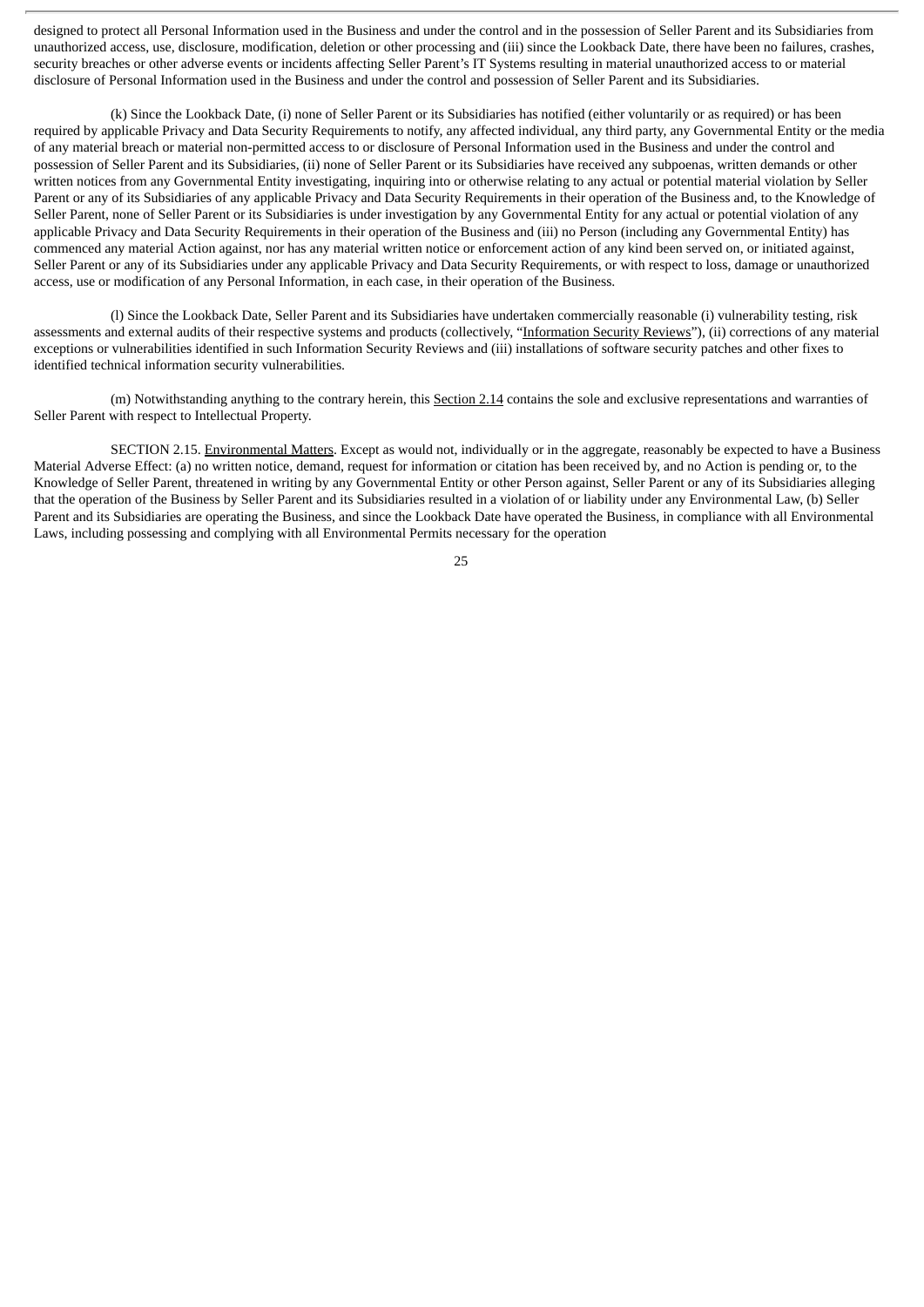designed to protect all Personal Information used in the Business and under the control and in the possession of Seller Parent and its Subsidiaries from unauthorized access, use, disclosure, modification, deletion or other processing and (iii) since the Lookback Date, there have been no failures, crashes, security breaches or other adverse events or incidents affecting Seller Parent's IT Systems resulting in material unauthorized access to or material disclosure of Personal Information used in the Business and under the control and possession of Seller Parent and its Subsidiaries.

(k) Since the Lookback Date, (i) none of Seller Parent or its Subsidiaries has notified (either voluntarily or as required) or has been required by applicable Privacy and Data Security Requirements to notify, any affected individual, any third party, any Governmental Entity or the media of any material breach or material non-permitted access to or disclosure of Personal Information used in the Business and under the control and possession of Seller Parent and its Subsidiaries, (ii) none of Seller Parent or its Subsidiaries have received any subpoenas, written demands or other written notices from any Governmental Entity investigating, inquiring into or otherwise relating to any actual or potential material violation by Seller Parent or any of its Subsidiaries of any applicable Privacy and Data Security Requirements in their operation of the Business and, to the Knowledge of Seller Parent, none of Seller Parent or its Subsidiaries is under investigation by any Governmental Entity for any actual or potential violation of any applicable Privacy and Data Security Requirements in their operation of the Business and (iii) no Person (including any Governmental Entity) has commenced any material Action against, nor has any material written notice or enforcement action of any kind been served on, or initiated against, Seller Parent or any of its Subsidiaries under any applicable Privacy and Data Security Requirements, or with respect to loss, damage or unauthorized access, use or modification of any Personal Information, in each case, in their operation of the Business.

(l) Since the Lookback Date, Seller Parent and its Subsidiaries have undertaken commercially reasonable (i) vulnerability testing, risk assessments and external audits of their respective systems and products (collectively, "Information Security Reviews"), (ii) corrections of any material exceptions or vulnerabilities identified in such Information Security Reviews and (iii) installations of software security patches and other fixes to identified technical information security vulnerabilities.

(m) Notwithstanding anything to the contrary herein, this Section 2.14 contains the sole and exclusive representations and warranties of Seller Parent with respect to Intellectual Property.

SECTION 2.15. Environmental Matters. Except as would not, individually or in the aggregate, reasonably be expected to have a Business Material Adverse Effect: (a) no written notice, demand, request for information or citation has been received by, and no Action is pending or, to the Knowledge of Seller Parent, threatened in writing by any Governmental Entity or other Person against, Seller Parent or any of its Subsidiaries alleging that the operation of the Business by Seller Parent and its Subsidiaries resulted in a violation of or liability under any Environmental Law, (b) Seller Parent and its Subsidiaries are operating the Business, and since the Lookback Date have operated the Business, in compliance with all Environmental Laws, including possessing and complying with all Environmental Permits necessary for the operation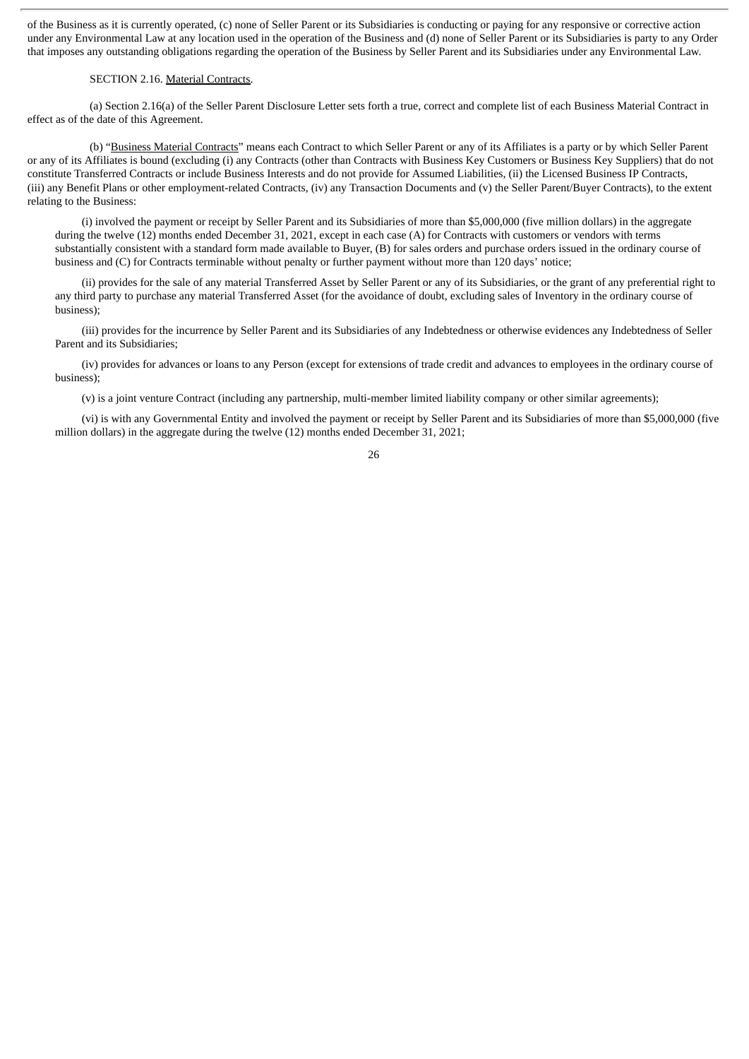of the Business as it is currently operated, (c) none of Seller Parent or its Subsidiaries is conducting or paying for any responsive or corrective action under any Environmental Law at any location used in the operation of the Business and (d) none of Seller Parent or its Subsidiaries is party to any Order that imposes any outstanding obligations regarding the operation of the Business by Seller Parent and its Subsidiaries under any Environmental Law.

SECTION 2.16. Material Contracts.

(a) Section 2.16(a) of the Seller Parent Disclosure Letter sets forth a true, correct and complete list of each Business Material Contract in effect as of the date of this Agreement.

(b) "Business Material Contracts" means each Contract to which Seller Parent or any of its Affiliates is a party or by which Seller Parent or any of its Affiliates is bound (excluding (i) any Contracts (other than Contracts with Business Key Customers or Business Key Suppliers) that do not constitute Transferred Contracts or include Business Interests and do not provide for Assumed Liabilities, (ii) the Licensed Business IP Contracts, (iii) any Benefit Plans or other employment-related Contracts, (iv) any Transaction Documents and (v) the Seller Parent/Buyer Contracts), to the extent relating to the Business:

(i) involved the payment or receipt by Seller Parent and its Subsidiaries of more than $5,000,000 (five million dollars) in the aggregate during the twelve (12) months ended December 31, 2021, except in each case (A) for Contracts with customers or vendors with terms substantially consistent with a standard form made available to Buyer, (B) for sales orders and purchase orders issued in the ordinary course of business and (C) for Contracts terminable without penalty or further payment without more than 120 days' notice;

(ii) provides for the sale of any material Transferred Asset by Seller Parent or any of its Subsidiaries, or the grant of any preferential right to any third party to purchase any material Transferred Asset (for the avoidance of doubt, excluding sales of Inventory in the ordinary course of business);

(iii) provides for the incurrence by Seller Parent and its Subsidiaries of any Indebtedness or otherwise evidences any Indebtedness of Seller Parent and its Subsidiaries;

(iv) provides for advances or loans to any Person (except for extensions of trade credit and advances to employees in the ordinary course of business);

(v) is a joint venture Contract (including any partnership, multi-member limited liability company or other similar agreements);

(vi) is with any Governmental Entity and involved the payment or receipt by Seller Parent and its Subsidiaries of more than $5,000,000 (five million dollars) in the aggregate during the twelve (12) months ended December 31, 2021;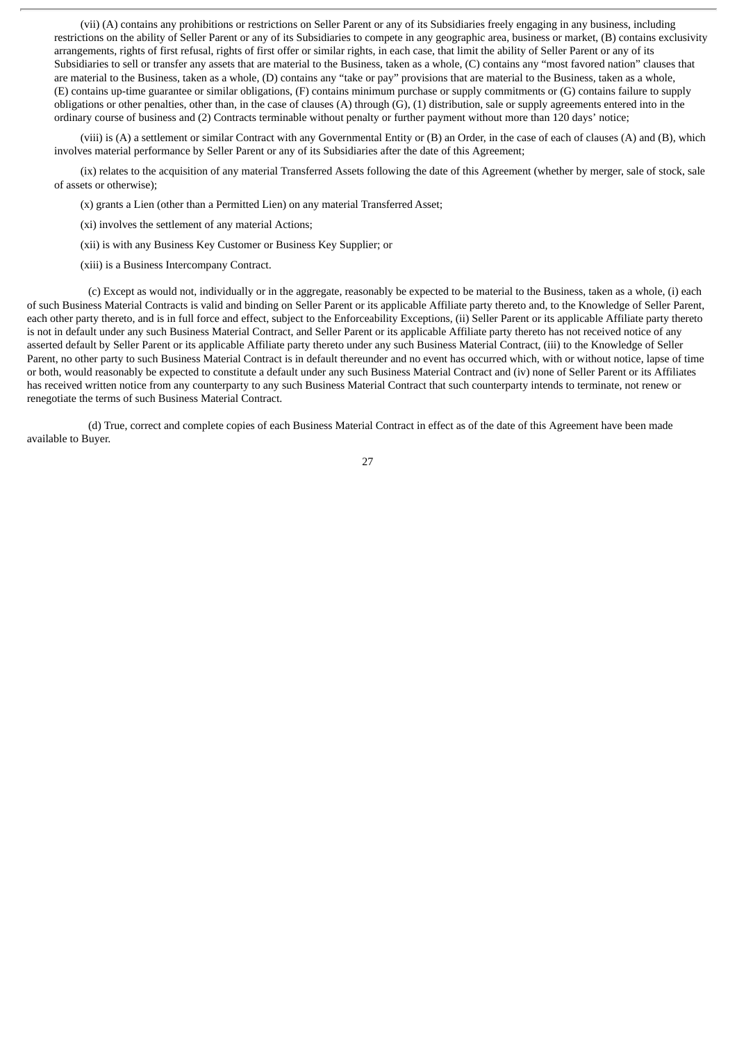(vii) (A) contains any prohibitions or restrictions on Seller Parent or any of its Subsidiaries freely engaging in any business, including restrictions on the ability of Seller Parent or any of its Subsidiaries to compete in any geographic area, business or market, (B) contains exclusivity arrangements, rights of first refusal, rights of first offer or similar rights, in each case, that limit the ability of Seller Parent or any of its Subsidiaries to sell or transfer any assets that are material to the Business, taken as a whole, (C) contains any "most favored nation" clauses that are material to the Business, taken as a whole, (D) contains any "take or pay" provisions that are material to the Business, taken as a whole, (E) contains up-time guarantee or similar obligations, (F) contains minimum purchase or supply commitments or (G) contains failure to supply obligations or other penalties, other than, in the case of clauses (A) through (G), (1) distribution, sale or supply agreements entered into in the ordinary course of business and (2) Contracts terminable without penalty or further payment without more than 120 days' notice;

(viii) is (A) a settlement or similar Contract with any Governmental Entity or (B) an Order, in the case of each of clauses (A) and (B), which involves material performance by Seller Parent or any of its Subsidiaries after the date of this Agreement;

(ix) relates to the acquisition of any material Transferred Assets following the date of this Agreement (whether by merger, sale of stock, sale of assets or otherwise);

(x) grants a Lien (other than a Permitted Lien) on any material Transferred Asset;

(xi) involves the settlement of any material Actions;

(xii) is with any Business Key Customer or Business Key Supplier; or

(xiii) is a Business Intercompany Contract.

(c) Except as would not, individually or in the aggregate, reasonably be expected to be material to the Business, taken as a whole, (i) each of such Business Material Contracts is valid and binding on Seller Parent or its applicable Affiliate party thereto and, to the Knowledge of Seller Parent, each other party thereto, and is in full force and effect, subject to the Enforceability Exceptions, (ii) Seller Parent or its applicable Affiliate party thereto is not in default under any such Business Material Contract, and Seller Parent or its applicable Affiliate party thereto has not received notice of any asserted default by Seller Parent or its applicable Affiliate party thereto under any such Business Material Contract, (iii) to the Knowledge of Seller Parent, no other party to such Business Material Contract is in default thereunder and no event has occurred which, with or without notice, lapse of time or both, would reasonably be expected to constitute a default under any such Business Material Contract and (iv) none of Seller Parent or its Affiliates has received written notice from any counterparty to any such Business Material Contract that such counterparty intends to terminate, not renew or renegotiate the terms of such Business Material Contract.

(d) True, correct and complete copies of each Business Material Contract in effect as of the date of this Agreement have been made available to Buyer.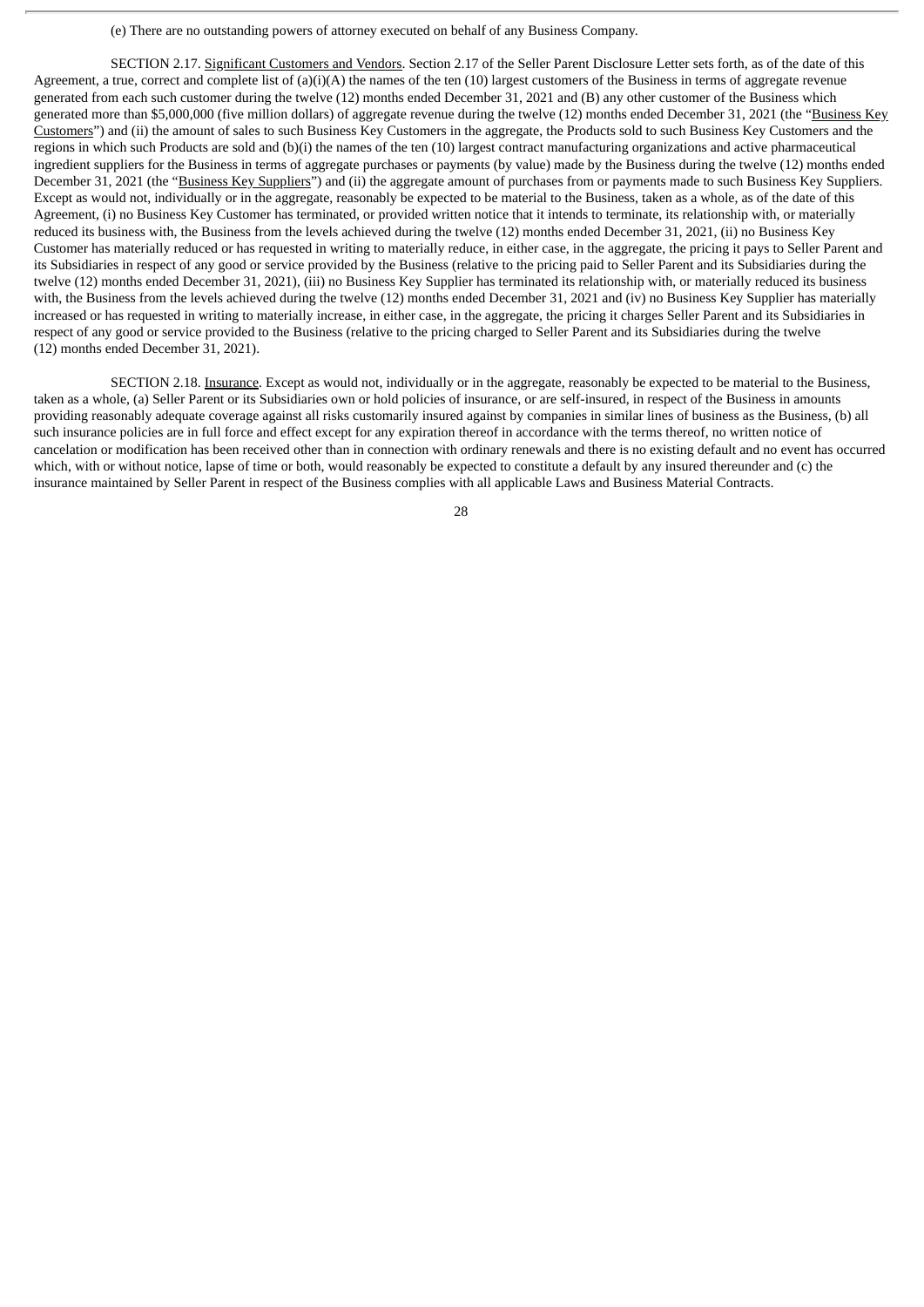(e) There are no outstanding powers of attorney executed on behalf of any Business Company.

SECTION 2.17. Significant Customers and Vendors. Section 2.17 of the Seller Parent Disclosure Letter sets forth, as of the date of this Agreement, a true, correct and complete list of (a)(i)(A) the names of the ten (10) largest customers of the Business in terms of aggregate revenue generated from each such customer during the twelve (12) months ended December 31, 2021 and (B) any other customer of the Business which generated more than $5,000,000 (five million dollars) of aggregate revenue during the twelve (12) months ended December 31, 2021 (the "Business Key Customers") and (ii) the amount of sales to such Business Key Customers in the aggregate, the Products sold to such Business Key Customers and the regions in which such Products are sold and (b)(i) the names of the ten (10) largest contract manufacturing organizations and active pharmaceutical ingredient suppliers for the Business in terms of aggregate purchases or payments (by value) made by the Business during the twelve (12) months ended December 31, 2021 (the "Business Key Suppliers") and (ii) the aggregate amount of purchases from or payments made to such Business Key Suppliers. Except as would not, individually or in the aggregate, reasonably be expected to be material to the Business, taken as a whole, as of the date of this Agreement, (i) no Business Key Customer has terminated, or provided written notice that it intends to terminate, its relationship with, or materially reduced its business with, the Business from the levels achieved during the twelve (12) months ended December 31, 2021, (ii) no Business Key Customer has materially reduced or has requested in writing to materially reduce, in either case, in the aggregate, the pricing it pays to Seller Parent and its Subsidiaries in respect of any good or service provided by the Business (relative to the pricing paid to Seller Parent and its Subsidiaries during the twelve (12) months ended December 31, 2021), (iii) no Business Key Supplier has terminated its relationship with, or materially reduced its business with, the Business from the levels achieved during the twelve (12) months ended December 31, 2021 and (iv) no Business Key Supplier has materially increased or has requested in writing to materially increase, in either case, in the aggregate, the pricing it charges Seller Parent and its Subsidiaries in respect of any good or service provided to the Business (relative to the pricing charged to Seller Parent and its Subsidiaries during the twelve (12) months ended December 31, 2021).

SECTION 2.18. Insurance. Except as would not, individually or in the aggregate, reasonably be expected to be material to the Business, taken as a whole, (a) Seller Parent or its Subsidiaries own or hold policies of insurance, or are self-insured, in respect of the Business in amounts providing reasonably adequate coverage against all risks customarily insured against by companies in similar lines of business as the Business, (b) all such insurance policies are in full force and effect except for any expiration thereof in accordance with the terms thereof, no written notice of cancelation or modification has been received other than in connection with ordinary renewals and there is no existing default and no event has occurred which, with or without notice, lapse of time or both, would reasonably be expected to constitute a default by any insured thereunder and (c) the insurance maintained by Seller Parent in respect of the Business complies with all applicable Laws and Business Material Contracts.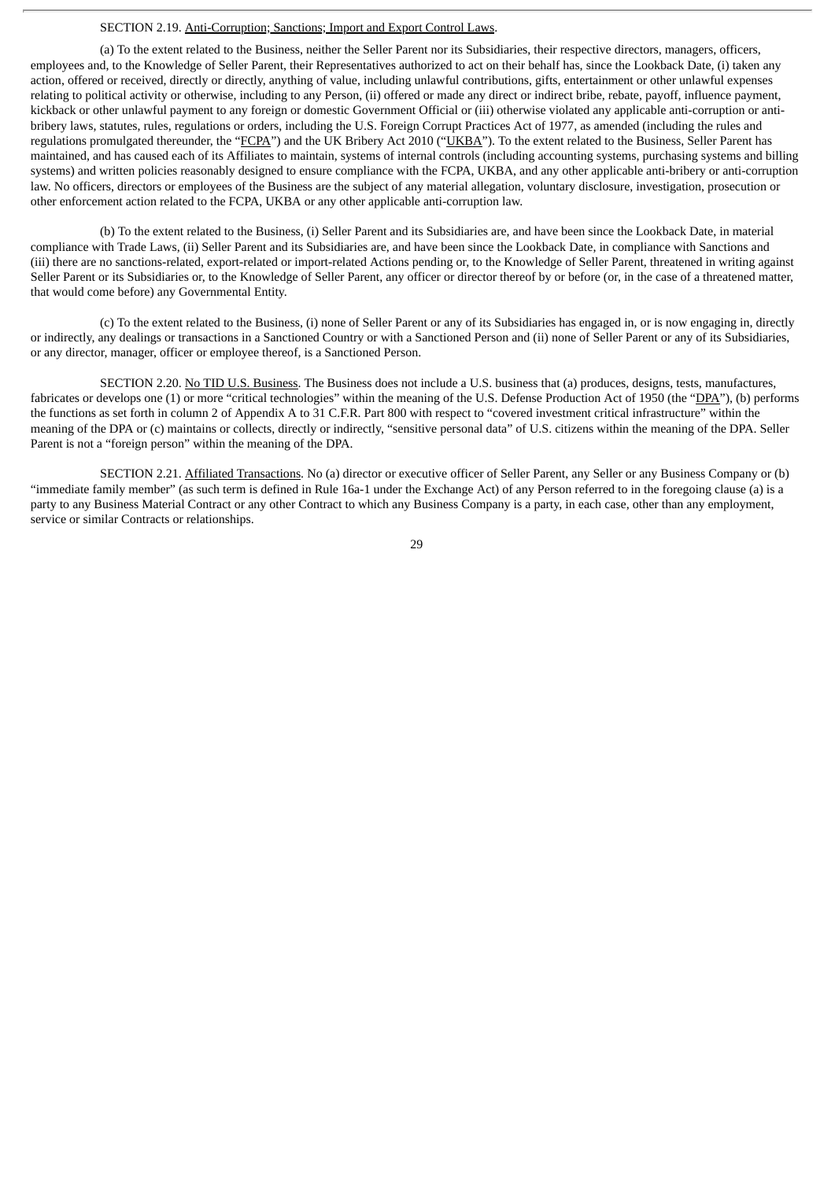SECTION 2.19. Anti-Corruption; Sanctions; Import and Export Control Laws.

(a) To the extent related to the Business, neither the Seller Parent nor its Subsidiaries, their respective directors, managers, officers, employees and, to the Knowledge of Seller Parent, their Representatives authorized to act on their behalf has, since the Lookback Date, (i) taken any action, offered or received, directly or directly, anything of value, including unlawful contributions, gifts, entertainment or other unlawful expenses relating to political activity or otherwise, including to any Person, (ii) offered or made any direct or indirect bribe, rebate, payoff, influence payment, kickback or other unlawful payment to any foreign or domestic Government Official or (iii) otherwise violated any applicable anti-corruption or anti-bribery laws, statutes, rules, regulations or orders, including the U.S. Foreign Corrupt Practices Act of 1977, as amended (including the rules and regulations promulgated thereunder, the "FCPA") and the UK Bribery Act 2010 ("UKBA"). To the extent related to the Business, Seller Parent has maintained, and has caused each of its Affiliates to maintain, systems of internal controls (including accounting systems, purchasing systems and billing systems) and written policies reasonably designed to ensure compliance with the FCPA, UKBA, and any other applicable anti-bribery or anti-corruption law. No officers, directors or employees of the Business are the subject of any material allegation, voluntary disclosure, investigation, prosecution or other enforcement action related to the FCPA, UKBA or any other applicable anti-corruption law.

(b) To the extent related to the Business, (i) Seller Parent and its Subsidiaries are, and have been since the Lookback Date, in material compliance with Trade Laws, (ii) Seller Parent and its Subsidiaries are, and have been since the Lookback Date, in compliance with Sanctions and (iii) there are no sanctions-related, export-related or import-related Actions pending or, to the Knowledge of Seller Parent, threatened in writing against Seller Parent or its Subsidiaries or, to the Knowledge of Seller Parent, any officer or director thereof by or before (or, in the case of a threatened matter, that would come before) any Governmental Entity.

(c) To the extent related to the Business, (i) none of Seller Parent or any of its Subsidiaries has engaged in, or is now engaging in, directly or indirectly, any dealings or transactions in a Sanctioned Country or with a Sanctioned Person and (ii) none of Seller Parent or any of its Subsidiaries, or any director, manager, officer or employee thereof, is a Sanctioned Person.

SECTION 2.20. No TID U.S. Business. The Business does not include a U.S. business that (a) produces, designs, tests, manufactures, fabricates or develops one (1) or more "critical technologies" within the meaning of the U.S. Defense Production Act of 1950 (the "DPA"), (b) performs the functions as set forth in column 2 of Appendix A to 31 C.F.R. Part 800 with respect to "covered investment critical infrastructure" within the meaning of the DPA or (c) maintains or collects, directly or indirectly, "sensitive personal data" of U.S. citizens within the meaning of the DPA. Seller Parent is not a "foreign person" within the meaning of the DPA.

SECTION 2.21. Affiliated Transactions. No (a) director or executive officer of Seller Parent, any Seller or any Business Company or (b) "immediate family member" (as such term is defined in Rule 16a-1 under the Exchange Act) of any Person referred to in the foregoing clause (a) is a party to any Business Material Contract or any other Contract to which any Business Company is a party, in each case, other than any employment, service or similar Contracts or relationships.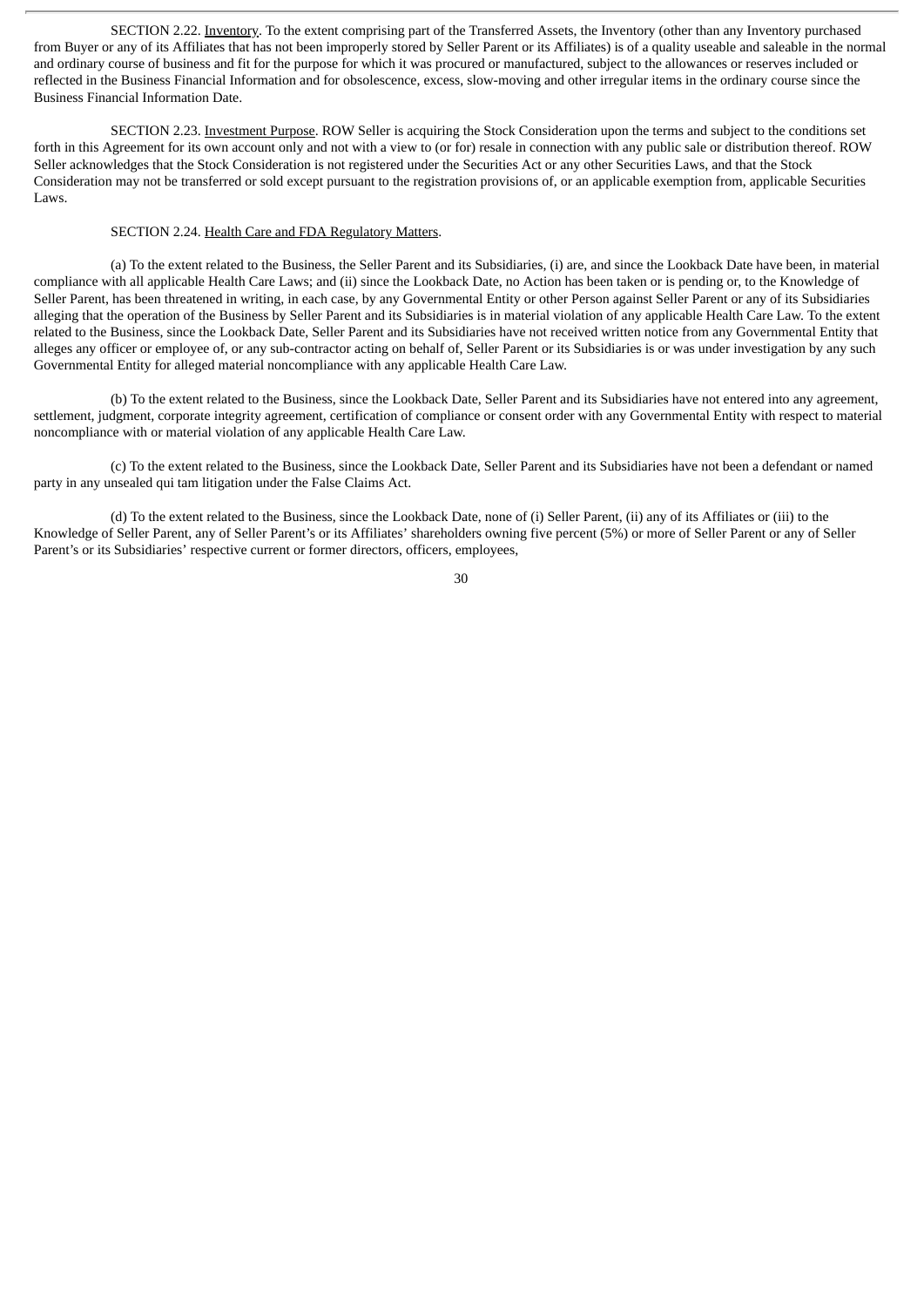SECTION 2.22. Inventory. To the extent comprising part of the Transferred Assets, the Inventory (other than any Inventory purchased from Buyer or any of its Affiliates that has not been improperly stored by Seller Parent or its Affiliates) is of a quality useable and saleable in the normal and ordinary course of business and fit for the purpose for which it was procured or manufactured, subject to the allowances or reserves included or reflected in the Business Financial Information and for obsolescence, excess, slow-moving and other irregular items in the ordinary course since the Business Financial Information Date.

SECTION 2.23. Investment Purpose. ROW Seller is acquiring the Stock Consideration upon the terms and subject to the conditions set forth in this Agreement for its own account only and not with a view to (or for) resale in connection with any public sale or distribution thereof. ROW Seller acknowledges that the Stock Consideration is not registered under the Securities Act or any other Securities Laws, and that the Stock Consideration may not be transferred or sold except pursuant to the registration provisions of, or an applicable exemption from, applicable Securities Laws.

SECTION 2.24. Health Care and FDA Regulatory Matters.

(a) To the extent related to the Business, the Seller Parent and its Subsidiaries, (i) are, and since the Lookback Date have been, in material compliance with all applicable Health Care Laws; and (ii) since the Lookback Date, no Action has been taken or is pending or, to the Knowledge of Seller Parent, has been threatened in writing, in each case, by any Governmental Entity or other Person against Seller Parent or any of its Subsidiaries alleging that the operation of the Business by Seller Parent and its Subsidiaries is in material violation of any applicable Health Care Law. To the extent related to the Business, since the Lookback Date, Seller Parent and its Subsidiaries have not received written notice from any Governmental Entity that alleges any officer or employee of, or any sub-contractor acting on behalf of, Seller Parent or its Subsidiaries is or was under investigation by any such Governmental Entity for alleged material noncompliance with any applicable Health Care Law.

(b) To the extent related to the Business, since the Lookback Date, Seller Parent and its Subsidiaries have not entered into any agreement, settlement, judgment, corporate integrity agreement, certification of compliance or consent order with any Governmental Entity with respect to material noncompliance with or material violation of any applicable Health Care Law.

(c) To the extent related to the Business, since the Lookback Date, Seller Parent and its Subsidiaries have not been a defendant or named party in any unsealed qui tam litigation under the False Claims Act.

(d) To the extent related to the Business, since the Lookback Date, none of (i) Seller Parent, (ii) any of its Affiliates or (iii) to the Knowledge of Seller Parent, any of Seller Parent's or its Affiliates' shareholders owning five percent (5%) or more of Seller Parent or any of Seller Parent's or its Subsidiaries' respective current or former directors, officers, employees,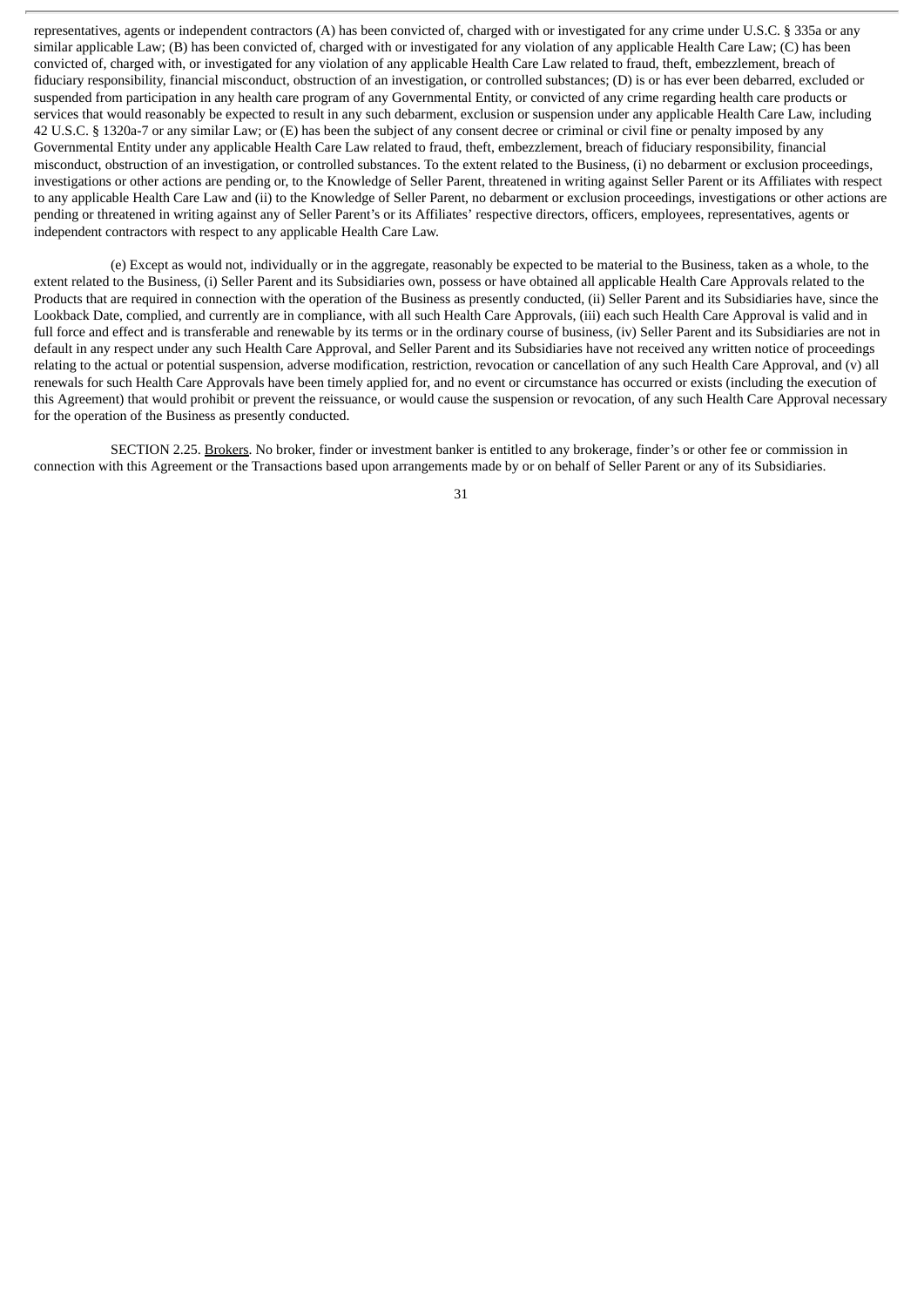representatives, agents or independent contractors (A) has been convicted of, charged with or investigated for any crime under U.S.C. § 335a or any similar applicable Law; (B) has been convicted of, charged with or investigated for any violation of any applicable Health Care Law; (C) has been convicted of, charged with, or investigated for any violation of any applicable Health Care Law related to fraud, theft, embezzlement, breach of fiduciary responsibility, financial misconduct, obstruction of an investigation, or controlled substances; (D) is or has ever been debarred, excluded or suspended from participation in any health care program of any Governmental Entity, or convicted of any crime regarding health care products or services that would reasonably be expected to result in any such debarment, exclusion or suspension under any applicable Health Care Law, including 42 U.S.C. § 1320a-7 or any similar Law; or (E) has been the subject of any consent decree or criminal or civil fine or penalty imposed by any Governmental Entity under any applicable Health Care Law related to fraud, theft, embezzlement, breach of fiduciary responsibility, financial misconduct, obstruction of an investigation, or controlled substances. To the extent related to the Business, (i) no debarment or exclusion proceedings, investigations or other actions are pending or, to the Knowledge of Seller Parent, threatened in writing against Seller Parent or its Affiliates with respect to any applicable Health Care Law and (ii) to the Knowledge of Seller Parent, no debarment or exclusion proceedings, investigations or other actions are pending or threatened in writing against any of Seller Parent's or its Affiliates' respective directors, officers, employees, representatives, agents or independent contractors with respect to any applicable Health Care Law.

(e) Except as would not, individually or in the aggregate, reasonably be expected to be material to the Business, taken as a whole, to the extent related to the Business, (i) Seller Parent and its Subsidiaries own, possess or have obtained all applicable Health Care Approvals related to the Products that are required in connection with the operation of the Business as presently conducted, (ii) Seller Parent and its Subsidiaries have, since the Lookback Date, complied, and currently are in compliance, with all such Health Care Approvals, (iii) each such Health Care Approval is valid and in full force and effect and is transferable and renewable by its terms or in the ordinary course of business, (iv) Seller Parent and its Subsidiaries are not in default in any respect under any such Health Care Approval, and Seller Parent and its Subsidiaries have not received any written notice of proceedings relating to the actual or potential suspension, adverse modification, restriction, revocation or cancellation of any such Health Care Approval, and (v) all renewals for such Health Care Approvals have been timely applied for, and no event or circumstance has occurred or exists (including the execution of this Agreement) that would prohibit or prevent the reissuance, or would cause the suspension or revocation, of any such Health Care Approval necessary for the operation of the Business as presently conducted.

SECTION 2.25. Brokers. No broker, finder or investment banker is entitled to any brokerage, finder's or other fee or commission in connection with this Agreement or the Transactions based upon arrangements made by or on behalf of Seller Parent or any of its Subsidiaries.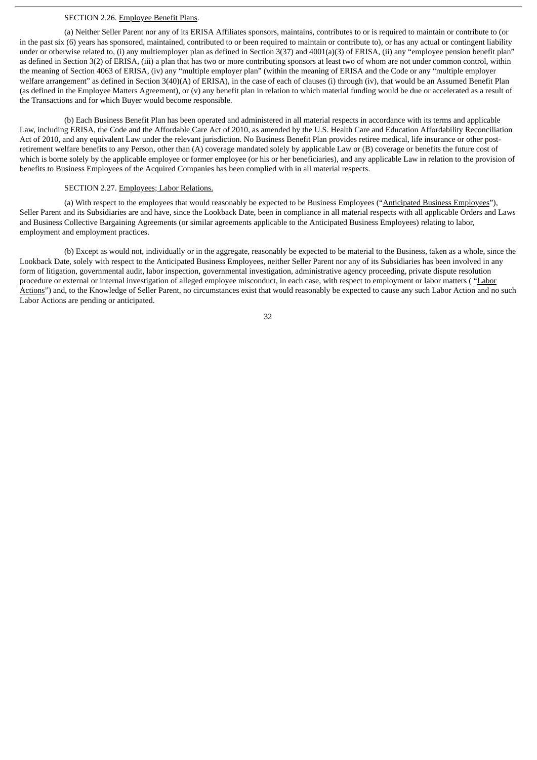SECTION 2.26. Employee Benefit Plans.

(a) Neither Seller Parent nor any of its ERISA Affiliates sponsors, maintains, contributes to or is required to maintain or contribute to (or in the past six (6) years has sponsored, maintained, contributed to or been required to maintain or contribute to), or has any actual or contingent liability under or otherwise related to, (i) any multiemployer plan as defined in Section 3(37) and 4001(a)(3) of ERISA, (ii) any "employee pension benefit plan" as defined in Section 3(2) of ERISA, (iii) a plan that has two or more contributing sponsors at least two of whom are not under common control, within the meaning of Section 4063 of ERISA, (iv) any "multiple employer plan" (within the meaning of ERISA and the Code or any "multiple employer welfare arrangement" as defined in Section 3(40)(A) of ERISA), in the case of each of clauses (i) through (iv), that would be an Assumed Benefit Plan (as defined in the Employee Matters Agreement), or (v) any benefit plan in relation to which material funding would be due or accelerated as a result of the Transactions and for which Buyer would become responsible.

(b) Each Business Benefit Plan has been operated and administered in all material respects in accordance with its terms and applicable Law, including ERISA, the Code and the Affordable Care Act of 2010, as amended by the U.S. Health Care and Education Affordability Reconciliation Act of 2010, and any equivalent Law under the relevant jurisdiction. No Business Benefit Plan provides retiree medical, life insurance or other post-retirement welfare benefits to any Person, other than (A) coverage mandated solely by applicable Law or (B) coverage or benefits the future cost of which is borne solely by the applicable employee or former employee (or his or her beneficiaries), and any applicable Law in relation to the provision of benefits to Business Employees of the Acquired Companies has been complied with in all material respects.

SECTION 2.27. Employees; Labor Relations.

(a) With respect to the employees that would reasonably be expected to be Business Employees ("Anticipated Business Employees"), Seller Parent and its Subsidiaries are and have, since the Lookback Date, been in compliance in all material respects with all applicable Orders and Laws and Business Collective Bargaining Agreements (or similar agreements applicable to the Anticipated Business Employees) relating to labor, employment and employment practices.

(b) Except as would not, individually or in the aggregate, reasonably be expected to be material to the Business, taken as a whole, since the Lookback Date, solely with respect to the Anticipated Business Employees, neither Seller Parent nor any of its Subsidiaries has been involved in any form of litigation, governmental audit, labor inspection, governmental investigation, administrative agency proceeding, private dispute resolution procedure or external or internal investigation of alleged employee misconduct, in each case, with respect to employment or labor matters ( "Labor Actions") and, to the Knowledge of Seller Parent, no circumstances exist that would reasonably be expected to cause any such Labor Action and no such Labor Actions are pending or anticipated.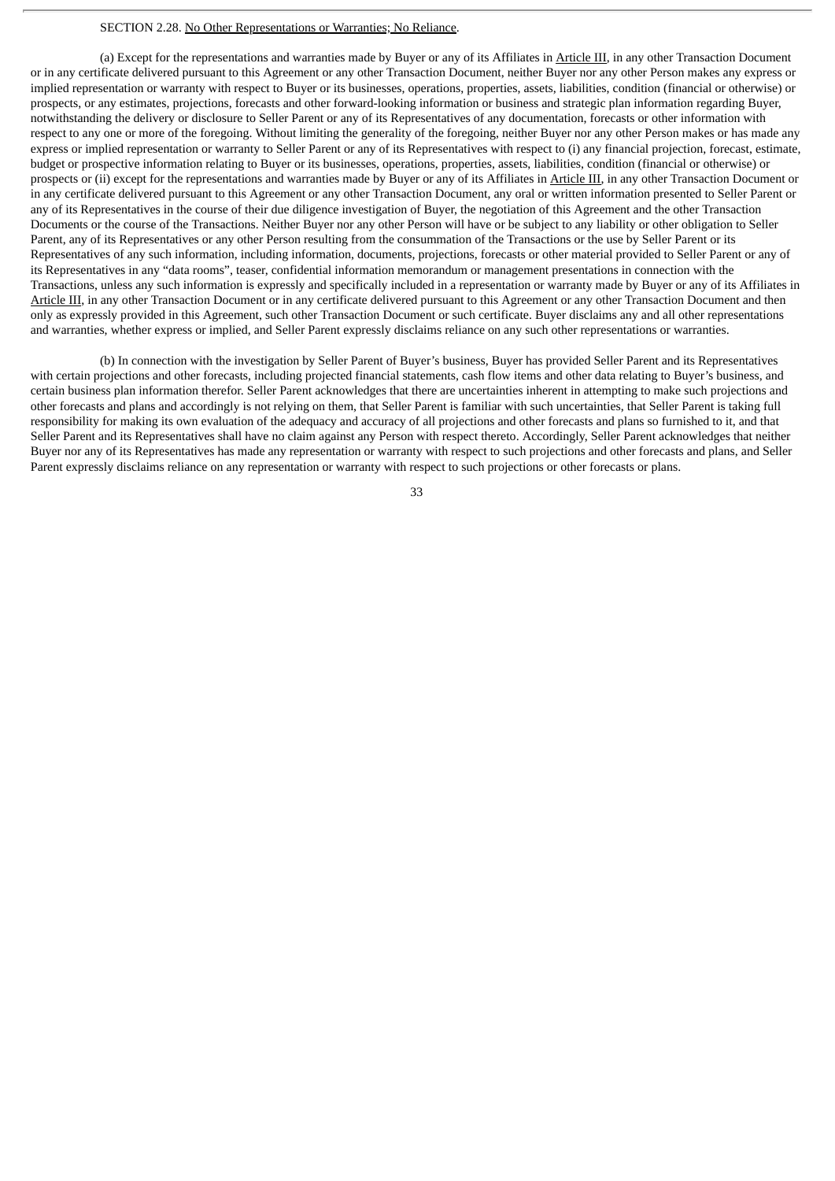SECTION 2.28. No Other Representations or Warranties; No Reliance.

(a) Except for the representations and warranties made by Buyer or any of its Affiliates in Article III, in any other Transaction Document or in any certificate delivered pursuant to this Agreement or any other Transaction Document, neither Buyer nor any other Person makes any express or implied representation or warranty with respect to Buyer or its businesses, operations, properties, assets, liabilities, condition (financial or otherwise) or prospects, or any estimates, projections, forecasts and other forward-looking information or business and strategic plan information regarding Buyer, notwithstanding the delivery or disclosure to Seller Parent or any of its Representatives of any documentation, forecasts or other information with respect to any one or more of the foregoing. Without limiting the generality of the foregoing, neither Buyer nor any other Person makes or has made any express or implied representation or warranty to Seller Parent or any of its Representatives with respect to (i) any financial projection, forecast, estimate, budget or prospective information relating to Buyer or its businesses, operations, properties, assets, liabilities, condition (financial or otherwise) or prospects or (ii) except for the representations and warranties made by Buyer or any of its Affiliates in Article III, in any other Transaction Document or in any certificate delivered pursuant to this Agreement or any other Transaction Document, any oral or written information presented to Seller Parent or any of its Representatives in the course of their due diligence investigation of Buyer, the negotiation of this Agreement and the other Transaction Documents or the course of the Transactions. Neither Buyer nor any other Person will have or be subject to any liability or other obligation to Seller Parent, any of its Representatives or any other Person resulting from the consummation of the Transactions or the use by Seller Parent or its Representatives of any such information, including information, documents, projections, forecasts or other material provided to Seller Parent or any of its Representatives in any "data rooms", teaser, confidential information memorandum or management presentations in connection with the Transactions, unless any such information is expressly and specifically included in a representation or warranty made by Buyer or any of its Affiliates in Article III, in any other Transaction Document or in any certificate delivered pursuant to this Agreement or any other Transaction Document and then only as expressly provided in this Agreement, such other Transaction Document or such certificate. Buyer disclaims any and all other representations and warranties, whether express or implied, and Seller Parent expressly disclaims reliance on any such other representations or warranties.

(b) In connection with the investigation by Seller Parent of Buyer's business, Buyer has provided Seller Parent and its Representatives with certain projections and other forecasts, including projected financial statements, cash flow items and other data relating to Buyer's business, and certain business plan information therefor. Seller Parent acknowledges that there are uncertainties inherent in attempting to make such projections and other forecasts and plans and accordingly is not relying on them, that Seller Parent is familiar with such uncertainties, that Seller Parent is taking full responsibility for making its own evaluation of the adequacy and accuracy of all projections and other forecasts and plans so furnished to it, and that Seller Parent and its Representatives shall have no claim against any Person with respect thereto. Accordingly, Seller Parent acknowledges that neither Buyer nor any of its Representatives has made any representation or warranty with respect to such projections and other forecasts and plans, and Seller Parent expressly disclaims reliance on any representation or warranty with respect to such projections or other forecasts or plans.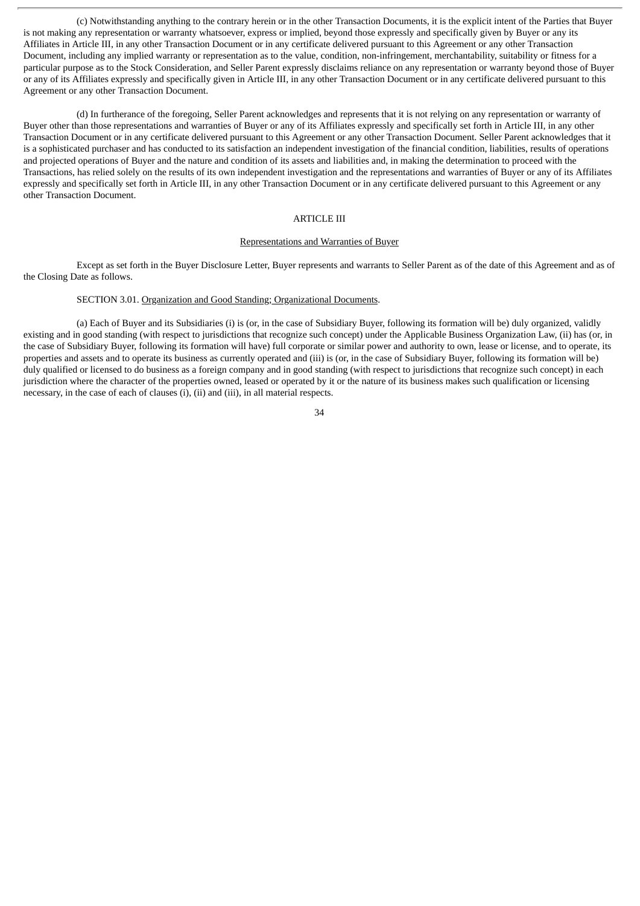(c) Notwithstanding anything to the contrary herein or in the other Transaction Documents, it is the explicit intent of the Parties that Buyer is not making any representation or warranty whatsoever, express or implied, beyond those expressly and specifically given by Buyer or any its Affiliates in Article III, in any other Transaction Document or in any certificate delivered pursuant to this Agreement or any other Transaction Document, including any implied warranty or representation as to the value, condition, non-infringement, merchantability, suitability or fitness for a particular purpose as to the Stock Consideration, and Seller Parent expressly disclaims reliance on any representation or warranty beyond those of Buyer or any of its Affiliates expressly and specifically given in Article III, in any other Transaction Document or in any certificate delivered pursuant to this Agreement or any other Transaction Document.

(d) In furtherance of the foregoing, Seller Parent acknowledges and represents that it is not relying on any representation or warranty of Buyer other than those representations and warranties of Buyer or any of its Affiliates expressly and specifically set forth in Article III, in any other Transaction Document or in any certificate delivered pursuant to this Agreement or any other Transaction Document. Seller Parent acknowledges that it is a sophisticated purchaser and has conducted to its satisfaction an independent investigation of the financial condition, liabilities, results of operations and projected operations of Buyer and the nature and condition of its assets and liabilities and, in making the determination to proceed with the Transactions, has relied solely on the results of its own independent investigation and the representations and warranties of Buyer or any of its Affiliates expressly and specifically set forth in Article III, in any other Transaction Document or in any certificate delivered pursuant to this Agreement or any other Transaction Document.

## ARTICLE III

## Representations and Warranties of Buyer

Except as set forth in the Buyer Disclosure Letter, Buyer represents and warrants to Seller Parent as of the date of this Agreement and as of the Closing Date as follows.

SECTION 3.01. Organization and Good Standing; Organizational Documents.

(a) Each of Buyer and its Subsidiaries (i) is (or, in the case of Subsidiary Buyer, following its formation will be) duly organized, validly existing and in good standing (with respect to jurisdictions that recognize such concept) under the Applicable Business Organization Law, (ii) has (or, in the case of Subsidiary Buyer, following its formation will have) full corporate or similar power and authority to own, lease or license, and to operate, its properties and assets and to operate its business as currently operated and (iii) is (or, in the case of Subsidiary Buyer, following its formation will be) duly qualified or licensed to do business as a foreign company and in good standing (with respect to jurisdictions that recognize such concept) in each jurisdiction where the character of the properties owned, leased or operated by it or the nature of its business makes such qualification or licensing necessary, in the case of each of clauses (i), (ii) and (iii), in all material respects.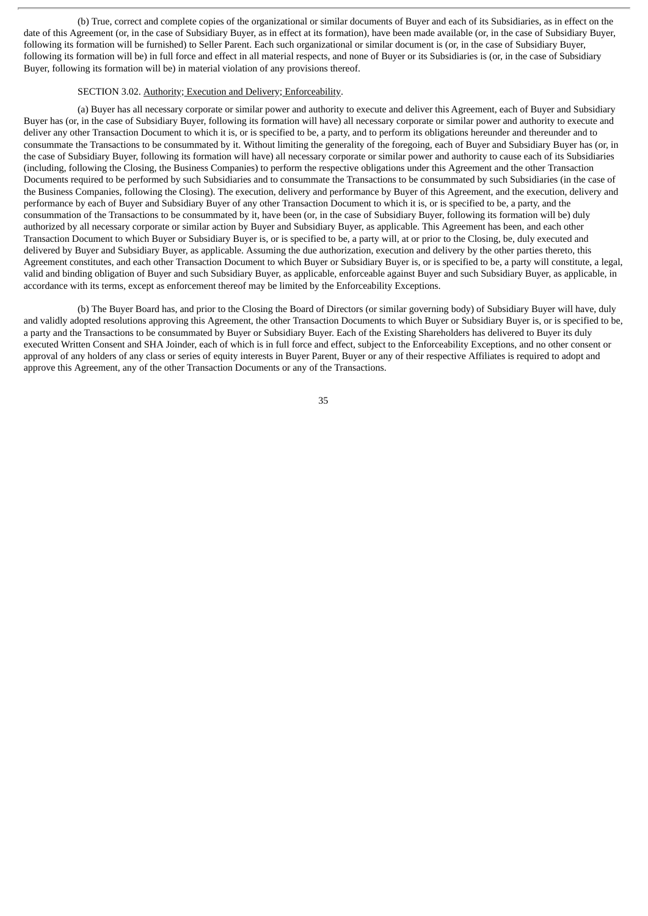(b) True, correct and complete copies of the organizational or similar documents of Buyer and each of its Subsidiaries, as in effect on the date of this Agreement (or, in the case of Subsidiary Buyer, as in effect at its formation), have been made available (or, in the case of Subsidiary Buyer, following its formation will be furnished) to Seller Parent. Each such organizational or similar document is (or, in the case of Subsidiary Buyer, following its formation will be) in full force and effect in all material respects, and none of Buyer or its Subsidiaries is (or, in the case of Subsidiary Buyer, following its formation will be) in material violation of any provisions thereof.

SECTION 3.02. Authority; Execution and Delivery; Enforceability.

(a) Buyer has all necessary corporate or similar power and authority to execute and deliver this Agreement, each of Buyer and Subsidiary Buyer has (or, in the case of Subsidiary Buyer, following its formation will have) all necessary corporate or similar power and authority to execute and deliver any other Transaction Document to which it is, or is specified to be, a party, and to perform its obligations hereunder and thereunder and to consummate the Transactions to be consummated by it. Without limiting the generality of the foregoing, each of Buyer and Subsidiary Buyer has (or, in the case of Subsidiary Buyer, following its formation will have) all necessary corporate or similar power and authority to cause each of its Subsidiaries (including, following the Closing, the Business Companies) to perform the respective obligations under this Agreement and the other Transaction Documents required to be performed by such Subsidiaries and to consummate the Transactions to be consummated by such Subsidiaries (in the case of the Business Companies, following the Closing). The execution, delivery and performance by Buyer of this Agreement, and the execution, delivery and performance by each of Buyer and Subsidiary Buyer of any other Transaction Document to which it is, or is specified to be, a party, and the consummation of the Transactions to be consummated by it, have been (or, in the case of Subsidiary Buyer, following its formation will be) duly authorized by all necessary corporate or similar action by Buyer and Subsidiary Buyer, as applicable. This Agreement has been, and each other Transaction Document to which Buyer or Subsidiary Buyer is, or is specified to be, a party will, at or prior to the Closing, be, duly executed and delivered by Buyer and Subsidiary Buyer, as applicable. Assuming the due authorization, execution and delivery by the other parties thereto, this Agreement constitutes, and each other Transaction Document to which Buyer or Subsidiary Buyer is, or is specified to be, a party will constitute, a legal, valid and binding obligation of Buyer and such Subsidiary Buyer, as applicable, enforceable against Buyer and such Subsidiary Buyer, as applicable, in accordance with its terms, except as enforcement thereof may be limited by the Enforceability Exceptions.

(b) The Buyer Board has, and prior to the Closing the Board of Directors (or similar governing body) of Subsidiary Buyer will have, duly and validly adopted resolutions approving this Agreement, the other Transaction Documents to which Buyer or Subsidiary Buyer is, or is specified to be, a party and the Transactions to be consummated by Buyer or Subsidiary Buyer. Each of the Existing Shareholders has delivered to Buyer its duly executed Written Consent and SHA Joinder, each of which is in full force and effect, subject to the Enforceability Exceptions, and no other consent or approval of any holders of any class or series of equity interests in Buyer Parent, Buyer or any of their respective Affiliates is required to adopt and approve this Agreement, any of the other Transaction Documents or any of the Transactions.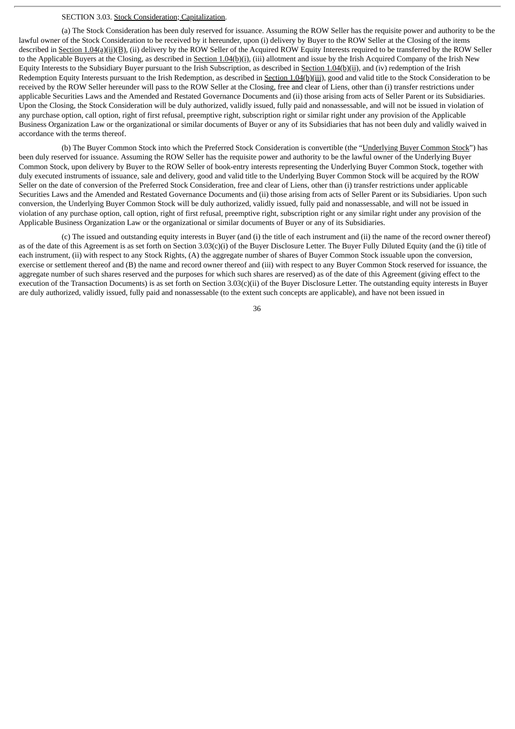SECTION 3.03. Stock Consideration; Capitalization.

(a) The Stock Consideration has been duly reserved for issuance. Assuming the ROW Seller has the requisite power and authority to be the lawful owner of the Stock Consideration to be received by it hereunder, upon (i) delivery by Buyer to the ROW Seller at the Closing of the items described in Section 1.04(a)(ii)(B), (ii) delivery by the ROW Seller of the Acquired ROW Equity Interests required to be transferred by the ROW Seller to the Applicable Buyers at the Closing, as described in Section 1.04(b)(i), (iii) allotment and issue by the Irish Acquired Company of the Irish New Equity Interests to the Subsidiary Buyer pursuant to the Irish Subscription, as described in Section 1.04(b)(ii), and (iv) redemption of the Irish Redemption Equity Interests pursuant to the Irish Redemption, as described in Section 1.04(b)(iii), good and valid title to the Stock Consideration to be received by the ROW Seller hereunder will pass to the ROW Seller at the Closing, free and clear of Liens, other than (i) transfer restrictions under applicable Securities Laws and the Amended and Restated Governance Documents and (ii) those arising from acts of Seller Parent or its Subsidiaries. Upon the Closing, the Stock Consideration will be duly authorized, validly issued, fully paid and nonassessable, and will not be issued in violation of any purchase option, call option, right of first refusal, preemptive right, subscription right or similar right under any provision of the Applicable Business Organization Law or the organizational or similar documents of Buyer or any of its Subsidiaries that has not been duly and validly waived in accordance with the terms thereof.

(b) The Buyer Common Stock into which the Preferred Stock Consideration is convertible (the "Underlying Buyer Common Stock") has been duly reserved for issuance. Assuming the ROW Seller has the requisite power and authority to be the lawful owner of the Underlying Buyer Common Stock, upon delivery by Buyer to the ROW Seller of book-entry interests representing the Underlying Buyer Common Stock, together with duly executed instruments of issuance, sale and delivery, good and valid title to the Underlying Buyer Common Stock will be acquired by the ROW Seller on the date of conversion of the Preferred Stock Consideration, free and clear of Liens, other than (i) transfer restrictions under applicable Securities Laws and the Amended and Restated Governance Documents and (ii) those arising from acts of Seller Parent or its Subsidiaries. Upon such conversion, the Underlying Buyer Common Stock will be duly authorized, validly issued, fully paid and nonassessable, and will not be issued in violation of any purchase option, call option, right of first refusal, preemptive right, subscription right or any similar right under any provision of the Applicable Business Organization Law or the organizational or similar documents of Buyer or any of its Subsidiaries.

(c) The issued and outstanding equity interests in Buyer (and (i) the title of each instrument and (ii) the name of the record owner thereof) as of the date of this Agreement is as set forth on Section 3.03(c)(i) of the Buyer Disclosure Letter. The Buyer Fully Diluted Equity (and the (i) title of each instrument, (ii) with respect to any Stock Rights, (A) the aggregate number of shares of Buyer Common Stock issuable upon the conversion, exercise or settlement thereof and (B) the name and record owner thereof and (iii) with respect to any Buyer Common Stock reserved for issuance, the aggregate number of such shares reserved and the purposes for which such shares are reserved) as of the date of this Agreement (giving effect to the execution of the Transaction Documents) is as set forth on Section 3.03(c)(ii) of the Buyer Disclosure Letter. The outstanding equity interests in Buyer are duly authorized, validly issued, fully paid and nonassessable (to the extent such concepts are applicable), and have not been issued in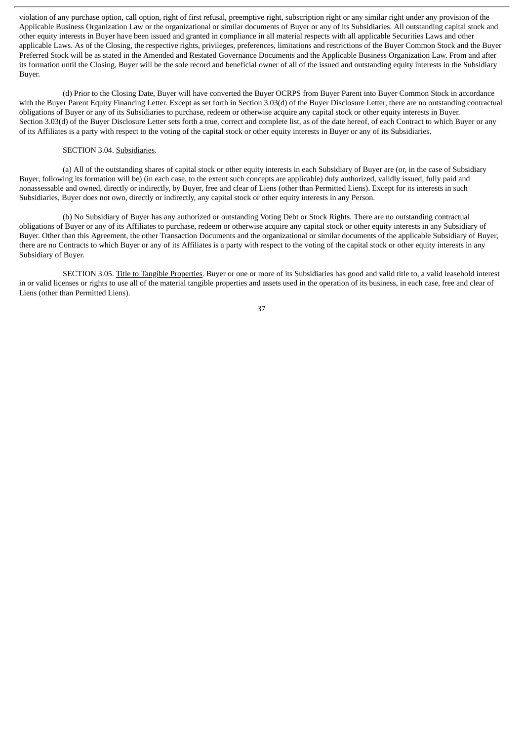violation of any purchase option, call option, right of first refusal, preemptive right, subscription right or any similar right under any provision of the Applicable Business Organization Law or the organizational or similar documents of Buyer or any of its Subsidiaries. All outstanding capital stock and other equity interests in Buyer have been issued and granted in compliance in all material respects with all applicable Securities Laws and other applicable Laws. As of the Closing, the respective rights, privileges, preferences, limitations and restrictions of the Buyer Common Stock and the Buyer Preferred Stock will be as stated in the Amended and Restated Governance Documents and the Applicable Business Organization Law. From and after its formation until the Closing, Buyer will be the sole record and beneficial owner of all of the issued and outstanding equity interests in the Subsidiary Buyer.

(d) Prior to the Closing Date, Buyer will have converted the Buyer OCRPS from Buyer Parent into Buyer Common Stock in accordance with the Buyer Parent Equity Financing Letter. Except as set forth in Section 3.03(d) of the Buyer Disclosure Letter, there are no outstanding contractual obligations of Buyer or any of its Subsidiaries to purchase, redeem or otherwise acquire any capital stock or other equity interests in Buyer. Section 3.03(d) of the Buyer Disclosure Letter sets forth a true, correct and complete list, as of the date hereof, of each Contract to which Buyer or any of its Affiliates is a party with respect to the voting of the capital stock or other equity interests in Buyer or any of its Subsidiaries.

SECTION 3.04. Subsidiaries.

(a) All of the outstanding shares of capital stock or other equity interests in each Subsidiary of Buyer are (or, in the case of Subsidiary Buyer, following its formation will be) (in each case, to the extent such concepts are applicable) duly authorized, validly issued, fully paid and nonassessable and owned, directly or indirectly, by Buyer, free and clear of Liens (other than Permitted Liens). Except for its interests in such Subsidiaries, Buyer does not own, directly or indirectly, any capital stock or other equity interests in any Person.

(b) No Subsidiary of Buyer has any authorized or outstanding Voting Debt or Stock Rights. There are no outstanding contractual obligations of Buyer or any of its Affiliates to purchase, redeem or otherwise acquire any capital stock or other equity interests in any Subsidiary of Buyer. Other than this Agreement, the other Transaction Documents and the organizational or similar documents of the applicable Subsidiary of Buyer, there are no Contracts to which Buyer or any of its Affiliates is a party with respect to the voting of the capital stock or other equity interests in any Subsidiary of Buyer.

SECTION 3.05. Title to Tangible Properties. Buyer or one or more of its Subsidiaries has good and valid title to, a valid leasehold interest in or valid licenses or rights to use all of the material tangible properties and assets used in the operation of its business, in each case, free and clear of Liens (other than Permitted Liens).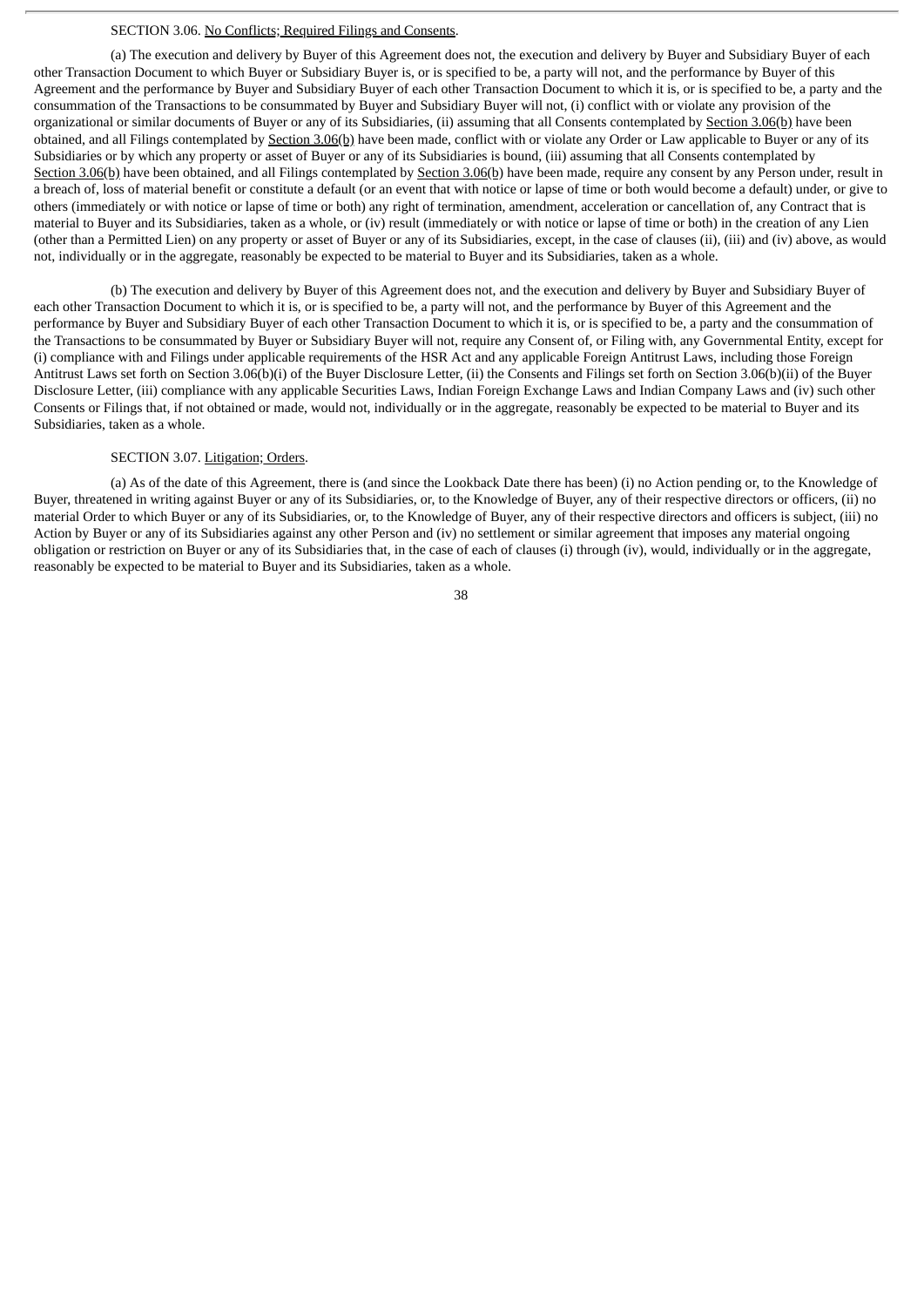SECTION 3.06. <u>No Conflicts; Required Filings and Consents</u>.

(a) The execution and delivery by Buyer of this Agreement does not, the execution and delivery by Buyer and Subsidiary Buyer of each other Transaction Document to which Buyer or Subsidiary Buyer is, or is specified to be, a party will not, and the performance by Buyer of this Agreement and the performance by Buyer and Subsidiary Buyer of each other Transaction Document to which it is, or is specified to be, a party and the consummation of the Transactions to be consummated by Buyer and Subsidiary Buyer will not, (i) conflict with or violate any provision of the organizational or similar documents of Buyer or any of its Subsidiaries, (ii) assuming that all Consents contemplated by <u>Section 3.06(b)</u> have been obtained, and all Filings contemplated by <u>Section 3.06(b)</u> have been made, conflict with or violate any Order or Law applicable to Buyer or any of its Subsidiaries or by which any property or asset of Buyer or any of its Subsidiaries is bound, (iii) assuming that all Consents contemplated by <u>Section 3.06(b)</u> have been obtained, and all Filings contemplated by <u>Section 3.06(b)</u> have been made, require any consent by any Person under, result in a breach of, loss of material benefit or constitute a default (or an event that with notice or lapse of time or both would become a default) under, or give to others (immediately or with notice or lapse of time or both) any right of termination, amendment, acceleration or cancellation of, any Contract that is material to Buyer and its Subsidiaries, taken as a whole, or (iv) result (immediately or with notice or lapse of time or both) in the creation of any Lien (other than a Permitted Lien) on any property or asset of Buyer or any of its Subsidiaries, except, in the case of clauses (ii), (iii) and (iv) above, as would not, individually or in the aggregate, reasonably be expected to be material to Buyer and its Subsidiaries, taken as a whole.

(b) The execution and delivery by Buyer of this Agreement does not, and the execution and delivery by Buyer and Subsidiary Buyer of each other Transaction Document to which it is, or is specified to be, a party will not, and the performance by Buyer of this Agreement and the performance by Buyer and Subsidiary Buyer of each other Transaction Document to which it is, or is specified to be, a party and the consummation of the Transactions to be consummated by Buyer or Subsidiary Buyer will not, require any Consent of, or Filing with, any Governmental Entity, except for (i) compliance with and Filings under applicable requirements of the HSR Act and any applicable Foreign Antitrust Laws, including those Foreign Antitrust Laws set forth on Section 3.06(b)(i) of the Buyer Disclosure Letter, (ii) the Consents and Filings set forth on Section 3.06(b)(ii) of the Buyer Disclosure Letter, (iii) compliance with any applicable Securities Laws, Indian Foreign Exchange Laws and Indian Company Laws and (iv) such other Consents or Filings that, if not obtained or made, would not, individually or in the aggregate, reasonably be expected to be material to Buyer and its Subsidiaries, taken as a whole.

SECTION 3.07. <u>Litigation; Orders</u>.

(a) As of the date of this Agreement, there is (and since the Lookback Date there has been) (i) no Action pending or, to the Knowledge of Buyer, threatened in writing against Buyer or any of its Subsidiaries, or, to the Knowledge of Buyer, any of their respective directors or officers, (ii) no material Order to which Buyer or any of its Subsidiaries, or, to the Knowledge of Buyer, any of their respective directors and officers is subject, (iii) no Action by Buyer or any of its Subsidiaries against any other Person and (iv) no settlement or similar agreement that imposes any material ongoing obligation or restriction on Buyer or any of its Subsidiaries that, in the case of each of clauses (i) through (iv), would, individually or in the aggregate, reasonably be expected to be material to Buyer and its Subsidiaries, taken as a whole.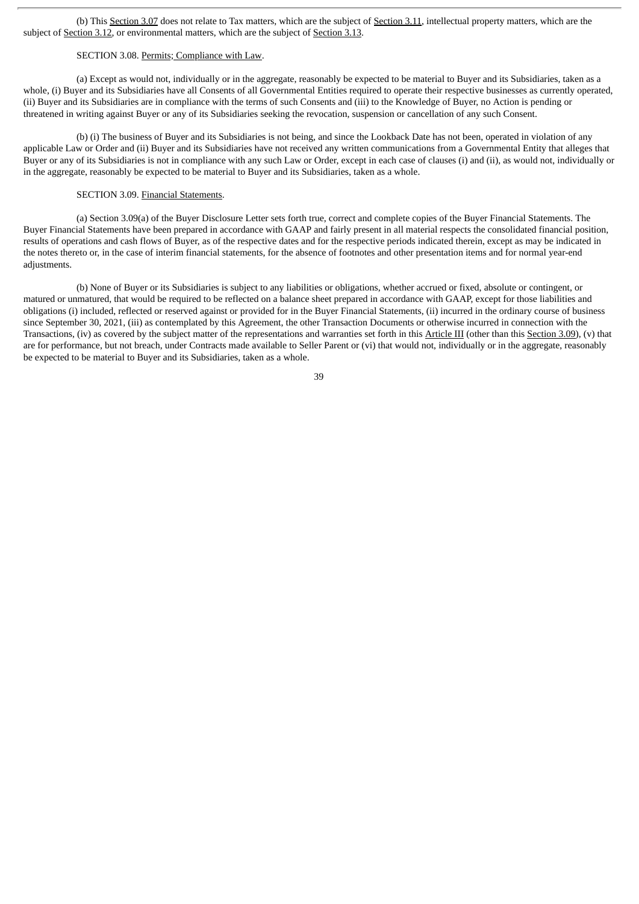(b) This Section 3.07 does not relate to Tax matters, which are the subject of Section 3.11, intellectual property matters, which are the subject of Section 3.12, or environmental matters, which are the subject of Section 3.13.

SECTION 3.08. Permits; Compliance with Law.

(a) Except as would not, individually or in the aggregate, reasonably be expected to be material to Buyer and its Subsidiaries, taken as a whole, (i) Buyer and its Subsidiaries have all Consents of all Governmental Entities required to operate their respective businesses as currently operated, (ii) Buyer and its Subsidiaries are in compliance with the terms of such Consents and (iii) to the Knowledge of Buyer, no Action is pending or threatened in writing against Buyer or any of its Subsidiaries seeking the revocation, suspension or cancellation of any such Consent.

(b) (i) The business of Buyer and its Subsidiaries is not being, and since the Lookback Date has not been, operated in violation of any applicable Law or Order and (ii) Buyer and its Subsidiaries have not received any written communications from a Governmental Entity that alleges that Buyer or any of its Subsidiaries is not in compliance with any such Law or Order, except in each case of clauses (i) and (ii), as would not, individually or in the aggregate, reasonably be expected to be material to Buyer and its Subsidiaries, taken as a whole.

SECTION 3.09. Financial Statements.

(a) Section 3.09(a) of the Buyer Disclosure Letter sets forth true, correct and complete copies of the Buyer Financial Statements. The Buyer Financial Statements have been prepared in accordance with GAAP and fairly present in all material respects the consolidated financial position, results of operations and cash flows of Buyer, as of the respective dates and for the respective periods indicated therein, except as may be indicated in the notes thereto or, in the case of interim financial statements, for the absence of footnotes and other presentation items and for normal year-end adjustments.

(b) None of Buyer or its Subsidiaries is subject to any liabilities or obligations, whether accrued or fixed, absolute or contingent, or matured or unmatured, that would be required to be reflected on a balance sheet prepared in accordance with GAAP, except for those liabilities and obligations (i) included, reflected or reserved against or provided for in the Buyer Financial Statements, (ii) incurred in the ordinary course of business since September 30, 2021, (iii) as contemplated by this Agreement, the other Transaction Documents or otherwise incurred in connection with the Transactions, (iv) as covered by the subject matter of the representations and warranties set forth in this Article III (other than this Section 3.09), (v) that are for performance, but not breach, under Contracts made available to Seller Parent or (vi) that would not, individually or in the aggregate, reasonably be expected to be material to Buyer and its Subsidiaries, taken as a whole.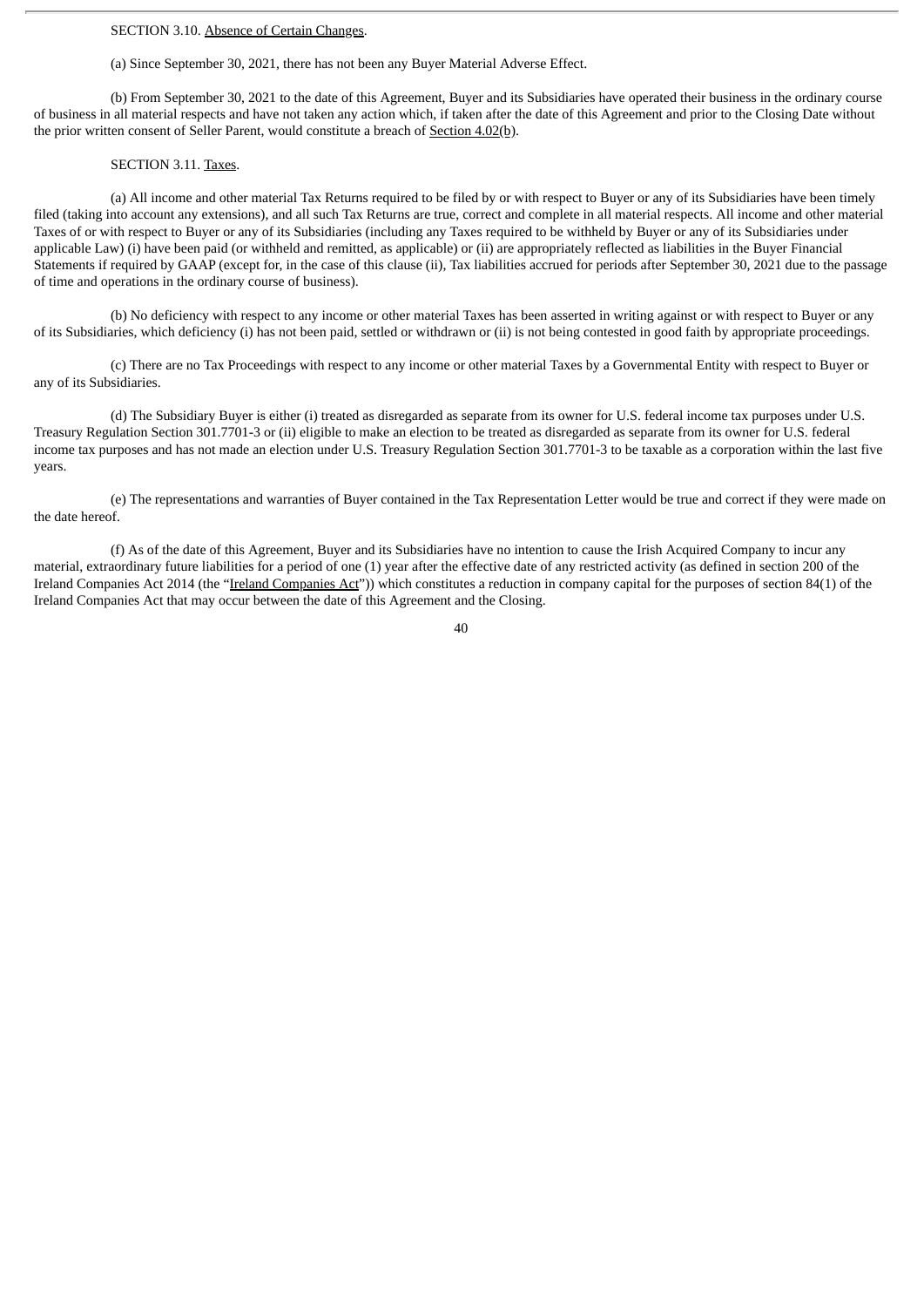SECTION 3.10. Absence of Certain Changes.

(a) Since September 30, 2021, there has not been any Buyer Material Adverse Effect.

(b) From September 30, 2021 to the date of this Agreement, Buyer and its Subsidiaries have operated their business in the ordinary course of business in all material respects and have not taken any action which, if taken after the date of this Agreement and prior to the Closing Date without the prior written consent of Seller Parent, would constitute a breach of Section 4.02(b).

SECTION 3.11. Taxes.

(a) All income and other material Tax Returns required to be filed by or with respect to Buyer or any of its Subsidiaries have been timely filed (taking into account any extensions), and all such Tax Returns are true, correct and complete in all material respects. All income and other material Taxes of or with respect to Buyer or any of its Subsidiaries (including any Taxes required to be withheld by Buyer or any of its Subsidiaries under applicable Law) (i) have been paid (or withheld and remitted, as applicable) or (ii) are appropriately reflected as liabilities in the Buyer Financial Statements if required by GAAP (except for, in the case of this clause (ii), Tax liabilities accrued for periods after September 30, 2021 due to the passage of time and operations in the ordinary course of business).

(b) No deficiency with respect to any income or other material Taxes has been asserted in writing against or with respect to Buyer or any of its Subsidiaries, which deficiency (i) has not been paid, settled or withdrawn or (ii) is not being contested in good faith by appropriate proceedings.

(c) There are no Tax Proceedings with respect to any income or other material Taxes by a Governmental Entity with respect to Buyer or any of its Subsidiaries.

(d) The Subsidiary Buyer is either (i) treated as disregarded as separate from its owner for U.S. federal income tax purposes under U.S. Treasury Regulation Section 301.7701-3 or (ii) eligible to make an election to be treated as disregarded as separate from its owner for U.S. federal income tax purposes and has not made an election under U.S. Treasury Regulation Section 301.7701-3 to be taxable as a corporation within the last five years.

(e) The representations and warranties of Buyer contained in the Tax Representation Letter would be true and correct if they were made on the date hereof.

(f) As of the date of this Agreement, Buyer and its Subsidiaries have no intention to cause the Irish Acquired Company to incur any material, extraordinary future liabilities for a period of one (1) year after the effective date of any restricted activity (as defined in section 200 of the Ireland Companies Act 2014 (the "Ireland Companies Act")) which constitutes a reduction in company capital for the purposes of section 84(1) of the Ireland Companies Act that may occur between the date of this Agreement and the Closing.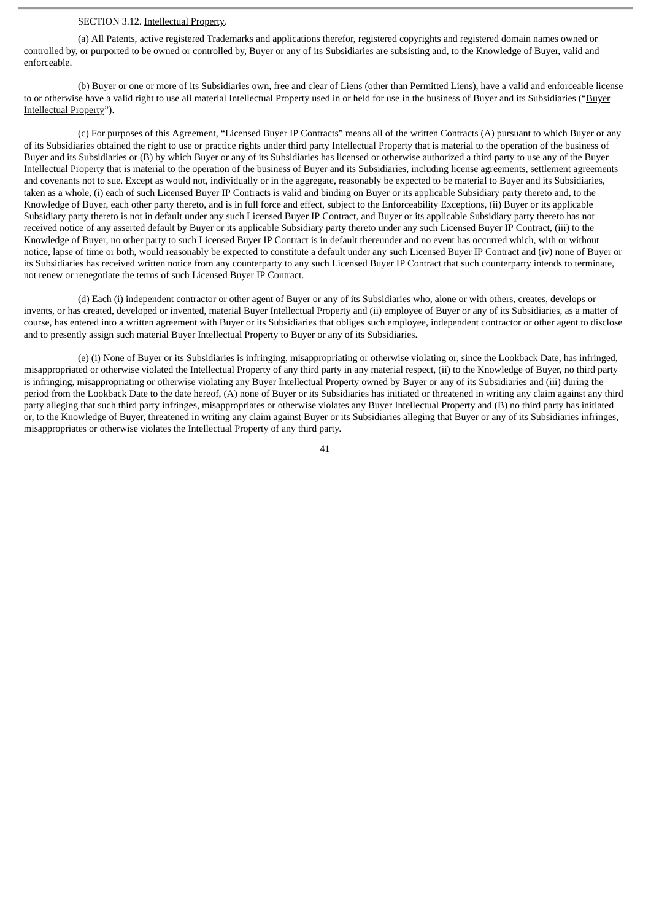SECTION 3.12. Intellectual Property.

(a) All Patents, active registered Trademarks and applications therefor, registered copyrights and registered domain names owned or controlled by, or purported to be owned or controlled by, Buyer or any of its Subsidiaries are subsisting and, to the Knowledge of Buyer, valid and enforceable.

(b) Buyer or one or more of its Subsidiaries own, free and clear of Liens (other than Permitted Liens), have a valid and enforceable license to or otherwise have a valid right to use all material Intellectual Property used in or held for use in the business of Buyer and its Subsidiaries ("Buyer Intellectual Property").

(c) For purposes of this Agreement, "Licensed Buyer IP Contracts" means all of the written Contracts (A) pursuant to which Buyer or any of its Subsidiaries obtained the right to use or practice rights under third party Intellectual Property that is material to the operation of the business of Buyer and its Subsidiaries or (B) by which Buyer or any of its Subsidiaries has licensed or otherwise authorized a third party to use any of the Buyer Intellectual Property that is material to the operation of the business of Buyer and its Subsidiaries, including license agreements, settlement agreements and covenants not to sue. Except as would not, individually or in the aggregate, reasonably be expected to be material to Buyer and its Subsidiaries, taken as a whole, (i) each of such Licensed Buyer IP Contracts is valid and binding on Buyer or its applicable Subsidiary party thereto and, to the Knowledge of Buyer, each other party thereto, and is in full force and effect, subject to the Enforceability Exceptions, (ii) Buyer or its applicable Subsidiary party thereto is not in default under any such Licensed Buyer IP Contract, and Buyer or its applicable Subsidiary party thereto has not received notice of any asserted default by Buyer or its applicable Subsidiary party thereto under any such Licensed Buyer IP Contract, (iii) to the Knowledge of Buyer, no other party to such Licensed Buyer IP Contract is in default thereunder and no event has occurred which, with or without notice, lapse of time or both, would reasonably be expected to constitute a default under any such Licensed Buyer IP Contract and (iv) none of Buyer or its Subsidiaries has received written notice from any counterparty to any such Licensed Buyer IP Contract that such counterparty intends to terminate, not renew or renegotiate the terms of such Licensed Buyer IP Contract.

(d) Each (i) independent contractor or other agent of Buyer or any of its Subsidiaries who, alone or with others, creates, develops or invents, or has created, developed or invented, material Buyer Intellectual Property and (ii) employee of Buyer or any of its Subsidiaries, as a matter of course, has entered into a written agreement with Buyer or its Subsidiaries that obliges such employee, independent contractor or other agent to disclose and to presently assign such material Buyer Intellectual Property to Buyer or any of its Subsidiaries.

(e) (i) None of Buyer or its Subsidiaries is infringing, misappropriating or otherwise violating or, since the Lookback Date, has infringed, misappropriated or otherwise violated the Intellectual Property of any third party in any material respect, (ii) to the Knowledge of Buyer, no third party is infringing, misappropriating or otherwise violating any Buyer Intellectual Property owned by Buyer or any of its Subsidiaries and (iii) during the period from the Lookback Date to the date hereof, (A) none of Buyer or its Subsidiaries has initiated or threatened in writing any claim against any third party alleging that such third party infringes, misappropriates or otherwise violates any Buyer Intellectual Property and (B) no third party has initiated or, to the Knowledge of Buyer, threatened in writing any claim against Buyer or its Subsidiaries alleging that Buyer or any of its Subsidiaries infringes, misappropriates or otherwise violates the Intellectual Property of any third party.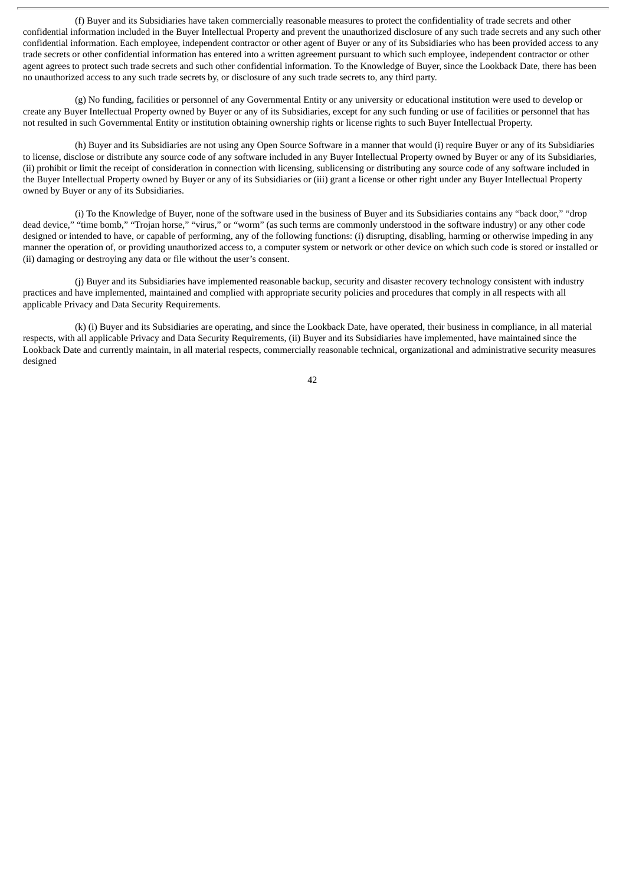(f) Buyer and its Subsidiaries have taken commercially reasonable measures to protect the confidentiality of trade secrets and other confidential information included in the Buyer Intellectual Property and prevent the unauthorized disclosure of any such trade secrets and any such other confidential information. Each employee, independent contractor or other agent of Buyer or any of its Subsidiaries who has been provided access to any trade secrets or other confidential information has entered into a written agreement pursuant to which such employee, independent contractor or other agent agrees to protect such trade secrets and such other confidential information. To the Knowledge of Buyer, since the Lookback Date, there has been no unauthorized access to any such trade secrets by, or disclosure of any such trade secrets to, any third party.

(g) No funding, facilities or personnel of any Governmental Entity or any university or educational institution were used to develop or create any Buyer Intellectual Property owned by Buyer or any of its Subsidiaries, except for any such funding or use of facilities or personnel that has not resulted in such Governmental Entity or institution obtaining ownership rights or license rights to such Buyer Intellectual Property.

(h) Buyer and its Subsidiaries are not using any Open Source Software in a manner that would (i) require Buyer or any of its Subsidiaries to license, disclose or distribute any source code of any software included in any Buyer Intellectual Property owned by Buyer or any of its Subsidiaries, (ii) prohibit or limit the receipt of consideration in connection with licensing, sublicensing or distributing any source code of any software included in the Buyer Intellectual Property owned by Buyer or any of its Subsidiaries or (iii) grant a license or other right under any Buyer Intellectual Property owned by Buyer or any of its Subsidiaries.

(i) To the Knowledge of Buyer, none of the software used in the business of Buyer and its Subsidiaries contains any "back door," "drop dead device," "time bomb," "Trojan horse," "virus," or "worm" (as such terms are commonly understood in the software industry) or any other code designed or intended to have, or capable of performing, any of the following functions: (i) disrupting, disabling, harming or otherwise impeding in any manner the operation of, or providing unauthorized access to, a computer system or network or other device on which such code is stored or installed or (ii) damaging or destroying any data or file without the user's consent.

(j) Buyer and its Subsidiaries have implemented reasonable backup, security and disaster recovery technology consistent with industry practices and have implemented, maintained and complied with appropriate security policies and procedures that comply in all respects with all applicable Privacy and Data Security Requirements.

(k) (i) Buyer and its Subsidiaries are operating, and since the Lookback Date, have operated, their business in compliance, in all material respects, with all applicable Privacy and Data Security Requirements, (ii) Buyer and its Subsidiaries have implemented, have maintained since the Lookback Date and currently maintain, in all material respects, commercially reasonable technical, organizational and administrative security measures designed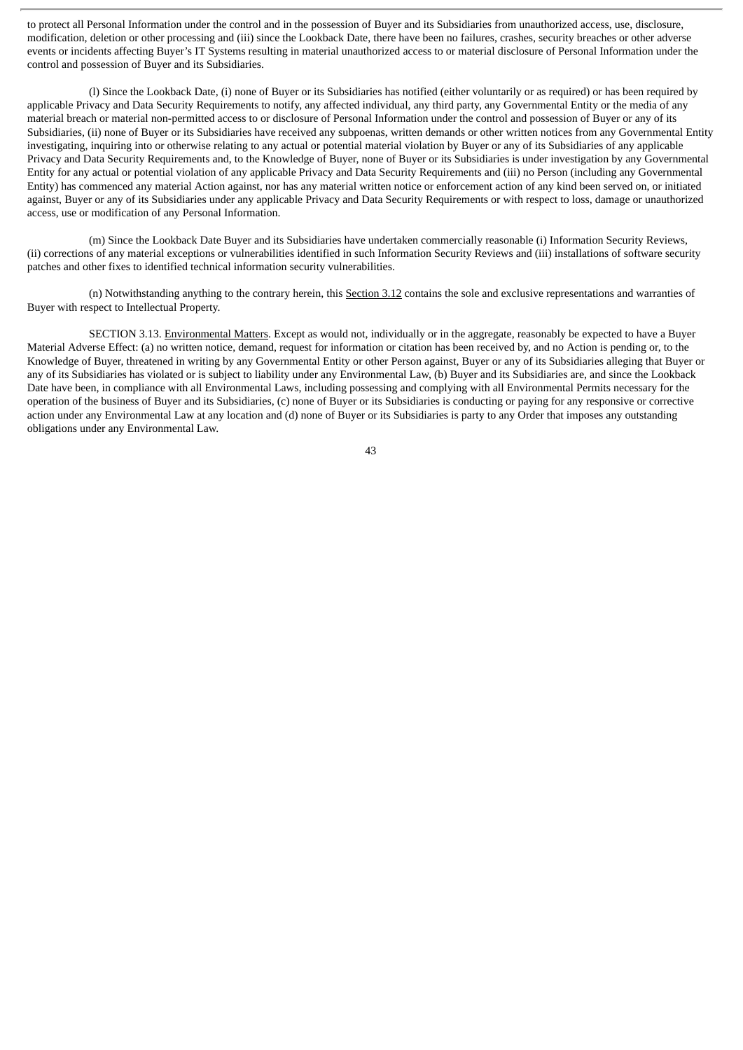to protect all Personal Information under the control and in the possession of Buyer and its Subsidiaries from unauthorized access, use, disclosure, modification, deletion or other processing and (iii) since the Lookback Date, there have been no failures, crashes, security breaches or other adverse events or incidents affecting Buyer's IT Systems resulting in material unauthorized access to or material disclosure of Personal Information under the control and possession of Buyer and its Subsidiaries.

(l) Since the Lookback Date, (i) none of Buyer or its Subsidiaries has notified (either voluntarily or as required) or has been required by applicable Privacy and Data Security Requirements to notify, any affected individual, any third party, any Governmental Entity or the media of any material breach or material non-permitted access to or disclosure of Personal Information under the control and possession of Buyer or any of its Subsidiaries, (ii) none of Buyer or its Subsidiaries have received any subpoenas, written demands or other written notices from any Governmental Entity investigating, inquiring into or otherwise relating to any actual or potential material violation by Buyer or any of its Subsidiaries of any applicable Privacy and Data Security Requirements and, to the Knowledge of Buyer, none of Buyer or its Subsidiaries is under investigation by any Governmental Entity for any actual or potential violation of any applicable Privacy and Data Security Requirements and (iii) no Person (including any Governmental Entity) has commenced any material Action against, nor has any material written notice or enforcement action of any kind been served on, or initiated against, Buyer or any of its Subsidiaries under any applicable Privacy and Data Security Requirements or with respect to loss, damage or unauthorized access, use or modification of any Personal Information.

(m) Since the Lookback Date Buyer and its Subsidiaries have undertaken commercially reasonable (i) Information Security Reviews, (ii) corrections of any material exceptions or vulnerabilities identified in such Information Security Reviews and (iii) installations of software security patches and other fixes to identified technical information security vulnerabilities.

(n) Notwithstanding anything to the contrary herein, this Section 3.12 contains the sole and exclusive representations and warranties of Buyer with respect to Intellectual Property.

SECTION 3.13. Environmental Matters. Except as would not, individually or in the aggregate, reasonably be expected to have a Buyer Material Adverse Effect: (a) no written notice, demand, request for information or citation has been received by, and no Action is pending or, to the Knowledge of Buyer, threatened in writing by any Governmental Entity or other Person against, Buyer or any of its Subsidiaries alleging that Buyer or any of its Subsidiaries has violated or is subject to liability under any Environmental Law, (b) Buyer and its Subsidiaries are, and since the Lookback Date have been, in compliance with all Environmental Laws, including possessing and complying with all Environmental Permits necessary for the operation of the business of Buyer and its Subsidiaries, (c) none of Buyer or its Subsidiaries is conducting or paying for any responsive or corrective action under any Environmental Law at any location and (d) none of Buyer or its Subsidiaries is party to any Order that imposes any outstanding obligations under any Environmental Law.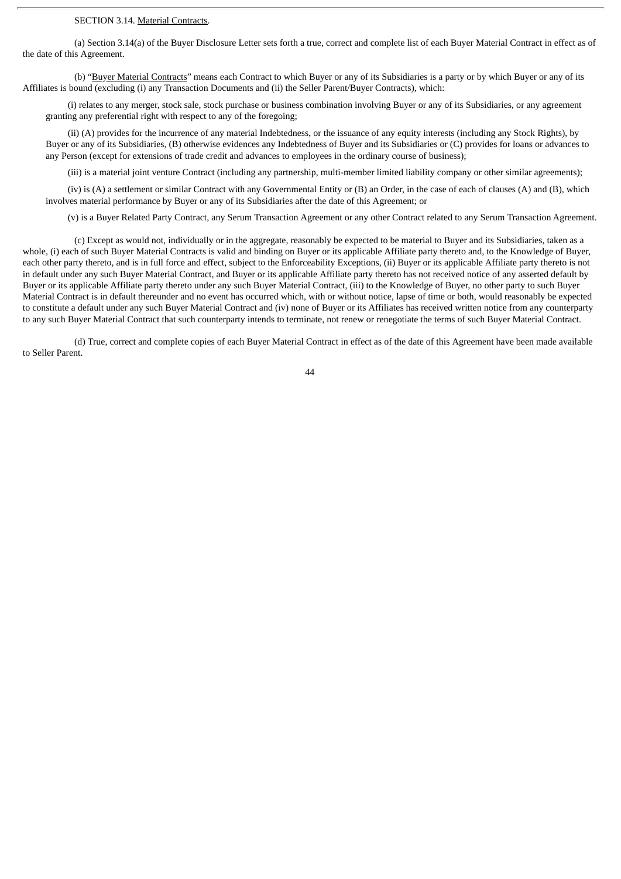SECTION 3.14. Material Contracts.

(a) Section 3.14(a) of the Buyer Disclosure Letter sets forth a true, correct and complete list of each Buyer Material Contract in effect as of the date of this Agreement.

(b) "Buyer Material Contracts" means each Contract to which Buyer or any of its Subsidiaries is a party or by which Buyer or any of its Affiliates is bound (excluding (i) any Transaction Documents and (ii) the Seller Parent/Buyer Contracts), which:

(i) relates to any merger, stock sale, stock purchase or business combination involving Buyer or any of its Subsidiaries, or any agreement granting any preferential right with respect to any of the foregoing;

(ii) (A) provides for the incurrence of any material Indebtedness, or the issuance of any equity interests (including any Stock Rights), by Buyer or any of its Subsidiaries, (B) otherwise evidences any Indebtedness of Buyer and its Subsidiaries or (C) provides for loans or advances to any Person (except for extensions of trade credit and advances to employees in the ordinary course of business);

(iii) is a material joint venture Contract (including any partnership, multi-member limited liability company or other similar agreements);

(iv) is (A) a settlement or similar Contract with any Governmental Entity or (B) an Order, in the case of each of clauses (A) and (B), which involves material performance by Buyer or any of its Subsidiaries after the date of this Agreement; or

(v) is a Buyer Related Party Contract, any Serum Transaction Agreement or any other Contract related to any Serum Transaction Agreement.

(c) Except as would not, individually or in the aggregate, reasonably be expected to be material to Buyer and its Subsidiaries, taken as a whole, (i) each of such Buyer Material Contracts is valid and binding on Buyer or its applicable Affiliate party thereto and, to the Knowledge of Buyer, each other party thereto, and is in full force and effect, subject to the Enforceability Exceptions, (ii) Buyer or its applicable Affiliate party thereto is not in default under any such Buyer Material Contract, and Buyer or its applicable Affiliate party thereto has not received notice of any asserted default by Buyer or its applicable Affiliate party thereto under any such Buyer Material Contract, (iii) to the Knowledge of Buyer, no other party to such Buyer Material Contract is in default thereunder and no event has occurred which, with or without notice, lapse of time or both, would reasonably be expected to constitute a default under any such Buyer Material Contract and (iv) none of Buyer or its Affiliates has received written notice from any counterparty to any such Buyer Material Contract that such counterparty intends to terminate, not renew or renegotiate the terms of such Buyer Material Contract.

(d) True, correct and complete copies of each Buyer Material Contract in effect as of the date of this Agreement have been made available to Seller Parent.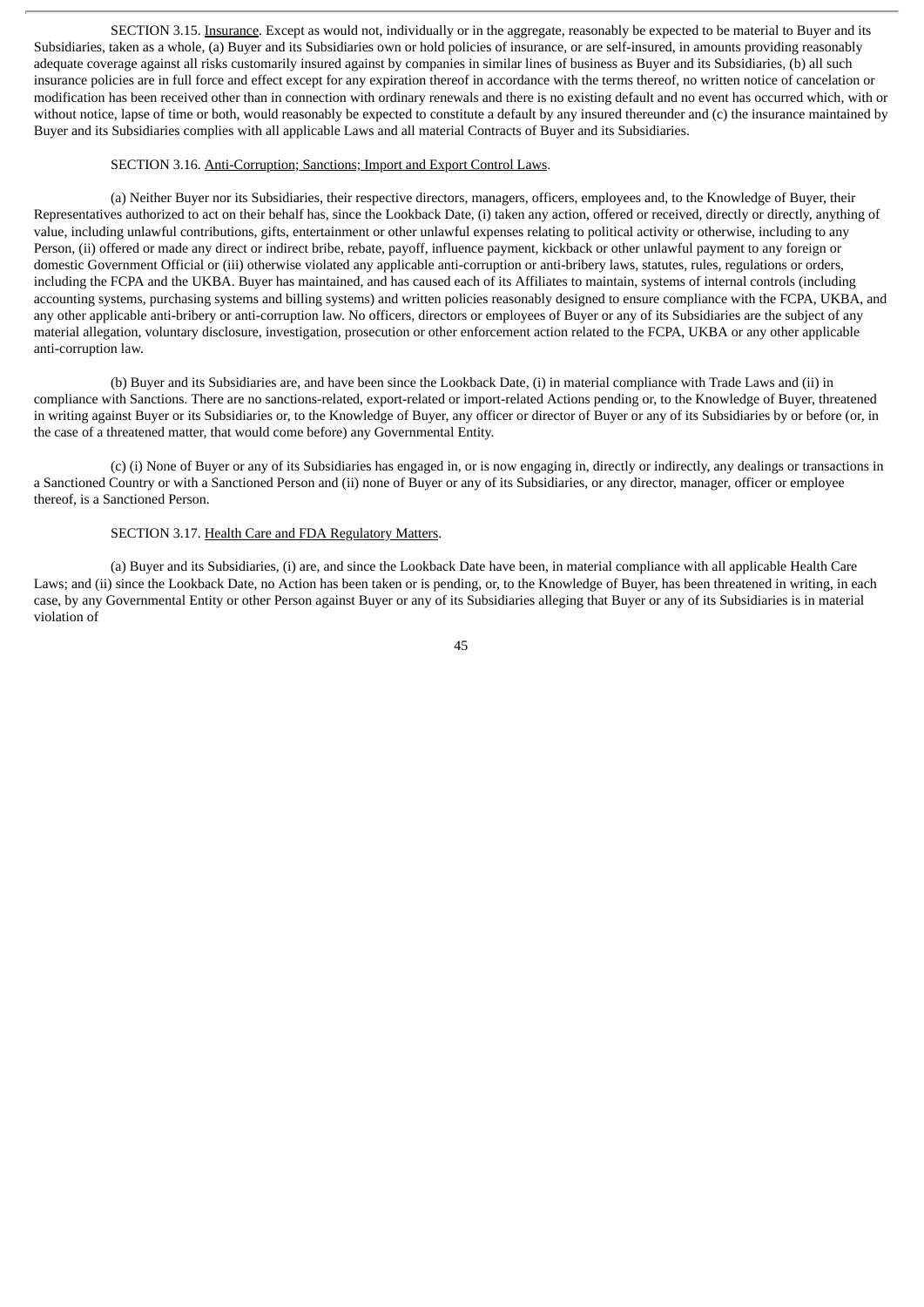SECTION 3.15. Insurance. Except as would not, individually or in the aggregate, reasonably be expected to be material to Buyer and its Subsidiaries, taken as a whole, (a) Buyer and its Subsidiaries own or hold policies of insurance, or are self-insured, in amounts providing reasonably adequate coverage against all risks customarily insured against by companies in similar lines of business as Buyer and its Subsidiaries, (b) all such insurance policies are in full force and effect except for any expiration thereof in accordance with the terms thereof, no written notice of cancelation or modification has been received other than in connection with ordinary renewals and there is no existing default and no event has occurred which, with or without notice, lapse of time or both, would reasonably be expected to constitute a default by any insured thereunder and (c) the insurance maintained by Buyer and its Subsidiaries complies with all applicable Laws and all material Contracts of Buyer and its Subsidiaries.

SECTION 3.16. Anti-Corruption; Sanctions; Import and Export Control Laws.

(a) Neither Buyer nor its Subsidiaries, their respective directors, managers, officers, employees and, to the Knowledge of Buyer, their Representatives authorized to act on their behalf has, since the Lookback Date, (i) taken any action, offered or received, directly or directly, anything of value, including unlawful contributions, gifts, entertainment or other unlawful expenses relating to political activity or otherwise, including to any Person, (ii) offered or made any direct or indirect bribe, rebate, payoff, influence payment, kickback or other unlawful payment to any foreign or domestic Government Official or (iii) otherwise violated any applicable anti-corruption or anti-bribery laws, statutes, rules, regulations or orders, including the FCPA and the UKBA. Buyer has maintained, and has caused each of its Affiliates to maintain, systems of internal controls (including accounting systems, purchasing systems and billing systems) and written policies reasonably designed to ensure compliance with the FCPA, UKBA, and any other applicable anti-bribery or anti-corruption law. No officers, directors or employees of Buyer or any of its Subsidiaries are the subject of any material allegation, voluntary disclosure, investigation, prosecution or other enforcement action related to the FCPA, UKBA or any other applicable anti-corruption law.

(b) Buyer and its Subsidiaries are, and have been since the Lookback Date, (i) in material compliance with Trade Laws and (ii) in compliance with Sanctions. There are no sanctions-related, export-related or import-related Actions pending or, to the Knowledge of Buyer, threatened in writing against Buyer or its Subsidiaries or, to the Knowledge of Buyer, any officer or director of Buyer or any of its Subsidiaries by or before (or, in the case of a threatened matter, that would come before) any Governmental Entity.

(c) (i) None of Buyer or any of its Subsidiaries has engaged in, or is now engaging in, directly or indirectly, any dealings or transactions in a Sanctioned Country or with a Sanctioned Person and (ii) none of Buyer or any of its Subsidiaries, or any director, manager, officer or employee thereof, is a Sanctioned Person.

SECTION 3.17. Health Care and FDA Regulatory Matters.

(a) Buyer and its Subsidiaries, (i) are, and since the Lookback Date have been, in material compliance with all applicable Health Care Laws; and (ii) since the Lookback Date, no Action has been taken or is pending, or, to the Knowledge of Buyer, has been threatened in writing, in each case, by any Governmental Entity or other Person against Buyer or any of its Subsidiaries alleging that Buyer or any of its Subsidiaries is in material violation of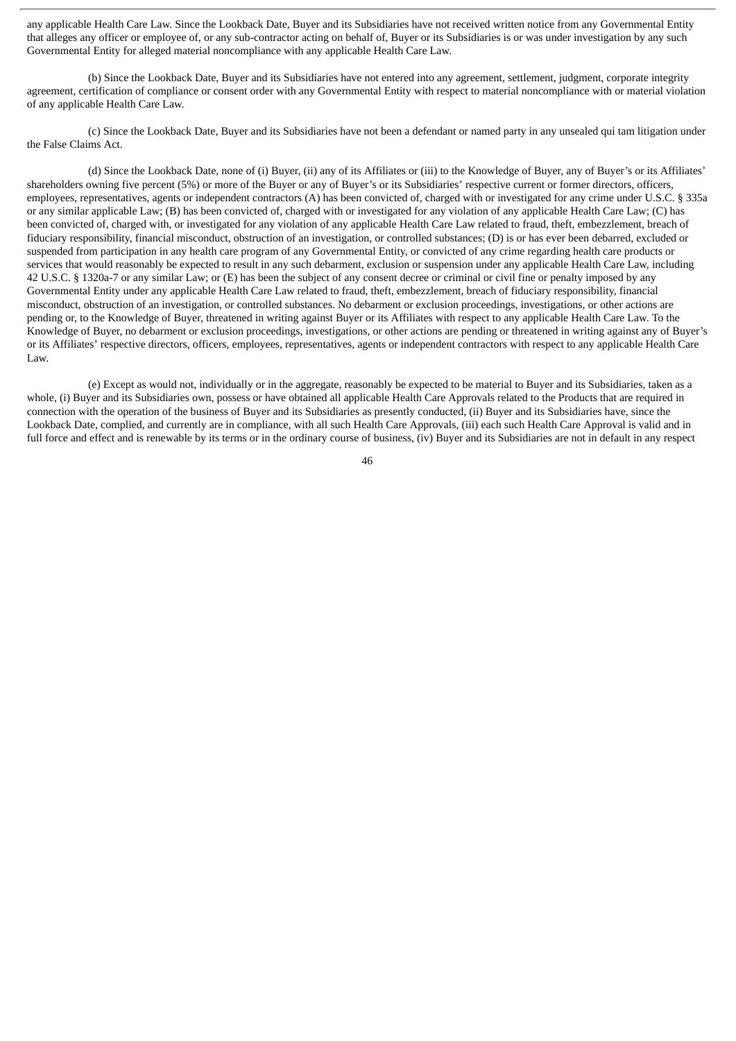any applicable Health Care Law. Since the Lookback Date, Buyer and its Subsidiaries have not received written notice from any Governmental Entity that alleges any officer or employee of, or any sub-contractor acting on behalf of, Buyer or its Subsidiaries is or was under investigation by any such Governmental Entity for alleged material noncompliance with any applicable Health Care Law.

(b) Since the Lookback Date, Buyer and its Subsidiaries have not entered into any agreement, settlement, judgment, corporate integrity agreement, certification of compliance or consent order with any Governmental Entity with respect to material noncompliance with or material violation of any applicable Health Care Law.

(c) Since the Lookback Date, Buyer and its Subsidiaries have not been a defendant or named party in any unsealed qui tam litigation under the False Claims Act.

(d) Since the Lookback Date, none of (i) Buyer, (ii) any of its Affiliates or (iii) to the Knowledge of Buyer, any of Buyer's or its Affiliates' shareholders owning five percent (5%) or more of the Buyer or any of Buyer's or its Subsidiaries' respective current or former directors, officers, employees, representatives, agents or independent contractors (A) has been convicted of, charged with or investigated for any crime under U.S.C. § 335a or any similar applicable Law; (B) has been convicted of, charged with or investigated for any violation of any applicable Health Care Law; (C) has been convicted of, charged with, or investigated for any violation of any applicable Health Care Law related to fraud, theft, embezzlement, breach of fiduciary responsibility, financial misconduct, obstruction of an investigation, or controlled substances; (D) is or has ever been debarred, excluded or suspended from participation in any health care program of any Governmental Entity, or convicted of any crime regarding health care products or services that would reasonably be expected to result in any such debarment, exclusion or suspension under any applicable Health Care Law, including 42 U.S.C. § 1320a-7 or any similar Law; or (E) has been the subject of any consent decree or criminal or civil fine or penalty imposed by any Governmental Entity under any applicable Health Care Law related to fraud, theft, embezzlement, breach of fiduciary responsibility, financial misconduct, obstruction of an investigation, or controlled substances. No debarment or exclusion proceedings, investigations, or other actions are pending or, to the Knowledge of Buyer, threatened in writing against Buyer or its Affiliates with respect to any applicable Health Care Law. To the Knowledge of Buyer, no debarment or exclusion proceedings, investigations, or other actions are pending or threatened in writing against any of Buyer's or its Affiliates' respective directors, officers, employees, representatives, agents or independent contractors with respect to any applicable Health Care Law.

(e) Except as would not, individually or in the aggregate, reasonably be expected to be material to Buyer and its Subsidiaries, taken as a whole, (i) Buyer and its Subsidiaries own, possess or have obtained all applicable Health Care Approvals related to the Products that are required in connection with the operation of the business of Buyer and its Subsidiaries as presently conducted, (ii) Buyer and its Subsidiaries have, since the Lookback Date, complied, and currently are in compliance, with all such Health Care Approvals, (iii) each such Health Care Approval is valid and in full force and effect and is renewable by its terms or in the ordinary course of business, (iv) Buyer and its Subsidiaries are not in default in any respect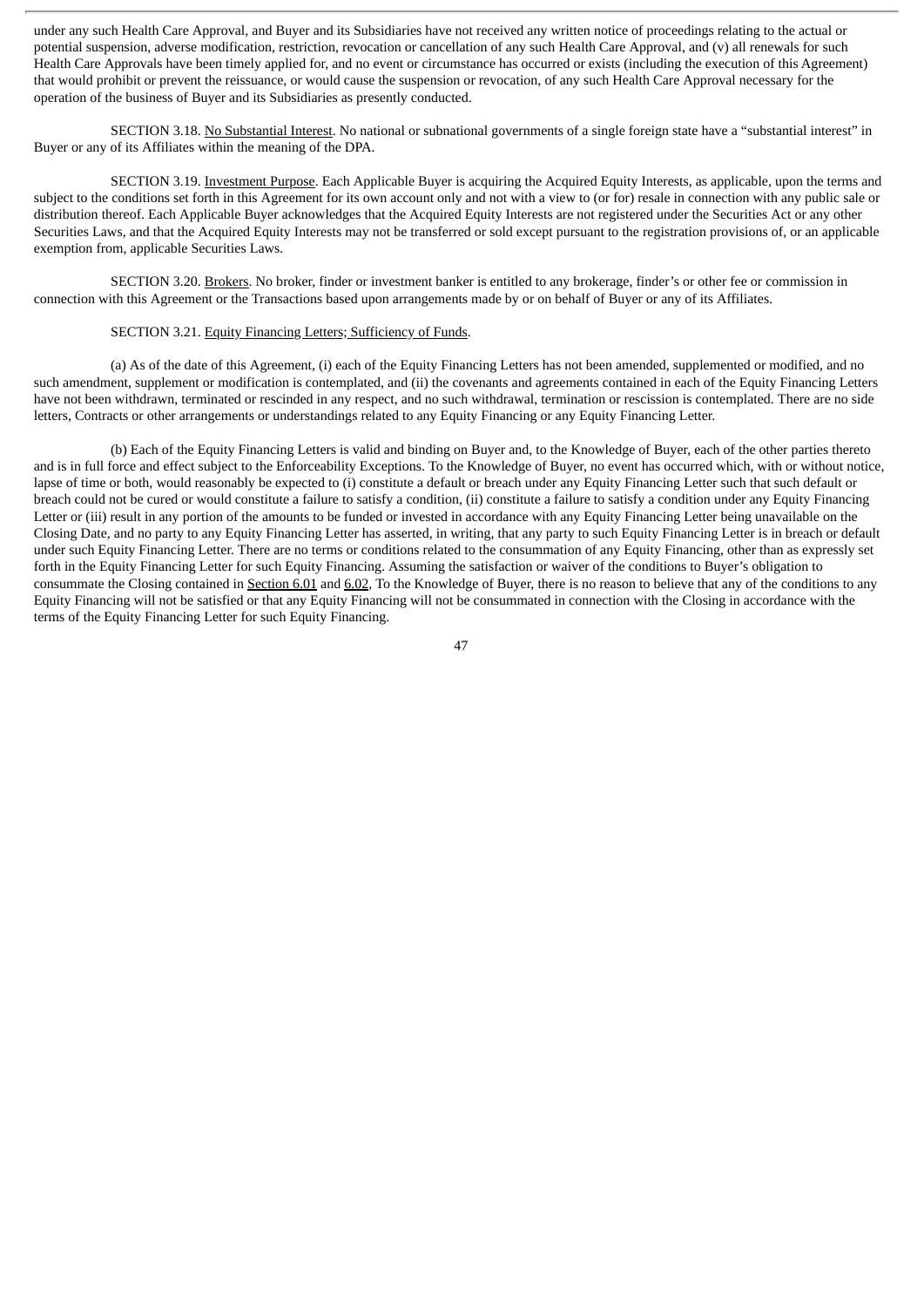under any such Health Care Approval, and Buyer and its Subsidiaries have not received any written notice of proceedings relating to the actual or potential suspension, adverse modification, restriction, revocation or cancellation of any such Health Care Approval, and (v) all renewals for such Health Care Approvals have been timely applied for, and no event or circumstance has occurred or exists (including the execution of this Agreement) that would prohibit or prevent the reissuance, or would cause the suspension or revocation, of any such Health Care Approval necessary for the operation of the business of Buyer and its Subsidiaries as presently conducted.

SECTION 3.18. No Substantial Interest. No national or subnational governments of a single foreign state have a "substantial interest" in Buyer or any of its Affiliates within the meaning of the DPA.

SECTION 3.19. Investment Purpose. Each Applicable Buyer is acquiring the Acquired Equity Interests, as applicable, upon the terms and subject to the conditions set forth in this Agreement for its own account only and not with a view to (or for) resale in connection with any public sale or distribution thereof. Each Applicable Buyer acknowledges that the Acquired Equity Interests are not registered under the Securities Act or any other Securities Laws, and that the Acquired Equity Interests may not be transferred or sold except pursuant to the registration provisions of, or an applicable exemption from, applicable Securities Laws.

SECTION 3.20. Brokers. No broker, finder or investment banker is entitled to any brokerage, finder's or other fee or commission in connection with this Agreement or the Transactions based upon arrangements made by or on behalf of Buyer or any of its Affiliates.

SECTION 3.21. Equity Financing Letters; Sufficiency of Funds.

(a) As of the date of this Agreement, (i) each of the Equity Financing Letters has not been amended, supplemented or modified, and no such amendment, supplement or modification is contemplated, and (ii) the covenants and agreements contained in each of the Equity Financing Letters have not been withdrawn, terminated or rescinded in any respect, and no such withdrawal, termination or rescission is contemplated. There are no side letters, Contracts or other arrangements or understandings related to any Equity Financing or any Equity Financing Letter.

(b) Each of the Equity Financing Letters is valid and binding on Buyer and, to the Knowledge of Buyer, each of the other parties thereto and is in full force and effect subject to the Enforceability Exceptions. To the Knowledge of Buyer, no event has occurred which, with or without notice, lapse of time or both, would reasonably be expected to (i) constitute a default or breach under any Equity Financing Letter such that such default or breach could not be cured or would constitute a failure to satisfy a condition, (ii) constitute a failure to satisfy a condition under any Equity Financing Letter or (iii) result in any portion of the amounts to be funded or invested in accordance with any Equity Financing Letter being unavailable on the Closing Date, and no party to any Equity Financing Letter has asserted, in writing, that any party to such Equity Financing Letter is in breach or default under such Equity Financing Letter. There are no terms or conditions related to the consummation of any Equity Financing, other than as expressly set forth in the Equity Financing Letter for such Equity Financing. Assuming the satisfaction or waiver of the conditions to Buyer's obligation to consummate the Closing contained in Section 6.01 and 6.02, To the Knowledge of Buyer, there is no reason to believe that any of the conditions to any Equity Financing will not be satisfied or that any Equity Financing will not be consummated in connection with the Closing in accordance with the terms of the Equity Financing Letter for such Equity Financing.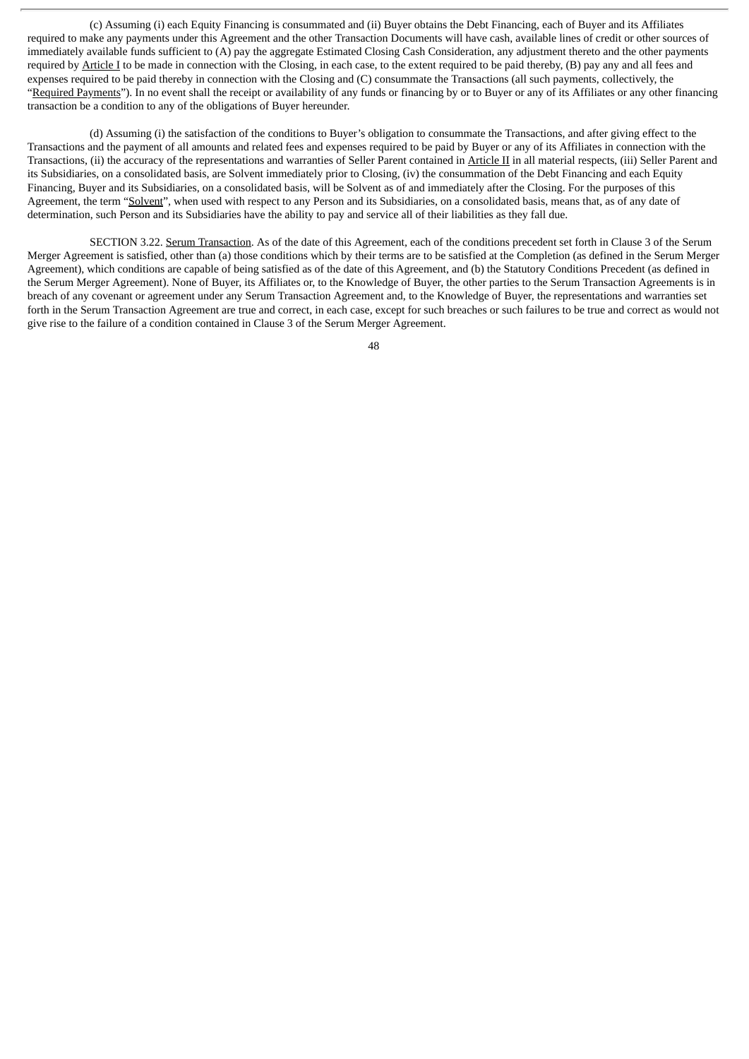(c) Assuming (i) each Equity Financing is consummated and (ii) Buyer obtains the Debt Financing, each of Buyer and its Affiliates required to make any payments under this Agreement and the other Transaction Documents will have cash, available lines of credit or other sources of immediately available funds sufficient to (A) pay the aggregate Estimated Closing Cash Consideration, any adjustment thereto and the other payments required by Article I to be made in connection with the Closing, in each case, to the extent required to be paid thereby, (B) pay any and all fees and expenses required to be paid thereby in connection with the Closing and (C) consummate the Transactions (all such payments, collectively, the "Required Payments"). In no event shall the receipt or availability of any funds or financing by or to Buyer or any of its Affiliates or any other financing transaction be a condition to any of the obligations of Buyer hereunder.

(d) Assuming (i) the satisfaction of the conditions to Buyer's obligation to consummate the Transactions, and after giving effect to the Transactions and the payment of all amounts and related fees and expenses required to be paid by Buyer or any of its Affiliates in connection with the Transactions, (ii) the accuracy of the representations and warranties of Seller Parent contained in Article II in all material respects, (iii) Seller Parent and its Subsidiaries, on a consolidated basis, are Solvent immediately prior to Closing, (iv) the consummation of the Debt Financing and each Equity Financing, Buyer and its Subsidiaries, on a consolidated basis, will be Solvent as of and immediately after the Closing. For the purposes of this Agreement, the term "Solvent", when used with respect to any Person and its Subsidiaries, on a consolidated basis, means that, as of any date of determination, such Person and its Subsidiaries have the ability to pay and service all of their liabilities as they fall due.

SECTION 3.22. Serum Transaction. As of the date of this Agreement, each of the conditions precedent set forth in Clause 3 of the Serum Merger Agreement is satisfied, other than (a) those conditions which by their terms are to be satisfied at the Completion (as defined in the Serum Merger Agreement), which conditions are capable of being satisfied as of the date of this Agreement, and (b) the Statutory Conditions Precedent (as defined in the Serum Merger Agreement). None of Buyer, its Affiliates or, to the Knowledge of Buyer, the other parties to the Serum Transaction Agreements is in breach of any covenant or agreement under any Serum Transaction Agreement and, to the Knowledge of Buyer, the representations and warranties set forth in the Serum Transaction Agreement are true and correct, in each case, except for such breaches or such failures to be true and correct as would not give rise to the failure of a condition contained in Clause 3 of the Serum Merger Agreement.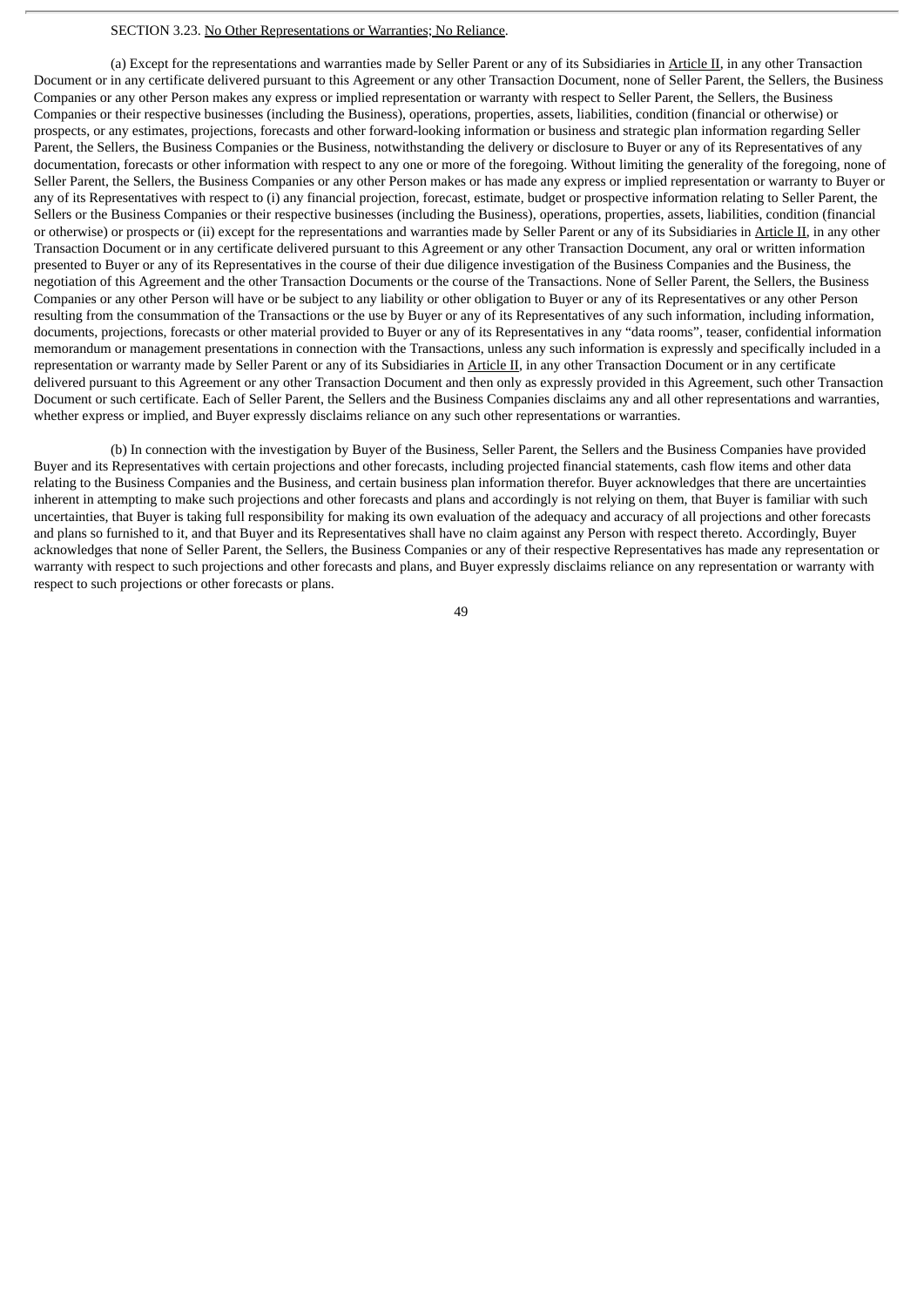SECTION 3.23. <u>No Other Representations or Warranties; No Reliance</u>.

(a) Except for the representations and warranties made by Seller Parent or any of its Subsidiaries in <u>Article II</u>, in any other Transaction Document or in any certificate delivered pursuant to this Agreement or any other Transaction Document, none of Seller Parent, the Sellers, the Business Companies or any other Person makes any express or implied representation or warranty with respect to Seller Parent, the Sellers, the Business Companies or their respective businesses (including the Business), operations, properties, assets, liabilities, condition (financial or otherwise) or prospects, or any estimates, projections, forecasts and other forward-looking information or business and strategic plan information regarding Seller Parent, the Sellers, the Business Companies or the Business, notwithstanding the delivery or disclosure to Buyer or any of its Representatives of any documentation, forecasts or other information with respect to any one or more of the foregoing. Without limiting the generality of the foregoing, none of Seller Parent, the Sellers, the Business Companies or any other Person makes or has made any express or implied representation or warranty to Buyer or any of its Representatives with respect to (i) any financial projection, forecast, estimate, budget or prospective information relating to Seller Parent, the Sellers or the Business Companies or their respective businesses (including the Business), operations, properties, assets, liabilities, condition (financial or otherwise) or prospects or (ii) except for the representations and warranties made by Seller Parent or any of its Subsidiaries in <u>Article II</u>, in any other Transaction Document or in any certificate delivered pursuant to this Agreement or any other Transaction Document, any oral or written information presented to Buyer or any of its Representatives in the course of their due diligence investigation of the Business Companies and the Business, the negotiation of this Agreement and the other Transaction Documents or the course of the Transactions. None of Seller Parent, the Sellers, the Business Companies or any other Person will have or be subject to any liability or other obligation to Buyer or any of its Representatives or any other Person resulting from the consummation of the Transactions or the use by Buyer or any of its Representatives of any such information, including information, documents, projections, forecasts or other material provided to Buyer or any of its Representatives in any "data rooms", teaser, confidential information memorandum or management presentations in connection with the Transactions, unless any such information is expressly and specifically included in a representation or warranty made by Seller Parent or any of its Subsidiaries in <u>Article II</u>, in any other Transaction Document or in any certificate delivered pursuant to this Agreement or any other Transaction Document and then only as expressly provided in this Agreement, such other Transaction Document or such certificate. Each of Seller Parent, the Sellers and the Business Companies disclaims any and all other representations and warranties, whether express or implied, and Buyer expressly disclaims reliance on any such other representations or warranties.

(b) In connection with the investigation by Buyer of the Business, Seller Parent, the Sellers and the Business Companies have provided Buyer and its Representatives with certain projections and other forecasts, including projected financial statements, cash flow items and other data relating to the Business Companies and the Business, and certain business plan information therefor. Buyer acknowledges that there are uncertainties inherent in attempting to make such projections and other forecasts and plans and accordingly is not relying on them, that Buyer is familiar with such uncertainties, that Buyer is taking full responsibility for making its own evaluation of the adequacy and accuracy of all projections and other forecasts and plans so furnished to it, and that Buyer and its Representatives shall have no claim against any Person with respect thereto. Accordingly, Buyer acknowledges that none of Seller Parent, the Sellers, the Business Companies or any of their respective Representatives has made any representation or warranty with respect to such projections and other forecasts and plans, and Buyer expressly disclaims reliance on any representation or warranty with respect to such projections or other forecasts or plans.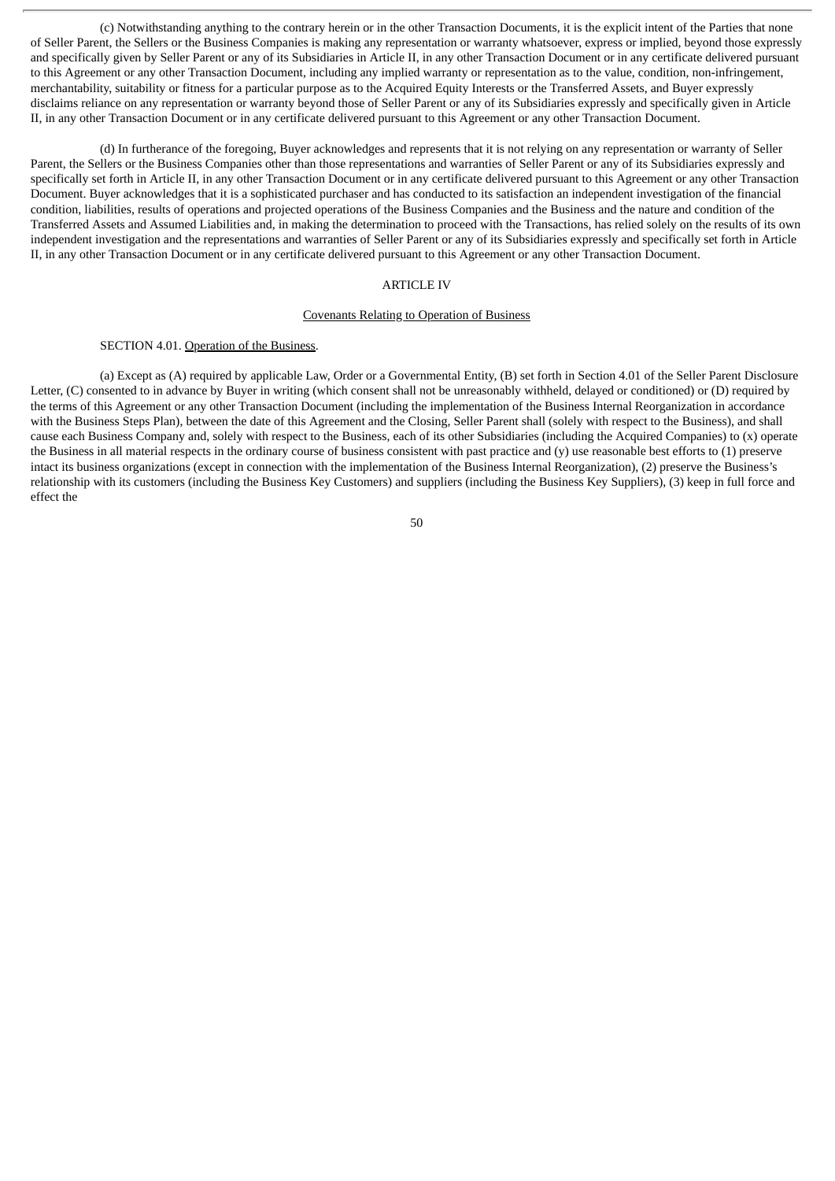(c) Notwithstanding anything to the contrary herein or in the other Transaction Documents, it is the explicit intent of the Parties that none of Seller Parent, the Sellers or the Business Companies is making any representation or warranty whatsoever, express or implied, beyond those expressly and specifically given by Seller Parent or any of its Subsidiaries in Article II, in any other Transaction Document or in any certificate delivered pursuant to this Agreement or any other Transaction Document, including any implied warranty or representation as to the value, condition, non-infringement, merchantability, suitability or fitness for a particular purpose as to the Acquired Equity Interests or the Transferred Assets, and Buyer expressly disclaims reliance on any representation or warranty beyond those of Seller Parent or any of its Subsidiaries expressly and specifically given in Article II, in any other Transaction Document or in any certificate delivered pursuant to this Agreement or any other Transaction Document.

(d) In furtherance of the foregoing, Buyer acknowledges and represents that it is not relying on any representation or warranty of Seller Parent, the Sellers or the Business Companies other than those representations and warranties of Seller Parent or any of its Subsidiaries expressly and specifically set forth in Article II, in any other Transaction Document or in any certificate delivered pursuant to this Agreement or any other Transaction Document. Buyer acknowledges that it is a sophisticated purchaser and has conducted to its satisfaction an independent investigation of the financial condition, liabilities, results of operations and projected operations of the Business Companies and the Business and the nature and condition of the Transferred Assets and Assumed Liabilities and, in making the determination to proceed with the Transactions, has relied solely on the results of its own independent investigation and the representations and warranties of Seller Parent or any of its Subsidiaries expressly and specifically set forth in Article II, in any other Transaction Document or in any certificate delivered pursuant to this Agreement or any other Transaction Document.

## ARTICLE IV

## Covenants Relating to Operation of Business

SECTION 4.01. Operation of the Business.

(a) Except as (A) required by applicable Law, Order or a Governmental Entity, (B) set forth in Section 4.01 of the Seller Parent Disclosure Letter, (C) consented to in advance by Buyer in writing (which consent shall not be unreasonably withheld, delayed or conditioned) or (D) required by the terms of this Agreement or any other Transaction Document (including the implementation of the Business Internal Reorganization in accordance with the Business Steps Plan), between the date of this Agreement and the Closing, Seller Parent shall (solely with respect to the Business), and shall cause each Business Company and, solely with respect to the Business, each of its other Subsidiaries (including the Acquired Companies) to (x) operate the Business in all material respects in the ordinary course of business consistent with past practice and (y) use reasonable best efforts to (1) preserve intact its business organizations (except in connection with the implementation of the Business Internal Reorganization), (2) preserve the Business's relationship with its customers (including the Business Key Customers) and suppliers (including the Business Key Suppliers), (3) keep in full force and effect the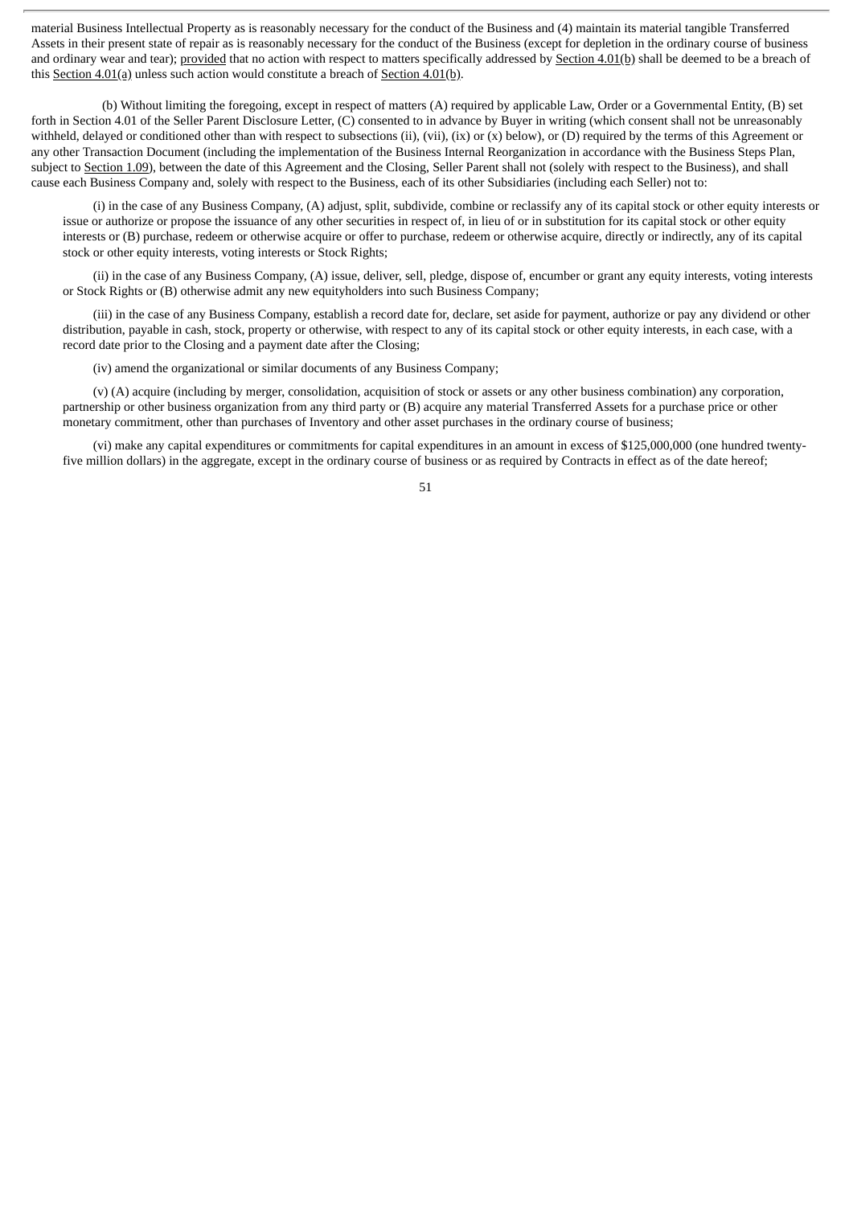material Business Intellectual Property as is reasonably necessary for the conduct of the Business and (4) maintain its material tangible Transferred Assets in their present state of repair as is reasonably necessary for the conduct of the Business (except for depletion in the ordinary course of business and ordinary wear and tear); provided that no action with respect to matters specifically addressed by Section 4.01(b) shall be deemed to be a breach of this Section 4.01(a) unless such action would constitute a breach of Section 4.01(b).

(b) Without limiting the foregoing, except in respect of matters (A) required by applicable Law, Order or a Governmental Entity, (B) set forth in Section 4.01 of the Seller Parent Disclosure Letter, (C) consented to in advance by Buyer in writing (which consent shall not be unreasonably withheld, delayed or conditioned other than with respect to subsections (ii), (vii), (ix) or (x) below), or (D) required by the terms of this Agreement or any other Transaction Document (including the implementation of the Business Internal Reorganization in accordance with the Business Steps Plan, subject to Section 1.09), between the date of this Agreement and the Closing, Seller Parent shall not (solely with respect to the Business), and shall cause each Business Company and, solely with respect to the Business, each of its other Subsidiaries (including each Seller) not to:

(i) in the case of any Business Company, (A) adjust, split, subdivide, combine or reclassify any of its capital stock or other equity interests or issue or authorize or propose the issuance of any other securities in respect of, in lieu of or in substitution for its capital stock or other equity interests or (B) purchase, redeem or otherwise acquire or offer to purchase, redeem or otherwise acquire, directly or indirectly, any of its capital stock or other equity interests, voting interests or Stock Rights;

(ii) in the case of any Business Company, (A) issue, deliver, sell, pledge, dispose of, encumber or grant any equity interests, voting interests or Stock Rights or (B) otherwise admit any new equityholders into such Business Company;

(iii) in the case of any Business Company, establish a record date for, declare, set aside for payment, authorize or pay any dividend or other distribution, payable in cash, stock, property or otherwise, with respect to any of its capital stock or other equity interests, in each case, with a record date prior to the Closing and a payment date after the Closing;

(iv) amend the organizational or similar documents of any Business Company;

(v) (A) acquire (including by merger, consolidation, acquisition of stock or assets or any other business combination) any corporation, partnership or other business organization from any third party or (B) acquire any material Transferred Assets for a purchase price or other monetary commitment, other than purchases of Inventory and other asset purchases in the ordinary course of business;

(vi) make any capital expenditures or commitments for capital expenditures in an amount in excess of $125,000,000 (one hundred twenty-five million dollars) in the aggregate, except in the ordinary course of business or as required by Contracts in effect as of the date hereof;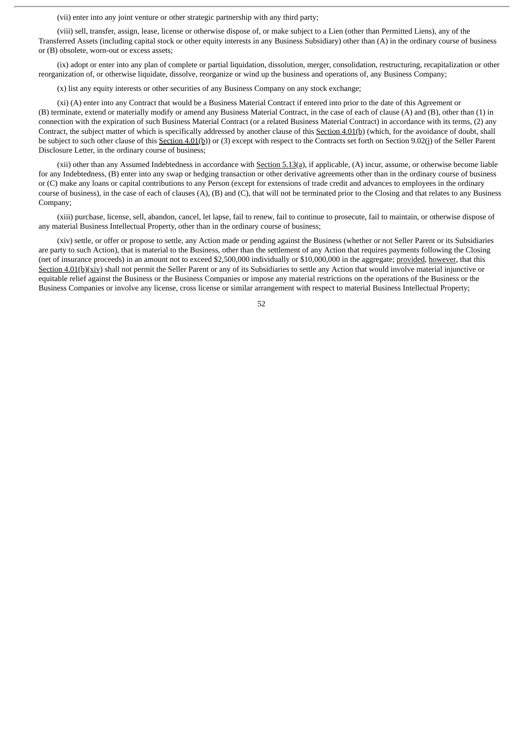(vii) enter into any joint venture or other strategic partnership with any third party;

(viii) sell, transfer, assign, lease, license or otherwise dispose of, or make subject to a Lien (other than Permitted Liens), any of the Transferred Assets (including capital stock or other equity interests in any Business Subsidiary) other than (A) in the ordinary course of business or (B) obsolete, worn-out or excess assets;

(ix) adopt or enter into any plan of complete or partial liquidation, dissolution, merger, consolidation, restructuring, recapitalization or other reorganization of, or otherwise liquidate, dissolve, reorganize or wind up the business and operations of, any Business Company;

(x) list any equity interests or other securities of any Business Company on any stock exchange;

(xi) (A) enter into any Contract that would be a Business Material Contract if entered into prior to the date of this Agreement or (B) terminate, extend or materially modify or amend any Business Material Contract, in the case of each of clause (A) and (B), other than (1) in connection with the expiration of such Business Material Contract (or a related Business Material Contract) in accordance with its terms, (2) any Contract, the subject matter of which is specifically addressed by another clause of this Section 4.01(b) (which, for the avoidance of doubt, shall be subject to such other clause of this Section 4.01(b)) or (3) except with respect to the Contracts set forth on Section 9.02(j) of the Seller Parent Disclosure Letter, in the ordinary course of business;

(xii) other than any Assumed Indebtedness in accordance with Section 5.13(a), if applicable, (A) incur, assume, or otherwise become liable for any Indebtedness, (B) enter into any swap or hedging transaction or other derivative agreements other than in the ordinary course of business or (C) make any loans or capital contributions to any Person (except for extensions of trade credit and advances to employees in the ordinary course of business), in the case of each of clauses (A), (B) and (C), that will not be terminated prior to the Closing and that relates to any Business Company;

(xiii) purchase, license, sell, abandon, cancel, let lapse, fail to renew, fail to continue to prosecute, fail to maintain, or otherwise dispose of any material Business Intellectual Property, other than in the ordinary course of business;

(xiv) settle, or offer or propose to settle, any Action made or pending against the Business (whether or not Seller Parent or its Subsidiaries are party to such Action), that is material to the Business, other than the settlement of any Action that requires payments following the Closing (net of insurance proceeds) in an amount not to exceed $2,500,000 individually or $10,000,000 in the aggregate; provided, however, that this Section 4.01(b)(xiv) shall not permit the Seller Parent or any of its Subsidiaries to settle any Action that would involve material injunctive or equitable relief against the Business or the Business Companies or impose any material restrictions on the operations of the Business or the Business Companies or involve any license, cross license or similar arrangement with respect to material Business Intellectual Property;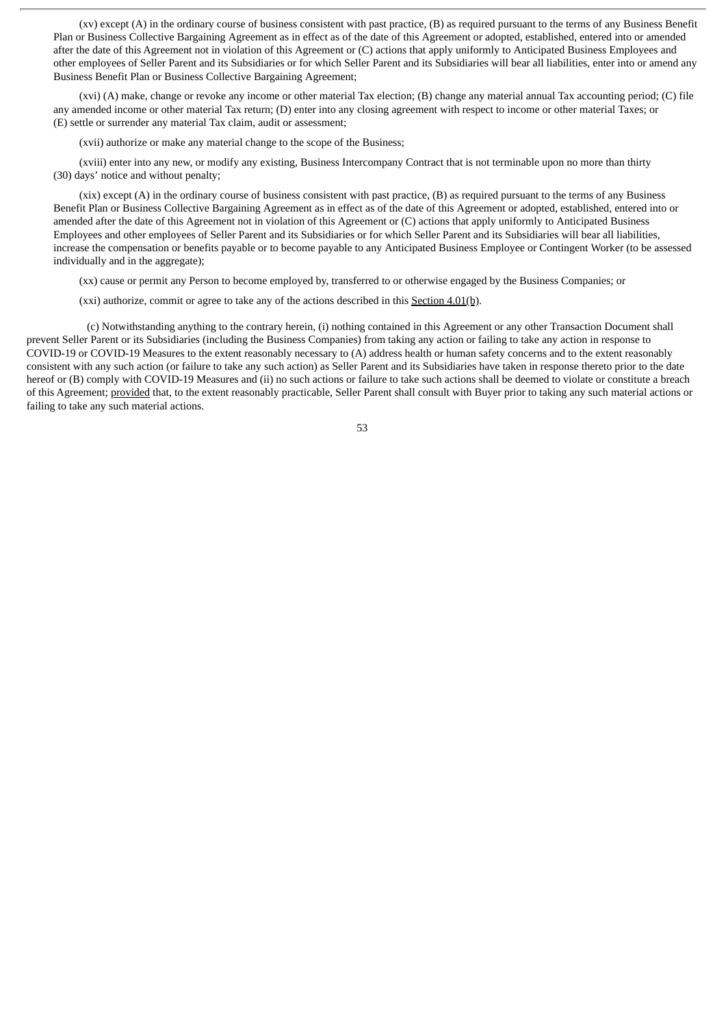(xv) except (A) in the ordinary course of business consistent with past practice, (B) as required pursuant to the terms of any Business Benefit Plan or Business Collective Bargaining Agreement as in effect as of the date of this Agreement or adopted, established, entered into or amended after the date of this Agreement not in violation of this Agreement or (C) actions that apply uniformly to Anticipated Business Employees and other employees of Seller Parent and its Subsidiaries or for which Seller Parent and its Subsidiaries will bear all liabilities, enter into or amend any Business Benefit Plan or Business Collective Bargaining Agreement;

(xvi) (A) make, change or revoke any income or other material Tax election; (B) change any material annual Tax accounting period; (C) file any amended income or other material Tax return; (D) enter into any closing agreement with respect to income or other material Taxes; or (E) settle or surrender any material Tax claim, audit or assessment;

(xvii) authorize or make any material change to the scope of the Business;

(xviii) enter into any new, or modify any existing, Business Intercompany Contract that is not terminable upon no more than thirty (30) days' notice and without penalty;

(xix) except (A) in the ordinary course of business consistent with past practice, (B) as required pursuant to the terms of any Business Benefit Plan or Business Collective Bargaining Agreement as in effect as of the date of this Agreement or adopted, established, entered into or amended after the date of this Agreement not in violation of this Agreement or (C) actions that apply uniformly to Anticipated Business Employees and other employees of Seller Parent and its Subsidiaries or for which Seller Parent and its Subsidiaries will bear all liabilities, increase the compensation or benefits payable or to become payable to any Anticipated Business Employee or Contingent Worker (to be assessed individually and in the aggregate);

(xx) cause or permit any Person to become employed by, transferred to or otherwise engaged by the Business Companies; or

(xxi) authorize, commit or agree to take any of the actions described in this Section 4.01(b).

(c) Notwithstanding anything to the contrary herein, (i) nothing contained in this Agreement or any other Transaction Document shall prevent Seller Parent or its Subsidiaries (including the Business Companies) from taking any action or failing to take any action in response to COVID-19 or COVID-19 Measures to the extent reasonably necessary to (A) address health or human safety concerns and to the extent reasonably consistent with any such action (or failure to take any such action) as Seller Parent and its Subsidiaries have taken in response thereto prior to the date hereof or (B) comply with COVID-19 Measures and (ii) no such actions or failure to take such actions shall be deemed to violate or constitute a breach of this Agreement; provided that, to the extent reasonably practicable, Seller Parent shall consult with Buyer prior to taking any such material actions or failing to take any such material actions.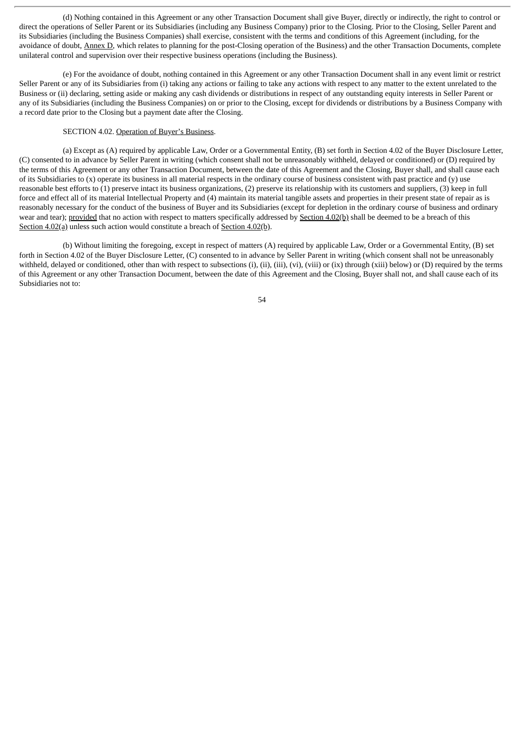(d) Nothing contained in this Agreement or any other Transaction Document shall give Buyer, directly or indirectly, the right to control or direct the operations of Seller Parent or its Subsidiaries (including any Business Company) prior to the Closing. Prior to the Closing, Seller Parent and its Subsidiaries (including the Business Companies) shall exercise, consistent with the terms and conditions of this Agreement (including, for the avoidance of doubt, Annex D, which relates to planning for the post-Closing operation of the Business) and the other Transaction Documents, complete unilateral control and supervision over their respective business operations (including the Business).

(e) For the avoidance of doubt, nothing contained in this Agreement or any other Transaction Document shall in any event limit or restrict Seller Parent or any of its Subsidiaries from (i) taking any actions or failing to take any actions with respect to any matter to the extent unrelated to the Business or (ii) declaring, setting aside or making any cash dividends or distributions in respect of any outstanding equity interests in Seller Parent or any of its Subsidiaries (including the Business Companies) on or prior to the Closing, except for dividends or distributions by a Business Company with a record date prior to the Closing but a payment date after the Closing.

SECTION 4.02. Operation of Buyer's Business.

(a) Except as (A) required by applicable Law, Order or a Governmental Entity, (B) set forth in Section 4.02 of the Buyer Disclosure Letter, (C) consented to in advance by Seller Parent in writing (which consent shall not be unreasonably withheld, delayed or conditioned) or (D) required by the terms of this Agreement or any other Transaction Document, between the date of this Agreement and the Closing, Buyer shall, and shall cause each of its Subsidiaries to (x) operate its business in all material respects in the ordinary course of business consistent with past practice and (y) use reasonable best efforts to (1) preserve intact its business organizations, (2) preserve its relationship with its customers and suppliers, (3) keep in full force and effect all of its material Intellectual Property and (4) maintain its material tangible assets and properties in their present state of repair as is reasonably necessary for the conduct of the business of Buyer and its Subsidiaries (except for depletion in the ordinary course of business and ordinary wear and tear); provided that no action with respect to matters specifically addressed by Section 4.02(b) shall be deemed to be a breach of this Section 4.02(a) unless such action would constitute a breach of Section 4.02(b).

(b) Without limiting the foregoing, except in respect of matters (A) required by applicable Law, Order or a Governmental Entity, (B) set forth in Section 4.02 of the Buyer Disclosure Letter, (C) consented to in advance by Seller Parent in writing (which consent shall not be unreasonably withheld, delayed or conditioned, other than with respect to subsections (i), (ii), (iii), (vi), (viii) or (ix) through (xiii) below) or (D) required by the terms of this Agreement or any other Transaction Document, between the date of this Agreement and the Closing, Buyer shall not, and shall cause each of its Subsidiaries not to: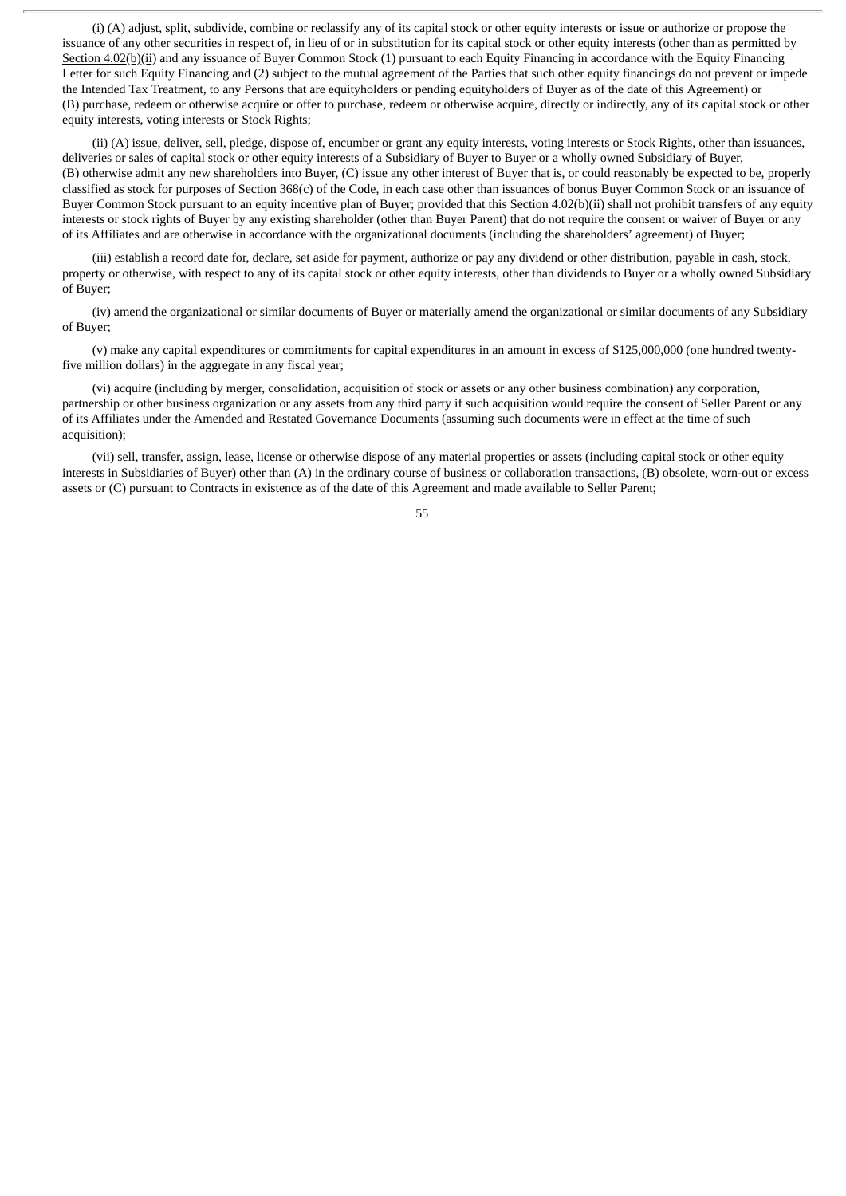(i) (A) adjust, split, subdivide, combine or reclassify any of its capital stock or other equity interests or issue or authorize or propose the issuance of any other securities in respect of, in lieu of or in substitution for its capital stock or other equity interests (other than as permitted by Section 4.02(b)(ii) and any issuance of Buyer Common Stock (1) pursuant to each Equity Financing in accordance with the Equity Financing Letter for such Equity Financing and (2) subject to the mutual agreement of the Parties that such other equity financings do not prevent or impede the Intended Tax Treatment, to any Persons that are equityholders or pending equityholders of Buyer as of the date of this Agreement) or (B) purchase, redeem or otherwise acquire or offer to purchase, redeem or otherwise acquire, directly or indirectly, any of its capital stock or other equity interests, voting interests or Stock Rights;

(ii) (A) issue, deliver, sell, pledge, dispose of, encumber or grant any equity interests, voting interests or Stock Rights, other than issuances, deliveries or sales of capital stock or other equity interests of a Subsidiary of Buyer to Buyer or a wholly owned Subsidiary of Buyer, (B) otherwise admit any new shareholders into Buyer, (C) issue any other interest of Buyer that is, or could reasonably be expected to be, properly classified as stock for purposes of Section 368(c) of the Code, in each case other than issuances of bonus Buyer Common Stock or an issuance of Buyer Common Stock pursuant to an equity incentive plan of Buyer; provided that this Section 4.02(b)(ii) shall not prohibit transfers of any equity interests or stock rights of Buyer by any existing shareholder (other than Buyer Parent) that do not require the consent or waiver of Buyer or any of its Affiliates and are otherwise in accordance with the organizational documents (including the shareholders' agreement) of Buyer;

(iii) establish a record date for, declare, set aside for payment, authorize or pay any dividend or other distribution, payable in cash, stock, property or otherwise, with respect to any of its capital stock or other equity interests, other than dividends to Buyer or a wholly owned Subsidiary of Buyer;

(iv) amend the organizational or similar documents of Buyer or materially amend the organizational or similar documents of any Subsidiary of Buyer;

(v) make any capital expenditures or commitments for capital expenditures in an amount in excess of $125,000,000 (one hundred twenty-five million dollars) in the aggregate in any fiscal year;

(vi) acquire (including by merger, consolidation, acquisition of stock or assets or any other business combination) any corporation, partnership or other business organization or any assets from any third party if such acquisition would require the consent of Seller Parent or any of its Affiliates under the Amended and Restated Governance Documents (assuming such documents were in effect at the time of such acquisition);

(vii) sell, transfer, assign, lease, license or otherwise dispose of any material properties or assets (including capital stock or other equity interests in Subsidiaries of Buyer) other than (A) in the ordinary course of business or collaboration transactions, (B) obsolete, worn-out or excess assets or (C) pursuant to Contracts in existence as of the date of this Agreement and made available to Seller Parent;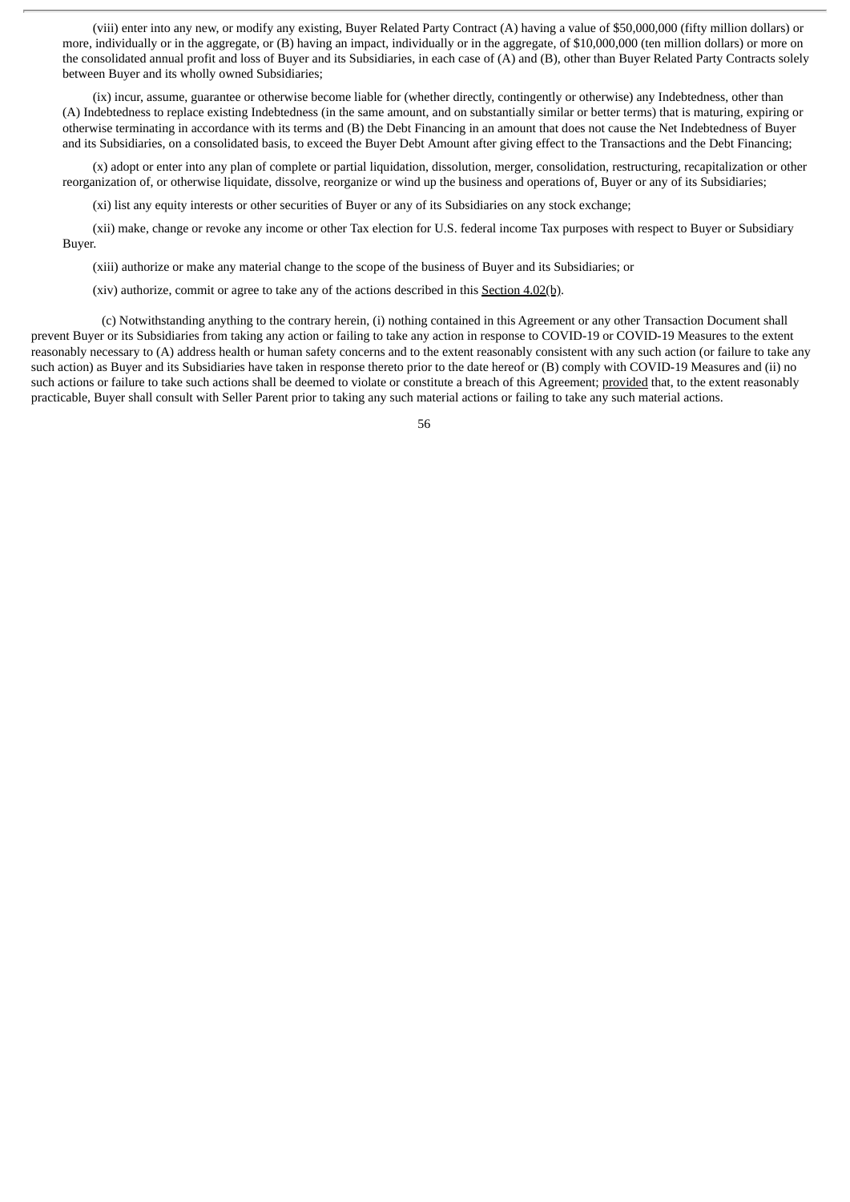(viii) enter into any new, or modify any existing, Buyer Related Party Contract (A) having a value of $50,000,000 (fifty million dollars) or more, individually or in the aggregate, or (B) having an impact, individually or in the aggregate, of $10,000,000 (ten million dollars) or more on the consolidated annual profit and loss of Buyer and its Subsidiaries, in each case of (A) and (B), other than Buyer Related Party Contracts solely between Buyer and its wholly owned Subsidiaries;

(ix) incur, assume, guarantee or otherwise become liable for (whether directly, contingently or otherwise) any Indebtedness, other than (A) Indebtedness to replace existing Indebtedness (in the same amount, and on substantially similar or better terms) that is maturing, expiring or otherwise terminating in accordance with its terms and (B) the Debt Financing in an amount that does not cause the Net Indebtedness of Buyer and its Subsidiaries, on a consolidated basis, to exceed the Buyer Debt Amount after giving effect to the Transactions and the Debt Financing;

(x) adopt or enter into any plan of complete or partial liquidation, dissolution, merger, consolidation, restructuring, recapitalization or other reorganization of, or otherwise liquidate, dissolve, reorganize or wind up the business and operations of, Buyer or any of its Subsidiaries;

(xi) list any equity interests or other securities of Buyer or any of its Subsidiaries on any stock exchange;

(xii) make, change or revoke any income or other Tax election for U.S. federal income Tax purposes with respect to Buyer or Subsidiary Buyer.

(xiii) authorize or make any material change to the scope of the business of Buyer and its Subsidiaries; or

(xiv) authorize, commit or agree to take any of the actions described in this Section 4.02(b).

(c) Notwithstanding anything to the contrary herein, (i) nothing contained in this Agreement or any other Transaction Document shall prevent Buyer or its Subsidiaries from taking any action or failing to take any action in response to COVID-19 or COVID-19 Measures to the extent reasonably necessary to (A) address health or human safety concerns and to the extent reasonably consistent with any such action (or failure to take any such action) as Buyer and its Subsidiaries have taken in response thereto prior to the date hereof or (B) comply with COVID-19 Measures and (ii) no such actions or failure to take such actions shall be deemed to violate or constitute a breach of this Agreement; provided that, to the extent reasonably practicable, Buyer shall consult with Seller Parent prior to taking any such material actions or failing to take any such material actions.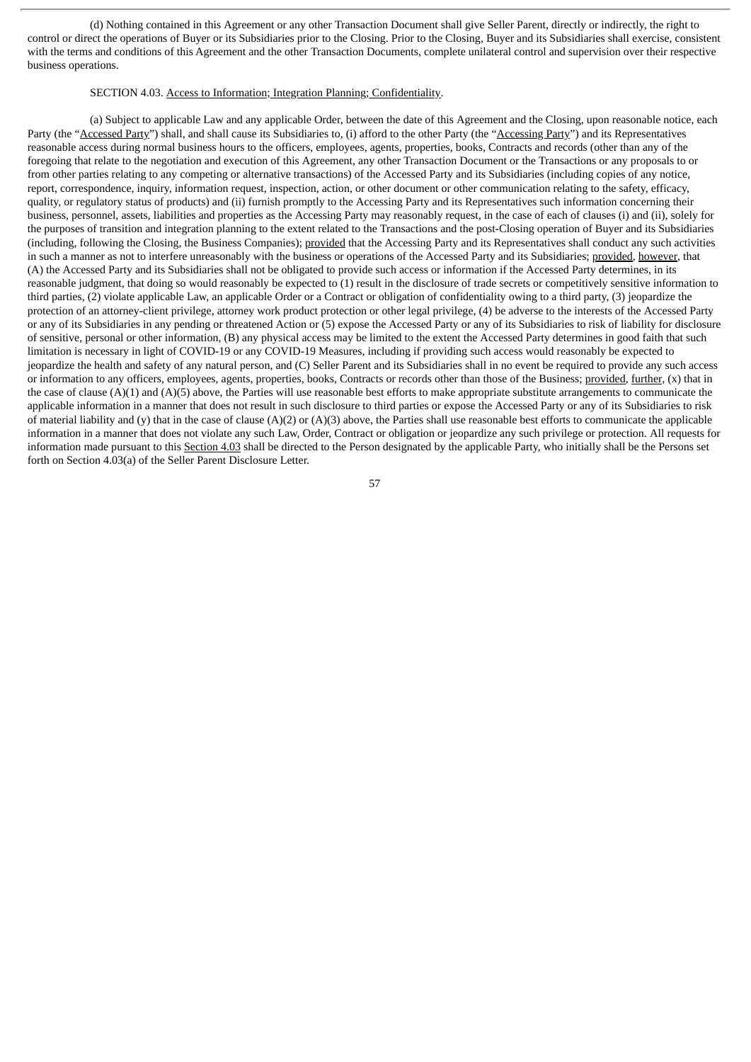(d) Nothing contained in this Agreement or any other Transaction Document shall give Seller Parent, directly or indirectly, the right to control or direct the operations of Buyer or its Subsidiaries prior to the Closing. Prior to the Closing, Buyer and its Subsidiaries shall exercise, consistent with the terms and conditions of this Agreement and the other Transaction Documents, complete unilateral control and supervision over their respective business operations.

SECTION 4.03. Access to Information; Integration Planning; Confidentiality.

(a) Subject to applicable Law and any applicable Order, between the date of this Agreement and the Closing, upon reasonable notice, each Party (the "Accessed Party") shall, and shall cause its Subsidiaries to, (i) afford to the other Party (the "Accessing Party") and its Representatives reasonable access during normal business hours to the officers, employees, agents, properties, books, Contracts and records (other than any of the foregoing that relate to the negotiation and execution of this Agreement, any other Transaction Document or the Transactions or any proposals to or from other parties relating to any competing or alternative transactions) of the Accessed Party and its Subsidiaries (including copies of any notice, report, correspondence, inquiry, information request, inspection, action, or other document or other communication relating to the safety, efficacy, quality, or regulatory status of products) and (ii) furnish promptly to the Accessing Party and its Representatives such information concerning their business, personnel, assets, liabilities and properties as the Accessing Party may reasonably request, in the case of each of clauses (i) and (ii), solely for the purposes of transition and integration planning to the extent related to the Transactions and the post-Closing operation of Buyer and its Subsidiaries (including, following the Closing, the Business Companies); provided that the Accessing Party and its Representatives shall conduct any such activities in such a manner as not to interfere unreasonably with the business or operations of the Accessed Party and its Subsidiaries; provided, however, that (A) the Accessed Party and its Subsidiaries shall not be obligated to provide such access or information if the Accessed Party determines, in its reasonable judgment, that doing so would reasonably be expected to (1) result in the disclosure of trade secrets or competitively sensitive information to third parties, (2) violate applicable Law, an applicable Order or a Contract or obligation of confidentiality owing to a third party, (3) jeopardize the protection of an attorney-client privilege, attorney work product protection or other legal privilege, (4) be adverse to the interests of the Accessed Party or any of its Subsidiaries in any pending or threatened Action or (5) expose the Accessed Party or any of its Subsidiaries to risk of liability for disclosure of sensitive, personal or other information, (B) any physical access may be limited to the extent the Accessed Party determines in good faith that such limitation is necessary in light of COVID-19 or any COVID-19 Measures, including if providing such access would reasonably be expected to jeopardize the health and safety of any natural person, and (C) Seller Parent and its Subsidiaries shall in no event be required to provide any such access or information to any officers, employees, agents, properties, books, Contracts or records other than those of the Business; provided, further, (x) that in the case of clause (A)(1) and (A)(5) above, the Parties will use reasonable best efforts to make appropriate substitute arrangements to communicate the applicable information in a manner that does not result in such disclosure to third parties or expose the Accessed Party or any of its Subsidiaries to risk of material liability and (y) that in the case of clause (A)(2) or (A)(3) above, the Parties shall use reasonable best efforts to communicate the applicable information in a manner that does not violate any such Law, Order, Contract or obligation or jeopardize any such privilege or protection. All requests for information made pursuant to this Section 4.03 shall be directed to the Person designated by the applicable Party, who initially shall be the Persons set forth on Section 4.03(a) of the Seller Parent Disclosure Letter.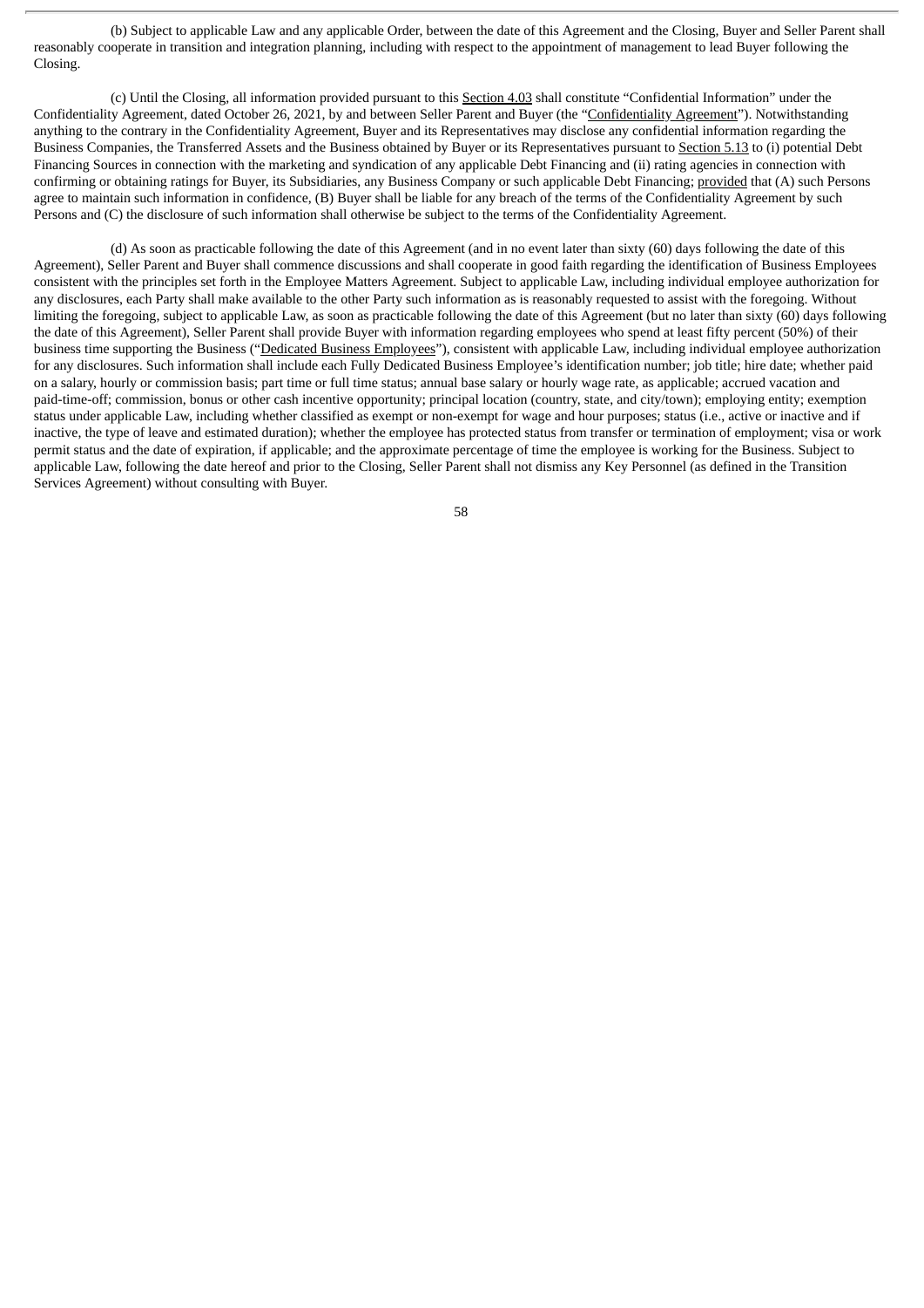(b) Subject to applicable Law and any applicable Order, between the date of this Agreement and the Closing, Buyer and Seller Parent shall reasonably cooperate in transition and integration planning, including with respect to the appointment of management to lead Buyer following the Closing.

(c) Until the Closing, all information provided pursuant to this Section 4.03 shall constitute "Confidential Information" under the Confidentiality Agreement, dated October 26, 2021, by and between Seller Parent and Buyer (the "Confidentiality Agreement"). Notwithstanding anything to the contrary in the Confidentiality Agreement, Buyer and its Representatives may disclose any confidential information regarding the Business Companies, the Transferred Assets and the Business obtained by Buyer or its Representatives pursuant to Section 5.13 to (i) potential Debt Financing Sources in connection with the marketing and syndication of any applicable Debt Financing and (ii) rating agencies in connection with confirming or obtaining ratings for Buyer, its Subsidiaries, any Business Company or such applicable Debt Financing; provided that (A) such Persons agree to maintain such information in confidence, (B) Buyer shall be liable for any breach of the terms of the Confidentiality Agreement by such Persons and (C) the disclosure of such information shall otherwise be subject to the terms of the Confidentiality Agreement.

(d) As soon as practicable following the date of this Agreement (and in no event later than sixty (60) days following the date of this Agreement), Seller Parent and Buyer shall commence discussions and shall cooperate in good faith regarding the identification of Business Employees consistent with the principles set forth in the Employee Matters Agreement. Subject to applicable Law, including individual employee authorization for any disclosures, each Party shall make available to the other Party such information as is reasonably requested to assist with the foregoing. Without limiting the foregoing, subject to applicable Law, as soon as practicable following the date of this Agreement (but no later than sixty (60) days following the date of this Agreement), Seller Parent shall provide Buyer with information regarding employees who spend at least fifty percent (50%) of their business time supporting the Business ("Dedicated Business Employees"), consistent with applicable Law, including individual employee authorization for any disclosures. Such information shall include each Fully Dedicated Business Employee's identification number; job title; hire date; whether paid on a salary, hourly or commission basis; part time or full time status; annual base salary or hourly wage rate, as applicable; accrued vacation and paid-time-off; commission, bonus or other cash incentive opportunity; principal location (country, state, and city/town); employing entity; exemption status under applicable Law, including whether classified as exempt or non-exempt for wage and hour purposes; status (i.e., active or inactive and if inactive, the type of leave and estimated duration); whether the employee has protected status from transfer or termination of employment; visa or work permit status and the date of expiration, if applicable; and the approximate percentage of time the employee is working for the Business. Subject to applicable Law, following the date hereof and prior to the Closing, Seller Parent shall not dismiss any Key Personnel (as defined in the Transition Services Agreement) without consulting with Buyer.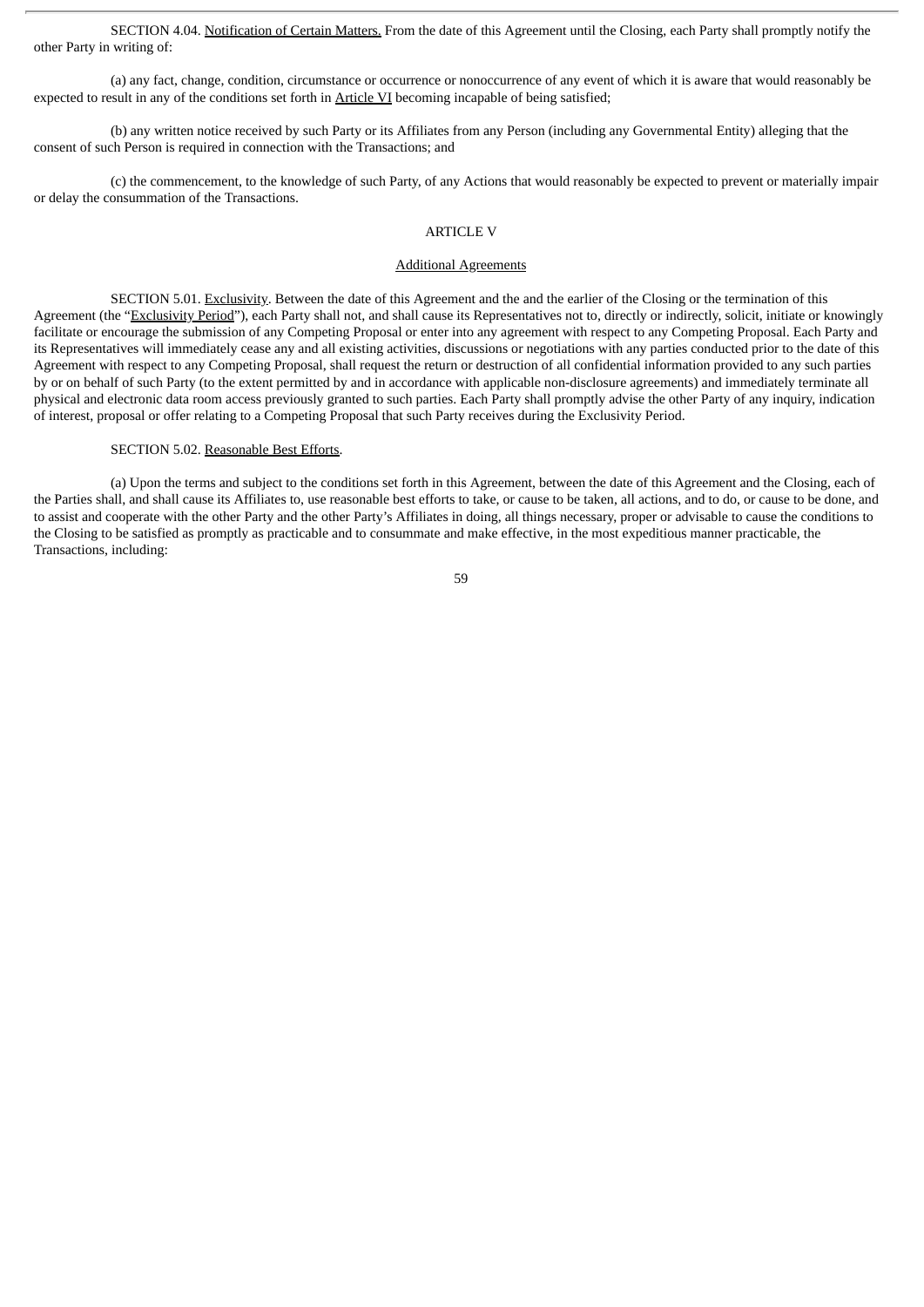SECTION 4.04. Notification of Certain Matters. From the date of this Agreement until the Closing, each Party shall promptly notify the other Party in writing of:

(a) any fact, change, condition, circumstance or occurrence or nonoccurrence of any event of which it is aware that would reasonably be expected to result in any of the conditions set forth in Article VI becoming incapable of being satisfied;

(b) any written notice received by such Party or its Affiliates from any Person (including any Governmental Entity) alleging that the consent of such Person is required in connection with the Transactions; and

(c) the commencement, to the knowledge of such Party, of any Actions that would reasonably be expected to prevent or materially impair or delay the consummation of the Transactions.

## ARTICLE V

## Additional Agreements

SECTION 5.01. Exclusivity. Between the date of this Agreement and the and the earlier of the Closing or the termination of this Agreement (the "Exclusivity Period"), each Party shall not, and shall cause its Representatives not to, directly or indirectly, solicit, initiate or knowingly facilitate or encourage the submission of any Competing Proposal or enter into any agreement with respect to any Competing Proposal. Each Party and its Representatives will immediately cease any and all existing activities, discussions or negotiations with any parties conducted prior to the date of this Agreement with respect to any Competing Proposal, shall request the return or destruction of all confidential information provided to any such parties by or on behalf of such Party (to the extent permitted by and in accordance with applicable non-disclosure agreements) and immediately terminate all physical and electronic data room access previously granted to such parties. Each Party shall promptly advise the other Party of any inquiry, indication of interest, proposal or offer relating to a Competing Proposal that such Party receives during the Exclusivity Period.

SECTION 5.02. Reasonable Best Efforts.

(a) Upon the terms and subject to the conditions set forth in this Agreement, between the date of this Agreement and the Closing, each of the Parties shall, and shall cause its Affiliates to, use reasonable best efforts to take, or cause to be taken, all actions, and to do, or cause to be done, and to assist and cooperate with the other Party and the other Party's Affiliates in doing, all things necessary, proper or advisable to cause the conditions to the Closing to be satisfied as promptly as practicable and to consummate and make effective, in the most expeditious manner practicable, the Transactions, including: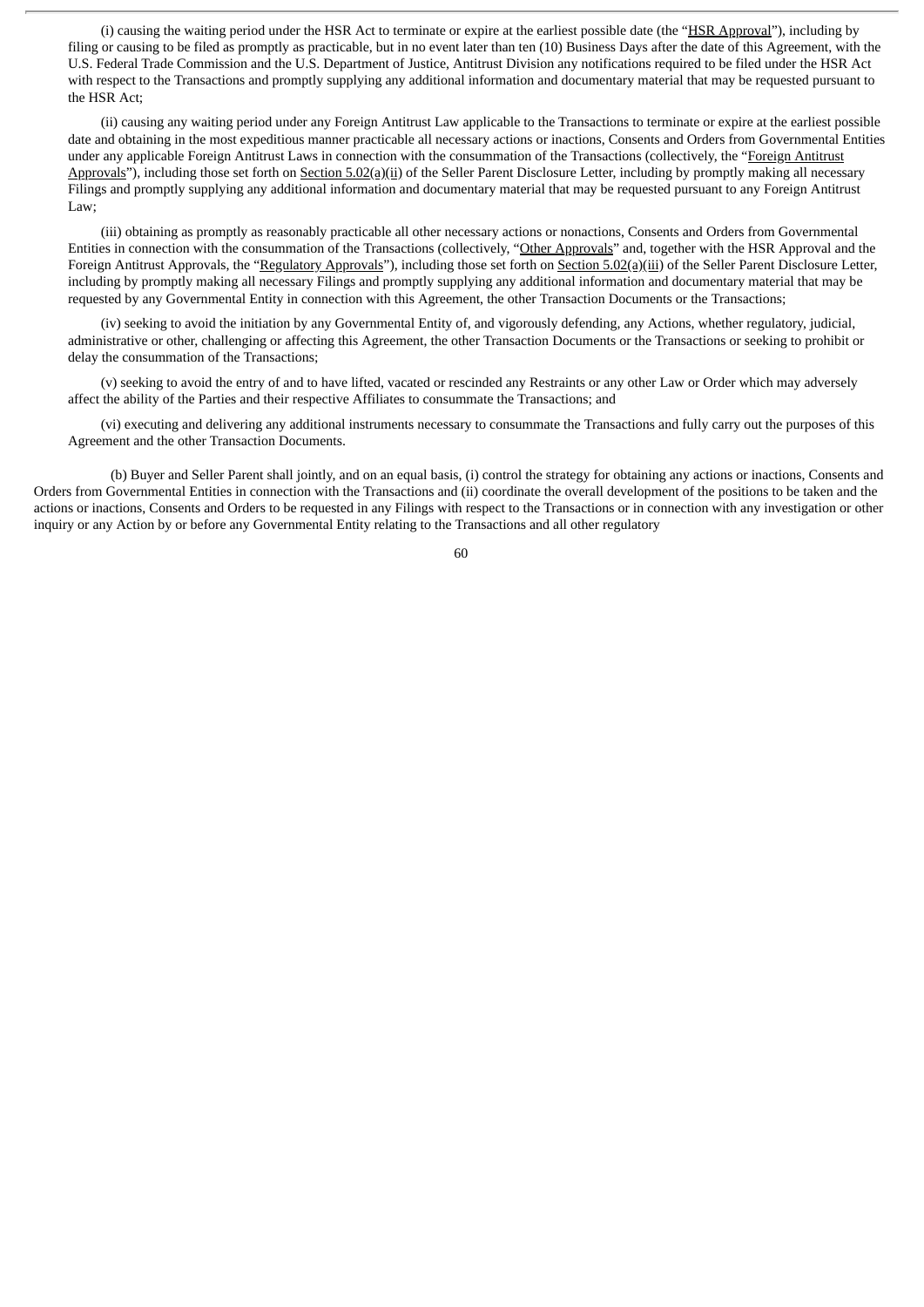(i) causing the waiting period under the HSR Act to terminate or expire at the earliest possible date (the "HSR Approval"), including by filing or causing to be filed as promptly as practicable, but in no event later than ten (10) Business Days after the date of this Agreement, with the U.S. Federal Trade Commission and the U.S. Department of Justice, Antitrust Division any notifications required to be filed under the HSR Act with respect to the Transactions and promptly supplying any additional information and documentary material that may be requested pursuant to the HSR Act;

(ii) causing any waiting period under any Foreign Antitrust Law applicable to the Transactions to terminate or expire at the earliest possible date and obtaining in the most expeditious manner practicable all necessary actions or inactions, Consents and Orders from Governmental Entities under any applicable Foreign Antitrust Laws in connection with the consummation of the Transactions (collectively, the "Foreign Antitrust Approvals"), including those set forth on Section 5.02(a)(ii) of the Seller Parent Disclosure Letter, including by promptly making all necessary Filings and promptly supplying any additional information and documentary material that may be requested pursuant to any Foreign Antitrust Law;

(iii) obtaining as promptly as reasonably practicable all other necessary actions or nonactions, Consents and Orders from Governmental Entities in connection with the consummation of the Transactions (collectively, "Other Approvals" and, together with the HSR Approval and the Foreign Antitrust Approvals, the "Regulatory Approvals"), including those set forth on Section 5.02(a)(iii) of the Seller Parent Disclosure Letter, including by promptly making all necessary Filings and promptly supplying any additional information and documentary material that may be requested by any Governmental Entity in connection with this Agreement, the other Transaction Documents or the Transactions;

(iv) seeking to avoid the initiation by any Governmental Entity of, and vigorously defending, any Actions, whether regulatory, judicial, administrative or other, challenging or affecting this Agreement, the other Transaction Documents or the Transactions or seeking to prohibit or delay the consummation of the Transactions;

(v) seeking to avoid the entry of and to have lifted, vacated or rescinded any Restraints or any other Law or Order which may adversely affect the ability of the Parties and their respective Affiliates to consummate the Transactions; and

(vi) executing and delivering any additional instruments necessary to consummate the Transactions and fully carry out the purposes of this Agreement and the other Transaction Documents.

(b) Buyer and Seller Parent shall jointly, and on an equal basis, (i) control the strategy for obtaining any actions or inactions, Consents and Orders from Governmental Entities in connection with the Transactions and (ii) coordinate the overall development of the positions to be taken and the actions or inactions, Consents and Orders to be requested in any Filings with respect to the Transactions or in connection with any investigation or other inquiry or any Action by or before any Governmental Entity relating to the Transactions and all other regulatory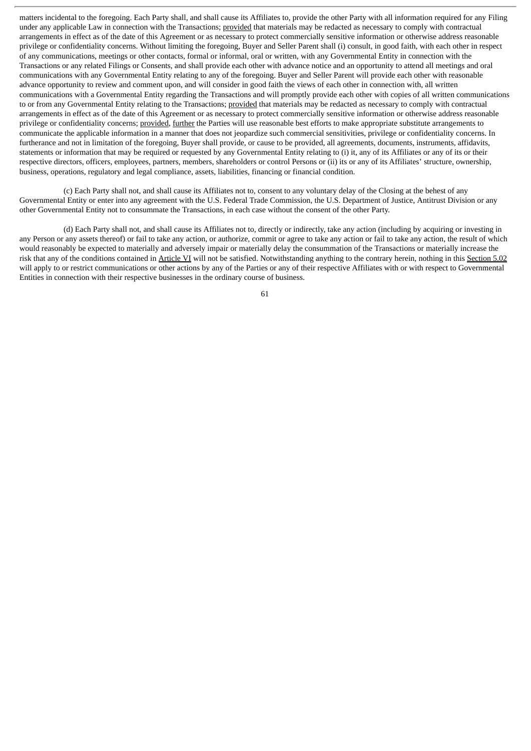matters incidental to the foregoing. Each Party shall, and shall cause its Affiliates to, provide the other Party with all information required for any Filing under any applicable Law in connection with the Transactions; provided that materials may be redacted as necessary to comply with contractual arrangements in effect as of the date of this Agreement or as necessary to protect commercially sensitive information or otherwise address reasonable privilege or confidentiality concerns. Without limiting the foregoing, Buyer and Seller Parent shall (i) consult, in good faith, with each other in respect of any communications, meetings or other contacts, formal or informal, oral or written, with any Governmental Entity in connection with the Transactions or any related Filings or Consents, and shall provide each other with advance notice and an opportunity to attend all meetings and oral communications with any Governmental Entity relating to any of the foregoing. Buyer and Seller Parent will provide each other with reasonable advance opportunity to review and comment upon, and will consider in good faith the views of each other in connection with, all written communications with a Governmental Entity regarding the Transactions and will promptly provide each other with copies of all written communications to or from any Governmental Entity relating to the Transactions; provided that materials may be redacted as necessary to comply with contractual arrangements in effect as of the date of this Agreement or as necessary to protect commercially sensitive information or otherwise address reasonable privilege or confidentiality concerns; provided, further the Parties will use reasonable best efforts to make appropriate substitute arrangements to communicate the applicable information in a manner that does not jeopardize such commercial sensitivities, privilege or confidentiality concerns. In furtherance and not in limitation of the foregoing, Buyer shall provide, or cause to be provided, all agreements, documents, instruments, affidavits, statements or information that may be required or requested by any Governmental Entity relating to (i) it, any of its Affiliates or any of its or their respective directors, officers, employees, partners, members, shareholders or control Persons or (ii) its or any of its Affiliates' structure, ownership, business, operations, regulatory and legal compliance, assets, liabilities, financing or financial condition.

(c) Each Party shall not, and shall cause its Affiliates not to, consent to any voluntary delay of the Closing at the behest of any Governmental Entity or enter into any agreement with the U.S. Federal Trade Commission, the U.S. Department of Justice, Antitrust Division or any other Governmental Entity not to consummate the Transactions, in each case without the consent of the other Party.

(d) Each Party shall not, and shall cause its Affiliates not to, directly or indirectly, take any action (including by acquiring or investing in any Person or any assets thereof) or fail to take any action, or authorize, commit or agree to take any action or fail to take any action, the result of which would reasonably be expected to materially and adversely impair or materially delay the consummation of the Transactions or materially increase the risk that any of the conditions contained in Article VI will not be satisfied. Notwithstanding anything to the contrary herein, nothing in this Section 5.02 will apply to or restrict communications or other actions by any of the Parties or any of their respective Affiliates with or with respect to Governmental Entities in connection with their respective businesses in the ordinary course of business.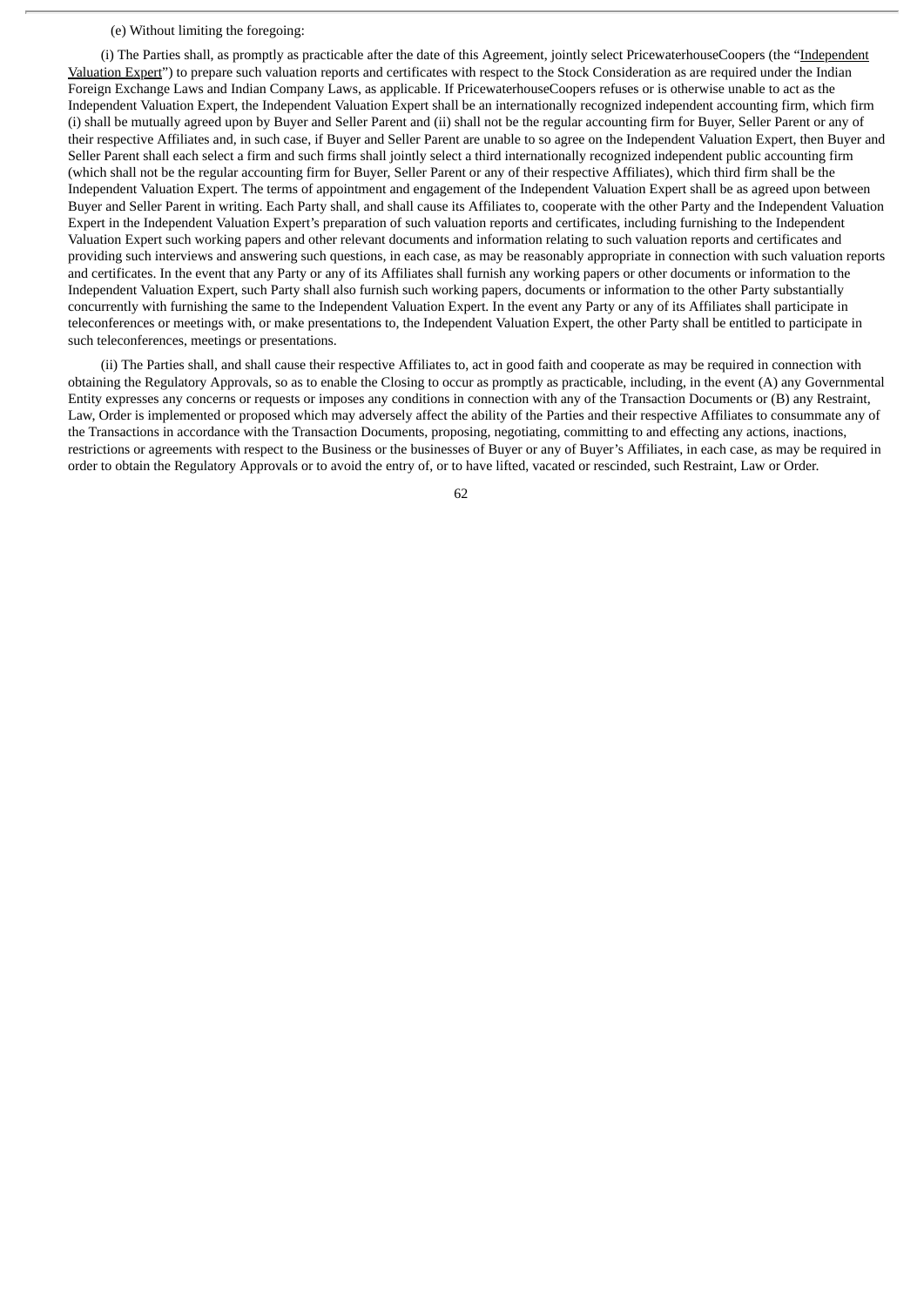(e) Without limiting the foregoing:

(i) The Parties shall, as promptly as practicable after the date of this Agreement, jointly select PricewaterhouseCoopers (the "Independent Valuation Expert") to prepare such valuation reports and certificates with respect to the Stock Consideration as are required under the Indian Foreign Exchange Laws and Indian Company Laws, as applicable. If PricewaterhouseCoopers refuses or is otherwise unable to act as the Independent Valuation Expert, the Independent Valuation Expert shall be an internationally recognized independent accounting firm, which firm (i) shall be mutually agreed upon by Buyer and Seller Parent and (ii) shall not be the regular accounting firm for Buyer, Seller Parent or any of their respective Affiliates and, in such case, if Buyer and Seller Parent are unable to so agree on the Independent Valuation Expert, then Buyer and Seller Parent shall each select a firm and such firms shall jointly select a third internationally recognized independent public accounting firm (which shall not be the regular accounting firm for Buyer, Seller Parent or any of their respective Affiliates), which third firm shall be the Independent Valuation Expert. The terms of appointment and engagement of the Independent Valuation Expert shall be as agreed upon between Buyer and Seller Parent in writing. Each Party shall, and shall cause its Affiliates to, cooperate with the other Party and the Independent Valuation Expert in the Independent Valuation Expert's preparation of such valuation reports and certificates, including furnishing to the Independent Valuation Expert such working papers and other relevant documents and information relating to such valuation reports and certificates and providing such interviews and answering such questions, in each case, as may be reasonably appropriate in connection with such valuation reports and certificates. In the event that any Party or any of its Affiliates shall furnish any working papers or other documents or information to the Independent Valuation Expert, such Party shall also furnish such working papers, documents or information to the other Party substantially concurrently with furnishing the same to the Independent Valuation Expert. In the event any Party or any of its Affiliates shall participate in teleconferences or meetings with, or make presentations to, the Independent Valuation Expert, the other Party shall be entitled to participate in such teleconferences, meetings or presentations.

(ii) The Parties shall, and shall cause their respective Affiliates to, act in good faith and cooperate as may be required in connection with obtaining the Regulatory Approvals, so as to enable the Closing to occur as promptly as practicable, including, in the event (A) any Governmental Entity expresses any concerns or requests or imposes any conditions in connection with any of the Transaction Documents or (B) any Restraint, Law, Order is implemented or proposed which may adversely affect the ability of the Parties and their respective Affiliates to consummate any of the Transactions in accordance with the Transaction Documents, proposing, negotiating, committing to and effecting any actions, inactions, restrictions or agreements with respect to the Business or the businesses of Buyer or any of Buyer's Affiliates, in each case, as may be required in order to obtain the Regulatory Approvals or to avoid the entry of, or to have lifted, vacated or rescinded, such Restraint, Law or Order.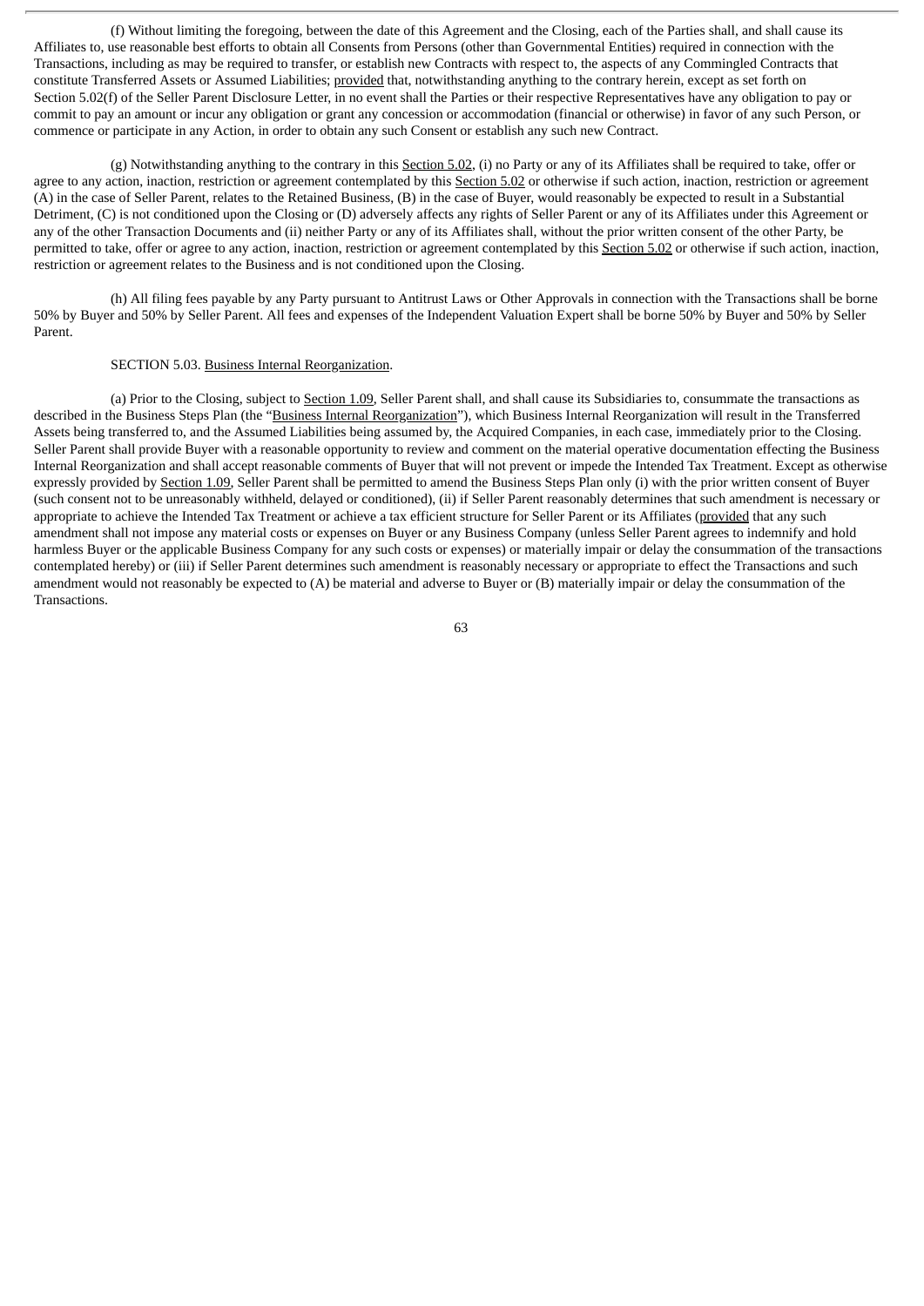(f) Without limiting the foregoing, between the date of this Agreement and the Closing, each of the Parties shall, and shall cause its Affiliates to, use reasonable best efforts to obtain all Consents from Persons (other than Governmental Entities) required in connection with the Transactions, including as may be required to transfer, or establish new Contracts with respect to, the aspects of any Commingled Contracts that constitute Transferred Assets or Assumed Liabilities; provided that, notwithstanding anything to the contrary herein, except as set forth on Section 5.02(f) of the Seller Parent Disclosure Letter, in no event shall the Parties or their respective Representatives have any obligation to pay or commit to pay an amount or incur any obligation or grant any concession or accommodation (financial or otherwise) in favor of any such Person, or commence or participate in any Action, in order to obtain any such Consent or establish any such new Contract.

(g) Notwithstanding anything to the contrary in this Section 5.02, (i) no Party or any of its Affiliates shall be required to take, offer or agree to any action, inaction, restriction or agreement contemplated by this Section 5.02 or otherwise if such action, inaction, restriction or agreement (A) in the case of Seller Parent, relates to the Retained Business, (B) in the case of Buyer, would reasonably be expected to result in a Substantial Detriment, (C) is not conditioned upon the Closing or (D) adversely affects any rights of Seller Parent or any of its Affiliates under this Agreement or any of the other Transaction Documents and (ii) neither Party or any of its Affiliates shall, without the prior written consent of the other Party, be permitted to take, offer or agree to any action, inaction, restriction or agreement contemplated by this Section 5.02 or otherwise if such action, inaction, restriction or agreement relates to the Business and is not conditioned upon the Closing.

(h) All filing fees payable by any Party pursuant to Antitrust Laws or Other Approvals in connection with the Transactions shall be borne 50% by Buyer and 50% by Seller Parent. All fees and expenses of the Independent Valuation Expert shall be borne 50% by Buyer and 50% by Seller Parent.

SECTION 5.03. Business Internal Reorganization.

(a) Prior to the Closing, subject to Section 1.09, Seller Parent shall, and shall cause its Subsidiaries to, consummate the transactions as described in the Business Steps Plan (the "Business Internal Reorganization"), which Business Internal Reorganization will result in the Transferred Assets being transferred to, and the Assumed Liabilities being assumed by, the Acquired Companies, in each case, immediately prior to the Closing. Seller Parent shall provide Buyer with a reasonable opportunity to review and comment on the material operative documentation effecting the Business Internal Reorganization and shall accept reasonable comments of Buyer that will not prevent or impede the Intended Tax Treatment. Except as otherwise expressly provided by Section 1.09, Seller Parent shall be permitted to amend the Business Steps Plan only (i) with the prior written consent of Buyer (such consent not to be unreasonably withheld, delayed or conditioned), (ii) if Seller Parent reasonably determines that such amendment is necessary or appropriate to achieve the Intended Tax Treatment or achieve a tax efficient structure for Seller Parent or its Affiliates (provided that any such amendment shall not impose any material costs or expenses on Buyer or any Business Company (unless Seller Parent agrees to indemnify and hold harmless Buyer or the applicable Business Company for any such costs or expenses) or materially impair or delay the consummation of the transactions contemplated hereby) or (iii) if Seller Parent determines such amendment is reasonably necessary or appropriate to effect the Transactions and such amendment would not reasonably be expected to (A) be material and adverse to Buyer or (B) materially impair or delay the consummation of the Transactions.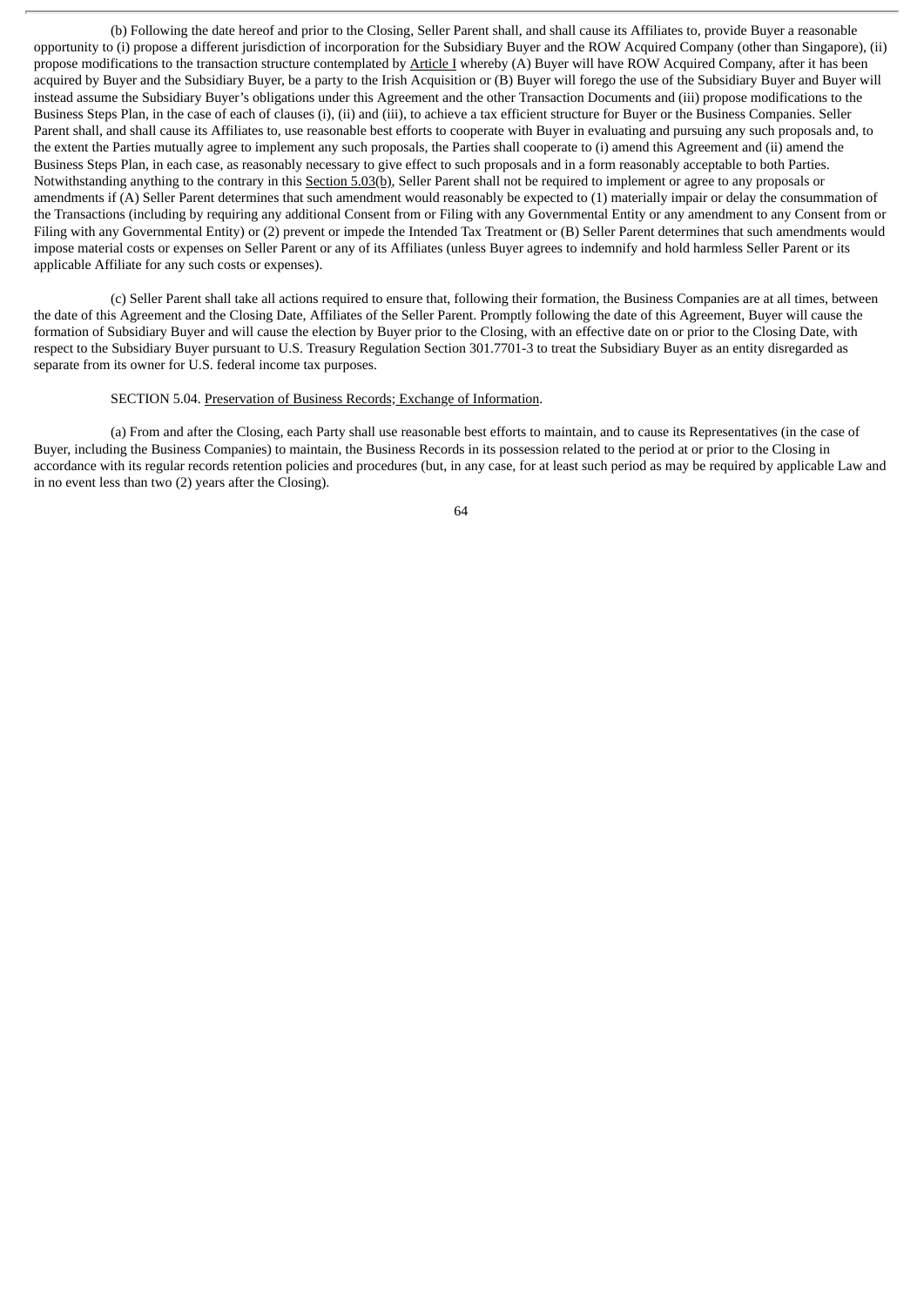(b) Following the date hereof and prior to the Closing, Seller Parent shall, and shall cause its Affiliates to, provide Buyer a reasonable opportunity to (i) propose a different jurisdiction of incorporation for the Subsidiary Buyer and the ROW Acquired Company (other than Singapore), (ii) propose modifications to the transaction structure contemplated by Article I whereby (A) Buyer will have ROW Acquired Company, after it has been acquired by Buyer and the Subsidiary Buyer, be a party to the Irish Acquisition or (B) Buyer will forego the use of the Subsidiary Buyer and Buyer will instead assume the Subsidiary Buyer's obligations under this Agreement and the other Transaction Documents and (iii) propose modifications to the Business Steps Plan, in the case of each of clauses (i), (ii) and (iii), to achieve a tax efficient structure for Buyer or the Business Companies. Seller Parent shall, and shall cause its Affiliates to, use reasonable best efforts to cooperate with Buyer in evaluating and pursuing any such proposals and, to the extent the Parties mutually agree to implement any such proposals, the Parties shall cooperate to (i) amend this Agreement and (ii) amend the Business Steps Plan, in each case, as reasonably necessary to give effect to such proposals and in a form reasonably acceptable to both Parties. Notwithstanding anything to the contrary in this Section 5.03(b), Seller Parent shall not be required to implement or agree to any proposals or amendments if (A) Seller Parent determines that such amendment would reasonably be expected to (1) materially impair or delay the consummation of the Transactions (including by requiring any additional Consent from or Filing with any Governmental Entity or any amendment to any Consent from or Filing with any Governmental Entity) or (2) prevent or impede the Intended Tax Treatment or (B) Seller Parent determines that such amendments would impose material costs or expenses on Seller Parent or any of its Affiliates (unless Buyer agrees to indemnify and hold harmless Seller Parent or its applicable Affiliate for any such costs or expenses).

(c) Seller Parent shall take all actions required to ensure that, following their formation, the Business Companies are at all times, between the date of this Agreement and the Closing Date, Affiliates of the Seller Parent. Promptly following the date of this Agreement, Buyer will cause the formation of Subsidiary Buyer and will cause the election by Buyer prior to the Closing, with an effective date on or prior to the Closing Date, with respect to the Subsidiary Buyer pursuant to U.S. Treasury Regulation Section 301.7701-3 to treat the Subsidiary Buyer as an entity disregarded as separate from its owner for U.S. federal income tax purposes.

SECTION 5.04. Preservation of Business Records; Exchange of Information.

(a) From and after the Closing, each Party shall use reasonable best efforts to maintain, and to cause its Representatives (in the case of Buyer, including the Business Companies) to maintain, the Business Records in its possession related to the period at or prior to the Closing in accordance with its regular records retention policies and procedures (but, in any case, for at least such period as may be required by applicable Law and in no event less than two (2) years after the Closing).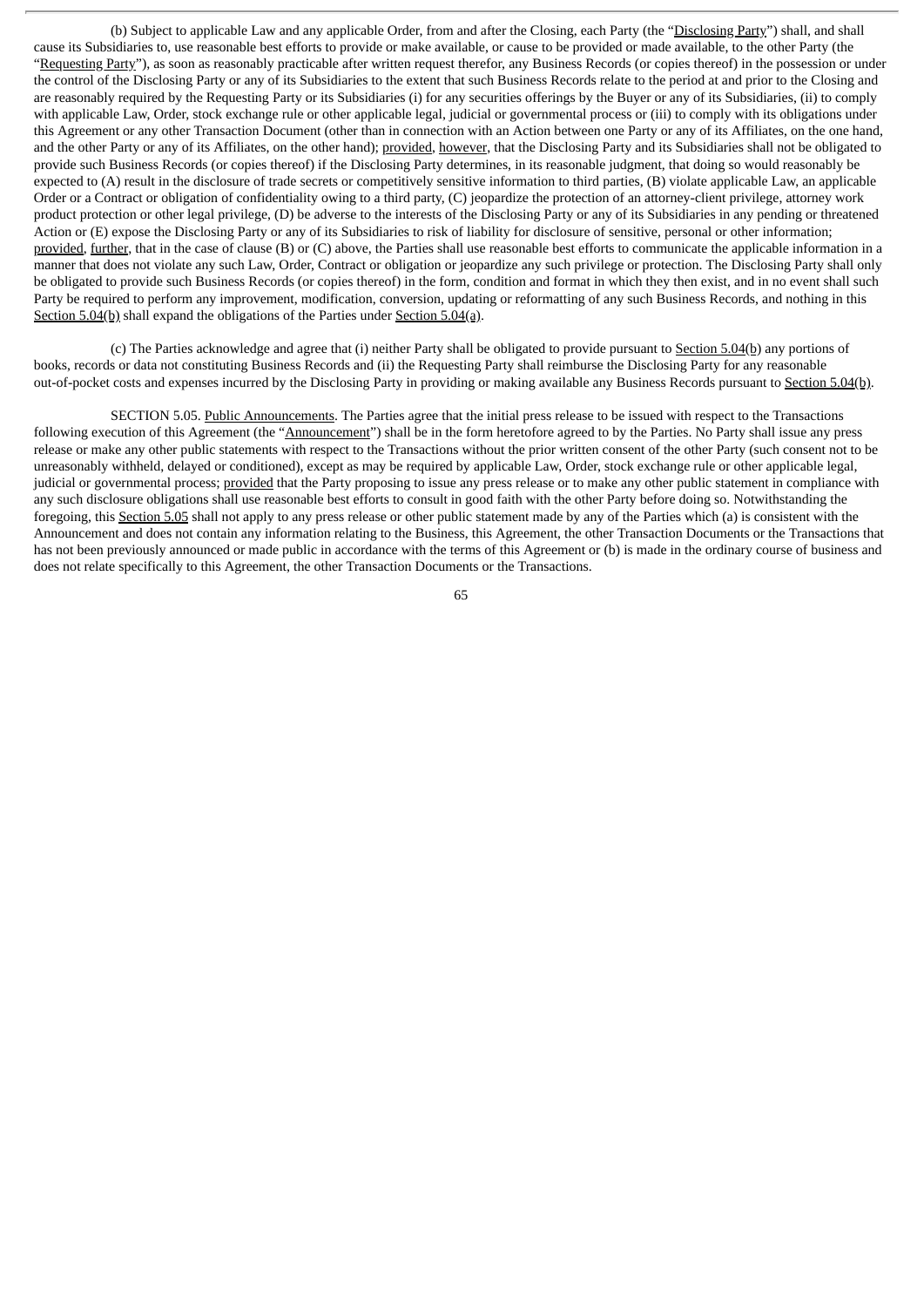(b) Subject to applicable Law and any applicable Order, from and after the Closing, each Party (the "Disclosing Party") shall, and shall cause its Subsidiaries to, use reasonable best efforts to provide or make available, or cause to be provided or made available, to the other Party (the "Requesting Party"), as soon as reasonably practicable after written request therefor, any Business Records (or copies thereof) in the possession or under the control of the Disclosing Party or any of its Subsidiaries to the extent that such Business Records relate to the period at and prior to the Closing and are reasonably required by the Requesting Party or its Subsidiaries (i) for any securities offerings by the Buyer or any of its Subsidiaries, (ii) to comply with applicable Law, Order, stock exchange rule or other applicable legal, judicial or governmental process or (iii) to comply with its obligations under this Agreement or any other Transaction Document (other than in connection with an Action between one Party or any of its Affiliates, on the one hand, and the other Party or any of its Affiliates, on the other hand); provided, however, that the Disclosing Party and its Subsidiaries shall not be obligated to provide such Business Records (or copies thereof) if the Disclosing Party determines, in its reasonable judgment, that doing so would reasonably be expected to (A) result in the disclosure of trade secrets or competitively sensitive information to third parties, (B) violate applicable Law, an applicable Order or a Contract or obligation of confidentiality owing to a third party, (C) jeopardize the protection of an attorney-client privilege, attorney work product protection or other legal privilege, (D) be adverse to the interests of the Disclosing Party or any of its Subsidiaries in any pending or threatened Action or (E) expose the Disclosing Party or any of its Subsidiaries to risk of liability for disclosure of sensitive, personal or other information; provided, further, that in the case of clause (B) or (C) above, the Parties shall use reasonable best efforts to communicate the applicable information in a manner that does not violate any such Law, Order, Contract or obligation or jeopardize any such privilege or protection. The Disclosing Party shall only be obligated to provide such Business Records (or copies thereof) in the form, condition and format in which they then exist, and in no event shall such Party be required to perform any improvement, modification, conversion, updating or reformatting of any such Business Records, and nothing in this Section 5.04(b) shall expand the obligations of the Parties under Section 5.04(a).

(c) The Parties acknowledge and agree that (i) neither Party shall be obligated to provide pursuant to Section 5.04(b) any portions of books, records or data not constituting Business Records and (ii) the Requesting Party shall reimburse the Disclosing Party for any reasonable out-of-pocket costs and expenses incurred by the Disclosing Party in providing or making available any Business Records pursuant to Section 5.04(b).

SECTION 5.05. Public Announcements. The Parties agree that the initial press release to be issued with respect to the Transactions following execution of this Agreement (the "Announcement") shall be in the form heretofore agreed to by the Parties. No Party shall issue any press release or make any other public statements with respect to the Transactions without the prior written consent of the other Party (such consent not to be unreasonably withheld, delayed or conditioned), except as may be required by applicable Law, Order, stock exchange rule or other applicable legal, judicial or governmental process; provided that the Party proposing to issue any press release or to make any other public statement in compliance with any such disclosure obligations shall use reasonable best efforts to consult in good faith with the other Party before doing so. Notwithstanding the foregoing, this Section 5.05 shall not apply to any press release or other public statement made by any of the Parties which (a) is consistent with the Announcement and does not contain any information relating to the Business, this Agreement, the other Transaction Documents or the Transactions that has not been previously announced or made public in accordance with the terms of this Agreement or (b) is made in the ordinary course of business and does not relate specifically to this Agreement, the other Transaction Documents or the Transactions.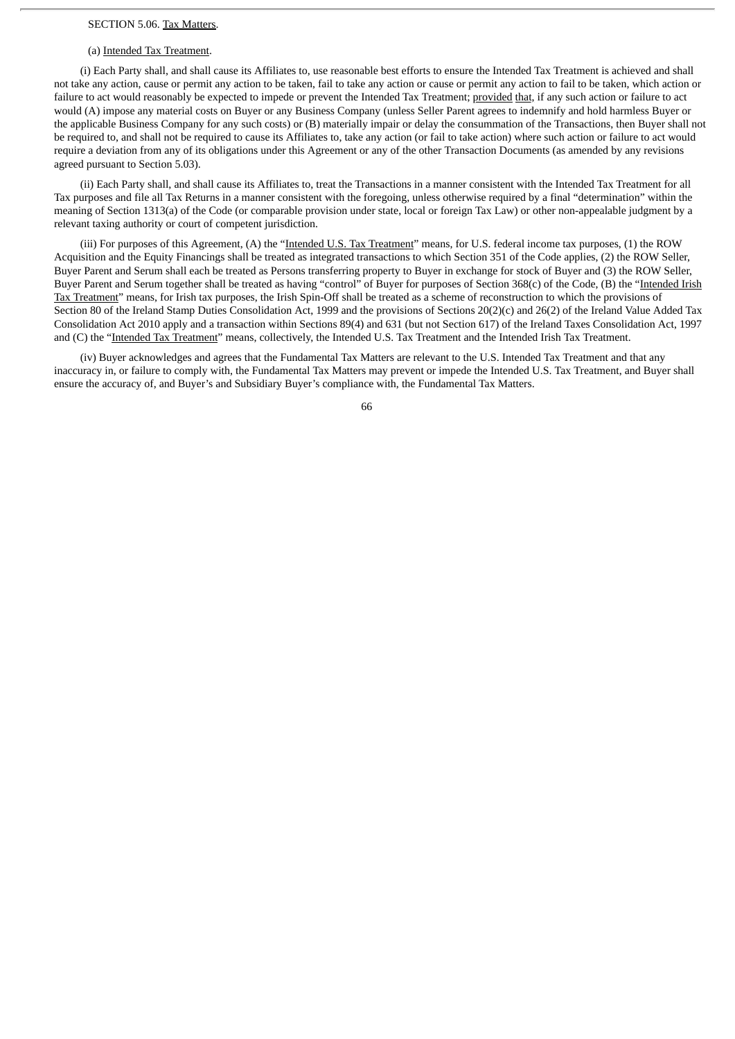SECTION 5.06. Tax Matters.

(a) Intended Tax Treatment.

(i) Each Party shall, and shall cause its Affiliates to, use reasonable best efforts to ensure the Intended Tax Treatment is achieved and shall not take any action, cause or permit any action to be taken, fail to take any action or cause or permit any action to fail to be taken, which action or failure to act would reasonably be expected to impede or prevent the Intended Tax Treatment; provided that, if any such action or failure to act would (A) impose any material costs on Buyer or any Business Company (unless Seller Parent agrees to indemnify and hold harmless Buyer or the applicable Business Company for any such costs) or (B) materially impair or delay the consummation of the Transactions, then Buyer shall not be required to, and shall not be required to cause its Affiliates to, take any action (or fail to take action) where such action or failure to act would require a deviation from any of its obligations under this Agreement or any of the other Transaction Documents (as amended by any revisions agreed pursuant to Section 5.03).

(ii) Each Party shall, and shall cause its Affiliates to, treat the Transactions in a manner consistent with the Intended Tax Treatment for all Tax purposes and file all Tax Returns in a manner consistent with the foregoing, unless otherwise required by a final "determination" within the meaning of Section 1313(a) of the Code (or comparable provision under state, local or foreign Tax Law) or other non-appealable judgment by a relevant taxing authority or court of competent jurisdiction.

(iii) For purposes of this Agreement, (A) the "Intended U.S. Tax Treatment" means, for U.S. federal income tax purposes, (1) the ROW Acquisition and the Equity Financings shall be treated as integrated transactions to which Section 351 of the Code applies, (2) the ROW Seller, Buyer Parent and Serum shall each be treated as Persons transferring property to Buyer in exchange for stock of Buyer and (3) the ROW Seller, Buyer Parent and Serum together shall be treated as having "control" of Buyer for purposes of Section 368(c) of the Code, (B) the "Intended Irish Tax Treatment" means, for Irish tax purposes, the Irish Spin-Off shall be treated as a scheme of reconstruction to which the provisions of Section 80 of the Ireland Stamp Duties Consolidation Act, 1999 and the provisions of Sections 20(2)(c) and 26(2) of the Ireland Value Added Tax Consolidation Act 2010 apply and a transaction within Sections 89(4) and 631 (but not Section 617) of the Ireland Taxes Consolidation Act, 1997 and (C) the "Intended Tax Treatment" means, collectively, the Intended U.S. Tax Treatment and the Intended Irish Tax Treatment.

(iv) Buyer acknowledges and agrees that the Fundamental Tax Matters are relevant to the U.S. Intended Tax Treatment and that any inaccuracy in, or failure to comply with, the Fundamental Tax Matters may prevent or impede the Intended U.S. Tax Treatment, and Buyer shall ensure the accuracy of, and Buyer's and Subsidiary Buyer's compliance with, the Fundamental Tax Matters.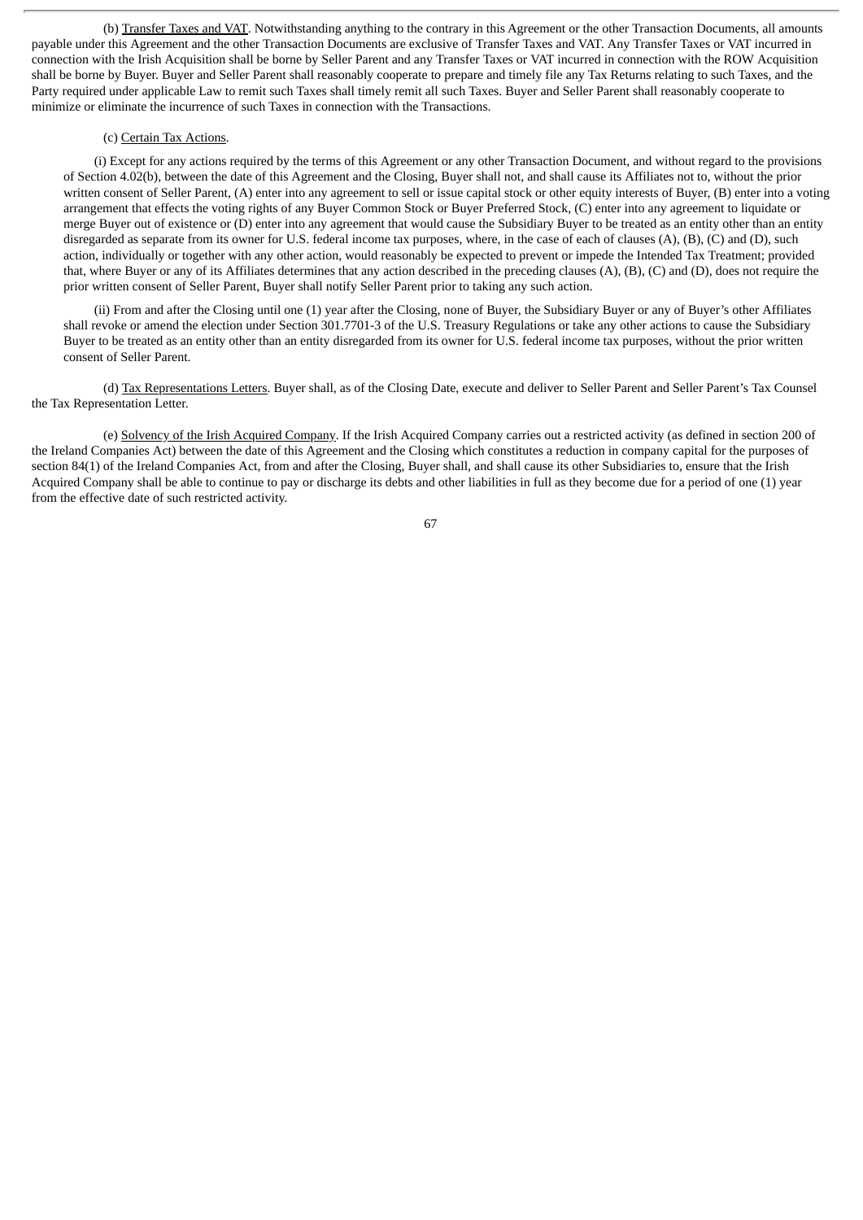(b) Transfer Taxes and VAT. Notwithstanding anything to the contrary in this Agreement or the other Transaction Documents, all amounts payable under this Agreement and the other Transaction Documents are exclusive of Transfer Taxes and VAT. Any Transfer Taxes or VAT incurred in connection with the Irish Acquisition shall be borne by Seller Parent and any Transfer Taxes or VAT incurred in connection with the ROW Acquisition shall be borne by Buyer. Buyer and Seller Parent shall reasonably cooperate to prepare and timely file any Tax Returns relating to such Taxes, and the Party required under applicable Law to remit such Taxes shall timely remit all such Taxes. Buyer and Seller Parent shall reasonably cooperate to minimize or eliminate the incurrence of such Taxes in connection with the Transactions.

(c) Certain Tax Actions.

(i) Except for any actions required by the terms of this Agreement or any other Transaction Document, and without regard to the provisions of Section 4.02(b), between the date of this Agreement and the Closing, Buyer shall not, and shall cause its Affiliates not to, without the prior written consent of Seller Parent, (A) enter into any agreement to sell or issue capital stock or other equity interests of Buyer, (B) enter into a voting arrangement that effects the voting rights of any Buyer Common Stock or Buyer Preferred Stock, (C) enter into any agreement to liquidate or merge Buyer out of existence or (D) enter into any agreement that would cause the Subsidiary Buyer to be treated as an entity other than an entity disregarded as separate from its owner for U.S. federal income tax purposes, where, in the case of each of clauses (A), (B), (C) and (D), such action, individually or together with any other action, would reasonably be expected to prevent or impede the Intended Tax Treatment; provided that, where Buyer or any of its Affiliates determines that any action described in the preceding clauses (A), (B), (C) and (D), does not require the prior written consent of Seller Parent, Buyer shall notify Seller Parent prior to taking any such action.

(ii) From and after the Closing until one (1) year after the Closing, none of Buyer, the Subsidiary Buyer or any of Buyer's other Affiliates shall revoke or amend the election under Section 301.7701-3 of the U.S. Treasury Regulations or take any other actions to cause the Subsidiary Buyer to be treated as an entity other than an entity disregarded from its owner for U.S. federal income tax purposes, without the prior written consent of Seller Parent.

(d) Tax Representations Letters. Buyer shall, as of the Closing Date, execute and deliver to Seller Parent and Seller Parent's Tax Counsel the Tax Representation Letter.

(e) Solvency of the Irish Acquired Company. If the Irish Acquired Company carries out a restricted activity (as defined in section 200 of the Ireland Companies Act) between the date of this Agreement and the Closing which constitutes a reduction in company capital for the purposes of section 84(1) of the Ireland Companies Act, from and after the Closing, Buyer shall, and shall cause its other Subsidiaries to, ensure that the Irish Acquired Company shall be able to continue to pay or discharge its debts and other liabilities in full as they become due for a period of one (1) year from the effective date of such restricted activity.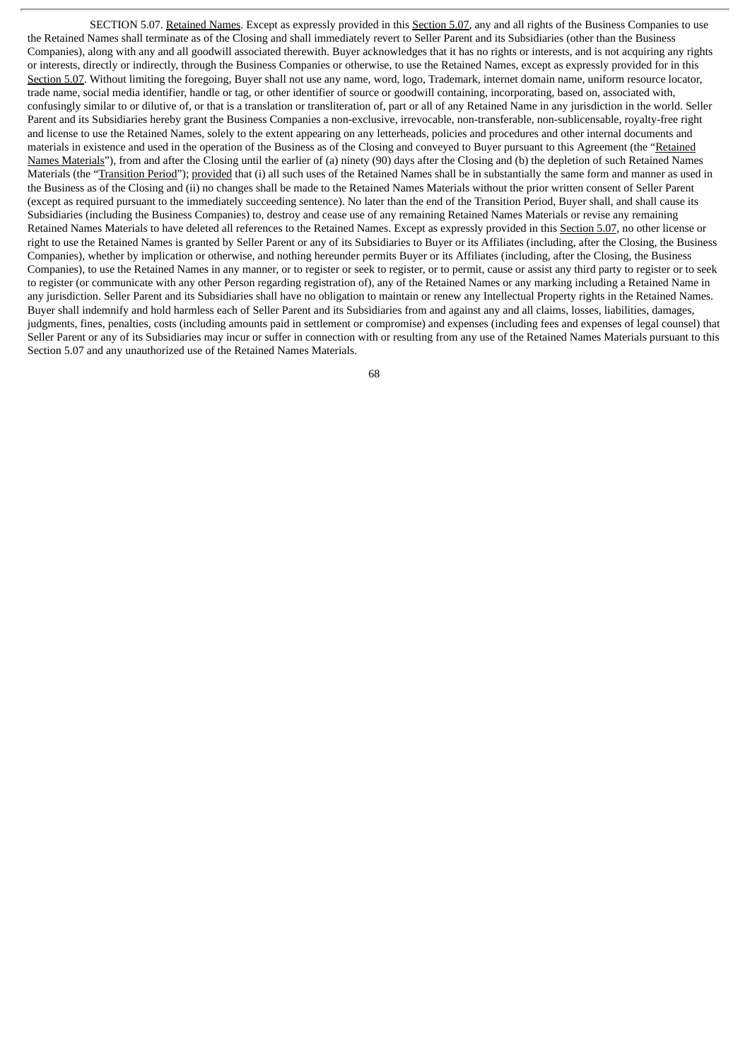SECTION 5.07. Retained Names. Except as expressly provided in this Section 5.07, any and all rights of the Business Companies to use the Retained Names shall terminate as of the Closing and shall immediately revert to Seller Parent and its Subsidiaries (other than the Business Companies), along with any and all goodwill associated therewith. Buyer acknowledges that it has no rights or interests, and is not acquiring any rights or interests, directly or indirectly, through the Business Companies or otherwise, to use the Retained Names, except as expressly provided for in this Section 5.07. Without limiting the foregoing, Buyer shall not use any name, word, logo, Trademark, internet domain name, uniform resource locator, trade name, social media identifier, handle or tag, or other identifier of source or goodwill containing, incorporating, based on, associated with, confusingly similar to or dilutive of, or that is a translation or transliteration of, part or all of any Retained Name in any jurisdiction in the world. Seller Parent and its Subsidiaries hereby grant the Business Companies a non-exclusive, irrevocable, non-transferable, non-sublicensable, royalty-free right and license to use the Retained Names, solely to the extent appearing on any letterheads, policies and procedures and other internal documents and materials in existence and used in the operation of the Business as of the Closing and conveyed to Buyer pursuant to this Agreement (the "Retained Names Materials"), from and after the Closing until the earlier of (a) ninety (90) days after the Closing and (b) the depletion of such Retained Names Materials (the "Transition Period"); provided that (i) all such uses of the Retained Names shall be in substantially the same form and manner as used in the Business as of the Closing and (ii) no changes shall be made to the Retained Names Materials without the prior written consent of Seller Parent (except as required pursuant to the immediately succeeding sentence). No later than the end of the Transition Period, Buyer shall, and shall cause its Subsidiaries (including the Business Companies) to, destroy and cease use of any remaining Retained Names Materials or revise any remaining Retained Names Materials to have deleted all references to the Retained Names. Except as expressly provided in this Section 5.07, no other license or right to use the Retained Names is granted by Seller Parent or any of its Subsidiaries to Buyer or its Affiliates (including, after the Closing, the Business Companies), whether by implication or otherwise, and nothing hereunder permits Buyer or its Affiliates (including, after the Closing, the Business Companies), to use the Retained Names in any manner, or to register or seek to register, or to permit, cause or assist any third party to register or to seek to register (or communicate with any other Person regarding registration of), any of the Retained Names or any marking including a Retained Name in any jurisdiction. Seller Parent and its Subsidiaries shall have no obligation to maintain or renew any Intellectual Property rights in the Retained Names. Buyer shall indemnify and hold harmless each of Seller Parent and its Subsidiaries from and against any and all claims, losses, liabilities, damages, judgments, fines, penalties, costs (including amounts paid in settlement or compromise) and expenses (including fees and expenses of legal counsel) that Seller Parent or any of its Subsidiaries may incur or suffer in connection with or resulting from any use of the Retained Names Materials pursuant to this Section 5.07 and any unauthorized use of the Retained Names Materials.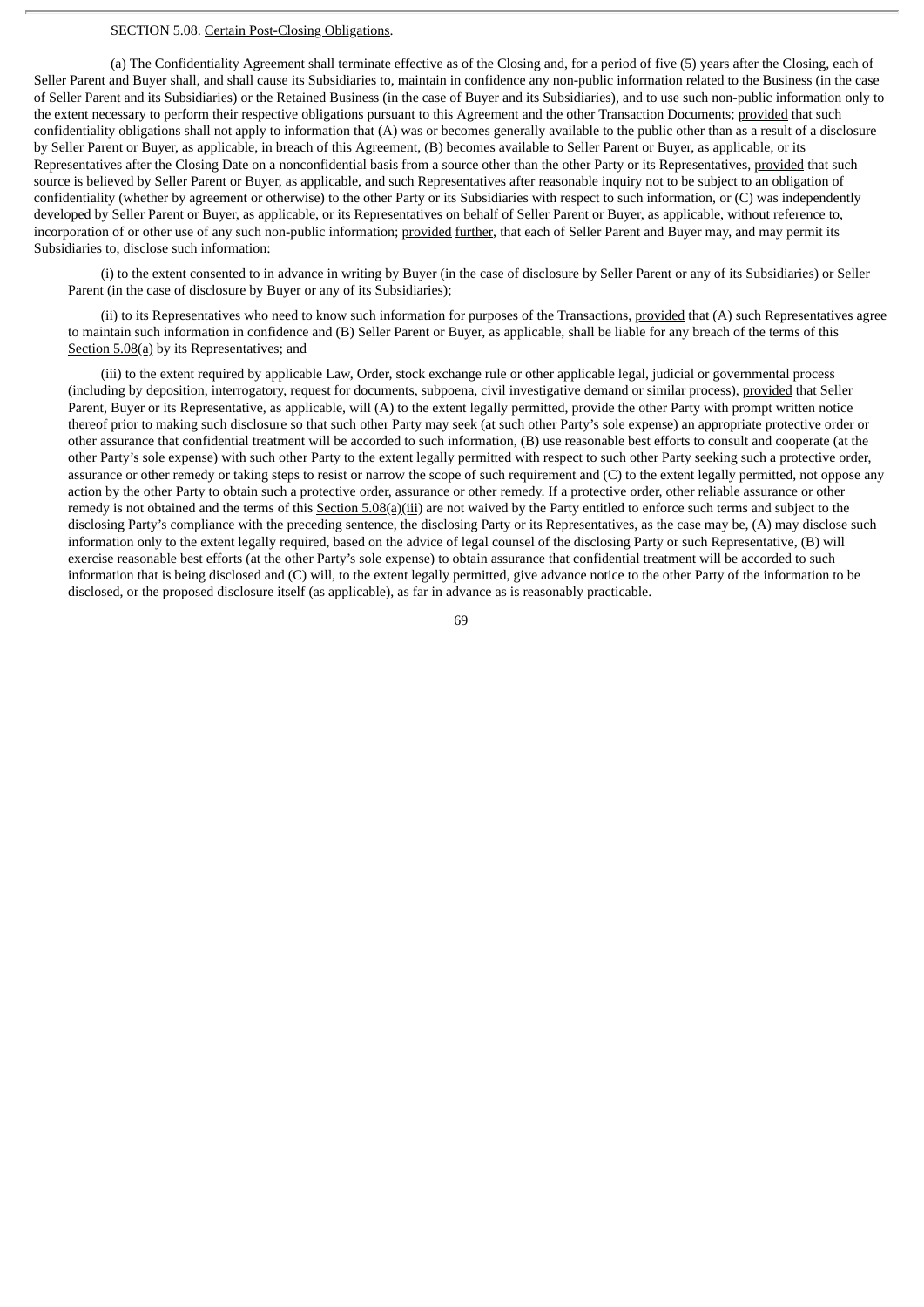SECTION 5.08. Certain Post-Closing Obligations.

(a) The Confidentiality Agreement shall terminate effective as of the Closing and, for a period of five (5) years after the Closing, each of Seller Parent and Buyer shall, and shall cause its Subsidiaries to, maintain in confidence any non-public information related to the Business (in the case of Seller Parent and its Subsidiaries) or the Retained Business (in the case of Buyer and its Subsidiaries), and to use such non-public information only to the extent necessary to perform their respective obligations pursuant to this Agreement and the other Transaction Documents; provided that such confidentiality obligations shall not apply to information that (A) was or becomes generally available to the public other than as a result of a disclosure by Seller Parent or Buyer, as applicable, in breach of this Agreement, (B) becomes available to Seller Parent or Buyer, as applicable, or its Representatives after the Closing Date on a nonconfidential basis from a source other than the other Party or its Representatives, provided that such source is believed by Seller Parent or Buyer, as applicable, and such Representatives after reasonable inquiry not to be subject to an obligation of confidentiality (whether by agreement or otherwise) to the other Party or its Subsidiaries with respect to such information, or (C) was independently developed by Seller Parent or Buyer, as applicable, or its Representatives on behalf of Seller Parent or Buyer, as applicable, without reference to, incorporation of or other use of any such non-public information; provided further, that each of Seller Parent and Buyer may, and may permit its Subsidiaries to, disclose such information:

(i) to the extent consented to in advance in writing by Buyer (in the case of disclosure by Seller Parent or any of its Subsidiaries) or Seller Parent (in the case of disclosure by Buyer or any of its Subsidiaries);

(ii) to its Representatives who need to know such information for purposes of the Transactions, provided that (A) such Representatives agree to maintain such information in confidence and (B) Seller Parent or Buyer, as applicable, shall be liable for any breach of the terms of this Section 5.08(a) by its Representatives; and

(iii) to the extent required by applicable Law, Order, stock exchange rule or other applicable legal, judicial or governmental process (including by deposition, interrogatory, request for documents, subpoena, civil investigative demand or similar process), provided that Seller Parent, Buyer or its Representative, as applicable, will (A) to the extent legally permitted, provide the other Party with prompt written notice thereof prior to making such disclosure so that such other Party may seek (at such other Party's sole expense) an appropriate protective order or other assurance that confidential treatment will be accorded to such information, (B) use reasonable best efforts to consult and cooperate (at the other Party's sole expense) with such other Party to the extent legally permitted with respect to such other Party seeking such a protective order, assurance or other remedy or taking steps to resist or narrow the scope of such requirement and (C) to the extent legally permitted, not oppose any action by the other Party to obtain such a protective order, assurance or other remedy. If a protective order, other reliable assurance or other remedy is not obtained and the terms of this Section 5.08(a)(iii) are not waived by the Party entitled to enforce such terms and subject to the disclosing Party's compliance with the preceding sentence, the disclosing Party or its Representatives, as the case may be, (A) may disclose such information only to the extent legally required, based on the advice of legal counsel of the disclosing Party or such Representative, (B) will exercise reasonable best efforts (at the other Party's sole expense) to obtain assurance that confidential treatment will be accorded to such information that is being disclosed and (C) will, to the extent legally permitted, give advance notice to the other Party of the information to be disclosed, or the proposed disclosure itself (as applicable), as far in advance as is reasonably practicable.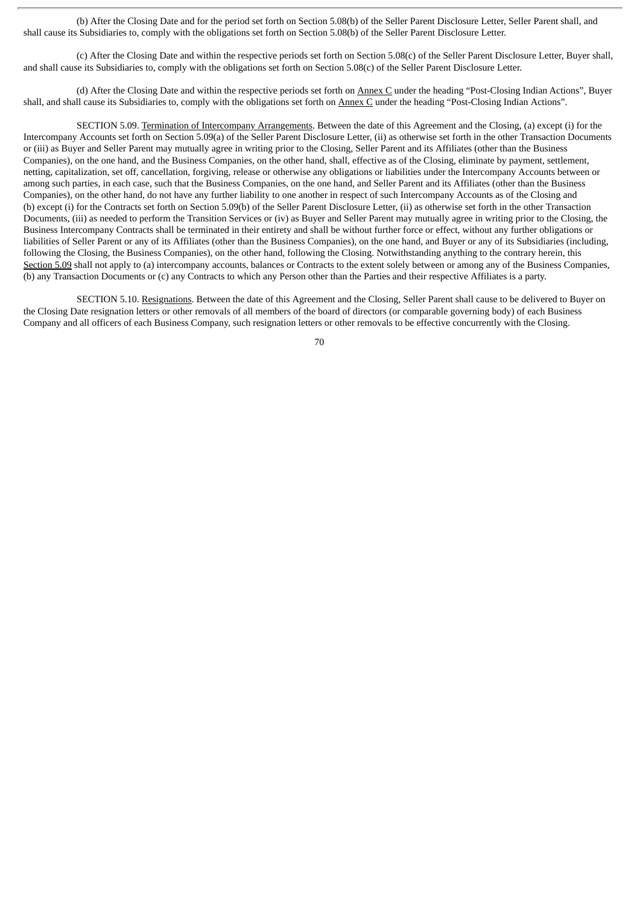(b) After the Closing Date and for the period set forth on Section 5.08(b) of the Seller Parent Disclosure Letter, Seller Parent shall, and shall cause its Subsidiaries to, comply with the obligations set forth on Section 5.08(b) of the Seller Parent Disclosure Letter.

(c) After the Closing Date and within the respective periods set forth on Section 5.08(c) of the Seller Parent Disclosure Letter, Buyer shall, and shall cause its Subsidiaries to, comply with the obligations set forth on Section 5.08(c) of the Seller Parent Disclosure Letter.

(d) After the Closing Date and within the respective periods set forth on Annex C under the heading "Post-Closing Indian Actions", Buyer shall, and shall cause its Subsidiaries to, comply with the obligations set forth on Annex C under the heading "Post-Closing Indian Actions".

SECTION 5.09. Termination of Intercompany Arrangements. Between the date of this Agreement and the Closing, (a) except (i) for the Intercompany Accounts set forth on Section 5.09(a) of the Seller Parent Disclosure Letter, (ii) as otherwise set forth in the other Transaction Documents or (iii) as Buyer and Seller Parent may mutually agree in writing prior to the Closing, Seller Parent and its Affiliates (other than the Business Companies), on the one hand, and the Business Companies, on the other hand, shall, effective as of the Closing, eliminate by payment, settlement, netting, capitalization, set off, cancellation, forgiving, release or otherwise any obligations or liabilities under the Intercompany Accounts between or among such parties, in each case, such that the Business Companies, on the one hand, and Seller Parent and its Affiliates (other than the Business Companies), on the other hand, do not have any further liability to one another in respect of such Intercompany Accounts as of the Closing and (b) except (i) for the Contracts set forth on Section 5.09(b) of the Seller Parent Disclosure Letter, (ii) as otherwise set forth in the other Transaction Documents, (iii) as needed to perform the Transition Services or (iv) as Buyer and Seller Parent may mutually agree in writing prior to the Closing, the Business Intercompany Contracts shall be terminated in their entirety and shall be without further force or effect, without any further obligations or liabilities of Seller Parent or any of its Affiliates (other than the Business Companies), on the one hand, and Buyer or any of its Subsidiaries (including, following the Closing, the Business Companies), on the other hand, following the Closing. Notwithstanding anything to the contrary herein, this Section 5.09 shall not apply to (a) intercompany accounts, balances or Contracts to the extent solely between or among any of the Business Companies, (b) any Transaction Documents or (c) any Contracts to which any Person other than the Parties and their respective Affiliates is a party.

SECTION 5.10. Resignations. Between the date of this Agreement and the Closing, Seller Parent shall cause to be delivered to Buyer on the Closing Date resignation letters or other removals of all members of the board of directors (or comparable governing body) of each Business Company and all officers of each Business Company, such resignation letters or other removals to be effective concurrently with the Closing.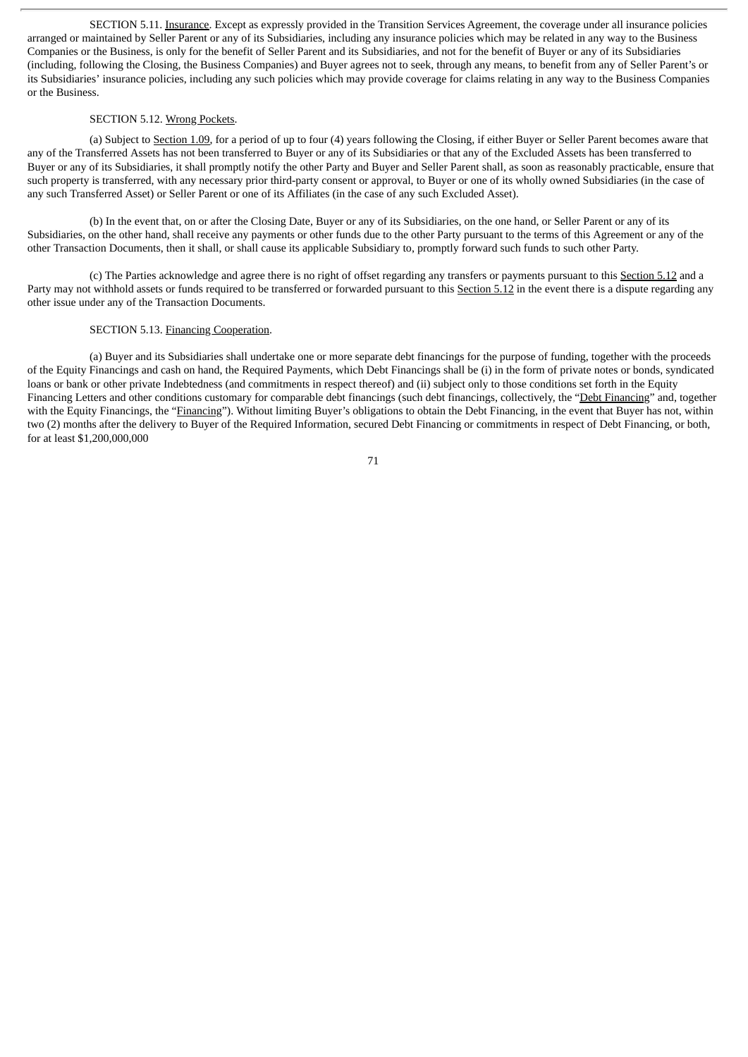SECTION 5.11. Insurance. Except as expressly provided in the Transition Services Agreement, the coverage under all insurance policies arranged or maintained by Seller Parent or any of its Subsidiaries, including any insurance policies which may be related in any way to the Business Companies or the Business, is only for the benefit of Seller Parent and its Subsidiaries, and not for the benefit of Buyer or any of its Subsidiaries (including, following the Closing, the Business Companies) and Buyer agrees not to seek, through any means, to benefit from any of Seller Parent's or its Subsidiaries' insurance policies, including any such policies which may provide coverage for claims relating in any way to the Business Companies or the Business.

SECTION 5.12. Wrong Pockets.

(a) Subject to Section 1.09, for a period of up to four (4) years following the Closing, if either Buyer or Seller Parent becomes aware that any of the Transferred Assets has not been transferred to Buyer or any of its Subsidiaries or that any of the Excluded Assets has been transferred to Buyer or any of its Subsidiaries, it shall promptly notify the other Party and Buyer and Seller Parent shall, as soon as reasonably practicable, ensure that such property is transferred, with any necessary prior third-party consent or approval, to Buyer or one of its wholly owned Subsidiaries (in the case of any such Transferred Asset) or Seller Parent or one of its Affiliates (in the case of any such Excluded Asset).

(b) In the event that, on or after the Closing Date, Buyer or any of its Subsidiaries, on the one hand, or Seller Parent or any of its Subsidiaries, on the other hand, shall receive any payments or other funds due to the other Party pursuant to the terms of this Agreement or any of the other Transaction Documents, then it shall, or shall cause its applicable Subsidiary to, promptly forward such funds to such other Party.

(c) The Parties acknowledge and agree there is no right of offset regarding any transfers or payments pursuant to this Section 5.12 and a Party may not withhold assets or funds required to be transferred or forwarded pursuant to this Section 5.12 in the event there is a dispute regarding any other issue under any of the Transaction Documents.

SECTION 5.13. Financing Cooperation.

(a) Buyer and its Subsidiaries shall undertake one or more separate debt financings for the purpose of funding, together with the proceeds of the Equity Financings and cash on hand, the Required Payments, which Debt Financings shall be (i) in the form of private notes or bonds, syndicated loans or bank or other private Indebtedness (and commitments in respect thereof) and (ii) subject only to those conditions set forth in the Equity Financing Letters and other conditions customary for comparable debt financings (such debt financings, collectively, the "Debt Financing" and, together with the Equity Financings, the "Financing"). Without limiting Buyer's obligations to obtain the Debt Financing, in the event that Buyer has not, within two (2) months after the delivery to Buyer of the Required Information, secured Debt Financing or commitments in respect of Debt Financing, or both, for at least $1,200,000,000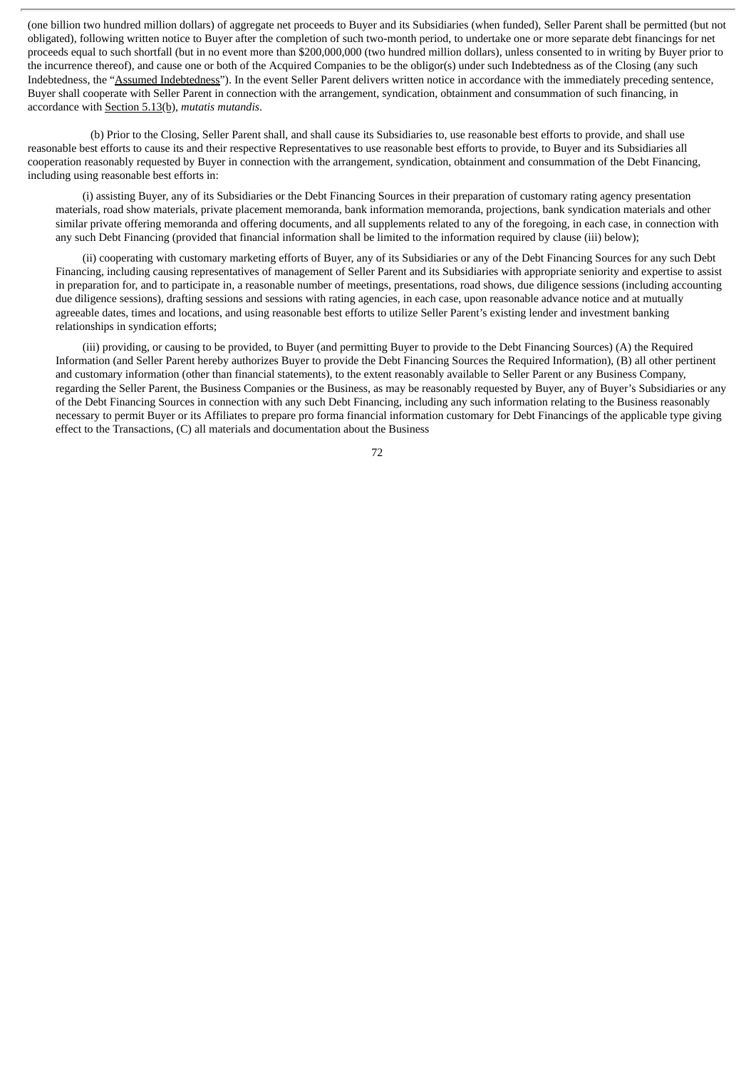(one billion two hundred million dollars) of aggregate net proceeds to Buyer and its Subsidiaries (when funded), Seller Parent shall be permitted (but not obligated), following written notice to Buyer after the completion of such two-month period, to undertake one or more separate debt financings for net proceeds equal to such shortfall (but in no event more than $200,000,000 (two hundred million dollars), unless consented to in writing by Buyer prior to the incurrence thereof), and cause one or both of the Acquired Companies to be the obligor(s) under such Indebtedness as of the Closing (any such Indebtedness, the "Assumed Indebtedness"). In the event Seller Parent delivers written notice in accordance with the immediately preceding sentence, Buyer shall cooperate with Seller Parent in connection with the arrangement, syndication, obtainment and consummation of such financing, in accordance with Section 5.13(b), *mutatis mutandis*.

(b) Prior to the Closing, Seller Parent shall, and shall cause its Subsidiaries to, use reasonable best efforts to provide, and shall use reasonable best efforts to cause its and their respective Representatives to use reasonable best efforts to provide, to Buyer and its Subsidiaries all cooperation reasonably requested by Buyer in connection with the arrangement, syndication, obtainment and consummation of the Debt Financing, including using reasonable best efforts in:

(i) assisting Buyer, any of its Subsidiaries or the Debt Financing Sources in their preparation of customary rating agency presentation materials, road show materials, private placement memoranda, bank information memoranda, projections, bank syndication materials and other similar private offering memoranda and offering documents, and all supplements related to any of the foregoing, in each case, in connection with any such Debt Financing (provided that financial information shall be limited to the information required by clause (iii) below);

(ii) cooperating with customary marketing efforts of Buyer, any of its Subsidiaries or any of the Debt Financing Sources for any such Debt Financing, including causing representatives of management of Seller Parent and its Subsidiaries with appropriate seniority and expertise to assist in preparation for, and to participate in, a reasonable number of meetings, presentations, road shows, due diligence sessions (including accounting due diligence sessions), drafting sessions and sessions with rating agencies, in each case, upon reasonable advance notice and at mutually agreeable dates, times and locations, and using reasonable best efforts to utilize Seller Parent's existing lender and investment banking relationships in syndication efforts;

(iii) providing, or causing to be provided, to Buyer (and permitting Buyer to provide to the Debt Financing Sources) (A) the Required Information (and Seller Parent hereby authorizes Buyer to provide the Debt Financing Sources the Required Information), (B) all other pertinent and customary information (other than financial statements), to the extent reasonably available to Seller Parent or any Business Company, regarding the Seller Parent, the Business Companies or the Business, as may be reasonably requested by Buyer, any of Buyer's Subsidiaries or any of the Debt Financing Sources in connection with any such Debt Financing, including any such information relating to the Business reasonably necessary to permit Buyer or its Affiliates to prepare pro forma financial information customary for Debt Financings of the applicable type giving effect to the Transactions, (C) all materials and documentation about the Business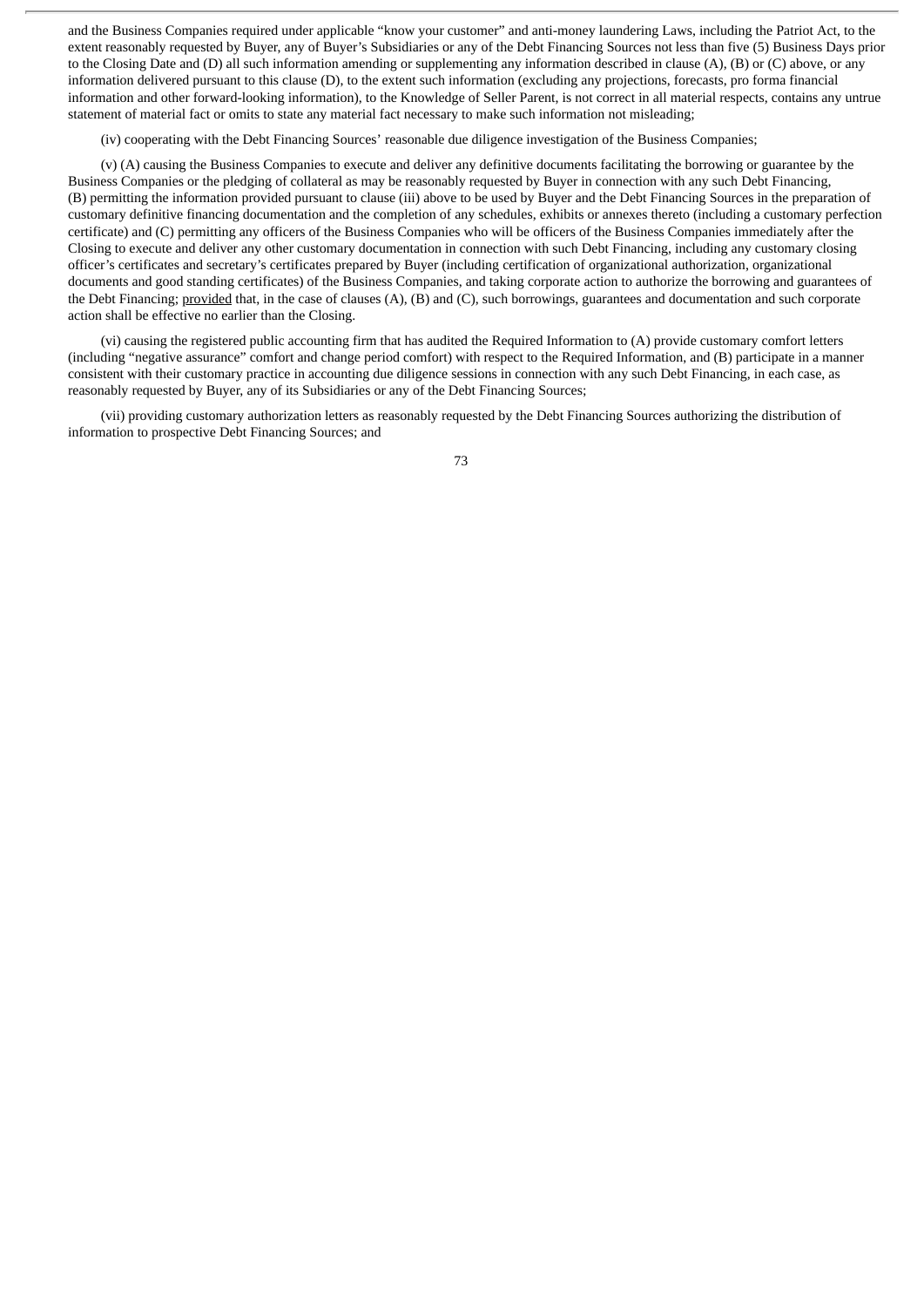and the Business Companies required under applicable "know your customer" and anti-money laundering Laws, including the Patriot Act, to the extent reasonably requested by Buyer, any of Buyer's Subsidiaries or any of the Debt Financing Sources not less than five (5) Business Days prior to the Closing Date and (D) all such information amending or supplementing any information described in clause (A), (B) or (C) above, or any information delivered pursuant to this clause (D), to the extent such information (excluding any projections, forecasts, pro forma financial information and other forward-looking information), to the Knowledge of Seller Parent, is not correct in all material respects, contains any untrue statement of material fact or omits to state any material fact necessary to make such information not misleading;

(iv) cooperating with the Debt Financing Sources' reasonable due diligence investigation of the Business Companies;

(v) (A) causing the Business Companies to execute and deliver any definitive documents facilitating the borrowing or guarantee by the Business Companies or the pledging of collateral as may be reasonably requested by Buyer in connection with any such Debt Financing, (B) permitting the information provided pursuant to clause (iii) above to be used by Buyer and the Debt Financing Sources in the preparation of customary definitive financing documentation and the completion of any schedules, exhibits or annexes thereto (including a customary perfection certificate) and (C) permitting any officers of the Business Companies who will be officers of the Business Companies immediately after the Closing to execute and deliver any other customary documentation in connection with such Debt Financing, including any customary closing officer's certificates and secretary's certificates prepared by Buyer (including certification of organizational authorization, organizational documents and good standing certificates) of the Business Companies, and taking corporate action to authorize the borrowing and guarantees of the Debt Financing; provided that, in the case of clauses (A), (B) and (C), such borrowings, guarantees and documentation and such corporate action shall be effective no earlier than the Closing.

(vi) causing the registered public accounting firm that has audited the Required Information to (A) provide customary comfort letters (including "negative assurance" comfort and change period comfort) with respect to the Required Information, and (B) participate in a manner consistent with their customary practice in accounting due diligence sessions in connection with any such Debt Financing, in each case, as reasonably requested by Buyer, any of its Subsidiaries or any of the Debt Financing Sources;

(vii) providing customary authorization letters as reasonably requested by the Debt Financing Sources authorizing the distribution of information to prospective Debt Financing Sources; and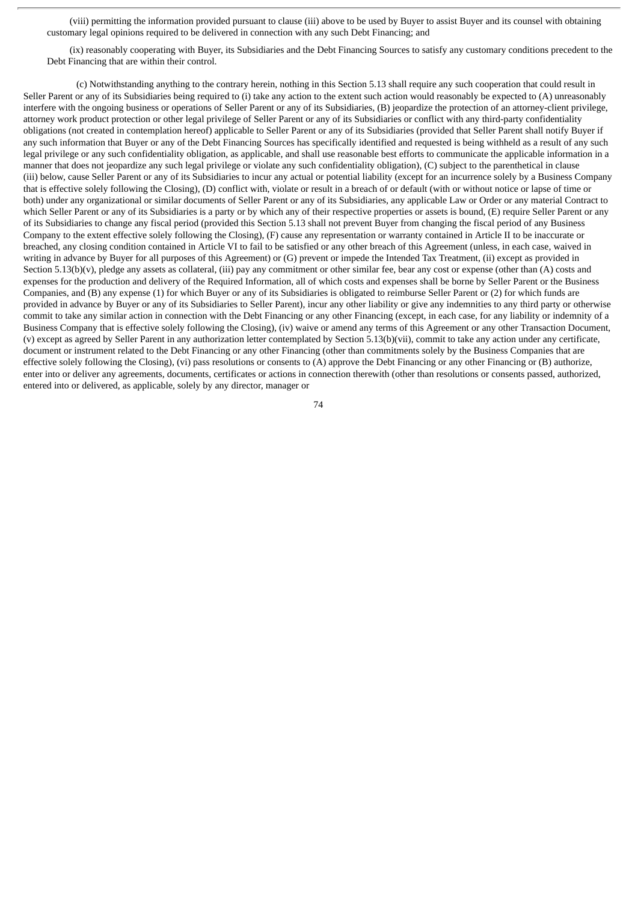(viii) permitting the information provided pursuant to clause (iii) above to be used by Buyer to assist Buyer and its counsel with obtaining customary legal opinions required to be delivered in connection with any such Debt Financing; and

(ix) reasonably cooperating with Buyer, its Subsidiaries and the Debt Financing Sources to satisfy any customary conditions precedent to the Debt Financing that are within their control.

(c) Notwithstanding anything to the contrary herein, nothing in this Section 5.13 shall require any such cooperation that could result in Seller Parent or any of its Subsidiaries being required to (i) take any action to the extent such action would reasonably be expected to (A) unreasonably interfere with the ongoing business or operations of Seller Parent or any of its Subsidiaries, (B) jeopardize the protection of an attorney-client privilege, attorney work product protection or other legal privilege of Seller Parent or any of its Subsidiaries or conflict with any third-party confidentiality obligations (not created in contemplation hereof) applicable to Seller Parent or any of its Subsidiaries (provided that Seller Parent shall notify Buyer if any such information that Buyer or any of the Debt Financing Sources has specifically identified and requested is being withheld as a result of any such legal privilege or any such confidentiality obligation, as applicable, and shall use reasonable best efforts to communicate the applicable information in a manner that does not jeopardize any such legal privilege or violate any such confidentiality obligation), (C) subject to the parenthetical in clause (iii) below, cause Seller Parent or any of its Subsidiaries to incur any actual or potential liability (except for an incurrence solely by a Business Company that is effective solely following the Closing), (D) conflict with, violate or result in a breach of or default (with or without notice or lapse of time or both) under any organizational or similar documents of Seller Parent or any of its Subsidiaries, any applicable Law or Order or any material Contract to which Seller Parent or any of its Subsidiaries is a party or by which any of their respective properties or assets is bound, (E) require Seller Parent or any of its Subsidiaries to change any fiscal period (provided this Section 5.13 shall not prevent Buyer from changing the fiscal period of any Business Company to the extent effective solely following the Closing), (F) cause any representation or warranty contained in Article II to be inaccurate or breached, any closing condition contained in Article VI to fail to be satisfied or any other breach of this Agreement (unless, in each case, waived in writing in advance by Buyer for all purposes of this Agreement) or (G) prevent or impede the Intended Tax Treatment, (ii) except as provided in Section 5.13(b)(v), pledge any assets as collateral, (iii) pay any commitment or other similar fee, bear any cost or expense (other than (A) costs and expenses for the production and delivery of the Required Information, all of which costs and expenses shall be borne by Seller Parent or the Business Companies, and (B) any expense (1) for which Buyer or any of its Subsidiaries is obligated to reimburse Seller Parent or (2) for which funds are provided in advance by Buyer or any of its Subsidiaries to Seller Parent), incur any other liability or give any indemnities to any third party or otherwise commit to take any similar action in connection with the Debt Financing or any other Financing (except, in each case, for any liability or indemnity of a Business Company that is effective solely following the Closing), (iv) waive or amend any terms of this Agreement or any other Transaction Document, (v) except as agreed by Seller Parent in any authorization letter contemplated by Section 5.13(b)(vii), commit to take any action under any certificate, document or instrument related to the Debt Financing or any other Financing (other than commitments solely by the Business Companies that are effective solely following the Closing), (vi) pass resolutions or consents to (A) approve the Debt Financing or any other Financing or (B) authorize, enter into or deliver any agreements, documents, certificates or actions in connection therewith (other than resolutions or consents passed, authorized, entered into or delivered, as applicable, solely by any director, manager or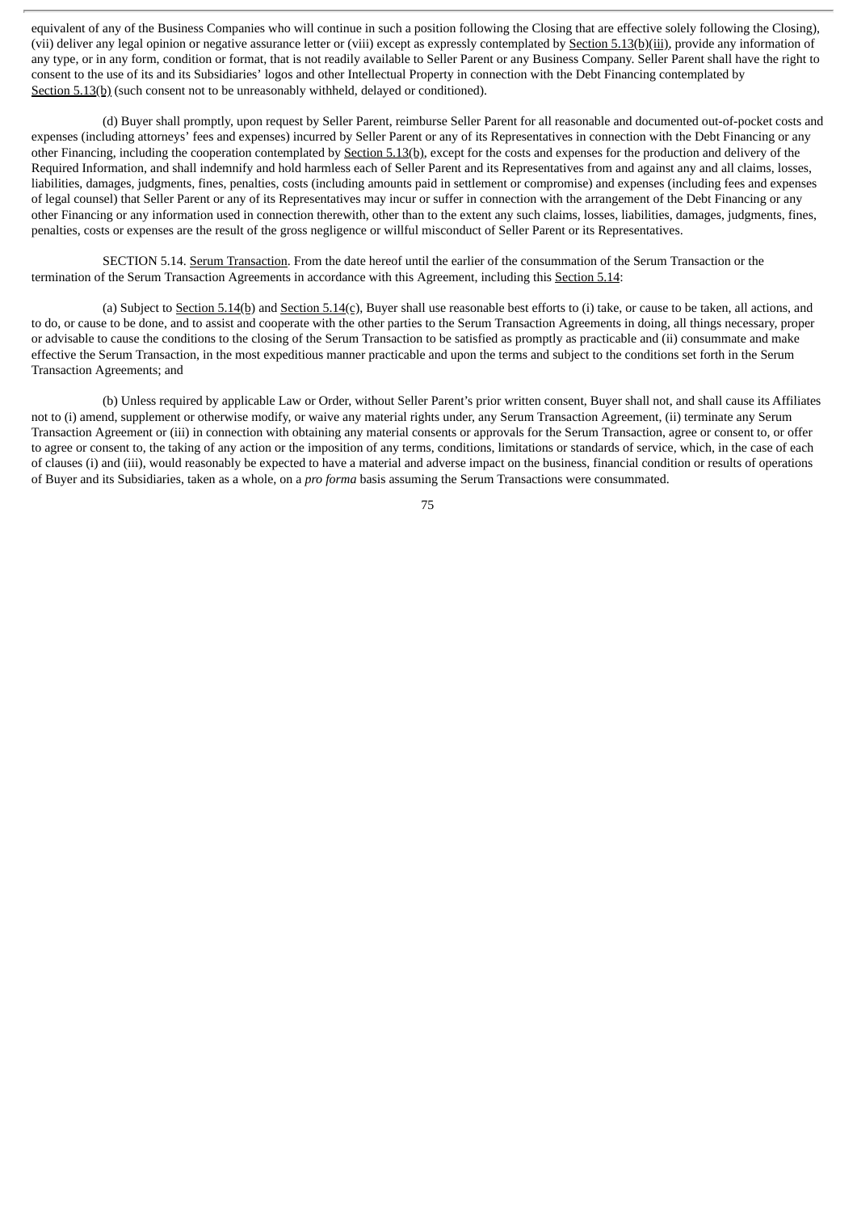equivalent of any of the Business Companies who will continue in such a position following the Closing that are effective solely following the Closing), (vii) deliver any legal opinion or negative assurance letter or (viii) except as expressly contemplated by Section 5.13(b)(iii), provide any information of any type, or in any form, condition or format, that is not readily available to Seller Parent or any Business Company. Seller Parent shall have the right to consent to the use of its and its Subsidiaries' logos and other Intellectual Property in connection with the Debt Financing contemplated by Section 5.13(b) (such consent not to be unreasonably withheld, delayed or conditioned).

(d) Buyer shall promptly, upon request by Seller Parent, reimburse Seller Parent for all reasonable and documented out-of-pocket costs and expenses (including attorneys' fees and expenses) incurred by Seller Parent or any of its Representatives in connection with the Debt Financing or any other Financing, including the cooperation contemplated by Section 5.13(b), except for the costs and expenses for the production and delivery of the Required Information, and shall indemnify and hold harmless each of Seller Parent and its Representatives from and against any and all claims, losses, liabilities, damages, judgments, fines, penalties, costs (including amounts paid in settlement or compromise) and expenses (including fees and expenses of legal counsel) that Seller Parent or any of its Representatives may incur or suffer in connection with the arrangement of the Debt Financing or any other Financing or any information used in connection therewith, other than to the extent any such claims, losses, liabilities, damages, judgments, fines, penalties, costs or expenses are the result of the gross negligence or willful misconduct of Seller Parent or its Representatives.

SECTION 5.14. Serum Transaction. From the date hereof until the earlier of the consummation of the Serum Transaction or the termination of the Serum Transaction Agreements in accordance with this Agreement, including this Section 5.14:

(a) Subject to Section 5.14(b) and Section 5.14(c), Buyer shall use reasonable best efforts to (i) take, or cause to be taken, all actions, and to do, or cause to be done, and to assist and cooperate with the other parties to the Serum Transaction Agreements in doing, all things necessary, proper or advisable to cause the conditions to the closing of the Serum Transaction to be satisfied as promptly as practicable and (ii) consummate and make effective the Serum Transaction, in the most expeditious manner practicable and upon the terms and subject to the conditions set forth in the Serum Transaction Agreements; and

(b) Unless required by applicable Law or Order, without Seller Parent's prior written consent, Buyer shall not, and shall cause its Affiliates not to (i) amend, supplement or otherwise modify, or waive any material rights under, any Serum Transaction Agreement, (ii) terminate any Serum Transaction Agreement or (iii) in connection with obtaining any material consents or approvals for the Serum Transaction, agree or consent to, or offer to agree or consent to, the taking of any action or the imposition of any terms, conditions, limitations or standards of service, which, in the case of each of clauses (i) and (iii), would reasonably be expected to have a material and adverse impact on the business, financial condition or results of operations of Buyer and its Subsidiaries, taken as a whole, on a *pro forma* basis assuming the Serum Transactions were consummated.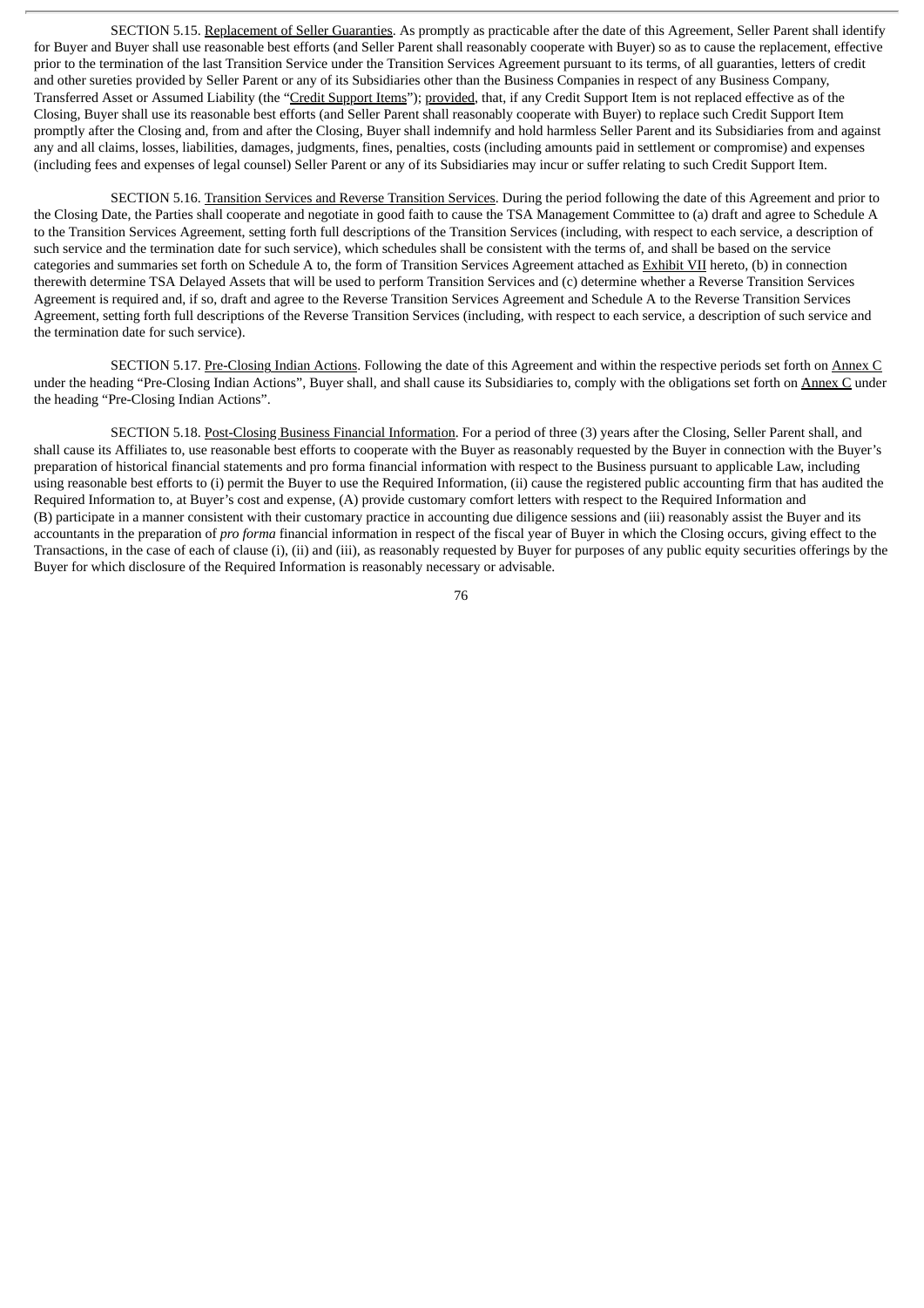SECTION 5.15. Replacement of Seller Guaranties. As promptly as practicable after the date of this Agreement, Seller Parent shall identify for Buyer and Buyer shall use reasonable best efforts (and Seller Parent shall reasonably cooperate with Buyer) so as to cause the replacement, effective prior to the termination of the last Transition Service under the Transition Services Agreement pursuant to its terms, of all guaranties, letters of credit and other sureties provided by Seller Parent or any of its Subsidiaries other than the Business Companies in respect of any Business Company, Transferred Asset or Assumed Liability (the "Credit Support Items"); provided, that, if any Credit Support Item is not replaced effective as of the Closing, Buyer shall use its reasonable best efforts (and Seller Parent shall reasonably cooperate with Buyer) to replace such Credit Support Item promptly after the Closing and, from and after the Closing, Buyer shall indemnify and hold harmless Seller Parent and its Subsidiaries from and against any and all claims, losses, liabilities, damages, judgments, fines, penalties, costs (including amounts paid in settlement or compromise) and expenses (including fees and expenses of legal counsel) Seller Parent or any of its Subsidiaries may incur or suffer relating to such Credit Support Item.

SECTION 5.16. Transition Services and Reverse Transition Services. During the period following the date of this Agreement and prior to the Closing Date, the Parties shall cooperate and negotiate in good faith to cause the TSA Management Committee to (a) draft and agree to Schedule A to the Transition Services Agreement, setting forth full descriptions of the Transition Services (including, with respect to each service, a description of such service and the termination date for such service), which schedules shall be consistent with the terms of, and shall be based on the service categories and summaries set forth on Schedule A to, the form of Transition Services Agreement attached as Exhibit VII hereto, (b) in connection therewith determine TSA Delayed Assets that will be used to perform Transition Services and (c) determine whether a Reverse Transition Services Agreement is required and, if so, draft and agree to the Reverse Transition Services Agreement and Schedule A to the Reverse Transition Services Agreement, setting forth full descriptions of the Reverse Transition Services (including, with respect to each service, a description of such service and the termination date for such service).

SECTION 5.17. Pre-Closing Indian Actions. Following the date of this Agreement and within the respective periods set forth on Annex C under the heading "Pre-Closing Indian Actions", Buyer shall, and shall cause its Subsidiaries to, comply with the obligations set forth on Annex C under the heading "Pre-Closing Indian Actions".

SECTION 5.18. Post-Closing Business Financial Information. For a period of three (3) years after the Closing, Seller Parent shall, and shall cause its Affiliates to, use reasonable best efforts to cooperate with the Buyer as reasonably requested by the Buyer in connection with the Buyer's preparation of historical financial statements and pro forma financial information with respect to the Business pursuant to applicable Law, including using reasonable best efforts to (i) permit the Buyer to use the Required Information, (ii) cause the registered public accounting firm that has audited the Required Information to, at Buyer's cost and expense, (A) provide customary comfort letters with respect to the Required Information and (B) participate in a manner consistent with their customary practice in accounting due diligence sessions and (iii) reasonably assist the Buyer and its accountants in the preparation of *pro forma* financial information in respect of the fiscal year of Buyer in which the Closing occurs, giving effect to the Transactions, in the case of each of clause (i), (ii) and (iii), as reasonably requested by Buyer for purposes of any public equity securities offerings by the Buyer for which disclosure of the Required Information is reasonably necessary or advisable.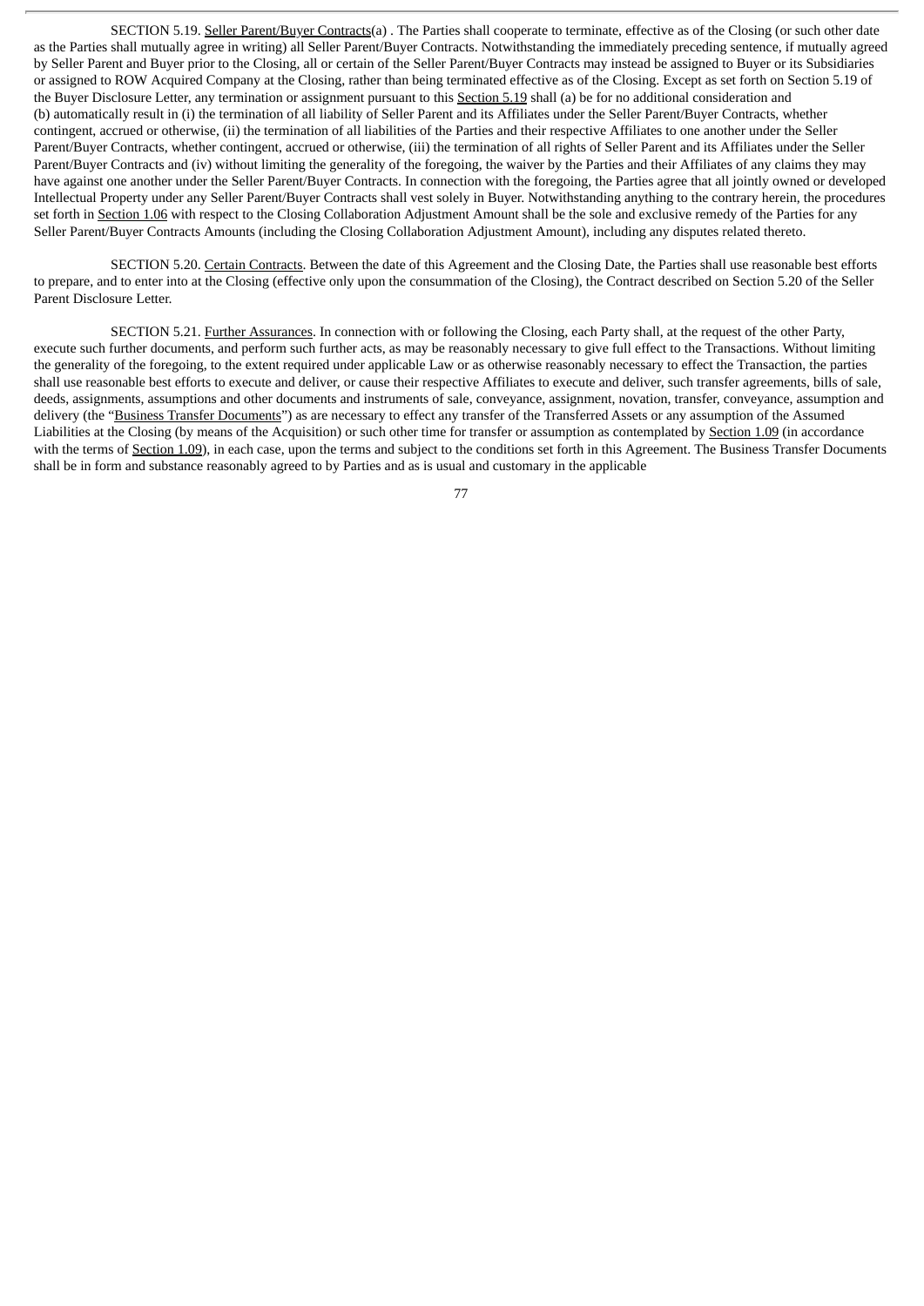SECTION 5.19. Seller Parent/Buyer Contracts(a) . The Parties shall cooperate to terminate, effective as of the Closing (or such other date as the Parties shall mutually agree in writing) all Seller Parent/Buyer Contracts. Notwithstanding the immediately preceding sentence, if mutually agreed by Seller Parent and Buyer prior to the Closing, all or certain of the Seller Parent/Buyer Contracts may instead be assigned to Buyer or its Subsidiaries or assigned to ROW Acquired Company at the Closing, rather than being terminated effective as of the Closing. Except as set forth on Section 5.19 of the Buyer Disclosure Letter, any termination or assignment pursuant to this Section 5.19 shall (a) be for no additional consideration and (b) automatically result in (i) the termination of all liability of Seller Parent and its Affiliates under the Seller Parent/Buyer Contracts, whether contingent, accrued or otherwise, (ii) the termination of all liabilities of the Parties and their respective Affiliates to one another under the Seller Parent/Buyer Contracts, whether contingent, accrued or otherwise, (iii) the termination of all rights of Seller Parent and its Affiliates under the Seller Parent/Buyer Contracts and (iv) without limiting the generality of the foregoing, the waiver by the Parties and their Affiliates of any claims they may have against one another under the Seller Parent/Buyer Contracts. In connection with the foregoing, the Parties agree that all jointly owned or developed Intellectual Property under any Seller Parent/Buyer Contracts shall vest solely in Buyer. Notwithstanding anything to the contrary herein, the procedures set forth in Section 1.06 with respect to the Closing Collaboration Adjustment Amount shall be the sole and exclusive remedy of the Parties for any Seller Parent/Buyer Contracts Amounts (including the Closing Collaboration Adjustment Amount), including any disputes related thereto.

SECTION 5.20. Certain Contracts. Between the date of this Agreement and the Closing Date, the Parties shall use reasonable best efforts to prepare, and to enter into at the Closing (effective only upon the consummation of the Closing), the Contract described on Section 5.20 of the Seller Parent Disclosure Letter.

SECTION 5.21. Further Assurances. In connection with or following the Closing, each Party shall, at the request of the other Party, execute such further documents, and perform such further acts, as may be reasonably necessary to give full effect to the Transactions. Without limiting the generality of the foregoing, to the extent required under applicable Law or as otherwise reasonably necessary to effect the Transaction, the parties shall use reasonable best efforts to execute and deliver, or cause their respective Affiliates to execute and deliver, such transfer agreements, bills of sale, deeds, assignments, assumptions and other documents and instruments of sale, conveyance, assignment, novation, transfer, conveyance, assumption and delivery (the "Business Transfer Documents") as are necessary to effect any transfer of the Transferred Assets or any assumption of the Assumed Liabilities at the Closing (by means of the Acquisition) or such other time for transfer or assumption as contemplated by Section 1.09 (in accordance with the terms of Section 1.09), in each case, upon the terms and subject to the conditions set forth in this Agreement. The Business Transfer Documents shall be in form and substance reasonably agreed to by Parties and as is usual and customary in the applicable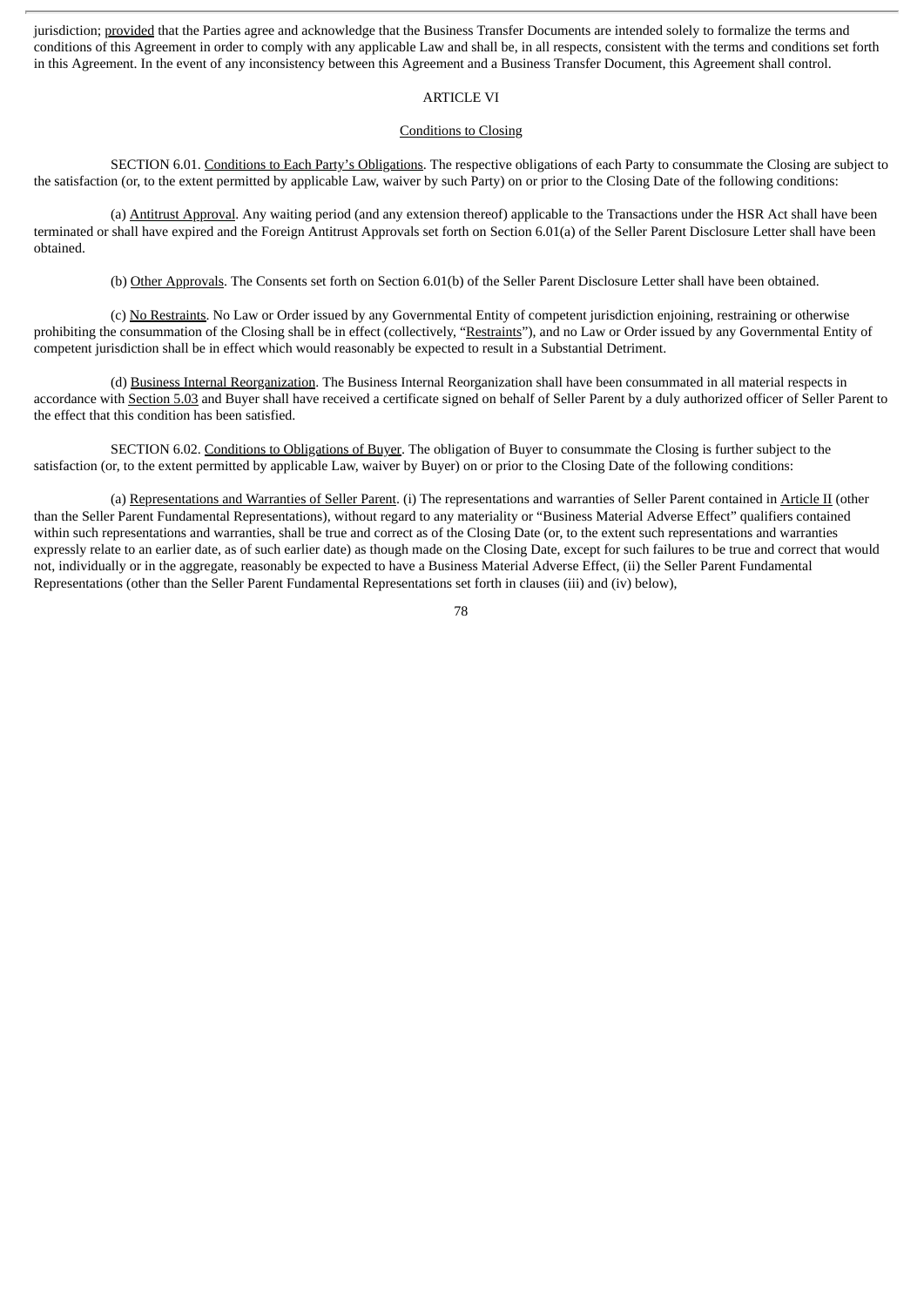jurisdiction; provided that the Parties agree and acknowledge that the Business Transfer Documents are intended solely to formalize the terms and conditions of this Agreement in order to comply with any applicable Law and shall be, in all respects, consistent with the terms and conditions set forth in this Agreement. In the event of any inconsistency between this Agreement and a Business Transfer Document, this Agreement shall control.

## ARTICLE VI

### Conditions to Closing

SECTION 6.01. Conditions to Each Party's Obligations. The respective obligations of each Party to consummate the Closing are subject to the satisfaction (or, to the extent permitted by applicable Law, waiver by such Party) on or prior to the Closing Date of the following conditions:

(a) Antitrust Approval. Any waiting period (and any extension thereof) applicable to the Transactions under the HSR Act shall have been terminated or shall have expired and the Foreign Antitrust Approvals set forth on Section 6.01(a) of the Seller Parent Disclosure Letter shall have been obtained.

(b) Other Approvals. The Consents set forth on Section 6.01(b) of the Seller Parent Disclosure Letter shall have been obtained.

(c) No Restraints. No Law or Order issued by any Governmental Entity of competent jurisdiction enjoining, restraining or otherwise prohibiting the consummation of the Closing shall be in effect (collectively, "Restraints"), and no Law or Order issued by any Governmental Entity of competent jurisdiction shall be in effect which would reasonably be expected to result in a Substantial Detriment.

(d) Business Internal Reorganization. The Business Internal Reorganization shall have been consummated in all material respects in accordance with Section 5.03 and Buyer shall have received a certificate signed on behalf of Seller Parent by a duly authorized officer of Seller Parent to the effect that this condition has been satisfied.

SECTION 6.02. Conditions to Obligations of Buyer. The obligation of Buyer to consummate the Closing is further subject to the satisfaction (or, to the extent permitted by applicable Law, waiver by Buyer) on or prior to the Closing Date of the following conditions:

(a) Representations and Warranties of Seller Parent. (i) The representations and warranties of Seller Parent contained in Article II (other than the Seller Parent Fundamental Representations), without regard to any materiality or "Business Material Adverse Effect" qualifiers contained within such representations and warranties, shall be true and correct as of the Closing Date (or, to the extent such representations and warranties expressly relate to an earlier date, as of such earlier date) as though made on the Closing Date, except for such failures to be true and correct that would not, individually or in the aggregate, reasonably be expected to have a Business Material Adverse Effect, (ii) the Seller Parent Fundamental Representations (other than the Seller Parent Fundamental Representations set forth in clauses (iii) and (iv) below),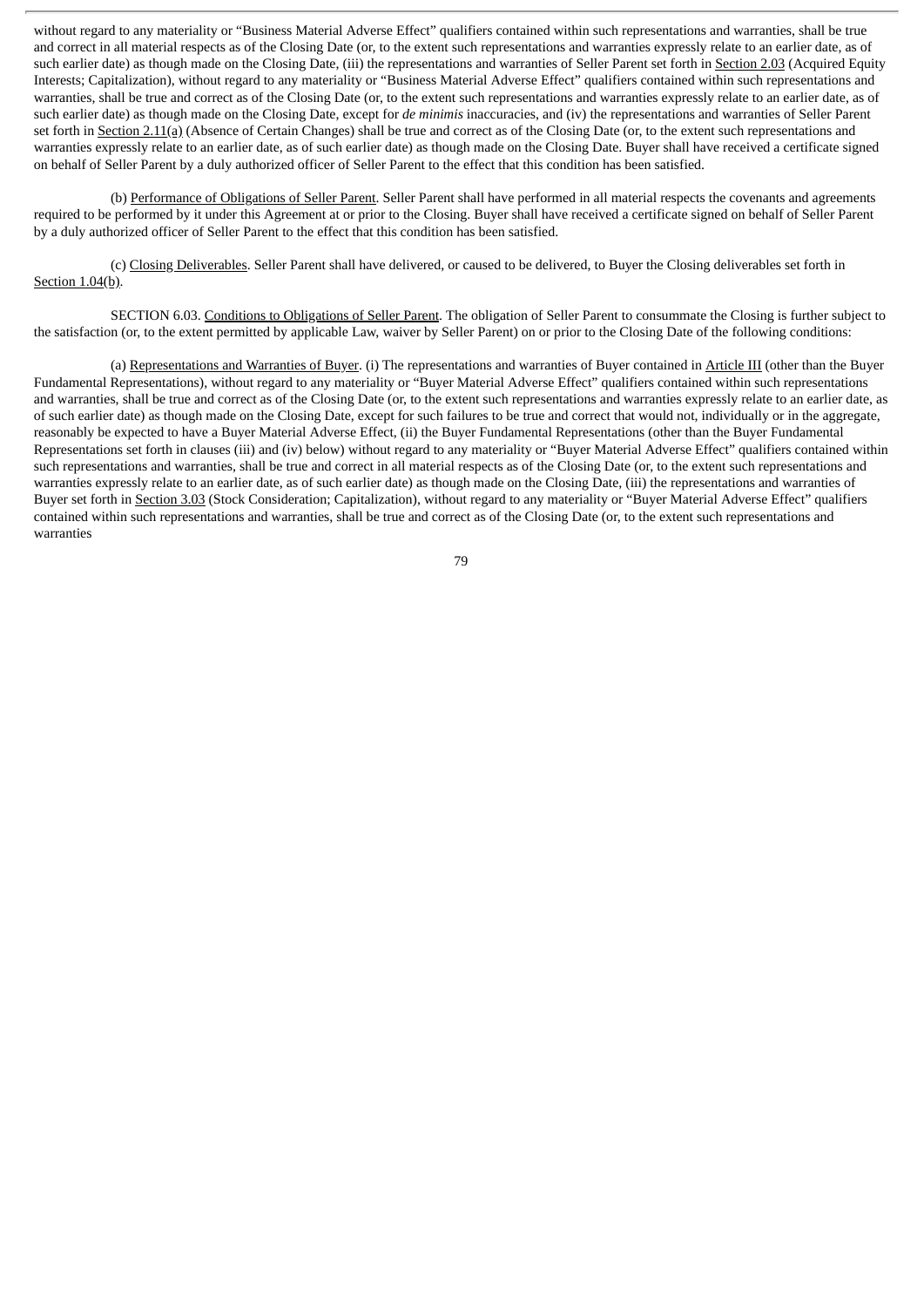without regard to any materiality or "Business Material Adverse Effect" qualifiers contained within such representations and warranties, shall be true and correct in all material respects as of the Closing Date (or, to the extent such representations and warranties expressly relate to an earlier date, as of such earlier date) as though made on the Closing Date, (iii) the representations and warranties of Seller Parent set forth in Section 2.03 (Acquired Equity Interests; Capitalization), without regard to any materiality or "Business Material Adverse Effect" qualifiers contained within such representations and warranties, shall be true and correct as of the Closing Date (or, to the extent such representations and warranties expressly relate to an earlier date, as of such earlier date) as though made on the Closing Date, except for *de minimis* inaccuracies, and (iv) the representations and warranties of Seller Parent set forth in Section 2.11(a) (Absence of Certain Changes) shall be true and correct as of the Closing Date (or, to the extent such representations and warranties expressly relate to an earlier date, as of such earlier date) as though made on the Closing Date. Buyer shall have received a certificate signed on behalf of Seller Parent by a duly authorized officer of Seller Parent to the effect that this condition has been satisfied.

(b) Performance of Obligations of Seller Parent. Seller Parent shall have performed in all material respects the covenants and agreements required to be performed by it under this Agreement at or prior to the Closing. Buyer shall have received a certificate signed on behalf of Seller Parent by a duly authorized officer of Seller Parent to the effect that this condition has been satisfied.

(c) Closing Deliverables. Seller Parent shall have delivered, or caused to be delivered, to Buyer the Closing deliverables set forth in Section 1.04(b).

SECTION 6.03. Conditions to Obligations of Seller Parent. The obligation of Seller Parent to consummate the Closing is further subject to the satisfaction (or, to the extent permitted by applicable Law, waiver by Seller Parent) on or prior to the Closing Date of the following conditions:

(a) Representations and Warranties of Buyer. (i) The representations and warranties of Buyer contained in Article III (other than the Buyer Fundamental Representations), without regard to any materiality or "Buyer Material Adverse Effect" qualifiers contained within such representations and warranties, shall be true and correct as of the Closing Date (or, to the extent such representations and warranties expressly relate to an earlier date, as of such earlier date) as though made on the Closing Date, except for such failures to be true and correct that would not, individually or in the aggregate, reasonably be expected to have a Buyer Material Adverse Effect, (ii) the Buyer Fundamental Representations (other than the Buyer Fundamental Representations set forth in clauses (iii) and (iv) below) without regard to any materiality or "Buyer Material Adverse Effect" qualifiers contained within such representations and warranties, shall be true and correct in all material respects as of the Closing Date (or, to the extent such representations and warranties expressly relate to an earlier date, as of such earlier date) as though made on the Closing Date, (iii) the representations and warranties of Buyer set forth in Section 3.03 (Stock Consideration; Capitalization), without regard to any materiality or "Buyer Material Adverse Effect" qualifiers contained within such representations and warranties, shall be true and correct as of the Closing Date (or, to the extent such representations and warranties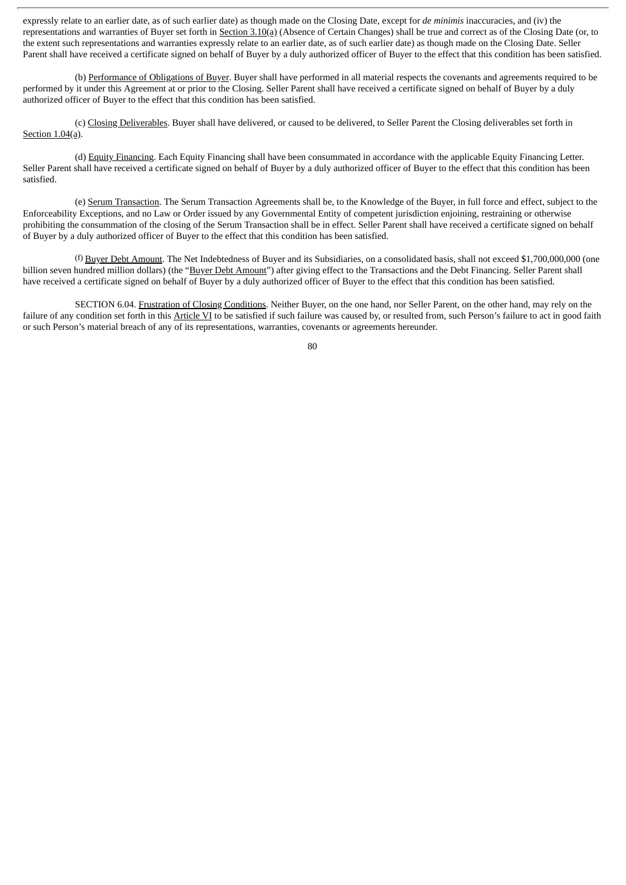expressly relate to an earlier date, as of such earlier date) as though made on the Closing Date, except for *de minimis* inaccuracies, and (iv) the representations and warranties of Buyer set forth in Section 3.10(a) (Absence of Certain Changes) shall be true and correct as of the Closing Date (or, to the extent such representations and warranties expressly relate to an earlier date, as of such earlier date) as though made on the Closing Date. Seller Parent shall have received a certificate signed on behalf of Buyer by a duly authorized officer of Buyer to the effect that this condition has been satisfied.

(b) Performance of Obligations of Buyer. Buyer shall have performed in all material respects the covenants and agreements required to be performed by it under this Agreement at or prior to the Closing. Seller Parent shall have received a certificate signed on behalf of Buyer by a duly authorized officer of Buyer to the effect that this condition has been satisfied.

(c) Closing Deliverables. Buyer shall have delivered, or caused to be delivered, to Seller Parent the Closing deliverables set forth in Section 1.04(a).

(d) Equity Financing. Each Equity Financing shall have been consummated in accordance with the applicable Equity Financing Letter. Seller Parent shall have received a certificate signed on behalf of Buyer by a duly authorized officer of Buyer to the effect that this condition has been satisfied.

(e) Serum Transaction. The Serum Transaction Agreements shall be, to the Knowledge of the Buyer, in full force and effect, subject to the Enforceability Exceptions, and no Law or Order issued by any Governmental Entity of competent jurisdiction enjoining, restraining or otherwise prohibiting the consummation of the closing of the Serum Transaction shall be in effect. Seller Parent shall have received a certificate signed on behalf of Buyer by a duly authorized officer of Buyer to the effect that this condition has been satisfied.

(f) Buyer Debt Amount. The Net Indebtedness of Buyer and its Subsidiaries, on a consolidated basis, shall not exceed $1,700,000,000 (one billion seven hundred million dollars) (the "Buyer Debt Amount") after giving effect to the Transactions and the Debt Financing. Seller Parent shall have received a certificate signed on behalf of Buyer by a duly authorized officer of Buyer to the effect that this condition has been satisfied.

SECTION 6.04. Frustration of Closing Conditions. Neither Buyer, on the one hand, nor Seller Parent, on the other hand, may rely on the failure of any condition set forth in this Article VI to be satisfied if such failure was caused by, or resulted from, such Person's failure to act in good faith or such Person's material breach of any of its representations, warranties, covenants or agreements hereunder.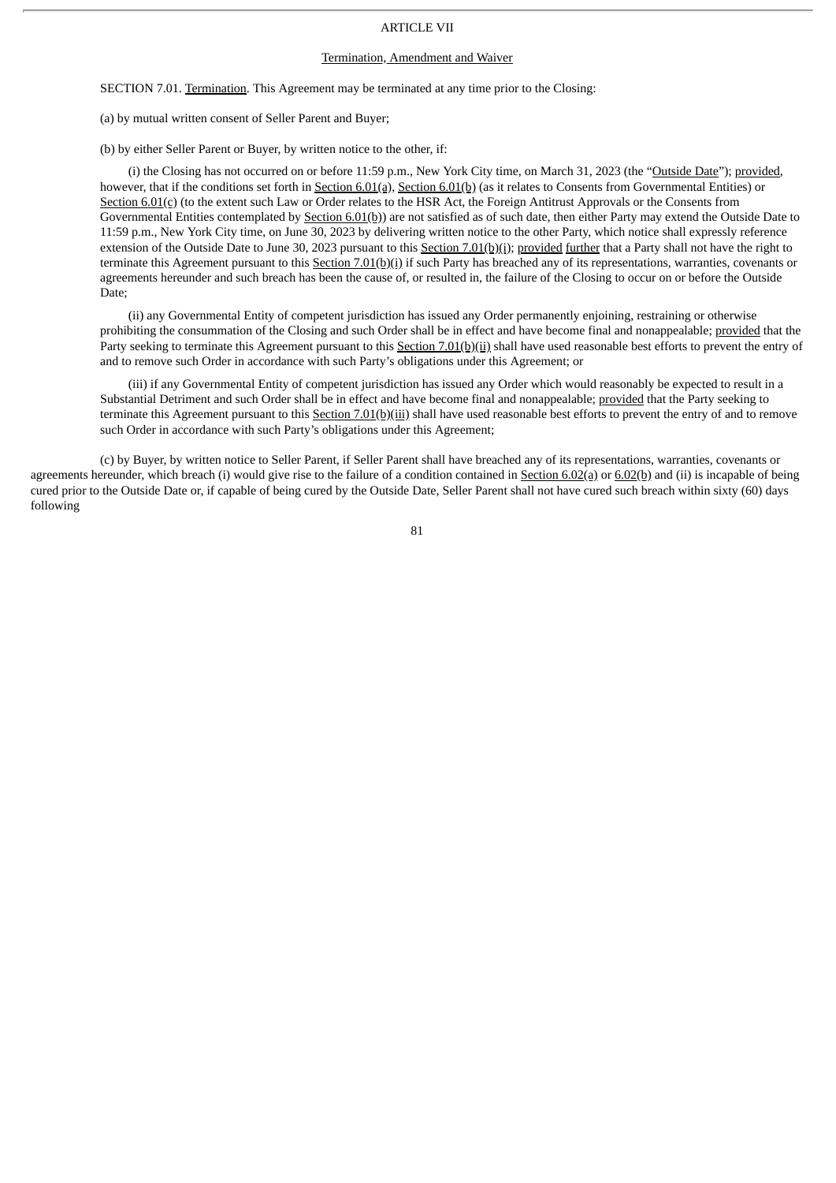# ARTICLE VII

## Termination, Amendment and Waiver

SECTION 7.01. Termination. This Agreement may be terminated at any time prior to the Closing:

(a) by mutual written consent of Seller Parent and Buyer;

(b) by either Seller Parent or Buyer, by written notice to the other, if:

(i) the Closing has not occurred on or before 11:59 p.m., New York City time, on March 31, 2023 (the "Outside Date"); provided, however, that if the conditions set forth in Section 6.01(a), Section 6.01(b) (as it relates to Consents from Governmental Entities) or Section 6.01(c) (to the extent such Law or Order relates to the HSR Act, the Foreign Antitrust Approvals or the Consents from Governmental Entities contemplated by Section 6.01(b)) are not satisfied as of such date, then either Party may extend the Outside Date to 11:59 p.m., New York City time, on June 30, 2023 by delivering written notice to the other Party, which notice shall expressly reference extension of the Outside Date to June 30, 2023 pursuant to this Section 7.01(b)(i); provided further that a Party shall not have the right to terminate this Agreement pursuant to this Section 7.01(b)(i) if such Party has breached any of its representations, warranties, covenants or agreements hereunder and such breach has been the cause of, or resulted in, the failure of the Closing to occur on or before the Outside Date;

(ii) any Governmental Entity of competent jurisdiction has issued any Order permanently enjoining, restraining or otherwise prohibiting the consummation of the Closing and such Order shall be in effect and have become final and nonappealable; provided that the Party seeking to terminate this Agreement pursuant to this Section 7.01(b)(ii) shall have used reasonable best efforts to prevent the entry of and to remove such Order in accordance with such Party's obligations under this Agreement; or

(iii) if any Governmental Entity of competent jurisdiction has issued any Order which would reasonably be expected to result in a Substantial Detriment and such Order shall be in effect and have become final and nonappealable; provided that the Party seeking to terminate this Agreement pursuant to this Section 7.01(b)(iii) shall have used reasonable best efforts to prevent the entry of and to remove such Order in accordance with such Party's obligations under this Agreement;

(c) by Buyer, by written notice to Seller Parent, if Seller Parent shall have breached any of its representations, warranties, covenants or agreements hereunder, which breach (i) would give rise to the failure of a condition contained in Section 6.02(a) or 6.02(b) and (ii) is incapable of being cured prior to the Outside Date or, if capable of being cured by the Outside Date, Seller Parent shall not have cured such breach within sixty (60) days following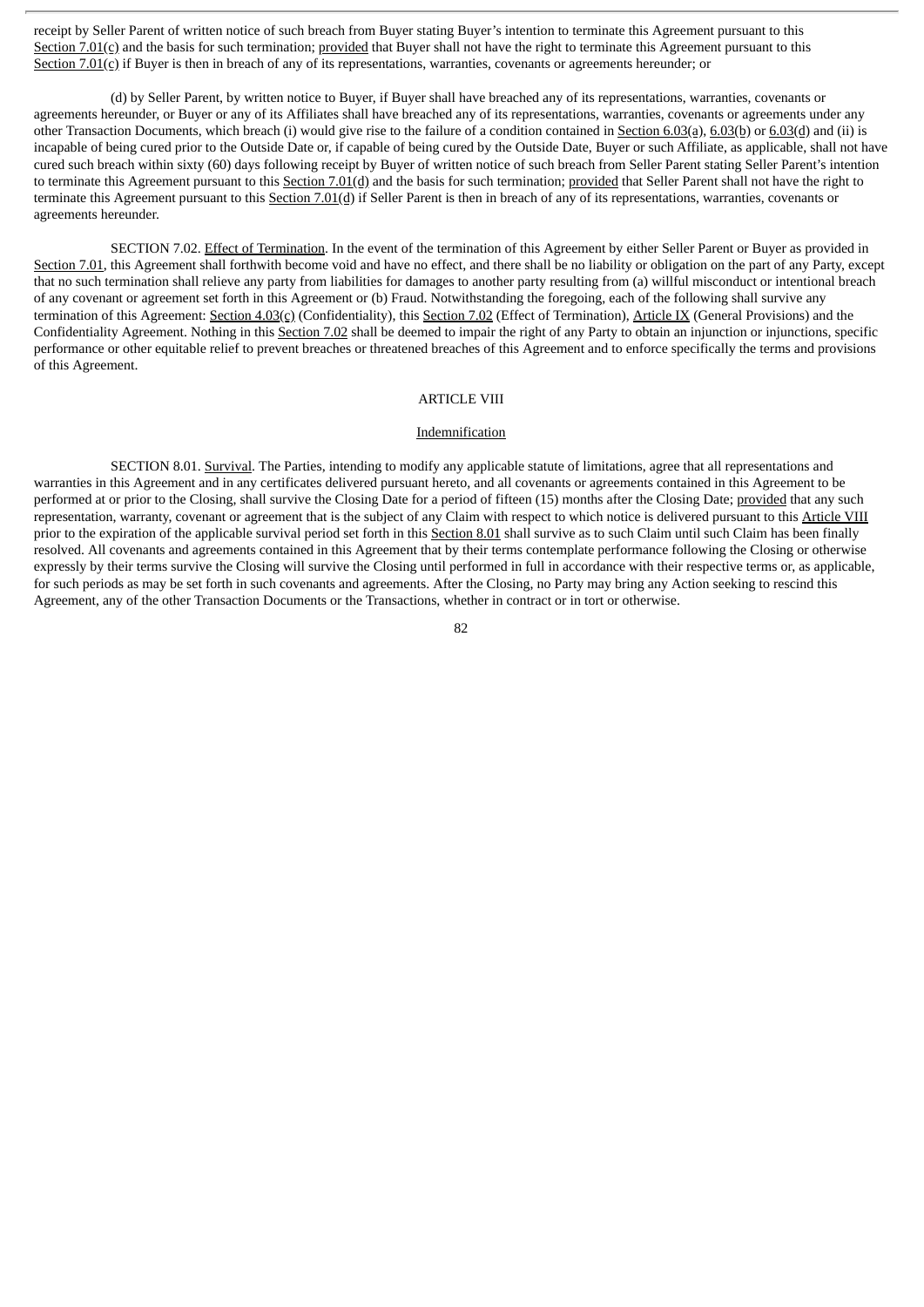receipt by Seller Parent of written notice of such breach from Buyer stating Buyer's intention to terminate this Agreement pursuant to this Section 7.01(c) and the basis for such termination; provided that Buyer shall not have the right to terminate this Agreement pursuant to this Section 7.01(c) if Buyer is then in breach of any of its representations, warranties, covenants or agreements hereunder; or

(d) by Seller Parent, by written notice to Buyer, if Buyer shall have breached any of its representations, warranties, covenants or agreements hereunder, or Buyer or any of its Affiliates shall have breached any of its representations, warranties, covenants or agreements under any other Transaction Documents, which breach (i) would give rise to the failure of a condition contained in Section 6.03(a), 6.03(b) or 6.03(d) and (ii) is incapable of being cured prior to the Outside Date or, if capable of being cured by the Outside Date, Buyer or such Affiliate, as applicable, shall not have cured such breach within sixty (60) days following receipt by Buyer of written notice of such breach from Seller Parent stating Seller Parent's intention to terminate this Agreement pursuant to this Section 7.01(d) and the basis for such termination; provided that Seller Parent shall not have the right to terminate this Agreement pursuant to this Section 7.01(d) if Seller Parent is then in breach of any of its representations, warranties, covenants or agreements hereunder.

SECTION 7.02. Effect of Termination. In the event of the termination of this Agreement by either Seller Parent or Buyer as provided in Section 7.01, this Agreement shall forthwith become void and have no effect, and there shall be no liability or obligation on the part of any Party, except that no such termination shall relieve any party from liabilities for damages to another party resulting from (a) willful misconduct or intentional breach of any covenant or agreement set forth in this Agreement or (b) Fraud. Notwithstanding the foregoing, each of the following shall survive any termination of this Agreement: Section 4.03(c) (Confidentiality), this Section 7.02 (Effect of Termination), Article IX (General Provisions) and the Confidentiality Agreement. Nothing in this Section 7.02 shall be deemed to impair the right of any Party to obtain an injunction or injunctions, specific performance or other equitable relief to prevent breaches or threatened breaches of this Agreement and to enforce specifically the terms and provisions of this Agreement.

## ARTICLE VIII

## Indemnification

SECTION 8.01. Survival. The Parties, intending to modify any applicable statute of limitations, agree that all representations and warranties in this Agreement and in any certificates delivered pursuant hereto, and all covenants or agreements contained in this Agreement to be performed at or prior to the Closing, shall survive the Closing Date for a period of fifteen (15) months after the Closing Date; provided that any such representation, warranty, covenant or agreement that is the subject of any Claim with respect to which notice is delivered pursuant to this Article VIII prior to the expiration of the applicable survival period set forth in this Section 8.01 shall survive as to such Claim until such Claim has been finally resolved. All covenants and agreements contained in this Agreement that by their terms contemplate performance following the Closing or otherwise expressly by their terms survive the Closing will survive the Closing until performed in full in accordance with their respective terms or, as applicable, for such periods as may be set forth in such covenants and agreements. After the Closing, no Party may bring any Action seeking to rescind this Agreement, any of the other Transaction Documents or the Transactions, whether in contract or in tort or otherwise.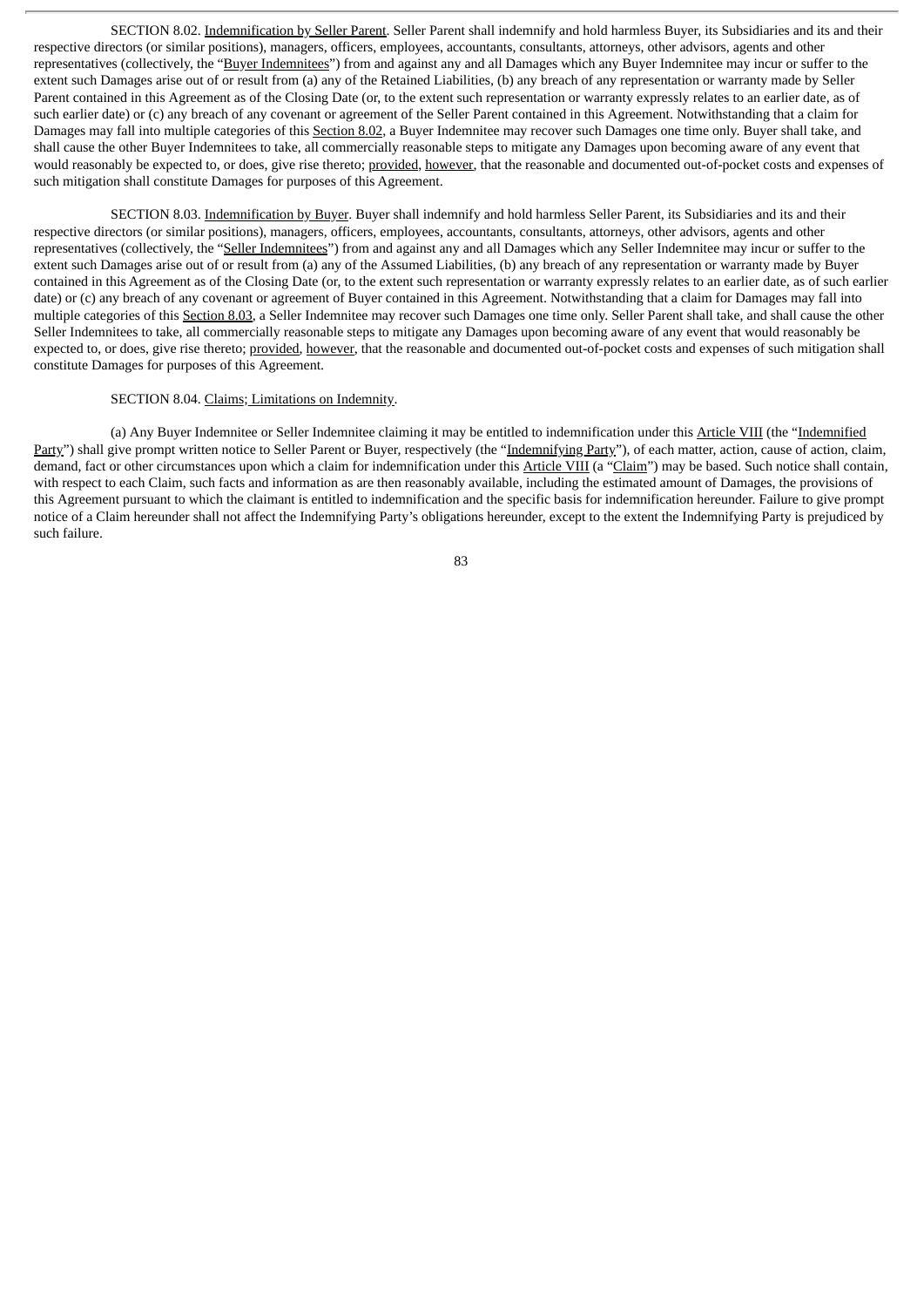SECTION 8.02. Indemnification by Seller Parent. Seller Parent shall indemnify and hold harmless Buyer, its Subsidiaries and its and their respective directors (or similar positions), managers, officers, employees, accountants, consultants, attorneys, other advisors, agents and other representatives (collectively, the "Buyer Indemnitees") from and against any and all Damages which any Buyer Indemnitee may incur or suffer to the extent such Damages arise out of or result from (a) any of the Retained Liabilities, (b) any breach of any representation or warranty made by Seller Parent contained in this Agreement as of the Closing Date (or, to the extent such representation or warranty expressly relates to an earlier date, as of such earlier date) or (c) any breach of any covenant or agreement of the Seller Parent contained in this Agreement. Notwithstanding that a claim for Damages may fall into multiple categories of this Section 8.02, a Buyer Indemnitee may recover such Damages one time only. Buyer shall take, and shall cause the other Buyer Indemnitees to take, all commercially reasonable steps to mitigate any Damages upon becoming aware of any event that would reasonably be expected to, or does, give rise thereto; provided, however, that the reasonable and documented out-of-pocket costs and expenses of such mitigation shall constitute Damages for purposes of this Agreement.

SECTION 8.03. Indemnification by Buyer. Buyer shall indemnify and hold harmless Seller Parent, its Subsidiaries and its and their respective directors (or similar positions), managers, officers, employees, accountants, consultants, attorneys, other advisors, agents and other representatives (collectively, the "Seller Indemnitees") from and against any and all Damages which any Seller Indemnitee may incur or suffer to the extent such Damages arise out of or result from (a) any of the Assumed Liabilities, (b) any breach of any representation or warranty made by Buyer contained in this Agreement as of the Closing Date (or, to the extent such representation or warranty expressly relates to an earlier date, as of such earlier date) or (c) any breach of any covenant or agreement of Buyer contained in this Agreement. Notwithstanding that a claim for Damages may fall into multiple categories of this Section 8.03, a Seller Indemnitee may recover such Damages one time only. Seller Parent shall take, and shall cause the other Seller Indemnitees to take, all commercially reasonable steps to mitigate any Damages upon becoming aware of any event that would reasonably be expected to, or does, give rise thereto; provided, however, that the reasonable and documented out-of-pocket costs and expenses of such mitigation shall constitute Damages for purposes of this Agreement.

SECTION 8.04. Claims; Limitations on Indemnity.

(a) Any Buyer Indemnitee or Seller Indemnitee claiming it may be entitled to indemnification under this Article VIII (the "Indemnified Party") shall give prompt written notice to Seller Parent or Buyer, respectively (the "Indemnifying Party"), of each matter, action, cause of action, claim, demand, fact or other circumstances upon which a claim for indemnification under this Article VIII (a "Claim") may be based. Such notice shall contain, with respect to each Claim, such facts and information as are then reasonably available, including the estimated amount of Damages, the provisions of this Agreement pursuant to which the claimant is entitled to indemnification and the specific basis for indemnification hereunder. Failure to give prompt notice of a Claim hereunder shall not affect the Indemnifying Party's obligations hereunder, except to the extent the Indemnifying Party is prejudiced by such failure.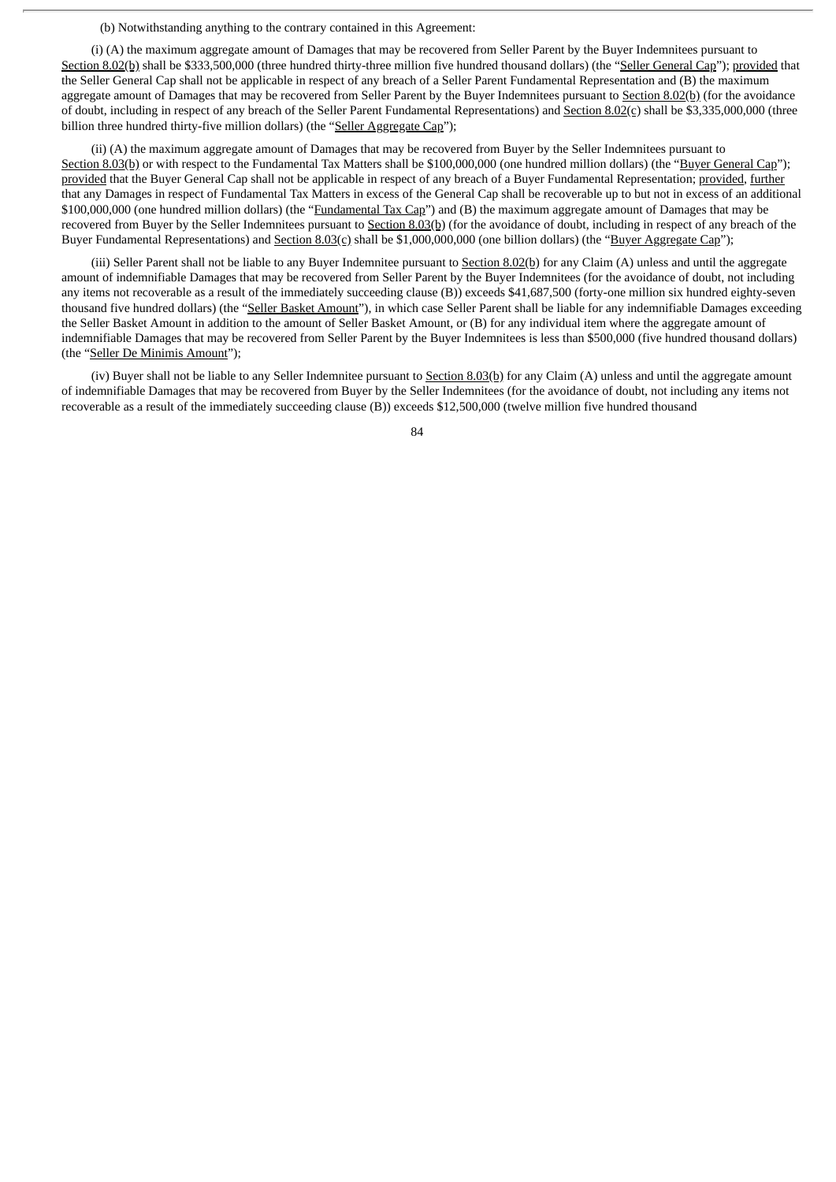(b) Notwithstanding anything to the contrary contained in this Agreement:

(i) (A) the maximum aggregate amount of Damages that may be recovered from Seller Parent by the Buyer Indemnitees pursuant to Section 8.02(b) shall be $333,500,000 (three hundred thirty-three million five hundred thousand dollars) (the "Seller General Cap"); provided that the Seller General Cap shall not be applicable in respect of any breach of a Seller Parent Fundamental Representation and (B) the maximum aggregate amount of Damages that may be recovered from Seller Parent by the Buyer Indemnitees pursuant to Section 8.02(b) (for the avoidance of doubt, including in respect of any breach of the Seller Parent Fundamental Representations) and Section 8.02(c) shall be $3,335,000,000 (three billion three hundred thirty-five million dollars) (the "Seller Aggregate Cap");

(ii) (A) the maximum aggregate amount of Damages that may be recovered from Buyer by the Seller Indemnitees pursuant to Section 8.03(b) or with respect to the Fundamental Tax Matters shall be $100,000,000 (one hundred million dollars) (the "Buyer General Cap"); provided that the Buyer General Cap shall not be applicable in respect of any breach of a Buyer Fundamental Representation; provided, further that any Damages in respect of Fundamental Tax Matters in excess of the General Cap shall be recoverable up to but not in excess of an additional $100,000,000 (one hundred million dollars) (the "Fundamental Tax Cap") and (B) the maximum aggregate amount of Damages that may be recovered from Buyer by the Seller Indemnitees pursuant to Section 8.03(b) (for the avoidance of doubt, including in respect of any breach of the Buyer Fundamental Representations) and Section 8.03(c) shall be $1,000,000,000 (one billion dollars) (the "Buyer Aggregate Cap");

(iii) Seller Parent shall not be liable to any Buyer Indemnitee pursuant to Section 8.02(b) for any Claim (A) unless and until the aggregate amount of indemnifiable Damages that may be recovered from Seller Parent by the Buyer Indemnitees (for the avoidance of doubt, not including any items not recoverable as a result of the immediately succeeding clause (B)) exceeds $41,687,500 (forty-one million six hundred eighty-seven thousand five hundred dollars) (the "Seller Basket Amount"), in which case Seller Parent shall be liable for any indemnifiable Damages exceeding the Seller Basket Amount in addition to the amount of Seller Basket Amount, or (B) for any individual item where the aggregate amount of indemnifiable Damages that may be recovered from Seller Parent by the Buyer Indemnitees is less than $500,000 (five hundred thousand dollars) (the "Seller De Minimis Amount");

(iv) Buyer shall not be liable to any Seller Indemnitee pursuant to Section 8.03(b) for any Claim (A) unless and until the aggregate amount of indemnifiable Damages that may be recovered from Buyer by the Seller Indemnitees (for the avoidance of doubt, not including any items not recoverable as a result of the immediately succeeding clause (B)) exceeds $12,500,000 (twelve million five hundred thousand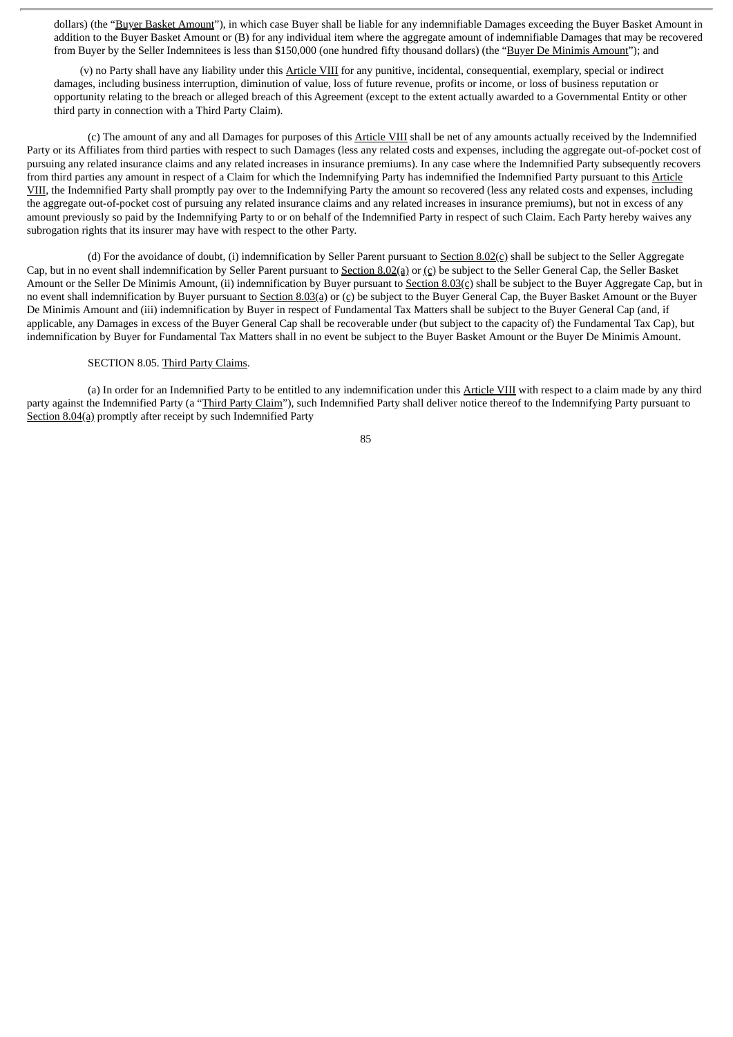dollars) (the "Buyer Basket Amount"), in which case Buyer shall be liable for any indemnifiable Damages exceeding the Buyer Basket Amount in addition to the Buyer Basket Amount or (B) for any individual item where the aggregate amount of indemnifiable Damages that may be recovered from Buyer by the Seller Indemnitees is less than $150,000 (one hundred fifty thousand dollars) (the "Buyer De Minimis Amount"); and

(v) no Party shall have any liability under this Article VIII for any punitive, incidental, consequential, exemplary, special or indirect damages, including business interruption, diminution of value, loss of future revenue, profits or income, or loss of business reputation or opportunity relating to the breach or alleged breach of this Agreement (except to the extent actually awarded to a Governmental Entity or other third party in connection with a Third Party Claim).

(c) The amount of any and all Damages for purposes of this Article VIII shall be net of any amounts actually received by the Indemnified Party or its Affiliates from third parties with respect to such Damages (less any related costs and expenses, including the aggregate out-of-pocket cost of pursuing any related insurance claims and any related increases in insurance premiums). In any case where the Indemnified Party subsequently recovers from third parties any amount in respect of a Claim for which the Indemnifying Party has indemnified the Indemnified Party pursuant to this Article VIII, the Indemnified Party shall promptly pay over to the Indemnifying Party the amount so recovered (less any related costs and expenses, including the aggregate out-of-pocket cost of pursuing any related insurance claims and any related increases in insurance premiums), but not in excess of any amount previously so paid by the Indemnifying Party to or on behalf of the Indemnified Party in respect of such Claim. Each Party hereby waives any subrogation rights that its insurer may have with respect to the other Party.

(d) For the avoidance of doubt, (i) indemnification by Seller Parent pursuant to Section 8.02(c) shall be subject to the Seller Aggregate Cap, but in no event shall indemnification by Seller Parent pursuant to Section 8.02(a) or (c) be subject to the Seller General Cap, the Seller Basket Amount or the Seller De Minimis Amount, (ii) indemnification by Buyer pursuant to Section 8.03(c) shall be subject to the Buyer Aggregate Cap, but in no event shall indemnification by Buyer pursuant to Section 8.03(a) or (c) be subject to the Buyer General Cap, the Buyer Basket Amount or the Buyer De Minimis Amount and (iii) indemnification by Buyer in respect of Fundamental Tax Matters shall be subject to the Buyer General Cap (and, if applicable, any Damages in excess of the Buyer General Cap shall be recoverable under (but subject to the capacity of) the Fundamental Tax Cap), but indemnification by Buyer for Fundamental Tax Matters shall in no event be subject to the Buyer Basket Amount or the Buyer De Minimis Amount.

SECTION 8.05. Third Party Claims.

(a) In order for an Indemnified Party to be entitled to any indemnification under this Article VIII with respect to a claim made by any third party against the Indemnified Party (a "Third Party Claim"), such Indemnified Party shall deliver notice thereof to the Indemnifying Party pursuant to Section 8.04(a) promptly after receipt by such Indemnified Party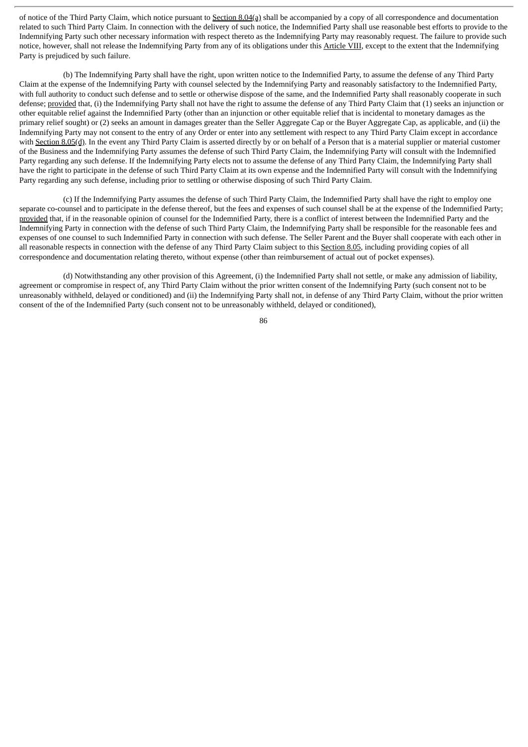of notice of the Third Party Claim, which notice pursuant to Section 8.04(a) shall be accompanied by a copy of all correspondence and documentation related to such Third Party Claim. In connection with the delivery of such notice, the Indemnified Party shall use reasonable best efforts to provide to the Indemnifying Party such other necessary information with respect thereto as the Indemnifying Party may reasonably request. The failure to provide such notice, however, shall not release the Indemnifying Party from any of its obligations under this Article VIII, except to the extent that the Indemnifying Party is prejudiced by such failure.

(b) The Indemnifying Party shall have the right, upon written notice to the Indemnified Party, to assume the defense of any Third Party Claim at the expense of the Indemnifying Party with counsel selected by the Indemnifying Party and reasonably satisfactory to the Indemnified Party, with full authority to conduct such defense and to settle or otherwise dispose of the same, and the Indemnified Party shall reasonably cooperate in such defense; provided that, (i) the Indemnifying Party shall not have the right to assume the defense of any Third Party Claim that (1) seeks an injunction or other equitable relief against the Indemnified Party (other than an injunction or other equitable relief that is incidental to monetary damages as the primary relief sought) or (2) seeks an amount in damages greater than the Seller Aggregate Cap or the Buyer Aggregate Cap, as applicable, and (ii) the Indemnifying Party may not consent to the entry of any Order or enter into any settlement with respect to any Third Party Claim except in accordance with Section 8.05(d). In the event any Third Party Claim is asserted directly by or on behalf of a Person that is a material supplier or material customer of the Business and the Indemnifying Party assumes the defense of such Third Party Claim, the Indemnifying Party will consult with the Indemnified Party regarding any such defense. If the Indemnifying Party elects not to assume the defense of any Third Party Claim, the Indemnifying Party shall have the right to participate in the defense of such Third Party Claim at its own expense and the Indemnified Party will consult with the Indemnifying Party regarding any such defense, including prior to settling or otherwise disposing of such Third Party Claim.

(c) If the Indemnifying Party assumes the defense of such Third Party Claim, the Indemnified Party shall have the right to employ one separate co-counsel and to participate in the defense thereof, but the fees and expenses of such counsel shall be at the expense of the Indemnified Party; provided that, if in the reasonable opinion of counsel for the Indemnified Party, there is a conflict of interest between the Indemnified Party and the Indemnifying Party in connection with the defense of such Third Party Claim, the Indemnifying Party shall be responsible for the reasonable fees and expenses of one counsel to such Indemnified Party in connection with such defense. The Seller Parent and the Buyer shall cooperate with each other in all reasonable respects in connection with the defense of any Third Party Claim subject to this Section 8.05, including providing copies of all correspondence and documentation relating thereto, without expense (other than reimbursement of actual out of pocket expenses).

(d) Notwithstanding any other provision of this Agreement, (i) the Indemnified Party shall not settle, or make any admission of liability, agreement or compromise in respect of, any Third Party Claim without the prior written consent of the Indemnifying Party (such consent not to be unreasonably withheld, delayed or conditioned) and (ii) the Indemnifying Party shall not, in defense of any Third Party Claim, without the prior written consent of the of the Indemnified Party (such consent not to be unreasonably withheld, delayed or conditioned),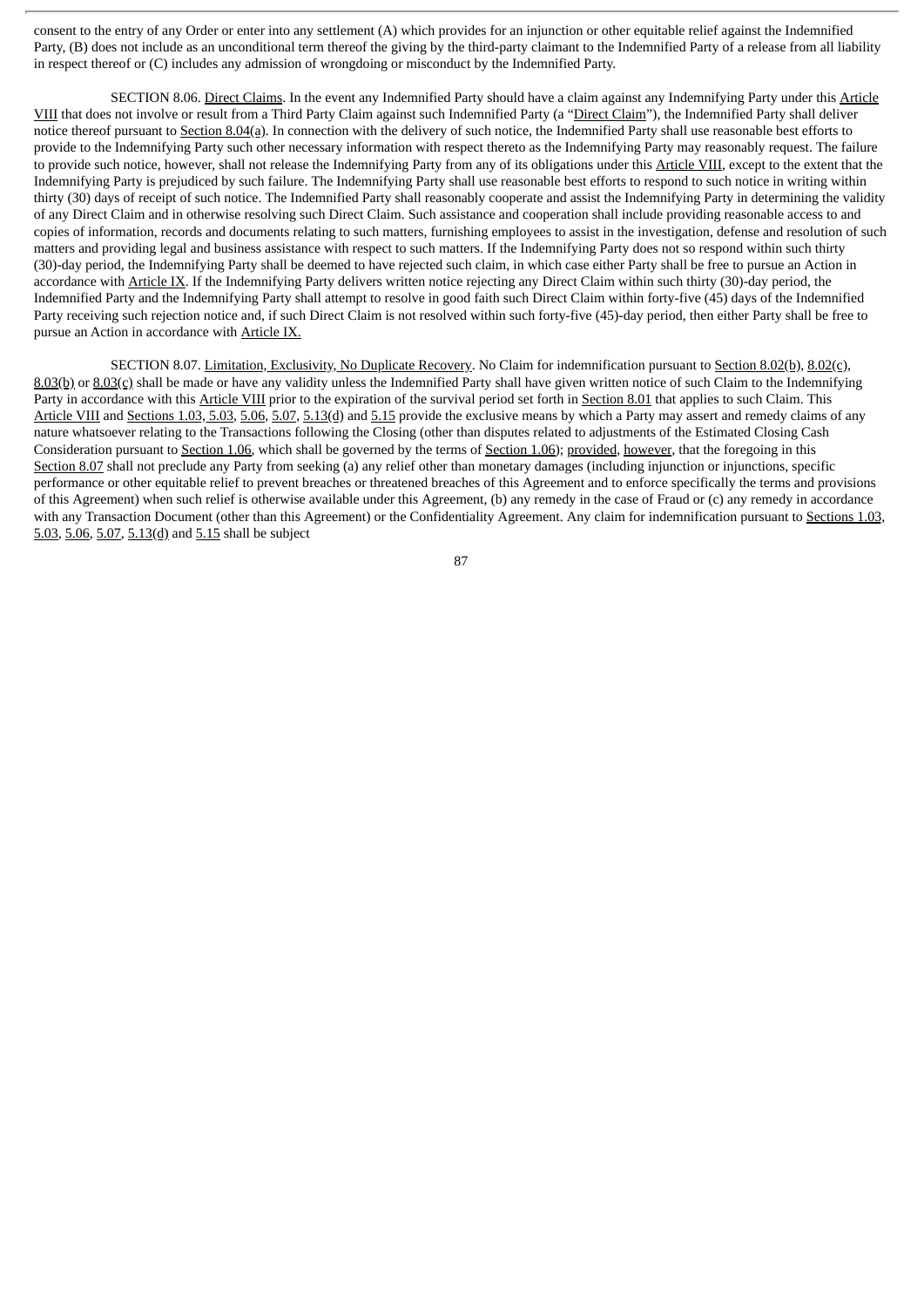consent to the entry of any Order or enter into any settlement (A) which provides for an injunction or other equitable relief against the Indemnified Party, (B) does not include as an unconditional term thereof the giving by the third-party claimant to the Indemnified Party of a release from all liability in respect thereof or (C) includes any admission of wrongdoing or misconduct by the Indemnified Party.

SECTION 8.06. Direct Claims. In the event any Indemnified Party should have a claim against any Indemnifying Party under this Article VIII that does not involve or result from a Third Party Claim against such Indemnified Party (a "Direct Claim"), the Indemnified Party shall deliver notice thereof pursuant to Section 8.04(a). In connection with the delivery of such notice, the Indemnified Party shall use reasonable best efforts to provide to the Indemnifying Party such other necessary information with respect thereto as the Indemnifying Party may reasonably request. The failure to provide such notice, however, shall not release the Indemnifying Party from any of its obligations under this Article VIII, except to the extent that the Indemnifying Party is prejudiced by such failure. The Indemnifying Party shall use reasonable best efforts to respond to such notice in writing within thirty (30) days of receipt of such notice. The Indemnified Party shall reasonably cooperate and assist the Indemnifying Party in determining the validity of any Direct Claim and in otherwise resolving such Direct Claim. Such assistance and cooperation shall include providing reasonable access to and copies of information, records and documents relating to such matters, furnishing employees to assist in the investigation, defense and resolution of such matters and providing legal and business assistance with respect to such matters. If the Indemnifying Party does not so respond within such thirty (30)-day period, the Indemnifying Party shall be deemed to have rejected such claim, in which case either Party shall be free to pursue an Action in accordance with Article IX. If the Indemnifying Party delivers written notice rejecting any Direct Claim within such thirty (30)-day period, the Indemnified Party and the Indemnifying Party shall attempt to resolve in good faith such Direct Claim within forty-five (45) days of the Indemnified Party receiving such rejection notice and, if such Direct Claim is not resolved within such forty-five (45)-day period, then either Party shall be free to pursue an Action in accordance with Article IX.

SECTION 8.07. Limitation, Exclusivity, No Duplicate Recovery. No Claim for indemnification pursuant to Section 8.02(b), 8.02(c), 8.03(b) or 8.03(c) shall be made or have any validity unless the Indemnified Party shall have given written notice of such Claim to the Indemnifying Party in accordance with this Article VIII prior to the expiration of the survival period set forth in Section 8.01 that applies to such Claim. This Article VIII and Sections 1.03, 5.03, 5.06, 5.07, 5.13(d) and 5.15 provide the exclusive means by which a Party may assert and remedy claims of any nature whatsoever relating to the Transactions following the Closing (other than disputes related to adjustments of the Estimated Closing Cash Consideration pursuant to Section 1.06, which shall be governed by the terms of Section 1.06); provided, however, that the foregoing in this Section 8.07 shall not preclude any Party from seeking (a) any relief other than monetary damages (including injunction or injunctions, specific performance or other equitable relief to prevent breaches or threatened breaches of this Agreement and to enforce specifically the terms and provisions of this Agreement) when such relief is otherwise available under this Agreement, (b) any remedy in the case of Fraud or (c) any remedy in accordance with any Transaction Document (other than this Agreement) or the Confidentiality Agreement. Any claim for indemnification pursuant to Sections 1.03, 5.03, 5.06, 5.07, 5.13(d) and 5.15 shall be subject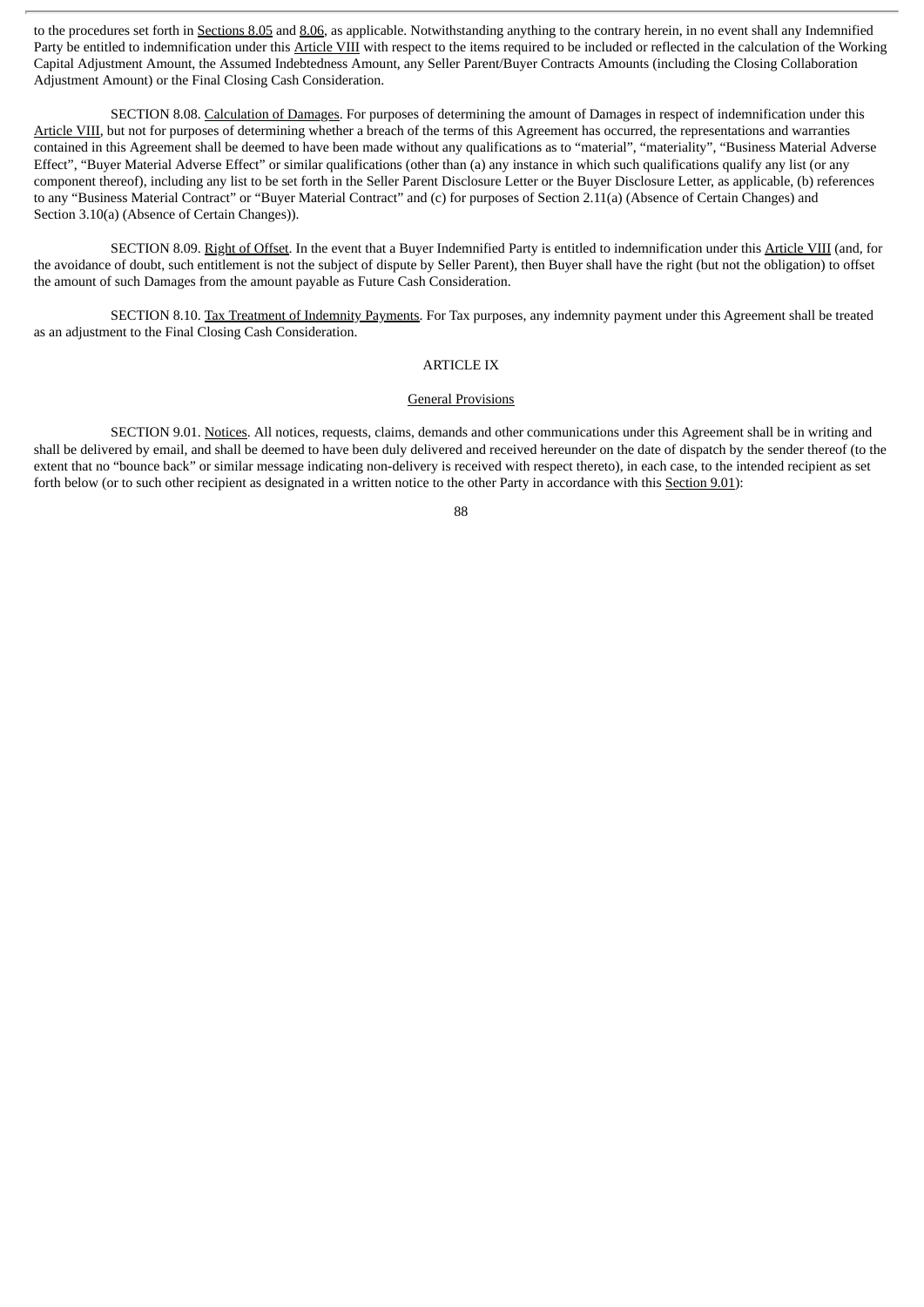to the procedures set forth in Sections 8.05 and 8.06, as applicable. Notwithstanding anything to the contrary herein, in no event shall any Indemnified Party be entitled to indemnification under this Article VIII with respect to the items required to be included or reflected in the calculation of the Working Capital Adjustment Amount, the Assumed Indebtedness Amount, any Seller Parent/Buyer Contracts Amounts (including the Closing Collaboration Adjustment Amount) or the Final Closing Cash Consideration.

SECTION 8.08. Calculation of Damages. For purposes of determining the amount of Damages in respect of indemnification under this Article VIII, but not for purposes of determining whether a breach of the terms of this Agreement has occurred, the representations and warranties contained in this Agreement shall be deemed to have been made without any qualifications as to "material", "materiality", "Business Material Adverse Effect", "Buyer Material Adverse Effect" or similar qualifications (other than (a) any instance in which such qualifications qualify any list (or any component thereof), including any list to be set forth in the Seller Parent Disclosure Letter or the Buyer Disclosure Letter, as applicable, (b) references to any "Business Material Contract" or "Buyer Material Contract" and (c) for purposes of Section 2.11(a) (Absence of Certain Changes) and Section 3.10(a) (Absence of Certain Changes)).

SECTION 8.09. Right of Offset. In the event that a Buyer Indemnified Party is entitled to indemnification under this Article VIII (and, for the avoidance of doubt, such entitlement is not the subject of dispute by Seller Parent), then Buyer shall have the right (but not the obligation) to offset the amount of such Damages from the amount payable as Future Cash Consideration.

SECTION 8.10. Tax Treatment of Indemnity Payments. For Tax purposes, any indemnity payment under this Agreement shall be treated as an adjustment to the Final Closing Cash Consideration.

ARTICLE IX

General Provisions

SECTION 9.01. Notices. All notices, requests, claims, demands and other communications under this Agreement shall be in writing and shall be delivered by email, and shall be deemed to have been duly delivered and received hereunder on the date of dispatch by the sender thereof (to the extent that no "bounce back" or similar message indicating non-delivery is received with respect thereto), in each case, to the intended recipient as set forth below (or to such other recipient as designated in a written notice to the other Party in accordance with this Section 9.01):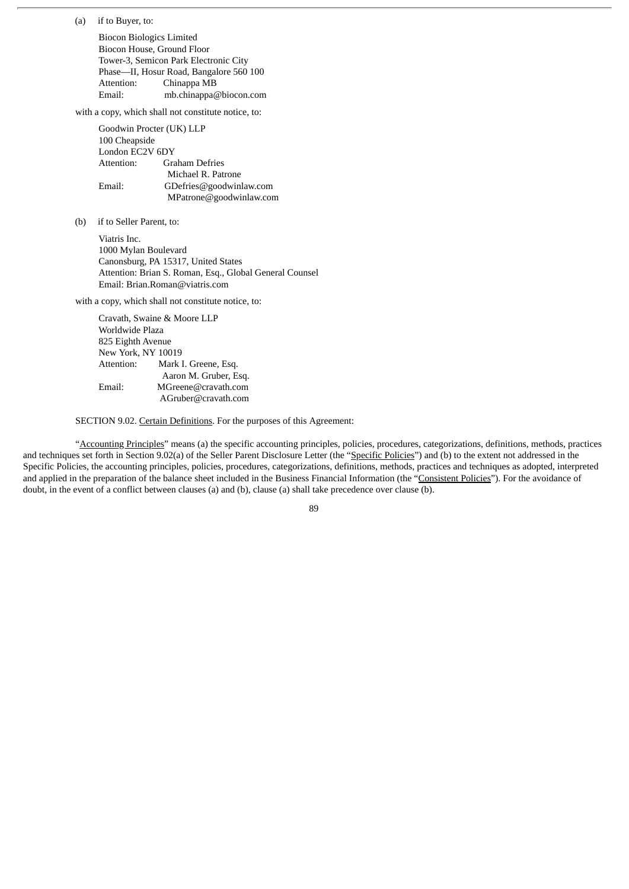(a) if to Buyer, to:

Biocon Biologics Limited
Biocon House, Ground Floor
Tower-3, Semicon Park Electronic City
Phase—II, Hosur Road, Bangalore 560 100
Attention: Chinappa MB
Email: mb.chinappa@biocon.com

with a copy, which shall not constitute notice, to:

Goodwin Procter (UK) LLP
100 Cheapside
London EC2V 6DY
Attention: Graham Defries
Michael R. Patrone
Email: GDefries@goodwinlaw.com
MPatrone@goodwinlaw.com

(b) if to Seller Parent, to:

Viatris Inc.
1000 Mylan Boulevard
Canonsburg, PA 15317, United States
Attention: Brian S. Roman, Esq., Global General Counsel
Email: Brian.Roman@viatris.com

with a copy, which shall not constitute notice, to:

Cravath, Swaine & Moore LLP
Worldwide Plaza
825 Eighth Avenue
New York, NY 10019
Attention: Mark I. Greene, Esq.
Aaron M. Gruber, Esq.
Email: MGreene@cravath.com
AGruber@cravath.com

SECTION 9.02. Certain Definitions. For the purposes of this Agreement:

"Accounting Principles" means (a) the specific accounting principles, policies, procedures, categorizations, definitions, methods, practices and techniques set forth in Section 9.02(a) of the Seller Parent Disclosure Letter (the "Specific Policies") and (b) to the extent not addressed in the Specific Policies, the accounting principles, policies, procedures, categorizations, definitions, methods, practices and techniques as adopted, interpreted and applied in the preparation of the balance sheet included in the Business Financial Information (the "Consistent Policies"). For the avoidance of doubt, in the event of a conflict between clauses (a) and (b), clause (a) shall take precedence over clause (b).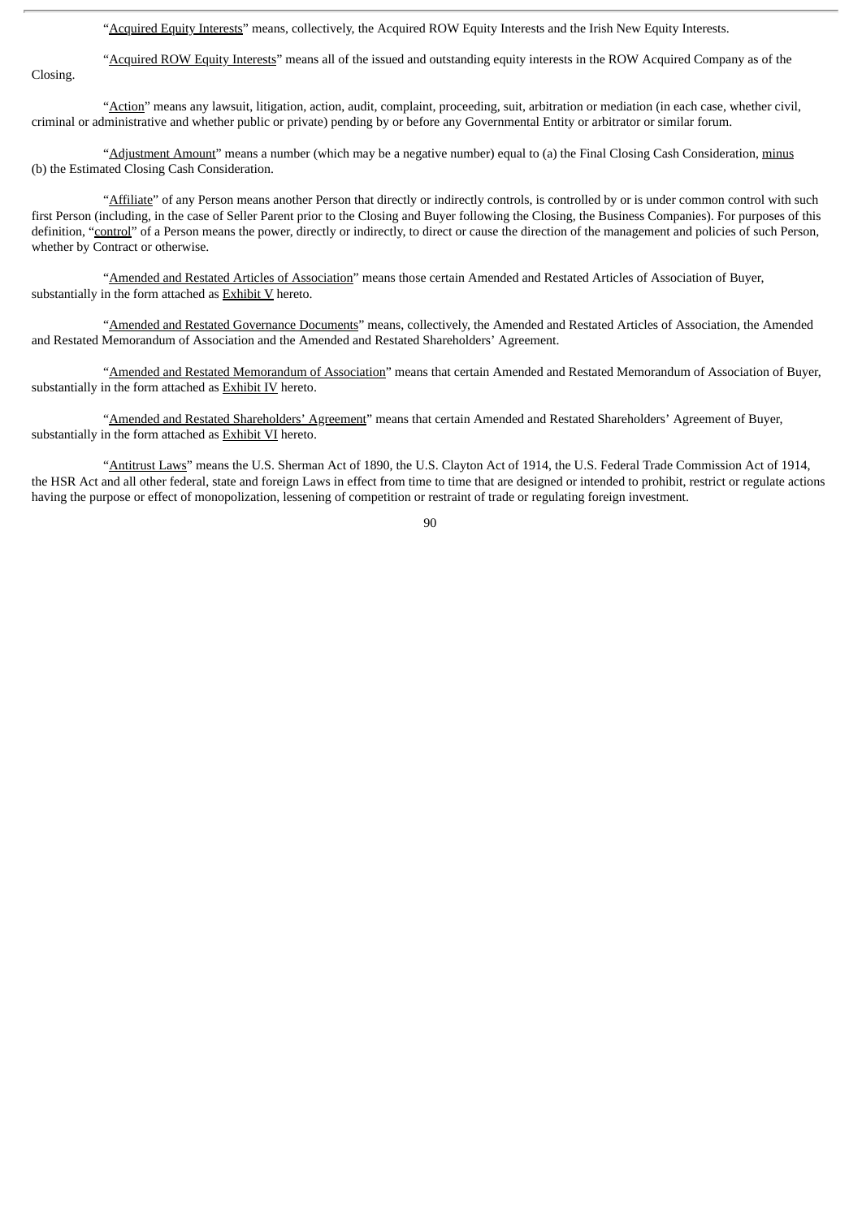"Acquired Equity Interests" means, collectively, the Acquired ROW Equity Interests and the Irish New Equity Interests.

"Acquired ROW Equity Interests" means all of the issued and outstanding equity interests in the ROW Acquired Company as of the Closing.

"Action" means any lawsuit, litigation, action, audit, complaint, proceeding, suit, arbitration or mediation (in each case, whether civil, criminal or administrative and whether public or private) pending by or before any Governmental Entity or arbitrator or similar forum.

"Adjustment Amount" means a number (which may be a negative number) equal to (a) the Final Closing Cash Consideration, minus (b) the Estimated Closing Cash Consideration.

"Affiliate" of any Person means another Person that directly or indirectly controls, is controlled by or is under common control with such first Person (including, in the case of Seller Parent prior to the Closing and Buyer following the Closing, the Business Companies). For purposes of this definition, "control" of a Person means the power, directly or indirectly, to direct or cause the direction of the management and policies of such Person, whether by Contract or otherwise.

"Amended and Restated Articles of Association" means those certain Amended and Restated Articles of Association of Buyer, substantially in the form attached as Exhibit V hereto.

"Amended and Restated Governance Documents" means, collectively, the Amended and Restated Articles of Association, the Amended and Restated Memorandum of Association and the Amended and Restated Shareholders' Agreement.

"Amended and Restated Memorandum of Association" means that certain Amended and Restated Memorandum of Association of Buyer, substantially in the form attached as Exhibit IV hereto.

"Amended and Restated Shareholders' Agreement" means that certain Amended and Restated Shareholders' Agreement of Buyer, substantially in the form attached as Exhibit VI hereto.

"Antitrust Laws" means the U.S. Sherman Act of 1890, the U.S. Clayton Act of 1914, the U.S. Federal Trade Commission Act of 1914, the HSR Act and all other federal, state and foreign Laws in effect from time to time that are designed or intended to prohibit, restrict or regulate actions having the purpose or effect of monopolization, lessening of competition or restraint of trade or regulating foreign investment.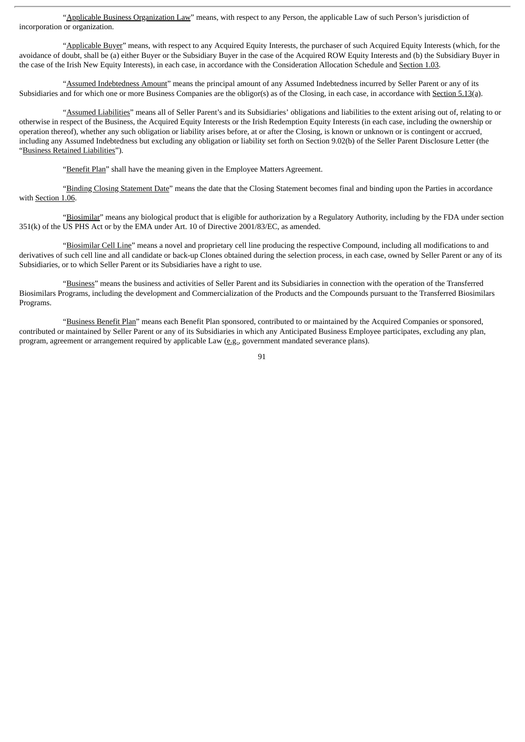"Applicable Business Organization Law" means, with respect to any Person, the applicable Law of such Person's jurisdiction of incorporation or organization.

"Applicable Buyer" means, with respect to any Acquired Equity Interests, the purchaser of such Acquired Equity Interests (which, for the avoidance of doubt, shall be (a) either Buyer or the Subsidiary Buyer in the case of the Acquired ROW Equity Interests and (b) the Subsidiary Buyer in the case of the Irish New Equity Interests), in each case, in accordance with the Consideration Allocation Schedule and Section 1.03.

"Assumed Indebtedness Amount" means the principal amount of any Assumed Indebtedness incurred by Seller Parent or any of its Subsidiaries and for which one or more Business Companies are the obligor(s) as of the Closing, in each case, in accordance with Section 5.13(a).

"Assumed Liabilities" means all of Seller Parent's and its Subsidiaries' obligations and liabilities to the extent arising out of, relating to or otherwise in respect of the Business, the Acquired Equity Interests or the Irish Redemption Equity Interests (in each case, including the ownership or operation thereof), whether any such obligation or liability arises before, at or after the Closing, is known or unknown or is contingent or accrued, including any Assumed Indebtedness but excluding any obligation or liability set forth on Section 9.02(b) of the Seller Parent Disclosure Letter (the "Business Retained Liabilities").

"Benefit Plan" shall have the meaning given in the Employee Matters Agreement.

"Binding Closing Statement Date" means the date that the Closing Statement becomes final and binding upon the Parties in accordance with Section 1.06.

"Biosimilar" means any biological product that is eligible for authorization by a Regulatory Authority, including by the FDA under section 351(k) of the US PHS Act or by the EMA under Art. 10 of Directive 2001/83/EC, as amended.

"Biosimilar Cell Line" means a novel and proprietary cell line producing the respective Compound, including all modifications to and derivatives of such cell line and all candidate or back-up Clones obtained during the selection process, in each case, owned by Seller Parent or any of its Subsidiaries, or to which Seller Parent or its Subsidiaries have a right to use.

"Business" means the business and activities of Seller Parent and its Subsidiaries in connection with the operation of the Transferred Biosimilars Programs, including the development and Commercialization of the Products and the Compounds pursuant to the Transferred Biosimilars Programs.

"Business Benefit Plan" means each Benefit Plan sponsored, contributed to or maintained by the Acquired Companies or sponsored, contributed or maintained by Seller Parent or any of its Subsidiaries in which any Anticipated Business Employee participates, excluding any plan, program, agreement or arrangement required by applicable Law (e.g., government mandated severance plans).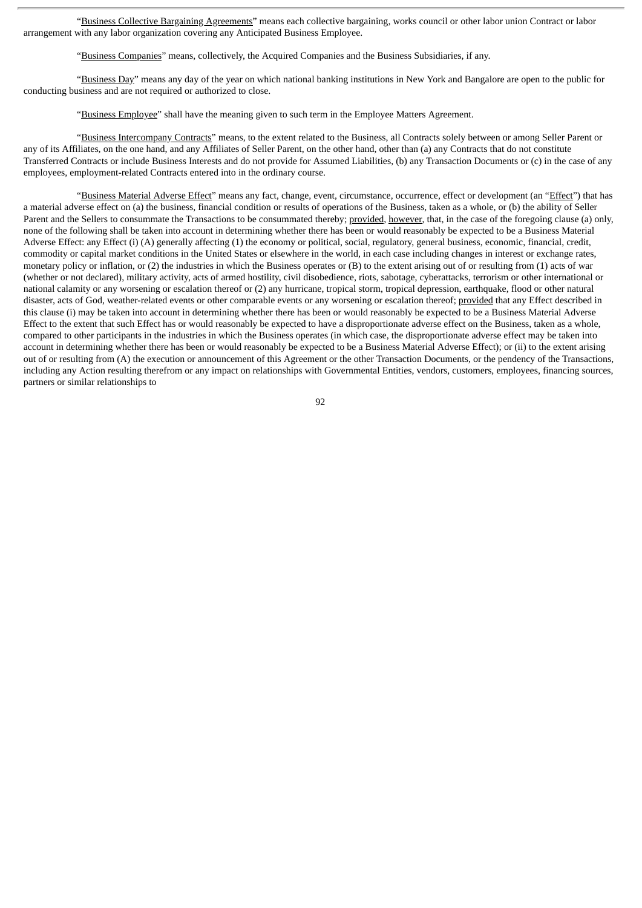"Business Collective Bargaining Agreements" means each collective bargaining, works council or other labor union Contract or labor arrangement with any labor organization covering any Anticipated Business Employee.

"Business Companies" means, collectively, the Acquired Companies and the Business Subsidiaries, if any.

"Business Day" means any day of the year on which national banking institutions in New York and Bangalore are open to the public for conducting business and are not required or authorized to close.

"Business Employee" shall have the meaning given to such term in the Employee Matters Agreement.

"Business Intercompany Contracts" means, to the extent related to the Business, all Contracts solely between or among Seller Parent or any of its Affiliates, on the one hand, and any Affiliates of Seller Parent, on the other hand, other than (a) any Contracts that do not constitute Transferred Contracts or include Business Interests and do not provide for Assumed Liabilities, (b) any Transaction Documents or (c) in the case of any employees, employment-related Contracts entered into in the ordinary course.

"Business Material Adverse Effect" means any fact, change, event, circumstance, occurrence, effect or development (an "Effect") that has a material adverse effect on (a) the business, financial condition or results of operations of the Business, taken as a whole, or (b) the ability of Seller Parent and the Sellers to consummate the Transactions to be consummated thereby; provided, however, that, in the case of the foregoing clause (a) only, none of the following shall be taken into account in determining whether there has been or would reasonably be expected to be a Business Material Adverse Effect: any Effect (i) (A) generally affecting (1) the economy or political, social, regulatory, general business, economic, financial, credit, commodity or capital market conditions in the United States or elsewhere in the world, in each case including changes in interest or exchange rates, monetary policy or inflation, or (2) the industries in which the Business operates or (B) to the extent arising out of or resulting from (1) acts of war (whether or not declared), military activity, acts of armed hostility, civil disobedience, riots, sabotage, cyberattacks, terrorism or other international or national calamity or any worsening or escalation thereof or (2) any hurricane, tropical storm, tropical depression, earthquake, flood or other natural disaster, acts of God, weather-related events or other comparable events or any worsening or escalation thereof; provided that any Effect described in this clause (i) may be taken into account in determining whether there has been or would reasonably be expected to be a Business Material Adverse Effect to the extent that such Effect has or would reasonably be expected to have a disproportionate adverse effect on the Business, taken as a whole, compared to other participants in the industries in which the Business operates (in which case, the disproportionate adverse effect may be taken into account in determining whether there has been or would reasonably be expected to be a Business Material Adverse Effect); or (ii) to the extent arising out of or resulting from (A) the execution or announcement of this Agreement or the other Transaction Documents, or the pendency of the Transactions, including any Action resulting therefrom or any impact on relationships with Governmental Entities, vendors, customers, employees, financing sources, partners or similar relationships to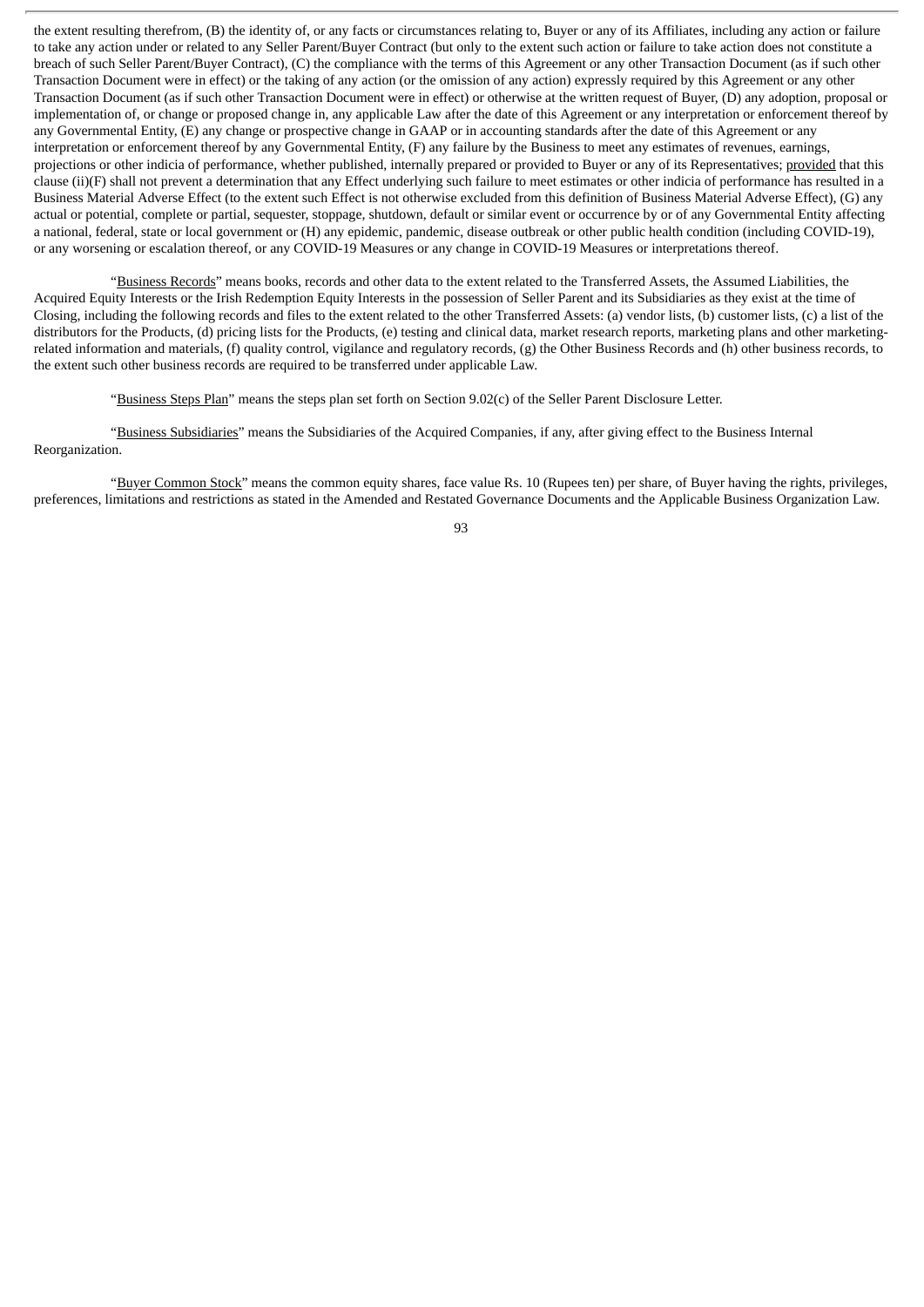the extent resulting therefrom, (B) the identity of, or any facts or circumstances relating to, Buyer or any of its Affiliates, including any action or failure to take any action under or related to any Seller Parent/Buyer Contract (but only to the extent such action or failure to take action does not constitute a breach of such Seller Parent/Buyer Contract), (C) the compliance with the terms of this Agreement or any other Transaction Document (as if such other Transaction Document were in effect) or the taking of any action (or the omission of any action) expressly required by this Agreement or any other Transaction Document (as if such other Transaction Document were in effect) or otherwise at the written request of Buyer, (D) any adoption, proposal or implementation of, or change or proposed change in, any applicable Law after the date of this Agreement or any interpretation or enforcement thereof by any Governmental Entity, (E) any change or prospective change in GAAP or in accounting standards after the date of this Agreement or any interpretation or enforcement thereof by any Governmental Entity, (F) any failure by the Business to meet any estimates of revenues, earnings, projections or other indicia of performance, whether published, internally prepared or provided to Buyer or any of its Representatives; provided that this clause (ii)(F) shall not prevent a determination that any Effect underlying such failure to meet estimates or other indicia of performance has resulted in a Business Material Adverse Effect (to the extent such Effect is not otherwise excluded from this definition of Business Material Adverse Effect), (G) any actual or potential, complete or partial, sequester, stoppage, shutdown, default or similar event or occurrence by or of any Governmental Entity affecting a national, federal, state or local government or (H) any epidemic, pandemic, disease outbreak or other public health condition (including COVID-19), or any worsening or escalation thereof, or any COVID-19 Measures or any change in COVID-19 Measures or interpretations thereof.

"Business Records" means books, records and other data to the extent related to the Transferred Assets, the Assumed Liabilities, the Acquired Equity Interests or the Irish Redemption Equity Interests in the possession of Seller Parent and its Subsidiaries as they exist at the time of Closing, including the following records and files to the extent related to the other Transferred Assets: (a) vendor lists, (b) customer lists, (c) a list of the distributors for the Products, (d) pricing lists for the Products, (e) testing and clinical data, market research reports, marketing plans and other marketing-related information and materials, (f) quality control, vigilance and regulatory records, (g) the Other Business Records and (h) other business records, to the extent such other business records are required to be transferred under applicable Law.

"Business Steps Plan" means the steps plan set forth on Section 9.02(c) of the Seller Parent Disclosure Letter.

"Business Subsidiaries" means the Subsidiaries of the Acquired Companies, if any, after giving effect to the Business Internal Reorganization.

"Buyer Common Stock" means the common equity shares, face value Rs. 10 (Rupees ten) per share, of Buyer having the rights, privileges, preferences, limitations and restrictions as stated in the Amended and Restated Governance Documents and the Applicable Business Organization Law.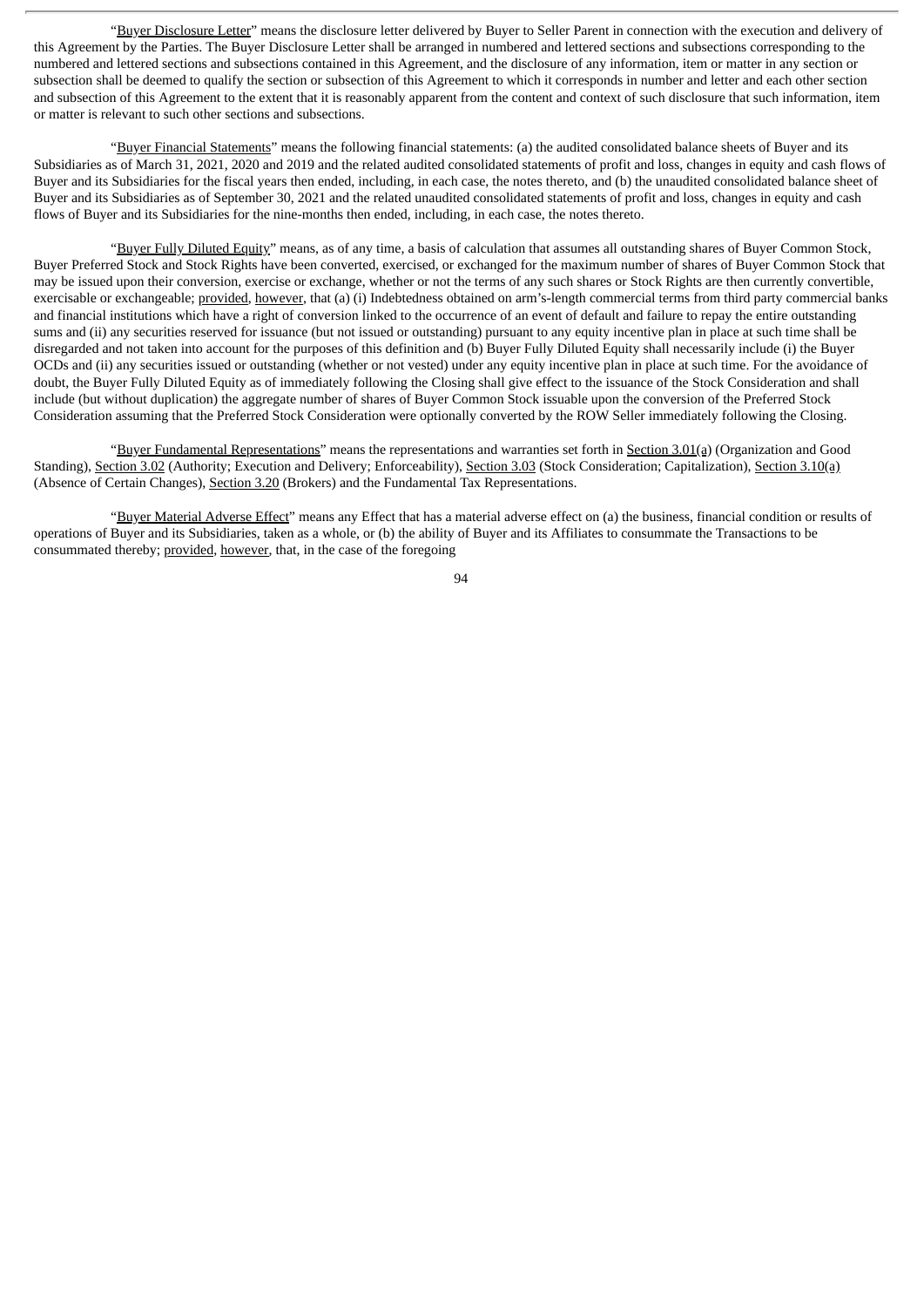"Buyer Disclosure Letter" means the disclosure letter delivered by Buyer to Seller Parent in connection with the execution and delivery of this Agreement by the Parties. The Buyer Disclosure Letter shall be arranged in numbered and lettered sections and subsections corresponding to the numbered and lettered sections and subsections contained in this Agreement, and the disclosure of any information, item or matter in any section or subsection shall be deemed to qualify the section or subsection of this Agreement to which it corresponds in number and letter and each other section and subsection of this Agreement to the extent that it is reasonably apparent from the content and context of such disclosure that such information, item or matter is relevant to such other sections and subsections.

"Buyer Financial Statements" means the following financial statements: (a) the audited consolidated balance sheets of Buyer and its Subsidiaries as of March 31, 2021, 2020 and 2019 and the related audited consolidated statements of profit and loss, changes in equity and cash flows of Buyer and its Subsidiaries for the fiscal years then ended, including, in each case, the notes thereto, and (b) the unaudited consolidated balance sheet of Buyer and its Subsidiaries as of September 30, 2021 and the related unaudited consolidated statements of profit and loss, changes in equity and cash flows of Buyer and its Subsidiaries for the nine-months then ended, including, in each case, the notes thereto.

"Buyer Fully Diluted Equity" means, as of any time, a basis of calculation that assumes all outstanding shares of Buyer Common Stock, Buyer Preferred Stock and Stock Rights have been converted, exercised, or exchanged for the maximum number of shares of Buyer Common Stock that may be issued upon their conversion, exercise or exchange, whether or not the terms of any such shares or Stock Rights are then currently convertible, exercisable or exchangeable; provided, however, that (a) (i) Indebtedness obtained on arm's-length commercial terms from third party commercial banks and financial institutions which have a right of conversion linked to the occurrence of an event of default and failure to repay the entire outstanding sums and (ii) any securities reserved for issuance (but not issued or outstanding) pursuant to any equity incentive plan in place at such time shall be disregarded and not taken into account for the purposes of this definition and (b) Buyer Fully Diluted Equity shall necessarily include (i) the Buyer OCDs and (ii) any securities issued or outstanding (whether or not vested) under any equity incentive plan in place at such time. For the avoidance of doubt, the Buyer Fully Diluted Equity as of immediately following the Closing shall give effect to the issuance of the Stock Consideration and shall include (but without duplication) the aggregate number of shares of Buyer Common Stock issuable upon the conversion of the Preferred Stock Consideration assuming that the Preferred Stock Consideration were optionally converted by the ROW Seller immediately following the Closing.

"Buyer Fundamental Representations" means the representations and warranties set forth in Section 3.01(a) (Organization and Good Standing), Section 3.02 (Authority; Execution and Delivery; Enforceability), Section 3.03 (Stock Consideration; Capitalization), Section 3.10(a) (Absence of Certain Changes), Section 3.20 (Brokers) and the Fundamental Tax Representations.

"Buyer Material Adverse Effect" means any Effect that has a material adverse effect on (a) the business, financial condition or results of operations of Buyer and its Subsidiaries, taken as a whole, or (b) the ability of Buyer and its Affiliates to consummate the Transactions to be consummated thereby; provided, however, that, in the case of the foregoing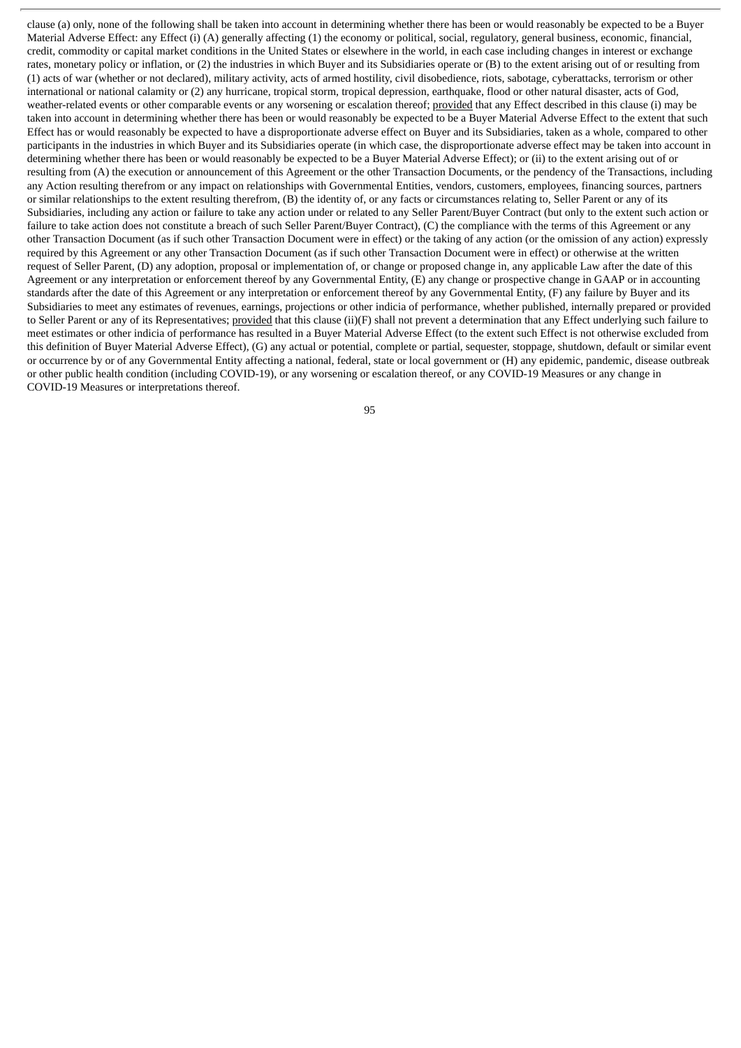clause (a) only, none of the following shall be taken into account in determining whether there has been or would reasonably be expected to be a Buyer Material Adverse Effect: any Effect (i) (A) generally affecting (1) the economy or political, social, regulatory, general business, economic, financial, credit, commodity or capital market conditions in the United States or elsewhere in the world, in each case including changes in interest or exchange rates, monetary policy or inflation, or (2) the industries in which Buyer and its Subsidiaries operate or (B) to the extent arising out of or resulting from (1) acts of war (whether or not declared), military activity, acts of armed hostility, civil disobedience, riots, sabotage, cyberattacks, terrorism or other international or national calamity or (2) any hurricane, tropical storm, tropical depression, earthquake, flood or other natural disaster, acts of God, weather-related events or other comparable events or any worsening or escalation thereof; provided that any Effect described in this clause (i) may be taken into account in determining whether there has been or would reasonably be expected to be a Buyer Material Adverse Effect to the extent that such Effect has or would reasonably be expected to have a disproportionate adverse effect on Buyer and its Subsidiaries, taken as a whole, compared to other participants in the industries in which Buyer and its Subsidiaries operate (in which case, the disproportionate adverse effect may be taken into account in determining whether there has been or would reasonably be expected to be a Buyer Material Adverse Effect); or (ii) to the extent arising out of or resulting from (A) the execution or announcement of this Agreement or the other Transaction Documents, or the pendency of the Transactions, including any Action resulting therefrom or any impact on relationships with Governmental Entities, vendors, customers, employees, financing sources, partners or similar relationships to the extent resulting therefrom, (B) the identity of, or any facts or circumstances relating to, Seller Parent or any of its Subsidiaries, including any action or failure to take any action under or related to any Seller Parent/Buyer Contract (but only to the extent such action or failure to take action does not constitute a breach of such Seller Parent/Buyer Contract), (C) the compliance with the terms of this Agreement or any other Transaction Document (as if such other Transaction Document were in effect) or the taking of any action (or the omission of any action) expressly required by this Agreement or any other Transaction Document (as if such other Transaction Document were in effect) or otherwise at the written request of Seller Parent, (D) any adoption, proposal or implementation of, or change or proposed change in, any applicable Law after the date of this Agreement or any interpretation or enforcement thereof by any Governmental Entity, (E) any change or prospective change in GAAP or in accounting standards after the date of this Agreement or any interpretation or enforcement thereof by any Governmental Entity, (F) any failure by Buyer and its Subsidiaries to meet any estimates of revenues, earnings, projections or other indicia of performance, whether published, internally prepared or provided to Seller Parent or any of its Representatives; provided that this clause (ii)(F) shall not prevent a determination that any Effect underlying such failure to meet estimates or other indicia of performance has resulted in a Buyer Material Adverse Effect (to the extent such Effect is not otherwise excluded from this definition of Buyer Material Adverse Effect), (G) any actual or potential, complete or partial, sequester, stoppage, shutdown, default or similar event or occurrence by or of any Governmental Entity affecting a national, federal, state or local government or (H) any epidemic, pandemic, disease outbreak or other public health condition (including COVID-19), or any worsening or escalation thereof, or any COVID-19 Measures or any change in COVID-19 Measures or interpretations thereof.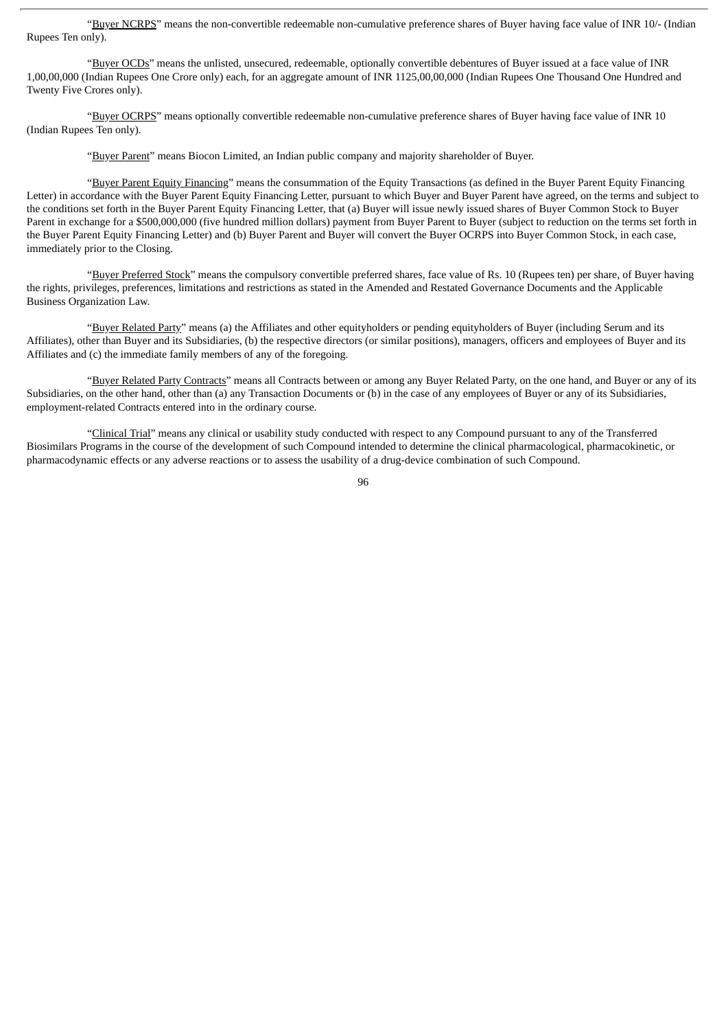"Buyer NCRPS" means the non-convertible redeemable non-cumulative preference shares of Buyer having face value of INR 10/- (Indian Rupees Ten only).

"Buyer OCDs" means the unlisted, unsecured, redeemable, optionally convertible debentures of Buyer issued at a face value of INR 1,00,00,000 (Indian Rupees One Crore only) each, for an aggregate amount of INR 1125,00,00,000 (Indian Rupees One Thousand One Hundred and Twenty Five Crores only).

"Buyer OCRPS" means optionally convertible redeemable non-cumulative preference shares of Buyer having face value of INR 10 (Indian Rupees Ten only).

"Buyer Parent" means Biocon Limited, an Indian public company and majority shareholder of Buyer.

"Buyer Parent Equity Financing" means the consummation of the Equity Transactions (as defined in the Buyer Parent Equity Financing Letter) in accordance with the Buyer Parent Equity Financing Letter, pursuant to which Buyer and Buyer Parent have agreed, on the terms and subject to the conditions set forth in the Buyer Parent Equity Financing Letter, that (a) Buyer will issue newly issued shares of Buyer Common Stock to Buyer Parent in exchange for a $500,000,000 (five hundred million dollars) payment from Buyer Parent to Buyer (subject to reduction on the terms set forth in the Buyer Parent Equity Financing Letter) and (b) Buyer Parent and Buyer will convert the Buyer OCRPS into Buyer Common Stock, in each case, immediately prior to the Closing.

"Buyer Preferred Stock" means the compulsory convertible preferred shares, face value of Rs. 10 (Rupees ten) per share, of Buyer having the rights, privileges, preferences, limitations and restrictions as stated in the Amended and Restated Governance Documents and the Applicable Business Organization Law.

"Buyer Related Party" means (a) the Affiliates and other equityholders or pending equityholders of Buyer (including Serum and its Affiliates), other than Buyer and its Subsidiaries, (b) the respective directors (or similar positions), managers, officers and employees of Buyer and its Affiliates and (c) the immediate family members of any of the foregoing.

"Buyer Related Party Contracts" means all Contracts between or among any Buyer Related Party, on the one hand, and Buyer or any of its Subsidiaries, on the other hand, other than (a) any Transaction Documents or (b) in the case of any employees of Buyer or any of its Subsidiaries, employment-related Contracts entered into in the ordinary course.

"Clinical Trial" means any clinical or usability study conducted with respect to any Compound pursuant to any of the Transferred Biosimilars Programs in the course of the development of such Compound intended to determine the clinical pharmacological, pharmacokinetic, or pharmacodynamic effects or any adverse reactions or to assess the usability of a drug-device combination of such Compound.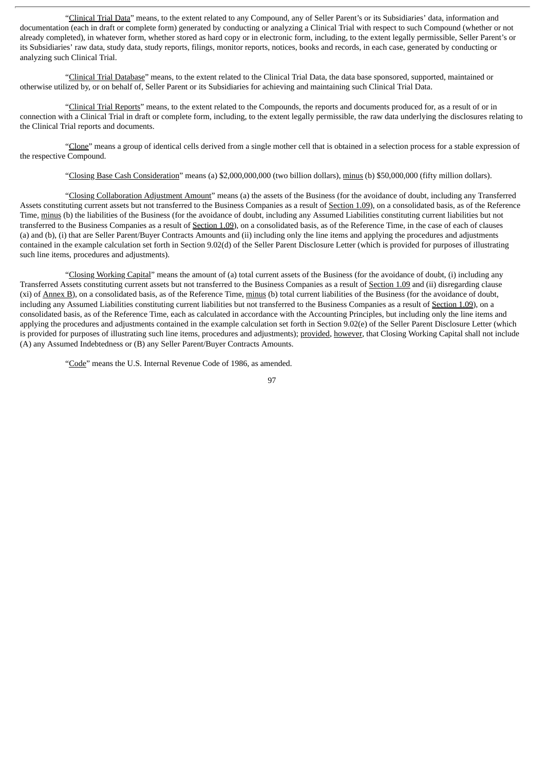"Clinical Trial Data" means, to the extent related to any Compound, any of Seller Parent's or its Subsidiaries' data, information and documentation (each in draft or complete form) generated by conducting or analyzing a Clinical Trial with respect to such Compound (whether or not already completed), in whatever form, whether stored as hard copy or in electronic form, including, to the extent legally permissible, Seller Parent's or its Subsidiaries' raw data, study data, study reports, filings, monitor reports, notices, books and records, in each case, generated by conducting or analyzing such Clinical Trial.

"Clinical Trial Database" means, to the extent related to the Clinical Trial Data, the data base sponsored, supported, maintained or otherwise utilized by, or on behalf of, Seller Parent or its Subsidiaries for achieving and maintaining such Clinical Trial Data.

"Clinical Trial Reports" means, to the extent related to the Compounds, the reports and documents produced for, as a result of or in connection with a Clinical Trial in draft or complete form, including, to the extent legally permissible, the raw data underlying the disclosures relating to the Clinical Trial reports and documents.

"Clone" means a group of identical cells derived from a single mother cell that is obtained in a selection process for a stable expression of the respective Compound.

"Closing Base Cash Consideration" means (a) $2,000,000,000 (two billion dollars), minus (b) $50,000,000 (fifty million dollars).

"Closing Collaboration Adjustment Amount" means (a) the assets of the Business (for the avoidance of doubt, including any Transferred Assets constituting current assets but not transferred to the Business Companies as a result of Section 1.09), on a consolidated basis, as of the Reference Time, minus (b) the liabilities of the Business (for the avoidance of doubt, including any Assumed Liabilities constituting current liabilities but not transferred to the Business Companies as a result of Section 1.09), on a consolidated basis, as of the Reference Time, in the case of each of clauses (a) and (b), (i) that are Seller Parent/Buyer Contracts Amounts and (ii) including only the line items and applying the procedures and adjustments contained in the example calculation set forth in Section 9.02(d) of the Seller Parent Disclosure Letter (which is provided for purposes of illustrating such line items, procedures and adjustments).

"Closing Working Capital" means the amount of (a) total current assets of the Business (for the avoidance of doubt, (i) including any Transferred Assets constituting current assets but not transferred to the Business Companies as a result of Section 1.09 and (ii) disregarding clause (xi) of Annex B), on a consolidated basis, as of the Reference Time, minus (b) total current liabilities of the Business (for the avoidance of doubt, including any Assumed Liabilities constituting current liabilities but not transferred to the Business Companies as a result of Section 1.09), on a consolidated basis, as of the Reference Time, each as calculated in accordance with the Accounting Principles, but including only the line items and applying the procedures and adjustments contained in the example calculation set forth in Section 9.02(e) of the Seller Parent Disclosure Letter (which is provided for purposes of illustrating such line items, procedures and adjustments); provided, however, that Closing Working Capital shall not include (A) any Assumed Indebtedness or (B) any Seller Parent/Buyer Contracts Amounts.

"Code" means the U.S. Internal Revenue Code of 1986, as amended.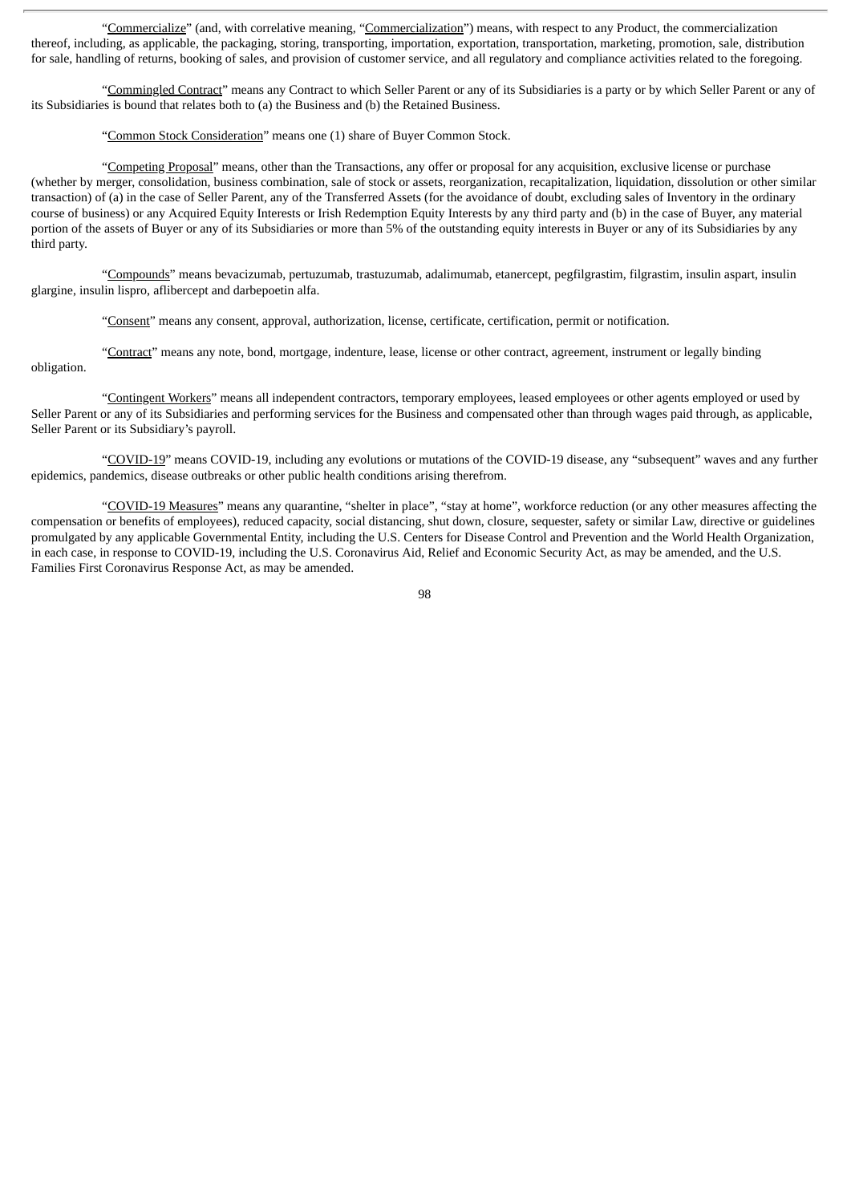"Commercialize" (and, with correlative meaning, "Commercialization") means, with respect to any Product, the commercialization thereof, including, as applicable, the packaging, storing, transporting, importation, exportation, transportation, marketing, promotion, sale, distribution for sale, handling of returns, booking of sales, and provision of customer service, and all regulatory and compliance activities related to the foregoing.

"Commingled Contract" means any Contract to which Seller Parent or any of its Subsidiaries is a party or by which Seller Parent or any of its Subsidiaries is bound that relates both to (a) the Business and (b) the Retained Business.

"Common Stock Consideration" means one (1) share of Buyer Common Stock.

"Competing Proposal" means, other than the Transactions, any offer or proposal for any acquisition, exclusive license or purchase (whether by merger, consolidation, business combination, sale of stock or assets, reorganization, recapitalization, liquidation, dissolution or other similar transaction) of (a) in the case of Seller Parent, any of the Transferred Assets (for the avoidance of doubt, excluding sales of Inventory in the ordinary course of business) or any Acquired Equity Interests or Irish Redemption Equity Interests by any third party and (b) in the case of Buyer, any material portion of the assets of Buyer or any of its Subsidiaries or more than 5% of the outstanding equity interests in Buyer or any of its Subsidiaries by any third party.

"Compounds" means bevacizumab, pertuzumab, trastuzumab, adalimumab, etanercept, pegfilgrastim, filgrastim, insulin aspart, insulin glargine, insulin lispro, aflibercept and darbepoetin alfa.

"Consent" means any consent, approval, authorization, license, certificate, certification, permit or notification.

"Contract" means any note, bond, mortgage, indenture, lease, license or other contract, agreement, instrument or legally binding obligation.

"Contingent Workers" means all independent contractors, temporary employees, leased employees or other agents employed or used by Seller Parent or any of its Subsidiaries and performing services for the Business and compensated other than through wages paid through, as applicable, Seller Parent or its Subsidiary's payroll.

"COVID-19" means COVID-19, including any evolutions or mutations of the COVID-19 disease, any "subsequent" waves and any further epidemics, pandemics, disease outbreaks or other public health conditions arising therefrom.

"COVID-19 Measures" means any quarantine, "shelter in place", "stay at home", workforce reduction (or any other measures affecting the compensation or benefits of employees), reduced capacity, social distancing, shut down, closure, sequester, safety or similar Law, directive or guidelines promulgated by any applicable Governmental Entity, including the U.S. Centers for Disease Control and Prevention and the World Health Organization, in each case, in response to COVID-19, including the U.S. Coronavirus Aid, Relief and Economic Security Act, as may be amended, and the U.S. Families First Coronavirus Response Act, as may be amended.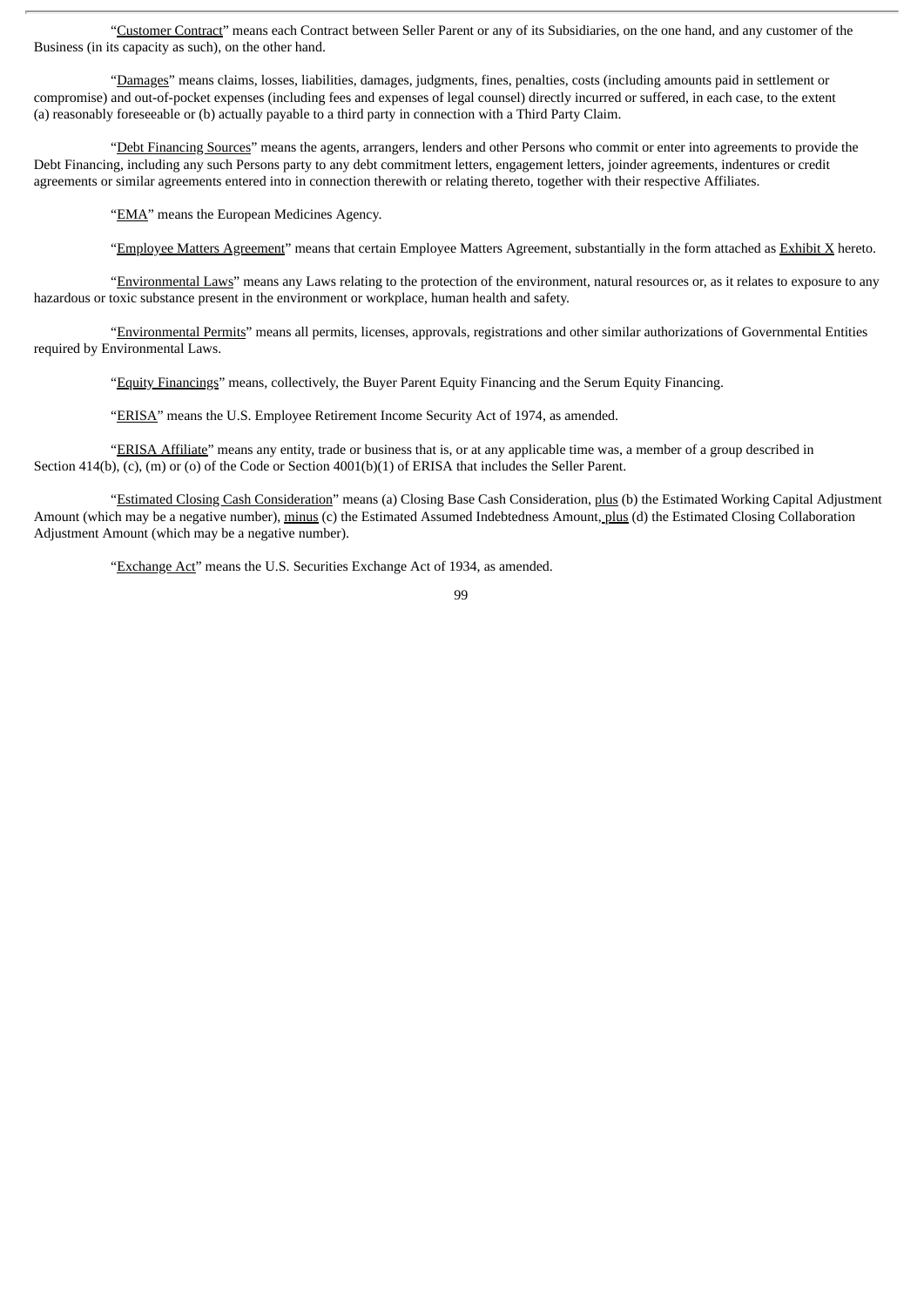"Customer Contract" means each Contract between Seller Parent or any of its Subsidiaries, on the one hand, and any customer of the Business (in its capacity as such), on the other hand.

"Damages" means claims, losses, liabilities, damages, judgments, fines, penalties, costs (including amounts paid in settlement or compromise) and out-of-pocket expenses (including fees and expenses of legal counsel) directly incurred or suffered, in each case, to the extent (a) reasonably foreseeable or (b) actually payable to a third party in connection with a Third Party Claim.

"Debt Financing Sources" means the agents, arrangers, lenders and other Persons who commit or enter into agreements to provide the Debt Financing, including any such Persons party to any debt commitment letters, engagement letters, joinder agreements, indentures or credit agreements or similar agreements entered into in connection therewith or relating thereto, together with their respective Affiliates.

"EMA" means the European Medicines Agency.

"Employee Matters Agreement" means that certain Employee Matters Agreement, substantially in the form attached as Exhibit X hereto.

"Environmental Laws" means any Laws relating to the protection of the environment, natural resources or, as it relates to exposure to any hazardous or toxic substance present in the environment or workplace, human health and safety.

"Environmental Permits" means all permits, licenses, approvals, registrations and other similar authorizations of Governmental Entities required by Environmental Laws.

"Equity Financings" means, collectively, the Buyer Parent Equity Financing and the Serum Equity Financing.

"ERISA" means the U.S. Employee Retirement Income Security Act of 1974, as amended.

"ERISA Affiliate" means any entity, trade or business that is, or at any applicable time was, a member of a group described in Section 414(b), (c), (m) or (o) of the Code or Section 4001(b)(1) of ERISA that includes the Seller Parent.

"Estimated Closing Cash Consideration" means (a) Closing Base Cash Consideration, plus (b) the Estimated Working Capital Adjustment Amount (which may be a negative number), minus (c) the Estimated Assumed Indebtedness Amount, plus (d) the Estimated Closing Collaboration Adjustment Amount (which may be a negative number).

"Exchange Act" means the U.S. Securities Exchange Act of 1934, as amended.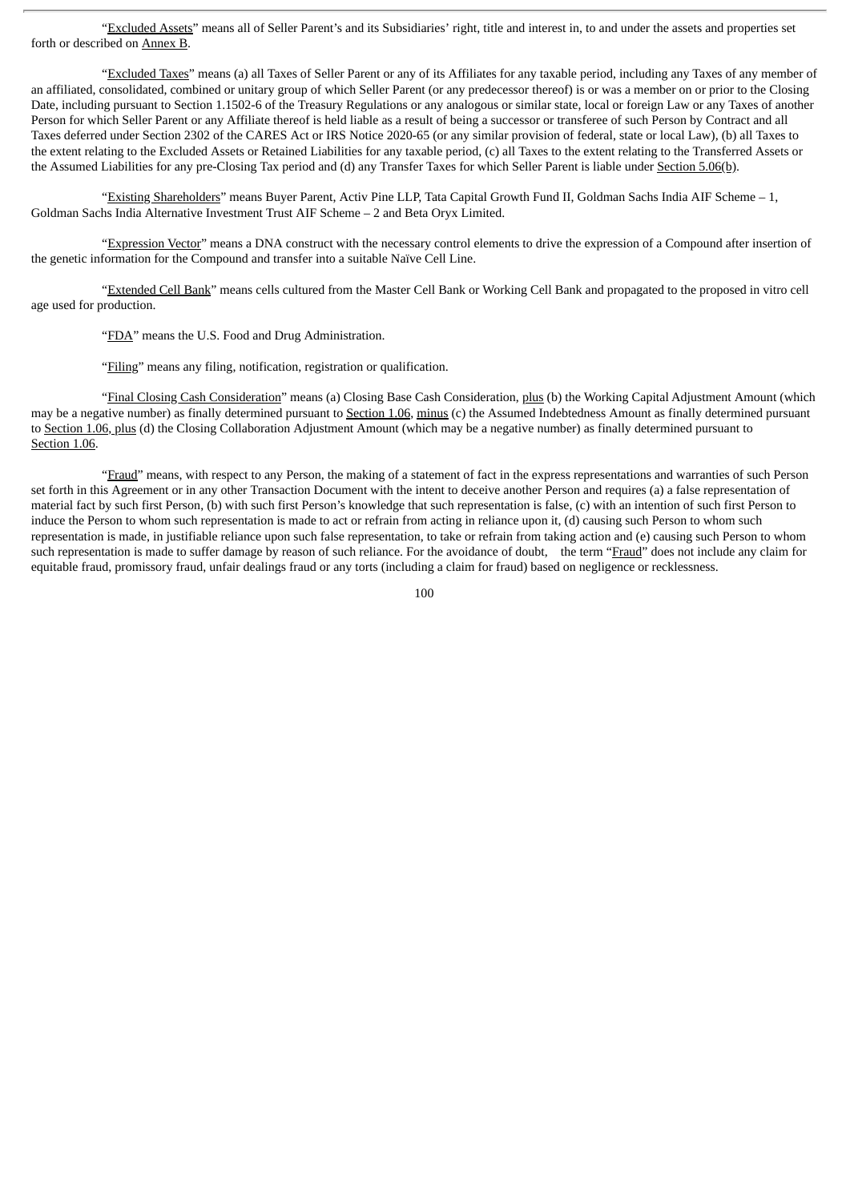"Excluded Assets" means all of Seller Parent's and its Subsidiaries' right, title and interest in, to and under the assets and properties set forth or described on Annex B.

"Excluded Taxes" means (a) all Taxes of Seller Parent or any of its Affiliates for any taxable period, including any Taxes of any member of an affiliated, consolidated, combined or unitary group of which Seller Parent (or any predecessor thereof) is or was a member on or prior to the Closing Date, including pursuant to Section 1.1502-6 of the Treasury Regulations or any analogous or similar state, local or foreign Law or any Taxes of another Person for which Seller Parent or any Affiliate thereof is held liable as a result of being a successor or transferee of such Person by Contract and all Taxes deferred under Section 2302 of the CARES Act or IRS Notice 2020-65 (or any similar provision of federal, state or local Law), (b) all Taxes to the extent relating to the Excluded Assets or Retained Liabilities for any taxable period, (c) all Taxes to the extent relating to the Transferred Assets or the Assumed Liabilities for any pre-Closing Tax period and (d) any Transfer Taxes for which Seller Parent is liable under Section 5.06(b).

"Existing Shareholders" means Buyer Parent, Activ Pine LLP, Tata Capital Growth Fund II, Goldman Sachs India AIF Scheme – 1, Goldman Sachs India Alternative Investment Trust AIF Scheme – 2 and Beta Oryx Limited.

"Expression Vector" means a DNA construct with the necessary control elements to drive the expression of a Compound after insertion of the genetic information for the Compound and transfer into a suitable Naïve Cell Line.

"Extended Cell Bank" means cells cultured from the Master Cell Bank or Working Cell Bank and propagated to the proposed in vitro cell age used for production.

"FDA" means the U.S. Food and Drug Administration.

"Filing" means any filing, notification, registration or qualification.

"Final Closing Cash Consideration" means (a) Closing Base Cash Consideration, plus (b) the Working Capital Adjustment Amount (which may be a negative number) as finally determined pursuant to Section 1.06, minus (c) the Assumed Indebtedness Amount as finally determined pursuant to Section 1.06, plus (d) the Closing Collaboration Adjustment Amount (which may be a negative number) as finally determined pursuant to Section 1.06.

"Fraud" means, with respect to any Person, the making of a statement of fact in the express representations and warranties of such Person set forth in this Agreement or in any other Transaction Document with the intent to deceive another Person and requires (a) a false representation of material fact by such first Person, (b) with such first Person's knowledge that such representation is false, (c) with an intention of such first Person to induce the Person to whom such representation is made to act or refrain from acting in reliance upon it, (d) causing such Person to whom such representation is made, in justifiable reliance upon such false representation, to take or refrain from taking action and (e) causing such Person to whom such representation is made to suffer damage by reason of such reliance. For the avoidance of doubt, the term "Fraud" does not include any claim for equitable fraud, promissory fraud, unfair dealings fraud or any torts (including a claim for fraud) based on negligence or recklessness.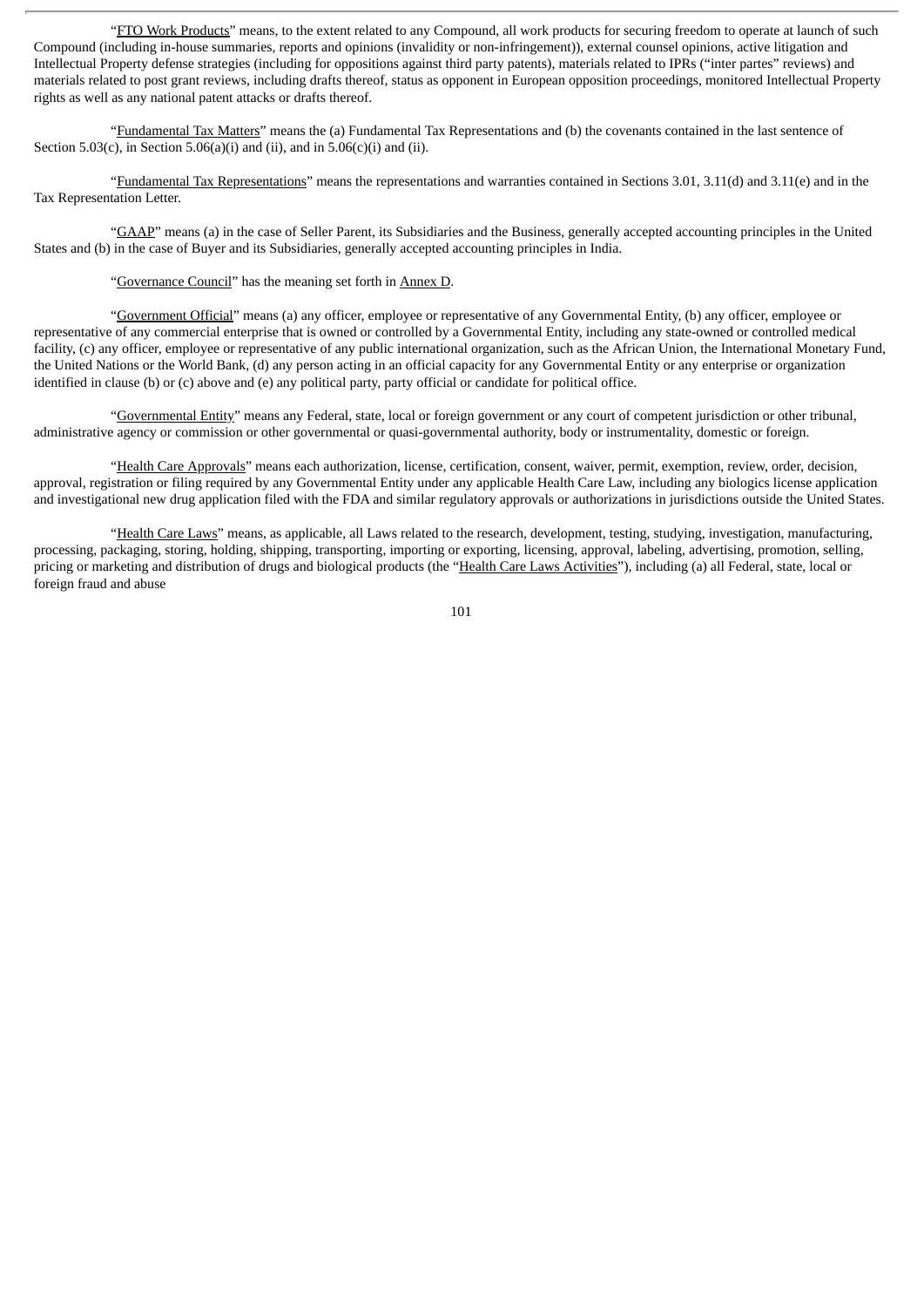"FTO Work Products" means, to the extent related to any Compound, all work products for securing freedom to operate at launch of such Compound (including in-house summaries, reports and opinions (invalidity or non-infringement)), external counsel opinions, active litigation and Intellectual Property defense strategies (including for oppositions against third party patents), materials related to IPRs ("inter partes" reviews) and materials related to post grant reviews, including drafts thereof, status as opponent in European opposition proceedings, monitored Intellectual Property rights as well as any national patent attacks or drafts thereof.

"Fundamental Tax Matters" means the (a) Fundamental Tax Representations and (b) the covenants contained in the last sentence of Section 5.03(c), in Section 5.06(a)(i) and (ii), and in 5.06(c)(i) and (ii).

"Fundamental Tax Representations" means the representations and warranties contained in Sections 3.01, 3.11(d) and 3.11(e) and in the Tax Representation Letter.

"GAAP" means (a) in the case of Seller Parent, its Subsidiaries and the Business, generally accepted accounting principles in the United States and (b) in the case of Buyer and its Subsidiaries, generally accepted accounting principles in India.

"Governance Council" has the meaning set forth in Annex D.

"Government Official" means (a) any officer, employee or representative of any Governmental Entity, (b) any officer, employee or representative of any commercial enterprise that is owned or controlled by a Governmental Entity, including any state-owned or controlled medical facility, (c) any officer, employee or representative of any public international organization, such as the African Union, the International Monetary Fund, the United Nations or the World Bank, (d) any person acting in an official capacity for any Governmental Entity or any enterprise or organization identified in clause (b) or (c) above and (e) any political party, party official or candidate for political office.

"Governmental Entity" means any Federal, state, local or foreign government or any court of competent jurisdiction or other tribunal, administrative agency or commission or other governmental or quasi-governmental authority, body or instrumentality, domestic or foreign.

"Health Care Approvals" means each authorization, license, certification, consent, waiver, permit, exemption, review, order, decision, approval, registration or filing required by any Governmental Entity under any applicable Health Care Law, including any biologics license application and investigational new drug application filed with the FDA and similar regulatory approvals or authorizations in jurisdictions outside the United States.

"Health Care Laws" means, as applicable, all Laws related to the research, development, testing, studying, investigation, manufacturing, processing, packaging, storing, holding, shipping, transporting, importing or exporting, licensing, approval, labeling, advertising, promotion, selling, pricing or marketing and distribution of drugs and biological products (the "Health Care Laws Activities"), including (a) all Federal, state, local or foreign fraud and abuse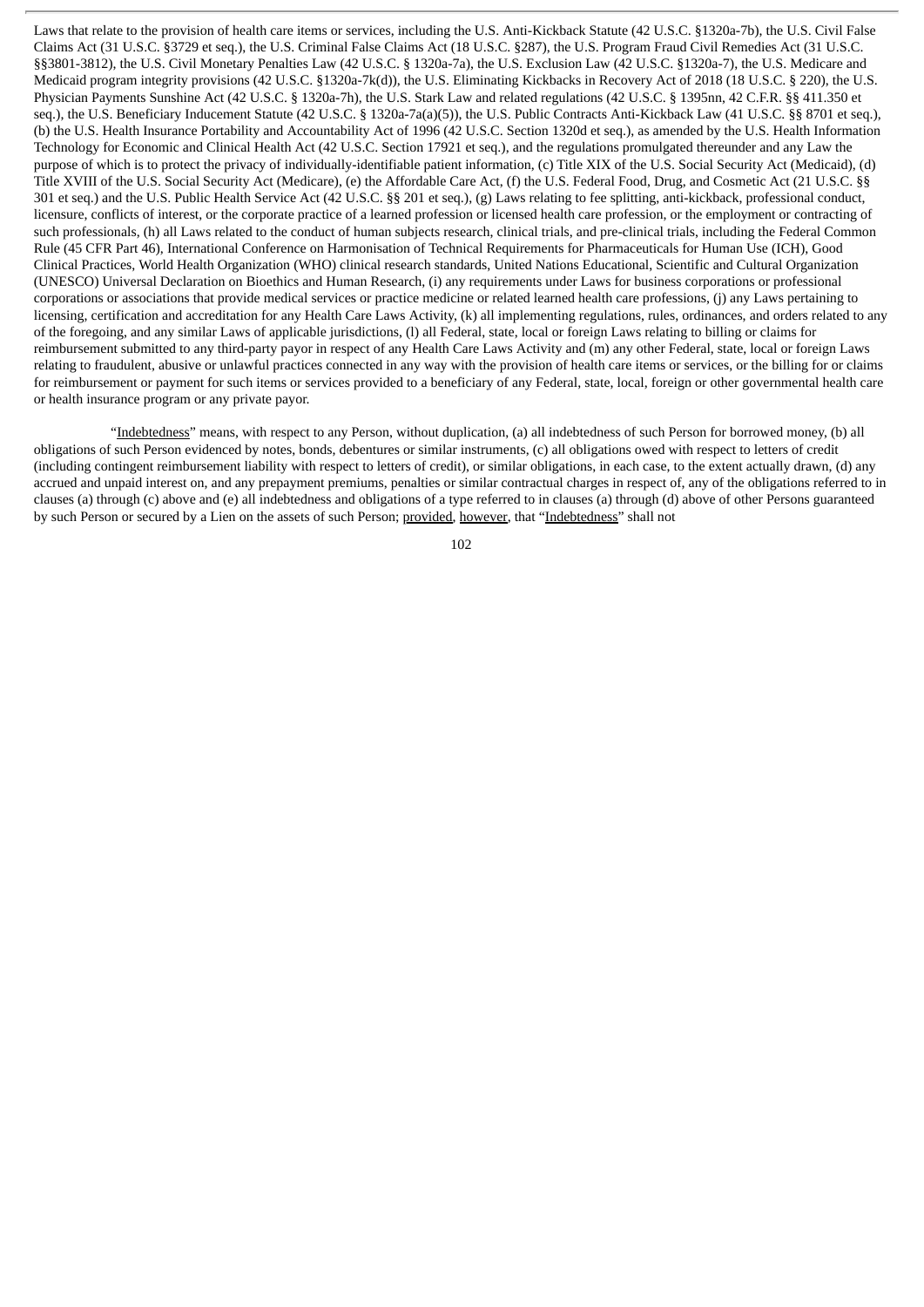Laws that relate to the provision of health care items or services, including the U.S. Anti-Kickback Statute (42 U.S.C. §1320a-7b), the U.S. Civil False Claims Act (31 U.S.C. §3729 et seq.), the U.S. Criminal False Claims Act (18 U.S.C. §287), the U.S. Program Fraud Civil Remedies Act (31 U.S.C. §§3801-3812), the U.S. Civil Monetary Penalties Law (42 U.S.C. § 1320a-7a), the U.S. Exclusion Law (42 U.S.C. §1320a-7), the U.S. Medicare and Medicaid program integrity provisions (42 U.S.C. §1320a-7k(d)), the U.S. Eliminating Kickbacks in Recovery Act of 2018 (18 U.S.C. § 220), the U.S. Physician Payments Sunshine Act (42 U.S.C. § 1320a-7h), the U.S. Stark Law and related regulations (42 U.S.C. § 1395nn, 42 C.F.R. §§ 411.350 et seq.), the U.S. Beneficiary Inducement Statute (42 U.S.C. § 1320a-7a(a)(5)), the U.S. Public Contracts Anti-Kickback Law (41 U.S.C. §§ 8701 et seq.), (b) the U.S. Health Insurance Portability and Accountability Act of 1996 (42 U.S.C. Section 1320d et seq.), as amended by the U.S. Health Information Technology for Economic and Clinical Health Act (42 U.S.C. Section 17921 et seq.), and the regulations promulgated thereunder and any Law the purpose of which is to protect the privacy of individually-identifiable patient information, (c) Title XIX of the U.S. Social Security Act (Medicaid), (d) Title XVIII of the U.S. Social Security Act (Medicare), (e) the Affordable Care Act, (f) the U.S. Federal Food, Drug, and Cosmetic Act (21 U.S.C. §§ 301 et seq.) and the U.S. Public Health Service Act (42 U.S.C. §§ 201 et seq.), (g) Laws relating to fee splitting, anti-kickback, professional conduct, licensure, conflicts of interest, or the corporate practice of a learned profession or licensed health care profession, or the employment or contracting of such professionals, (h) all Laws related to the conduct of human subjects research, clinical trials, and pre-clinical trials, including the Federal Common Rule (45 CFR Part 46), International Conference on Harmonisation of Technical Requirements for Pharmaceuticals for Human Use (ICH), Good Clinical Practices, World Health Organization (WHO) clinical research standards, United Nations Educational, Scientific and Cultural Organization (UNESCO) Universal Declaration on Bioethics and Human Research, (i) any requirements under Laws for business corporations or professional corporations or associations that provide medical services or practice medicine or related learned health care professions, (j) any Laws pertaining to licensing, certification and accreditation for any Health Care Laws Activity, (k) all implementing regulations, rules, ordinances, and orders related to any of the foregoing, and any similar Laws of applicable jurisdictions, (l) all Federal, state, local or foreign Laws relating to billing or claims for reimbursement submitted to any third-party payor in respect of any Health Care Laws Activity and (m) any other Federal, state, local or foreign Laws relating to fraudulent, abusive or unlawful practices connected in any way with the provision of health care items or services, or the billing for or claims for reimbursement or payment for such items or services provided to a beneficiary of any Federal, state, local, foreign or other governmental health care or health insurance program or any private payor.

"Indebtedness" means, with respect to any Person, without duplication, (a) all indebtedness of such Person for borrowed money, (b) all obligations of such Person evidenced by notes, bonds, debentures or similar instruments, (c) all obligations owed with respect to letters of credit (including contingent reimbursement liability with respect to letters of credit), or similar obligations, in each case, to the extent actually drawn, (d) any accrued and unpaid interest on, and any prepayment premiums, penalties or similar contractual charges in respect of, any of the obligations referred to in clauses (a) through (c) above and (e) all indebtedness and obligations of a type referred to in clauses (a) through (d) above of other Persons guaranteed by such Person or secured by a Lien on the assets of such Person; provided, however, that "Indebtedness" shall not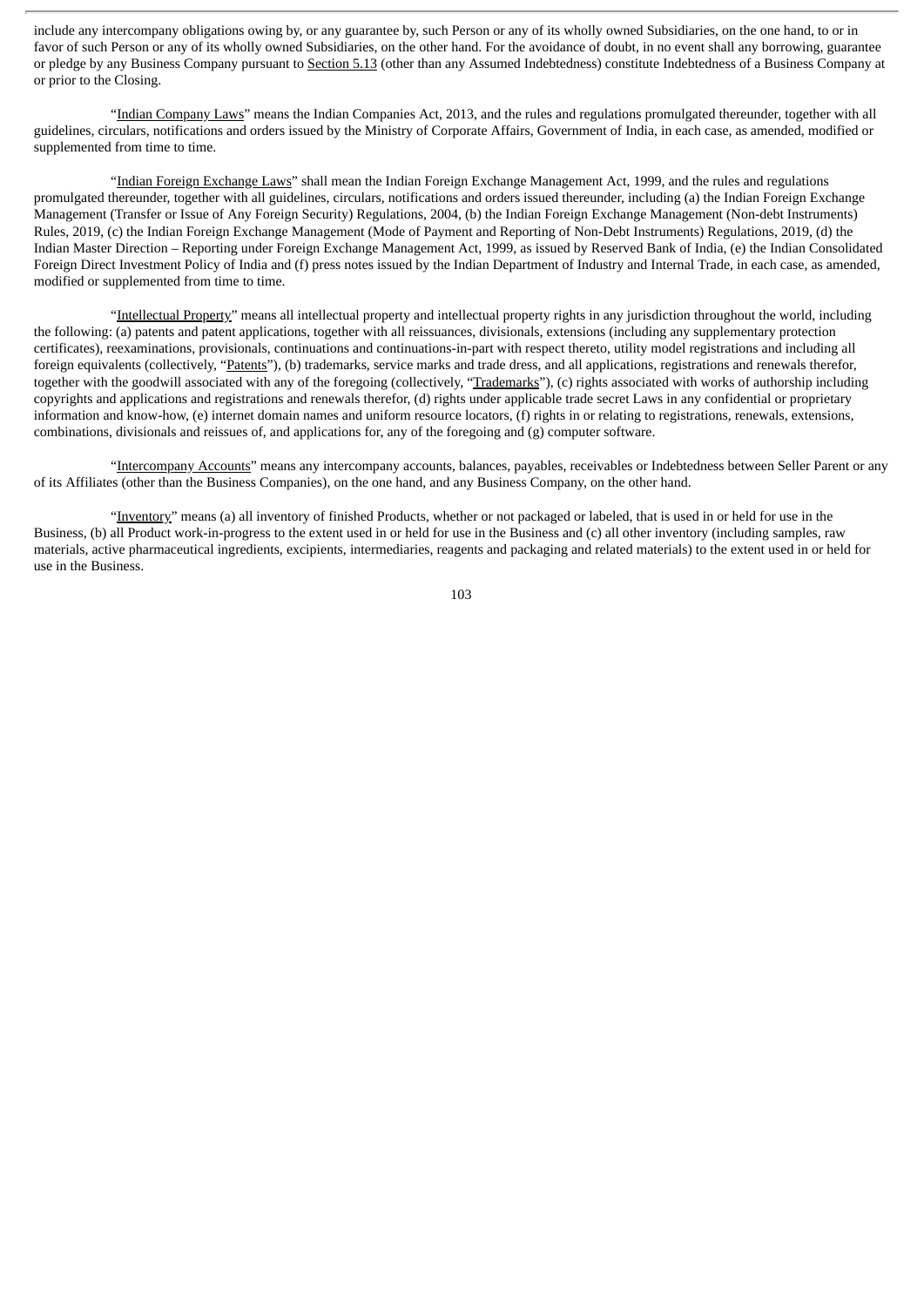include any intercompany obligations owing by, or any guarantee by, such Person or any of its wholly owned Subsidiaries, on the one hand, to or in favor of such Person or any of its wholly owned Subsidiaries, on the other hand. For the avoidance of doubt, in no event shall any borrowing, guarantee or pledge by any Business Company pursuant to Section 5.13 (other than any Assumed Indebtedness) constitute Indebtedness of a Business Company at or prior to the Closing.

"Indian Company Laws" means the Indian Companies Act, 2013, and the rules and regulations promulgated thereunder, together with all guidelines, circulars, notifications and orders issued by the Ministry of Corporate Affairs, Government of India, in each case, as amended, modified or supplemented from time to time.

"Indian Foreign Exchange Laws" shall mean the Indian Foreign Exchange Management Act, 1999, and the rules and regulations promulgated thereunder, together with all guidelines, circulars, notifications and orders issued thereunder, including (a) the Indian Foreign Exchange Management (Transfer or Issue of Any Foreign Security) Regulations, 2004, (b) the Indian Foreign Exchange Management (Non-debt Instruments) Rules, 2019, (c) the Indian Foreign Exchange Management (Mode of Payment and Reporting of Non-Debt Instruments) Regulations, 2019, (d) the Indian Master Direction – Reporting under Foreign Exchange Management Act, 1999, as issued by Reserved Bank of India, (e) the Indian Consolidated Foreign Direct Investment Policy of India and (f) press notes issued by the Indian Department of Industry and Internal Trade, in each case, as amended, modified or supplemented from time to time.

"Intellectual Property" means all intellectual property and intellectual property rights in any jurisdiction throughout the world, including the following: (a) patents and patent applications, together with all reissuances, divisionals, extensions (including any supplementary protection certificates), reexaminations, provisionals, continuations and continuations-in-part with respect thereto, utility model registrations and including all foreign equivalents (collectively, "Patents"), (b) trademarks, service marks and trade dress, and all applications, registrations and renewals therefor, together with the goodwill associated with any of the foregoing (collectively, "Trademarks"), (c) rights associated with works of authorship including copyrights and applications and registrations and renewals therefor, (d) rights under applicable trade secret Laws in any confidential or proprietary information and know-how, (e) internet domain names and uniform resource locators, (f) rights in or relating to registrations, renewals, extensions, combinations, divisionals and reissues of, and applications for, any of the foregoing and (g) computer software.

"Intercompany Accounts" means any intercompany accounts, balances, payables, receivables or Indebtedness between Seller Parent or any of its Affiliates (other than the Business Companies), on the one hand, and any Business Company, on the other hand.

"Inventory" means (a) all inventory of finished Products, whether or not packaged or labeled, that is used in or held for use in the Business, (b) all Product work-in-progress to the extent used in or held for use in the Business and (c) all other inventory (including samples, raw materials, active pharmaceutical ingredients, excipients, intermediaries, reagents and packaging and related materials) to the extent used in or held for use in the Business.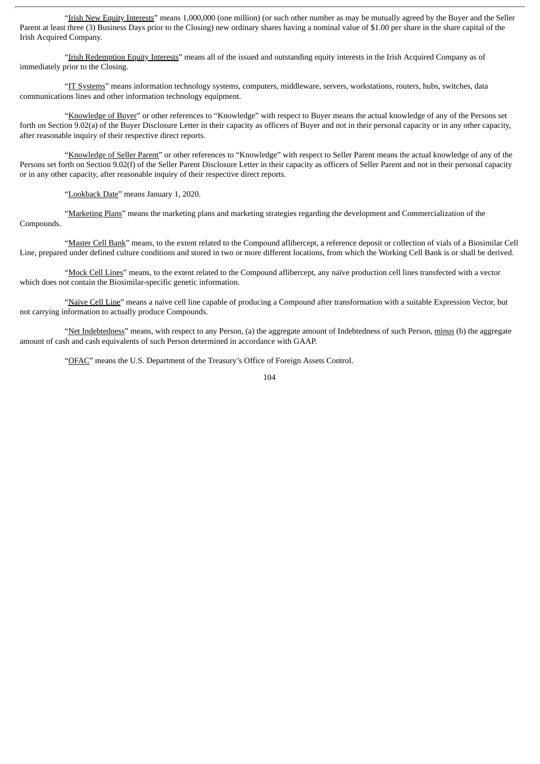"Irish New Equity Interests" means 1,000,000 (one million) (or such other number as may be mutually agreed by the Buyer and the Seller Parent at least three (3) Business Days prior to the Closing) new ordinary shares having a nominal value of $1.00 per share in the share capital of the Irish Acquired Company.

"Irish Redemption Equity Interests" means all of the issued and outstanding equity interests in the Irish Acquired Company as of immediately prior to the Closing.

"IT Systems" means information technology systems, computers, middleware, servers, workstations, routers, hubs, switches, data communications lines and other information technology equipment.

"Knowledge of Buyer" or other references to "Knowledge" with respect to Buyer means the actual knowledge of any of the Persons set forth on Section 9.02(a) of the Buyer Disclosure Letter in their capacity as officers of Buyer and not in their personal capacity or in any other capacity, after reasonable inquiry of their respective direct reports.

"Knowledge of Seller Parent" or other references to "Knowledge" with respect to Seller Parent means the actual knowledge of any of the Persons set forth on Section 9.02(f) of the Seller Parent Disclosure Letter in their capacity as officers of Seller Parent and not in their personal capacity or in any other capacity, after reasonable inquiry of their respective direct reports.

"Lookback Date" means January 1, 2020.

"Marketing Plans" means the marketing plans and marketing strategies regarding the development and Commercialization of the Compounds.

"Master Cell Bank" means, to the extent related to the Compound aflibercept, a reference deposit or collection of vials of a Biosimilar Cell Line, prepared under defined culture conditions and stored in two or more different locations, from which the Working Cell Bank is or shall be derived.

"Mock Cell Lines" means, to the extent related to the Compound aflibercept, any naïve production cell lines transfected with a vector which does not contain the Biosimilar-specific genetic information.

"Naïve Cell Line" means a naïve cell line capable of producing a Compound after transformation with a suitable Expression Vector, but not carrying information to actually produce Compounds.

"Net Indebtedness" means, with respect to any Person, (a) the aggregate amount of Indebtedness of such Person, minus (b) the aggregate amount of cash and cash equivalents of such Person determined in accordance with GAAP.

"OFAC" means the U.S. Department of the Treasury's Office of Foreign Assets Control.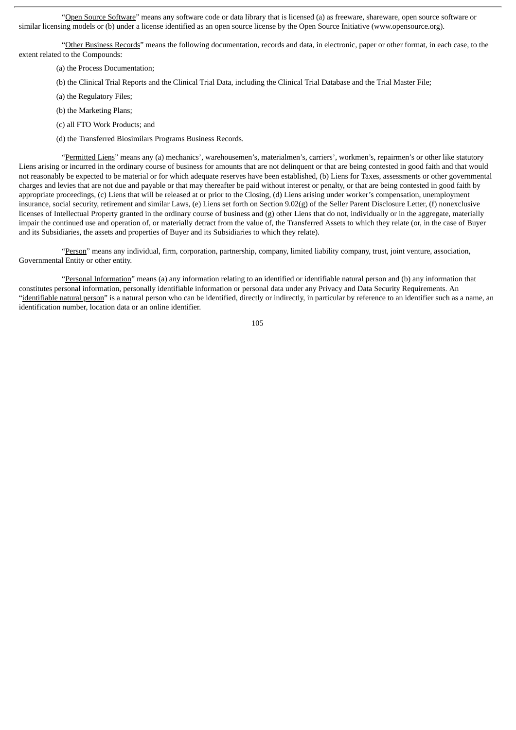"Open Source Software" means any software code or data library that is licensed (a) as freeware, shareware, open source software or similar licensing models or (b) under a license identified as an open source license by the Open Source Initiative (www.opensource.org).

"Other Business Records" means the following documentation, records and data, in electronic, paper or other format, in each case, to the extent related to the Compounds:

(a) the Process Documentation;

(b) the Clinical Trial Reports and the Clinical Trial Data, including the Clinical Trial Database and the Trial Master File;

(a) the Regulatory Files;

(b) the Marketing Plans;

(c) all FTO Work Products; and

(d) the Transferred Biosimilars Programs Business Records.

"Permitted Liens" means any (a) mechanics', warehousemen's, materialmen's, carriers', workmen's, repairmen's or other like statutory Liens arising or incurred in the ordinary course of business for amounts that are not delinquent or that are being contested in good faith and that would not reasonably be expected to be material or for which adequate reserves have been established, (b) Liens for Taxes, assessments or other governmental charges and levies that are not due and payable or that may thereafter be paid without interest or penalty, or that are being contested in good faith by appropriate proceedings, (c) Liens that will be released at or prior to the Closing, (d) Liens arising under worker's compensation, unemployment insurance, social security, retirement and similar Laws, (e) Liens set forth on Section 9.02(g) of the Seller Parent Disclosure Letter, (f) nonexclusive licenses of Intellectual Property granted in the ordinary course of business and (g) other Liens that do not, individually or in the aggregate, materially impair the continued use and operation of, or materially detract from the value of, the Transferred Assets to which they relate (or, in the case of Buyer and its Subsidiaries, the assets and properties of Buyer and its Subsidiaries to which they relate).

"Person" means any individual, firm, corporation, partnership, company, limited liability company, trust, joint venture, association, Governmental Entity or other entity.

"Personal Information" means (a) any information relating to an identified or identifiable natural person and (b) any information that constitutes personal information, personally identifiable information or personal data under any Privacy and Data Security Requirements. An "identifiable natural person" is a natural person who can be identified, directly or indirectly, in particular by reference to an identifier such as a name, an identification number, location data or an online identifier.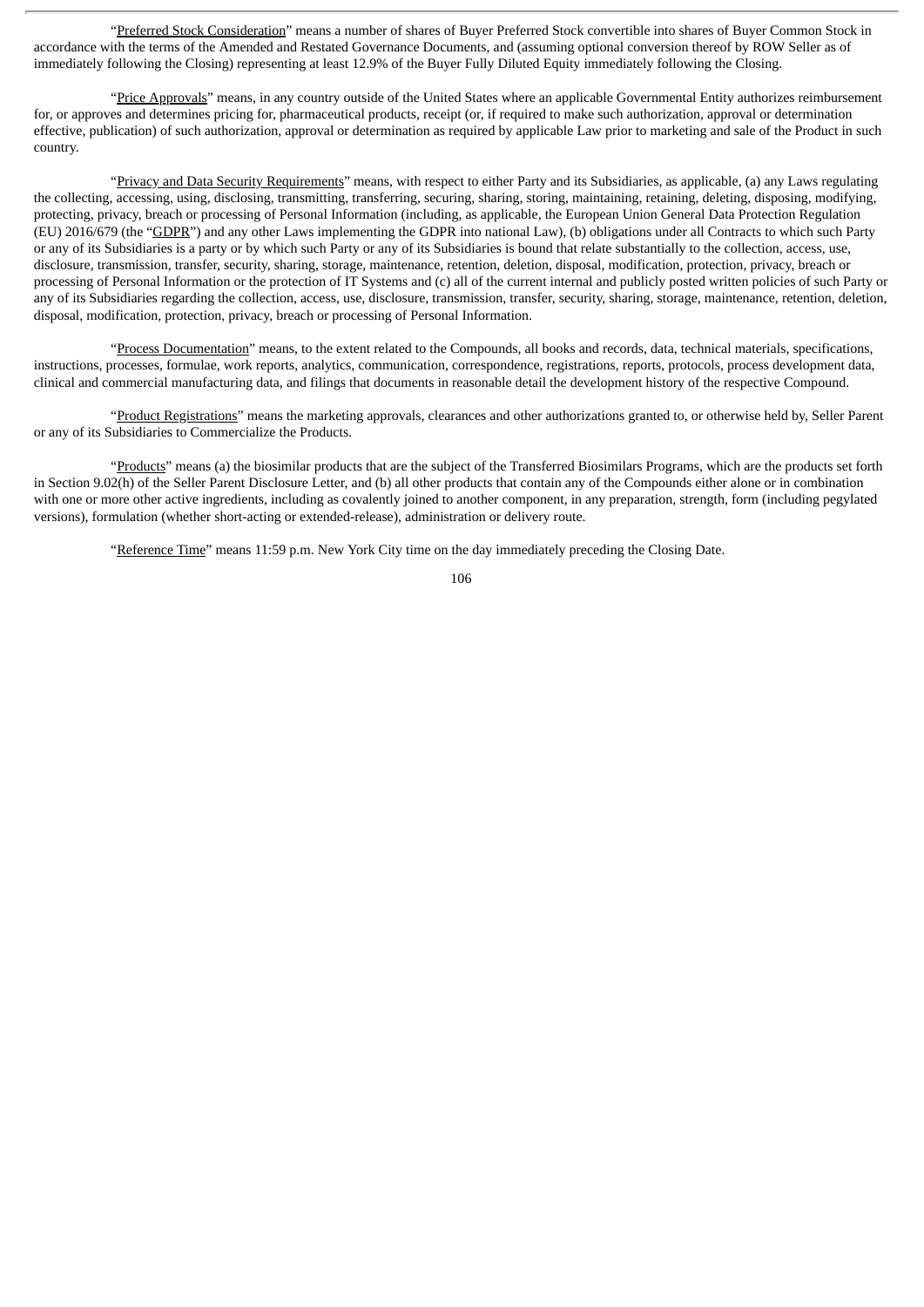"Preferred Stock Consideration" means a number of shares of Buyer Preferred Stock convertible into shares of Buyer Common Stock in accordance with the terms of the Amended and Restated Governance Documents, and (assuming optional conversion thereof by ROW Seller as of immediately following the Closing) representing at least 12.9% of the Buyer Fully Diluted Equity immediately following the Closing.

"Price Approvals" means, in any country outside of the United States where an applicable Governmental Entity authorizes reimbursement for, or approves and determines pricing for, pharmaceutical products, receipt (or, if required to make such authorization, approval or determination effective, publication) of such authorization, approval or determination as required by applicable Law prior to marketing and sale of the Product in such country.

"Privacy and Data Security Requirements" means, with respect to either Party and its Subsidiaries, as applicable, (a) any Laws regulating the collecting, accessing, using, disclosing, transmitting, transferring, securing, sharing, storing, maintaining, retaining, deleting, disposing, modifying, protecting, privacy, breach or processing of Personal Information (including, as applicable, the European Union General Data Protection Regulation (EU) 2016/679 (the "GDPR") and any other Laws implementing the GDPR into national Law), (b) obligations under all Contracts to which such Party or any of its Subsidiaries is a party or by which such Party or any of its Subsidiaries is bound that relate substantially to the collection, access, use, disclosure, transmission, transfer, security, sharing, storage, maintenance, retention, deletion, disposal, modification, protection, privacy, breach or processing of Personal Information or the protection of IT Systems and (c) all of the current internal and publicly posted written policies of such Party or any of its Subsidiaries regarding the collection, access, use, disclosure, transmission, transfer, security, sharing, storage, maintenance, retention, deletion, disposal, modification, protection, privacy, breach or processing of Personal Information.

"Process Documentation" means, to the extent related to the Compounds, all books and records, data, technical materials, specifications, instructions, processes, formulae, work reports, analytics, communication, correspondence, registrations, reports, protocols, process development data, clinical and commercial manufacturing data, and filings that documents in reasonable detail the development history of the respective Compound.

"Product Registrations" means the marketing approvals, clearances and other authorizations granted to, or otherwise held by, Seller Parent or any of its Subsidiaries to Commercialize the Products.

"Products" means (a) the biosimilar products that are the subject of the Transferred Biosimilars Programs, which are the products set forth in Section 9.02(h) of the Seller Parent Disclosure Letter, and (b) all other products that contain any of the Compounds either alone or in combination with one or more other active ingredients, including as covalently joined to another component, in any preparation, strength, form (including pegylated versions), formulation (whether short-acting or extended-release), administration or delivery route.

"Reference Time" means 11:59 p.m. New York City time on the day immediately preceding the Closing Date.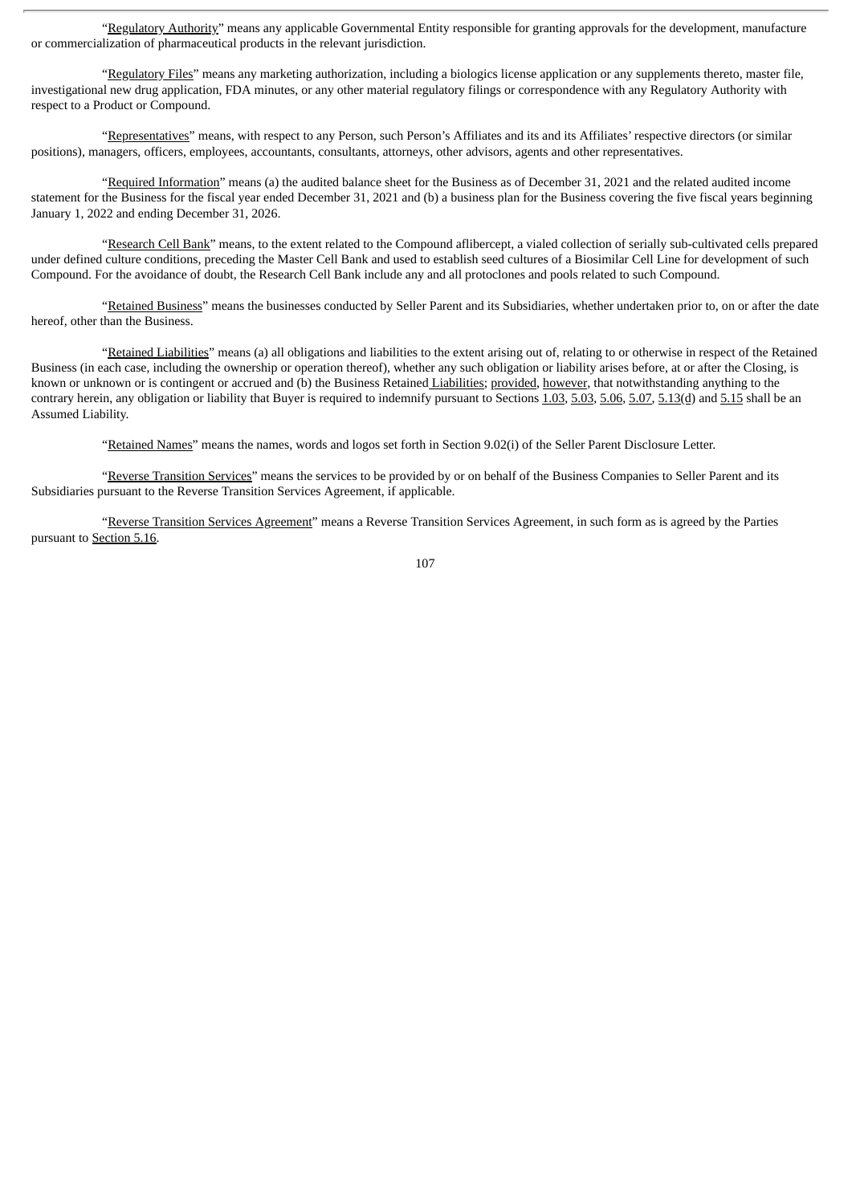"Regulatory Authority" means any applicable Governmental Entity responsible for granting approvals for the development, manufacture or commercialization of pharmaceutical products in the relevant jurisdiction.

"Regulatory Files" means any marketing authorization, including a biologics license application or any supplements thereto, master file, investigational new drug application, FDA minutes, or any other material regulatory filings or correspondence with any Regulatory Authority with respect to a Product or Compound.

"Representatives" means, with respect to any Person, such Person's Affiliates and its and its Affiliates' respective directors (or similar positions), managers, officers, employees, accountants, consultants, attorneys, other advisors, agents and other representatives.

"Required Information" means (a) the audited balance sheet for the Business as of December 31, 2021 and the related audited income statement for the Business for the fiscal year ended December 31, 2021 and (b) a business plan for the Business covering the five fiscal years beginning January 1, 2022 and ending December 31, 2026.

"Research Cell Bank" means, to the extent related to the Compound aflibercept, a vialed collection of serially sub-cultivated cells prepared under defined culture conditions, preceding the Master Cell Bank and used to establish seed cultures of a Biosimilar Cell Line for development of such Compound. For the avoidance of doubt, the Research Cell Bank include any and all protoclones and pools related to such Compound.

"Retained Business" means the businesses conducted by Seller Parent and its Subsidiaries, whether undertaken prior to, on or after the date hereof, other than the Business.

"Retained Liabilities" means (a) all obligations and liabilities to the extent arising out of, relating to or otherwise in respect of the Retained Business (in each case, including the ownership or operation thereof), whether any such obligation or liability arises before, at or after the Closing, is known or unknown or is contingent or accrued and (b) the Business Retained Liabilities; provided, however, that notwithstanding anything to the contrary herein, any obligation or liability that Buyer is required to indemnify pursuant to Sections 1.03, 5.03, 5.06, 5.07, 5.13(d) and 5.15 shall be an Assumed Liability.

"Retained Names" means the names, words and logos set forth in Section 9.02(i) of the Seller Parent Disclosure Letter.

"Reverse Transition Services" means the services to be provided by or on behalf of the Business Companies to Seller Parent and its Subsidiaries pursuant to the Reverse Transition Services Agreement, if applicable.

"Reverse Transition Services Agreement" means a Reverse Transition Services Agreement, in such form as is agreed by the Parties pursuant to Section 5.16.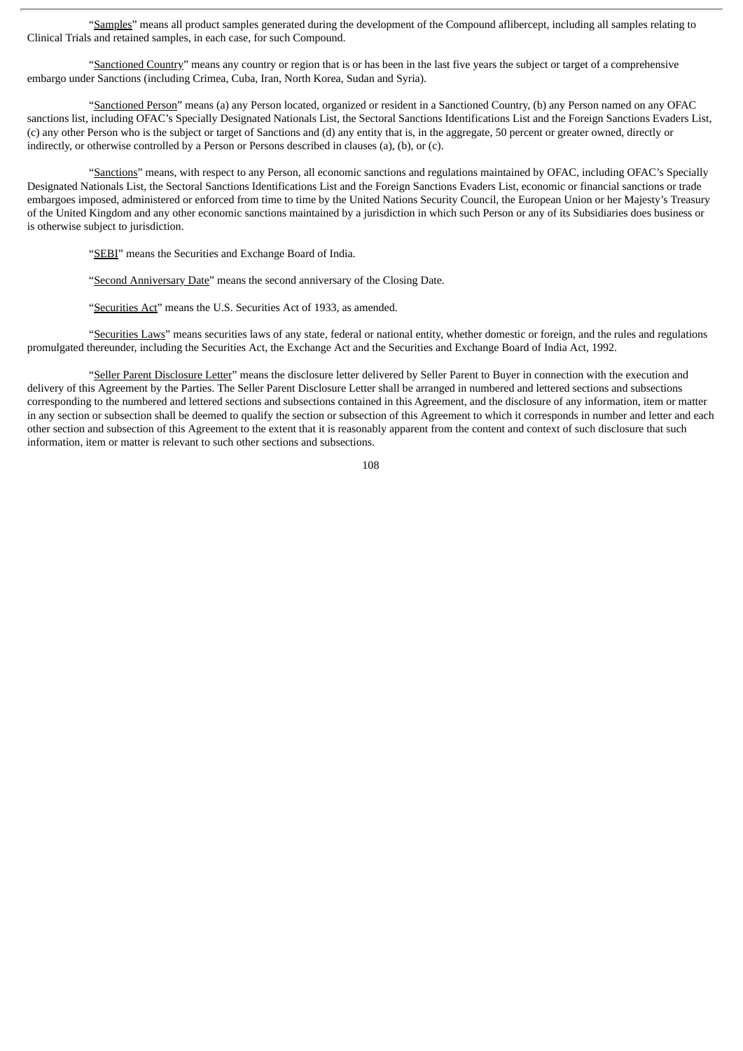"Samples" means all product samples generated during the development of the Compound aflibercept, including all samples relating to Clinical Trials and retained samples, in each case, for such Compound.

"Sanctioned Country" means any country or region that is or has been in the last five years the subject or target of a comprehensive embargo under Sanctions (including Crimea, Cuba, Iran, North Korea, Sudan and Syria).

"Sanctioned Person" means (a) any Person located, organized or resident in a Sanctioned Country, (b) any Person named on any OFAC sanctions list, including OFAC's Specially Designated Nationals List, the Sectoral Sanctions Identifications List and the Foreign Sanctions Evaders List, (c) any other Person who is the subject or target of Sanctions and (d) any entity that is, in the aggregate, 50 percent or greater owned, directly or indirectly, or otherwise controlled by a Person or Persons described in clauses (a), (b), or (c).

"Sanctions" means, with respect to any Person, all economic sanctions and regulations maintained by OFAC, including OFAC's Specially Designated Nationals List, the Sectoral Sanctions Identifications List and the Foreign Sanctions Evaders List, economic or financial sanctions or trade embargoes imposed, administered or enforced from time to time by the United Nations Security Council, the European Union or her Majesty's Treasury of the United Kingdom and any other economic sanctions maintained by a jurisdiction in which such Person or any of its Subsidiaries does business or is otherwise subject to jurisdiction.

"SEBI" means the Securities and Exchange Board of India.

"Second Anniversary Date" means the second anniversary of the Closing Date.

"Securities Act" means the U.S. Securities Act of 1933, as amended.

"Securities Laws" means securities laws of any state, federal or national entity, whether domestic or foreign, and the rules and regulations promulgated thereunder, including the Securities Act, the Exchange Act and the Securities and Exchange Board of India Act, 1992.

"Seller Parent Disclosure Letter" means the disclosure letter delivered by Seller Parent to Buyer in connection with the execution and delivery of this Agreement by the Parties. The Seller Parent Disclosure Letter shall be arranged in numbered and lettered sections and subsections corresponding to the numbered and lettered sections and subsections contained in this Agreement, and the disclosure of any information, item or matter in any section or subsection shall be deemed to qualify the section or subsection of this Agreement to which it corresponds in number and letter and each other section and subsection of this Agreement to the extent that it is reasonably apparent from the content and context of such disclosure that such information, item or matter is relevant to such other sections and subsections.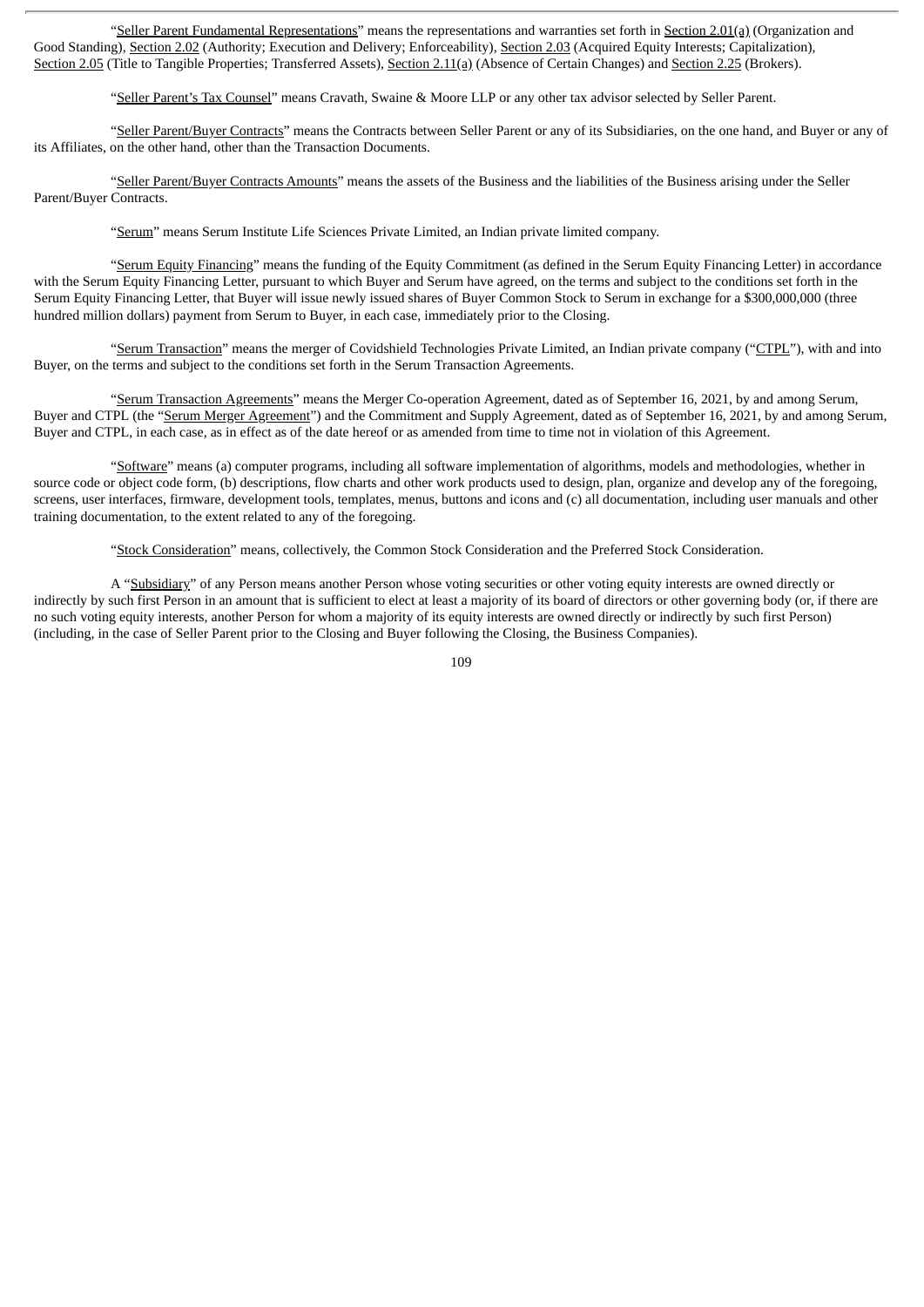"Seller Parent Fundamental Representations" means the representations and warranties set forth in Section 2.01(a) (Organization and Good Standing), Section 2.02 (Authority; Execution and Delivery; Enforceability), Section 2.03 (Acquired Equity Interests; Capitalization), Section 2.05 (Title to Tangible Properties; Transferred Assets), Section 2.11(a) (Absence of Certain Changes) and Section 2.25 (Brokers).

"Seller Parent's Tax Counsel" means Cravath, Swaine & Moore LLP or any other tax advisor selected by Seller Parent.

"Seller Parent/Buyer Contracts" means the Contracts between Seller Parent or any of its Subsidiaries, on the one hand, and Buyer or any of its Affiliates, on the other hand, other than the Transaction Documents.

"Seller Parent/Buyer Contracts Amounts" means the assets of the Business and the liabilities of the Business arising under the Seller Parent/Buyer Contracts.

"Serum" means Serum Institute Life Sciences Private Limited, an Indian private limited company.

"Serum Equity Financing" means the funding of the Equity Commitment (as defined in the Serum Equity Financing Letter) in accordance with the Serum Equity Financing Letter, pursuant to which Buyer and Serum have agreed, on the terms and subject to the conditions set forth in the Serum Equity Financing Letter, that Buyer will issue newly issued shares of Buyer Common Stock to Serum in exchange for a $300,000,000 (three hundred million dollars) payment from Serum to Buyer, in each case, immediately prior to the Closing.

"Serum Transaction" means the merger of Covidshield Technologies Private Limited, an Indian private company ("CTPL"), with and into Buyer, on the terms and subject to the conditions set forth in the Serum Transaction Agreements.

"Serum Transaction Agreements" means the Merger Co-operation Agreement, dated as of September 16, 2021, by and among Serum, Buyer and CTPL (the "Serum Merger Agreement") and the Commitment and Supply Agreement, dated as of September 16, 2021, by and among Serum, Buyer and CTPL, in each case, as in effect as of the date hereof or as amended from time to time not in violation of this Agreement.

"Software" means (a) computer programs, including all software implementation of algorithms, models and methodologies, whether in source code or object code form, (b) descriptions, flow charts and other work products used to design, plan, organize and develop any of the foregoing, screens, user interfaces, firmware, development tools, templates, menus, buttons and icons and (c) all documentation, including user manuals and other training documentation, to the extent related to any of the foregoing.

"Stock Consideration" means, collectively, the Common Stock Consideration and the Preferred Stock Consideration.

A "Subsidiary" of any Person means another Person whose voting securities or other voting equity interests are owned directly or indirectly by such first Person in an amount that is sufficient to elect at least a majority of its board of directors or other governing body (or, if there are no such voting equity interests, another Person for whom a majority of its equity interests are owned directly or indirectly by such first Person) (including, in the case of Seller Parent prior to the Closing and Buyer following the Closing, the Business Companies).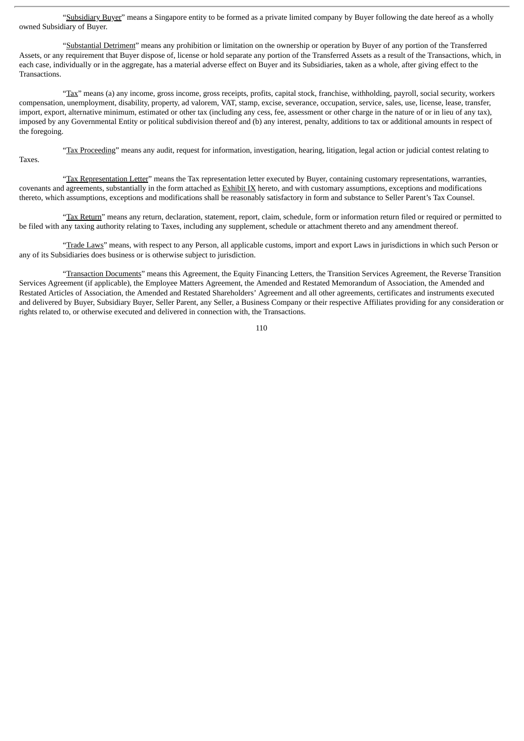"Subsidiary Buyer" means a Singapore entity to be formed as a private limited company by Buyer following the date hereof as a wholly owned Subsidiary of Buyer.

"Substantial Detriment" means any prohibition or limitation on the ownership or operation by Buyer of any portion of the Transferred Assets, or any requirement that Buyer dispose of, license or hold separate any portion of the Transferred Assets as a result of the Transactions, which, in each case, individually or in the aggregate, has a material adverse effect on Buyer and its Subsidiaries, taken as a whole, after giving effect to the Transactions.

"Tax" means (a) any income, gross income, gross receipts, profits, capital stock, franchise, withholding, payroll, social security, workers compensation, unemployment, disability, property, ad valorem, VAT, stamp, excise, severance, occupation, service, sales, use, license, lease, transfer, import, export, alternative minimum, estimated or other tax (including any cess, fee, assessment or other charge in the nature of or in lieu of any tax), imposed by any Governmental Entity or political subdivision thereof and (b) any interest, penalty, additions to tax or additional amounts in respect of the foregoing.

"Tax Proceeding" means any audit, request for information, investigation, hearing, litigation, legal action or judicial contest relating to Taxes.

"Tax Representation Letter" means the Tax representation letter executed by Buyer, containing customary representations, warranties, covenants and agreements, substantially in the form attached as Exhibit IX hereto, and with customary assumptions, exceptions and modifications thereto, which assumptions, exceptions and modifications shall be reasonably satisfactory in form and substance to Seller Parent's Tax Counsel.

"Tax Return" means any return, declaration, statement, report, claim, schedule, form or information return filed or required or permitted to be filed with any taxing authority relating to Taxes, including any supplement, schedule or attachment thereto and any amendment thereof.

"Trade Laws" means, with respect to any Person, all applicable customs, import and export Laws in jurisdictions in which such Person or any of its Subsidiaries does business or is otherwise subject to jurisdiction.

"Transaction Documents" means this Agreement, the Equity Financing Letters, the Transition Services Agreement, the Reverse Transition Services Agreement (if applicable), the Employee Matters Agreement, the Amended and Restated Memorandum of Association, the Amended and Restated Articles of Association, the Amended and Restated Shareholders' Agreement and all other agreements, certificates and instruments executed and delivered by Buyer, Subsidiary Buyer, Seller Parent, any Seller, a Business Company or their respective Affiliates providing for any consideration or rights related to, or otherwise executed and delivered in connection with, the Transactions.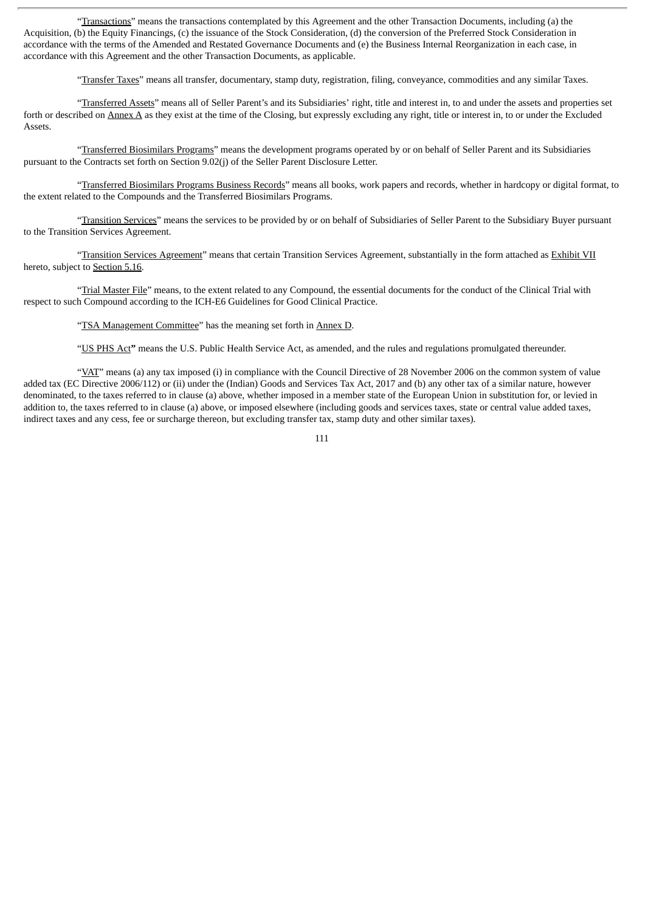"Transactions" means the transactions contemplated by this Agreement and the other Transaction Documents, including (a) the Acquisition, (b) the Equity Financings, (c) the issuance of the Stock Consideration, (d) the conversion of the Preferred Stock Consideration in accordance with the terms of the Amended and Restated Governance Documents and (e) the Business Internal Reorganization in each case, in accordance with this Agreement and the other Transaction Documents, as applicable.

"Transfer Taxes" means all transfer, documentary, stamp duty, registration, filing, conveyance, commodities and any similar Taxes.

"Transferred Assets" means all of Seller Parent's and its Subsidiaries' right, title and interest in, to and under the assets and properties set forth or described on Annex A as they exist at the time of the Closing, but expressly excluding any right, title or interest in, to or under the Excluded Assets.

"Transferred Biosimilars Programs" means the development programs operated by or on behalf of Seller Parent and its Subsidiaries pursuant to the Contracts set forth on Section 9.02(j) of the Seller Parent Disclosure Letter.

"Transferred Biosimilars Programs Business Records" means all books, work papers and records, whether in hardcopy or digital format, to the extent related to the Compounds and the Transferred Biosimilars Programs.

"Transition Services" means the services to be provided by or on behalf of Subsidiaries of Seller Parent to the Subsidiary Buyer pursuant to the Transition Services Agreement.

"Transition Services Agreement" means that certain Transition Services Agreement, substantially in the form attached as Exhibit VII hereto, subject to Section 5.16.

"Trial Master File" means, to the extent related to any Compound, the essential documents for the conduct of the Clinical Trial with respect to such Compound according to the ICH-E6 Guidelines for Good Clinical Practice.

"TSA Management Committee" has the meaning set forth in Annex D.

"US PHS Act" means the U.S. Public Health Service Act, as amended, and the rules and regulations promulgated thereunder.

"VAT" means (a) any tax imposed (i) in compliance with the Council Directive of 28 November 2006 on the common system of value added tax (EC Directive 2006/112) or (ii) under the (Indian) Goods and Services Tax Act, 2017 and (b) any other tax of a similar nature, however denominated, to the taxes referred to in clause (a) above, whether imposed in a member state of the European Union in substitution for, or levied in addition to, the taxes referred to in clause (a) above, or imposed elsewhere (including goods and services taxes, state or central value added taxes, indirect taxes and any cess, fee or surcharge thereon, but excluding transfer tax, stamp duty and other similar taxes).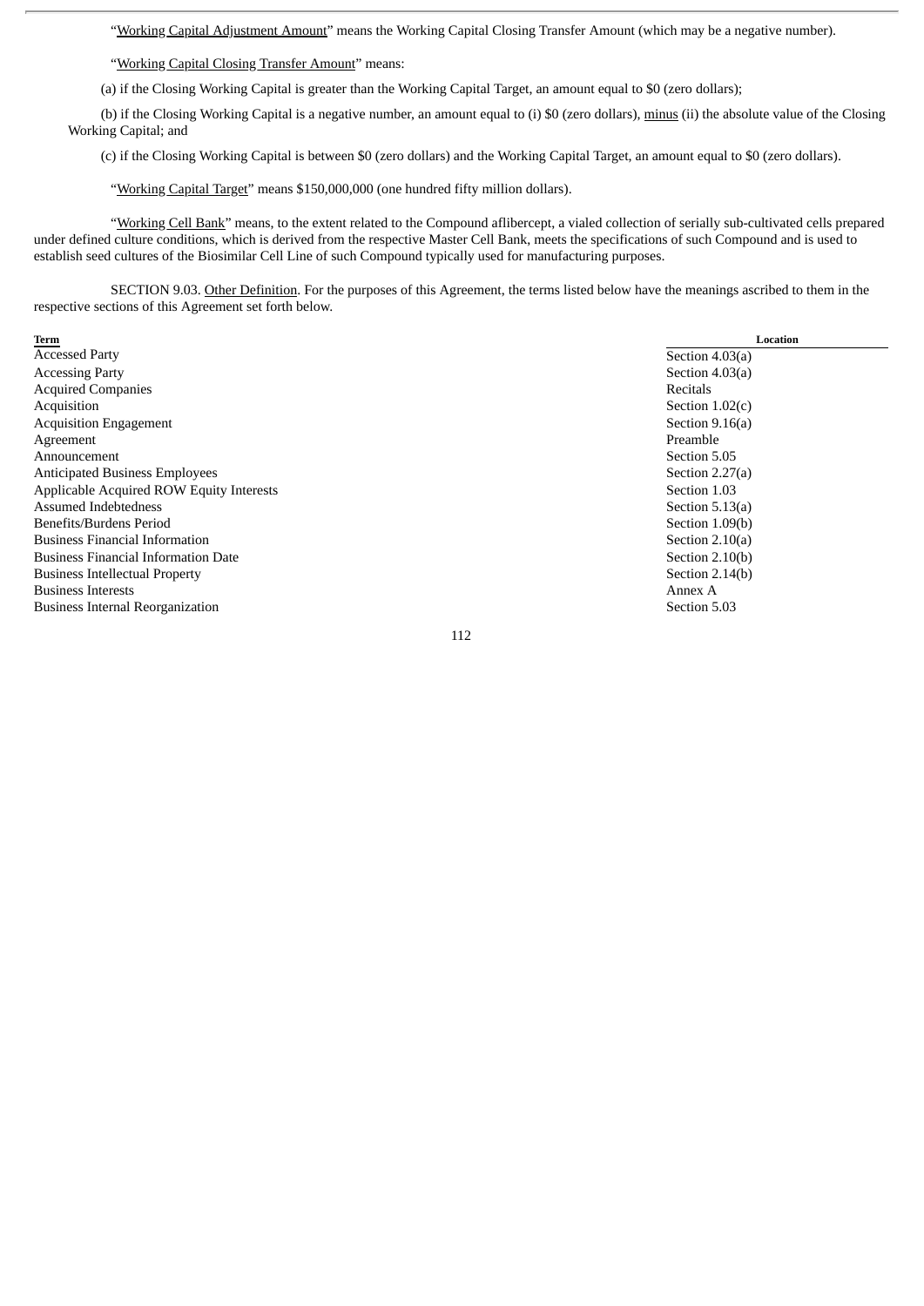"Working Capital Adjustment Amount" means the Working Capital Closing Transfer Amount (which may be a negative number).

"Working Capital Closing Transfer Amount" means:

(a) if the Closing Working Capital is greater than the Working Capital Target, an amount equal to $0 (zero dollars);

(b) if the Closing Working Capital is a negative number, an amount equal to (i) $0 (zero dollars), minus (ii) the absolute value of the Closing Working Capital; and

(c) if the Closing Working Capital is between $0 (zero dollars) and the Working Capital Target, an amount equal to $0 (zero dollars).

"Working Capital Target" means $150,000,000 (one hundred fifty million dollars).

"Working Cell Bank" means, to the extent related to the Compound aflibercept, a vialed collection of serially sub-cultivated cells prepared under defined culture conditions, which is derived from the respective Master Cell Bank, meets the specifications of such Compound and is used to establish seed cultures of the Biosimilar Cell Line of such Compound typically used for manufacturing purposes.

SECTION 9.03. Other Definition. For the purposes of this Agreement, the terms listed below have the meanings ascribed to them in the respective sections of this Agreement set forth below.

| Term | Location |
|---|---|
| Accessed Party | Section 4.03(a) |
| Accessing Party | Section 4.03(a) |
| Acquired Companies | Recitals |
| Acquisition | Section 1.02(c) |
| Acquisition Engagement | Section 9.16(a) |
| Agreement | Preamble |
| Announcement | Section 5.05 |
| Anticipated Business Employees | Section 2.27(a) |
| Applicable Acquired ROW Equity Interests | Section 1.03 |
| Assumed Indebtedness | Section 5.13(a) |
| Benefits/Burdens Period | Section 1.09(b) |
| Business Financial Information | Section 2.10(a) |
| Business Financial Information Date | Section 2.10(b) |
| Business Intellectual Property | Section 2.14(b) |
| Business Interests | Annex A |
| Business Internal Reorganization | Section 5.03 |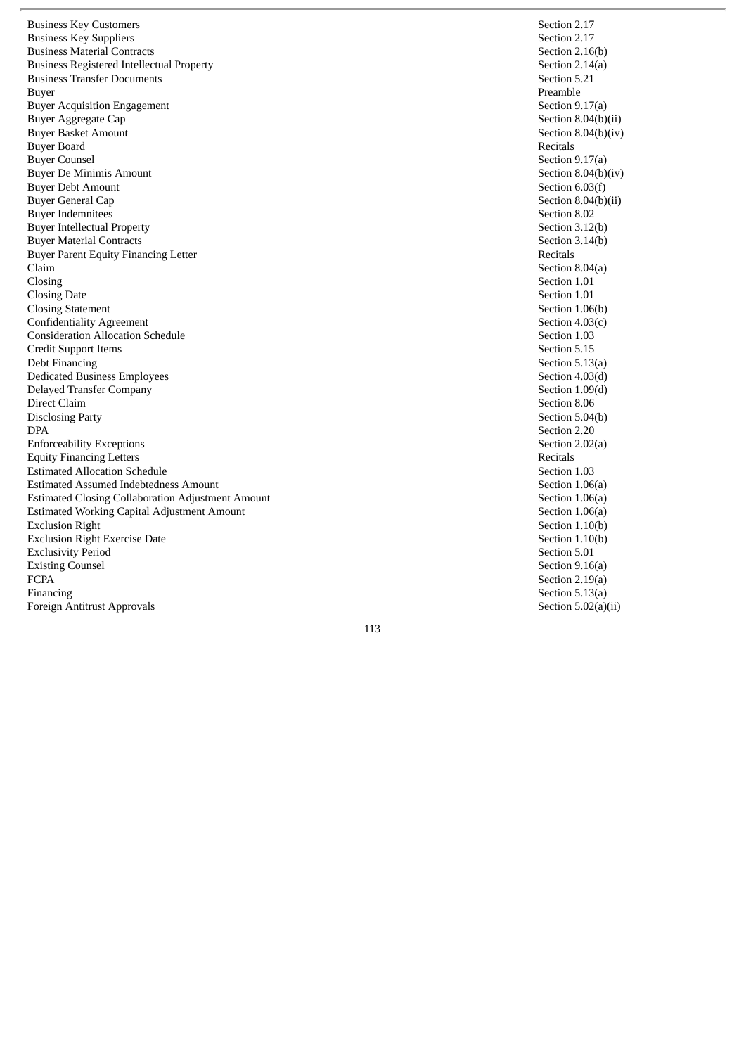| | |
|---|---|
| Business Key Customers | Section 2.17 |
| Business Key Suppliers | Section 2.17 |
| Business Material Contracts | Section 2.16(b) |
| Business Registered Intellectual Property | Section 2.14(a) |
| Business Transfer Documents | Section 5.21 |
| Buyer | Preamble |
| Buyer Acquisition Engagement | Section 9.17(a) |
| Buyer Aggregate Cap | Section 8.04(b)(ii) |
| Buyer Basket Amount | Section 8.04(b)(iv) |
| Buyer Board | Recitals |
| Buyer Counsel | Section 9.17(a) |
| Buyer De Minimis Amount | Section 8.04(b)(iv) |
| Buyer Debt Amount | Section 6.03(f) |
| Buyer General Cap | Section 8.04(b)(ii) |
| Buyer Indemnitees | Section 8.02 |
| Buyer Intellectual Property | Section 3.12(b) |
| Buyer Material Contracts | Section 3.14(b) |
| Buyer Parent Equity Financing Letter | Recitals |
| Claim | Section 8.04(a) |
| Closing | Section 1.01 |
| Closing Date | Section 1.01 |
| Closing Statement | Section 1.06(b) |
| Confidentiality Agreement | Section 4.03(c) |
| Consideration Allocation Schedule | Section 1.03 |
| Credit Support Items | Section 5.15 |
| Debt Financing | Section 5.13(a) |
| Dedicated Business Employees | Section 4.03(d) |
| Delayed Transfer Company | Section 1.09(d) |
| Direct Claim | Section 8.06 |
| Disclosing Party | Section 5.04(b) |
| DPA | Section 2.20 |
| Enforceability Exceptions | Section 2.02(a) |
| Equity Financing Letters | Recitals |
| Estimated Allocation Schedule | Section 1.03 |
| Estimated Assumed Indebtedness Amount | Section 1.06(a) |
| Estimated Closing Collaboration Adjustment Amount | Section 1.06(a) |
| Estimated Working Capital Adjustment Amount | Section 1.06(a) |
| Exclusion Right | Section 1.10(b) |
| Exclusion Right Exercise Date | Section 1.10(b) |
| Exclusivity Period | Section 5.01 |
| Existing Counsel | Section 9.16(a) |
| FCPA | Section 2.19(a) |
| Financing | Section 5.13(a) |
| Foreign Antitrust Approvals | Section 5.02(a)(ii) |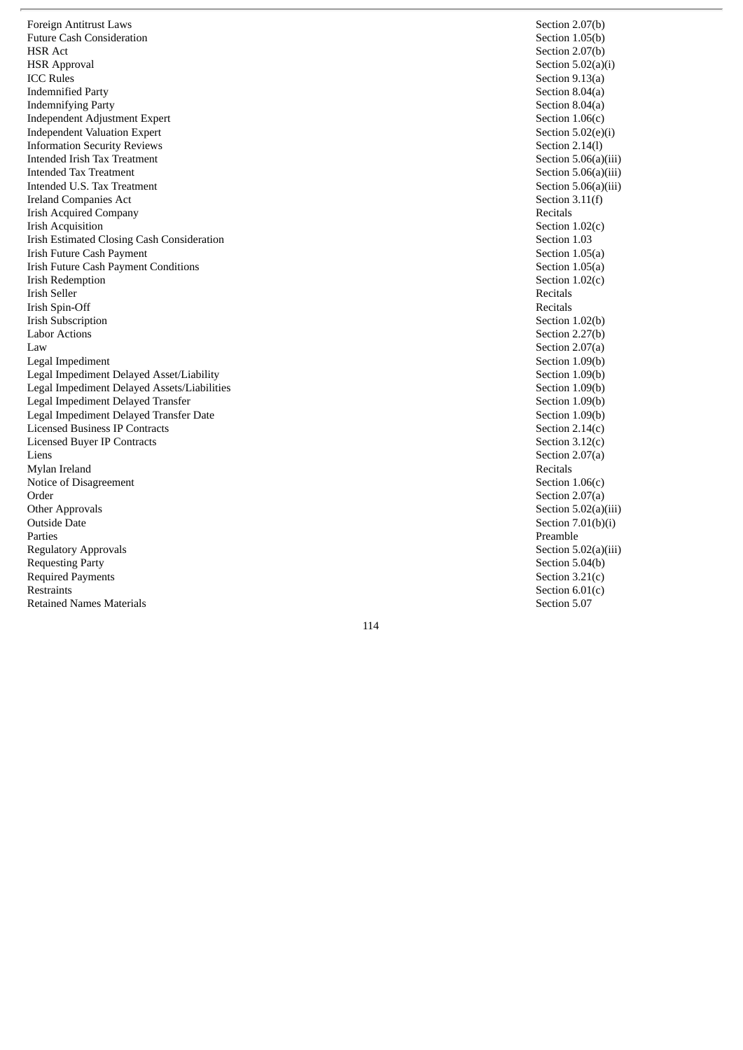| | |
|---|---|
| Foreign Antitrust Laws | Section 2.07(b) |
| Future Cash Consideration | Section 1.05(b) |
| HSR Act | Section 2.07(b) |
| HSR Approval | Section 5.02(a)(i) |
| ICC Rules | Section 9.13(a) |
| Indemnified Party | Section 8.04(a) |
| Indemnifying Party | Section 8.04(a) |
| Independent Adjustment Expert | Section 1.06(c) |
| Independent Valuation Expert | Section 5.02(e)(i) |
| Information Security Reviews | Section 2.14(l) |
| Intended Irish Tax Treatment | Section 5.06(a)(iii) |
| Intended Tax Treatment | Section 5.06(a)(iii) |
| Intended U.S. Tax Treatment | Section 5.06(a)(iii) |
| Ireland Companies Act | Section 3.11(f) |
| Irish Acquired Company | Recitals |
| Irish Acquisition | Section 1.02(c) |
| Irish Estimated Closing Cash Consideration | Section 1.03 |
| Irish Future Cash Payment | Section 1.05(a) |
| Irish Future Cash Payment Conditions | Section 1.05(a) |
| Irish Redemption | Section 1.02(c) |
| Irish Seller | Recitals |
| Irish Spin-Off | Recitals |
| Irish Subscription | Section 1.02(b) |
| Labor Actions | Section 2.27(b) |
| Law | Section 2.07(a) |
| Legal Impediment | Section 1.09(b) |
| Legal Impediment Delayed Asset/Liability | Section 1.09(b) |
| Legal Impediment Delayed Assets/Liabilities | Section 1.09(b) |
| Legal Impediment Delayed Transfer | Section 1.09(b) |
| Legal Impediment Delayed Transfer Date | Section 1.09(b) |
| Licensed Business IP Contracts | Section 2.14(c) |
| Licensed Buyer IP Contracts | Section 3.12(c) |
| Liens | Section 2.07(a) |
| Mylan Ireland | Recitals |
| Notice of Disagreement | Section 1.06(c) |
| Order | Section 2.07(a) |
| Other Approvals | Section 5.02(a)(iii) |
| Outside Date | Section 7.01(b)(i) |
| Parties | Preamble |
| Regulatory Approvals | Section 5.02(a)(iii) |
| Requesting Party | Section 5.04(b) |
| Required Payments | Section 3.21(c) |
| Restraints | Section 6.01(c) |
| Retained Names Materials | Section 5.07 |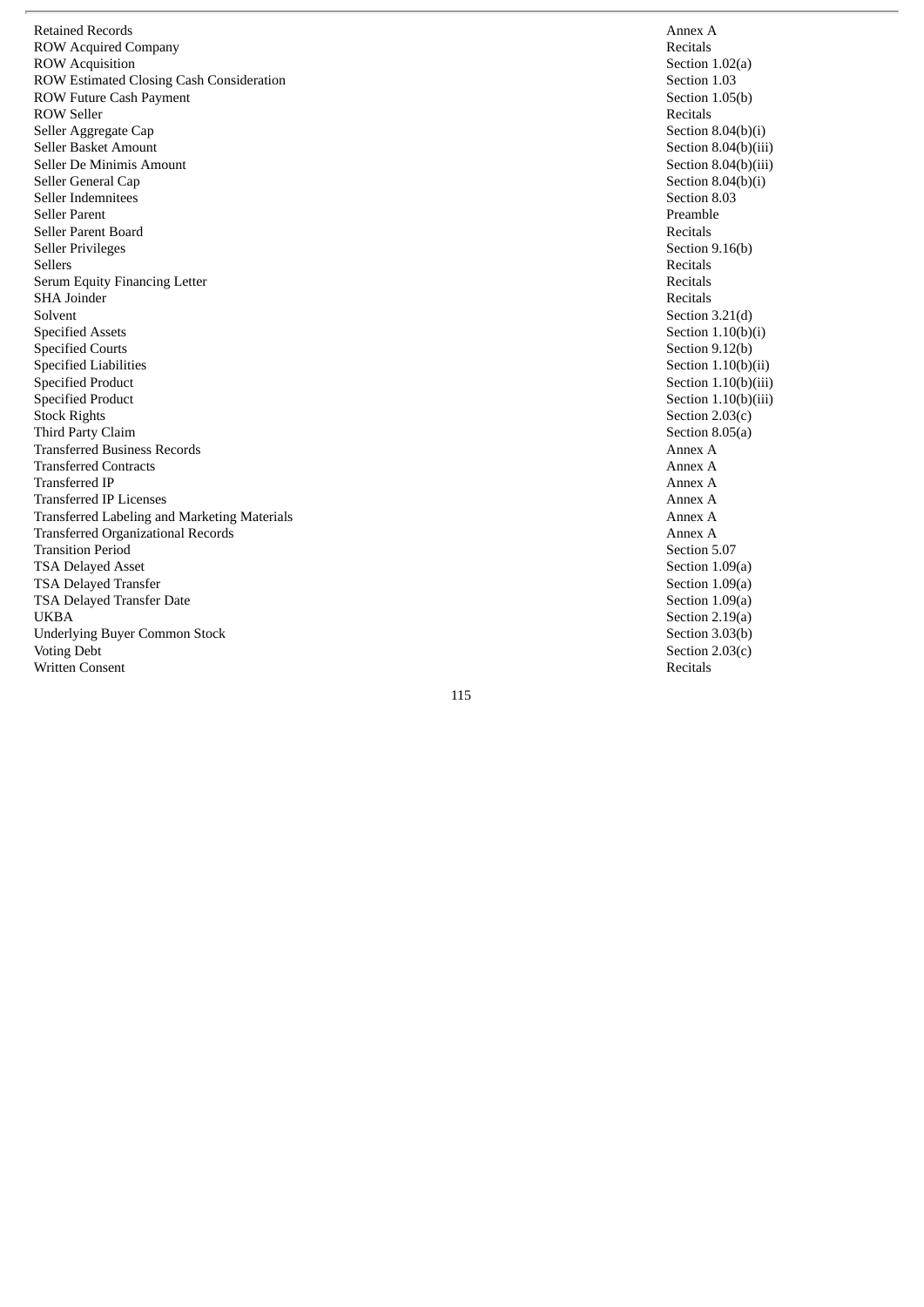| | |
|---|---|
| Retained Records | Annex A |
| ROW Acquired Company | Recitals |
| ROW Acquisition | Section 1.02(a) |
| ROW Estimated Closing Cash Consideration | Section 1.03 |
| ROW Future Cash Payment | Section 1.05(b) |
| ROW Seller | Recitals |
| Seller Aggregate Cap | Section 8.04(b)(i) |
| Seller Basket Amount | Section 8.04(b)(iii) |
| Seller De Minimis Amount | Section 8.04(b)(iii) |
| Seller General Cap | Section 8.04(b)(i) |
| Seller Indemnitees | Section 8.03 |
| Seller Parent | Preamble |
| Seller Parent Board | Recitals |
| Seller Privileges | Section 9.16(b) |
| Sellers | Recitals |
| Serum Equity Financing Letter | Recitals |
| SHA Joinder | Recitals |
| Solvent | Section 3.21(d) |
| Specified Assets | Section 1.10(b)(i) |
| Specified Courts | Section 9.12(b) |
| Specified Liabilities | Section 1.10(b)(ii) |
| Specified Product | Section 1.10(b)(iii) |
| Specified Product | Section 1.10(b)(iii) |
| Stock Rights | Section 2.03(c) |
| Third Party Claim | Section 8.05(a) |
| Transferred Business Records | Annex A |
| Transferred Contracts | Annex A |
| Transferred IP | Annex A |
| Transferred IP Licenses | Annex A |
| Transferred Labeling and Marketing Materials | Annex A |
| Transferred Organizational Records | Annex A |
| Transition Period | Section 5.07 |
| TSA Delayed Asset | Section 1.09(a) |
| TSA Delayed Transfer | Section 1.09(a) |
| TSA Delayed Transfer Date | Section 1.09(a) |
| UKBA | Section 2.19(a) |
| Underlying Buyer Common Stock | Section 3.03(b) |
| Voting Debt | Section 2.03(c) |
| Written Consent | Recitals |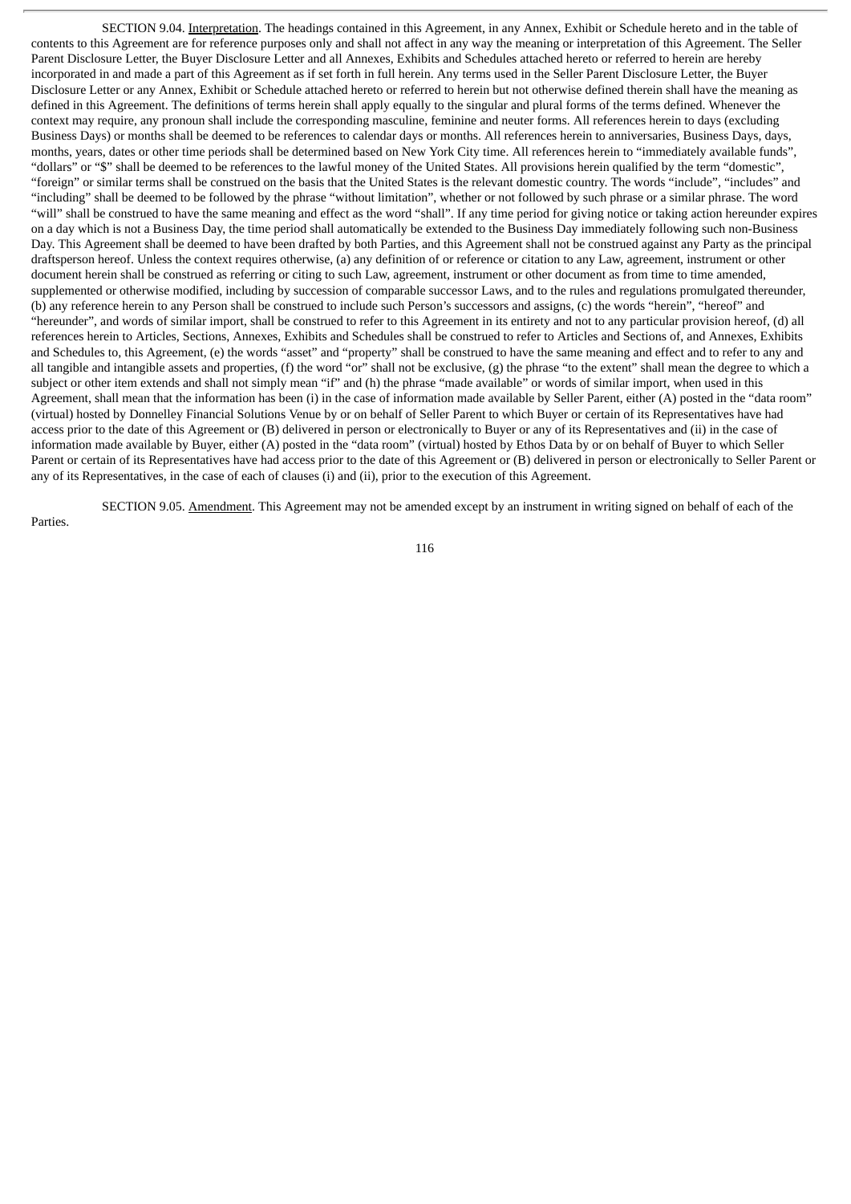SECTION 9.04. Interpretation. The headings contained in this Agreement, in any Annex, Exhibit or Schedule hereto and in the table of contents to this Agreement are for reference purposes only and shall not affect in any way the meaning or interpretation of this Agreement. The Seller Parent Disclosure Letter, the Buyer Disclosure Letter and all Annexes, Exhibits and Schedules attached hereto or referred to herein are hereby incorporated in and made a part of this Agreement as if set forth in full herein. Any terms used in the Seller Parent Disclosure Letter, the Buyer Disclosure Letter or any Annex, Exhibit or Schedule attached hereto or referred to herein but not otherwise defined therein shall have the meaning as defined in this Agreement. The definitions of terms herein shall apply equally to the singular and plural forms of the terms defined. Whenever the context may require, any pronoun shall include the corresponding masculine, feminine and neuter forms. All references herein to days (excluding Business Days) or months shall be deemed to be references to calendar days or months. All references herein to anniversaries, Business Days, days, months, years, dates or other time periods shall be determined based on New York City time. All references herein to "immediately available funds", "dollars" or "$" shall be deemed to be references to the lawful money of the United States. All provisions herein qualified by the term "domestic", "foreign" or similar terms shall be construed on the basis that the United States is the relevant domestic country. The words "include", "includes" and "including" shall be deemed to be followed by the phrase "without limitation", whether or not followed by such phrase or a similar phrase. The word "will" shall be construed to have the same meaning and effect as the word "shall". If any time period for giving notice or taking action hereunder expires on a day which is not a Business Day, the time period shall automatically be extended to the Business Day immediately following such non-Business Day. This Agreement shall be deemed to have been drafted by both Parties, and this Agreement shall not be construed against any Party as the principal draftsperson hereof. Unless the context requires otherwise, (a) any definition of or reference or citation to any Law, agreement, instrument or other document herein shall be construed as referring or citing to such Law, agreement, instrument or other document as from time to time amended, supplemented or otherwise modified, including by succession of comparable successor Laws, and to the rules and regulations promulgated thereunder, (b) any reference herein to any Person shall be construed to include such Person's successors and assigns, (c) the words "herein", "hereof" and "hereunder", and words of similar import, shall be construed to refer to this Agreement in its entirety and not to any particular provision hereof, (d) all references herein to Articles, Sections, Annexes, Exhibits and Schedules shall be construed to refer to Articles and Sections of, and Annexes, Exhibits and Schedules to, this Agreement, (e) the words "asset" and "property" shall be construed to have the same meaning and effect and to refer to any and all tangible and intangible assets and properties, (f) the word "or" shall not be exclusive, (g) the phrase "to the extent" shall mean the degree to which a subject or other item extends and shall not simply mean "if" and (h) the phrase "made available" or words of similar import, when used in this Agreement, shall mean that the information has been (i) in the case of information made available by Seller Parent, either (A) posted in the "data room" (virtual) hosted by Donnelley Financial Solutions Venue by or on behalf of Seller Parent to which Buyer or certain of its Representatives have had access prior to the date of this Agreement or (B) delivered in person or electronically to Buyer or any of its Representatives and (ii) in the case of information made available by Buyer, either (A) posted in the "data room" (virtual) hosted by Ethos Data by or on behalf of Buyer to which Seller Parent or certain of its Representatives have had access prior to the date of this Agreement or (B) delivered in person or electronically to Seller Parent or any of its Representatives, in the case of each of clauses (i) and (ii), prior to the execution of this Agreement.

SECTION 9.05. Amendment. This Agreement may not be amended except by an instrument in writing signed on behalf of each of the Parties.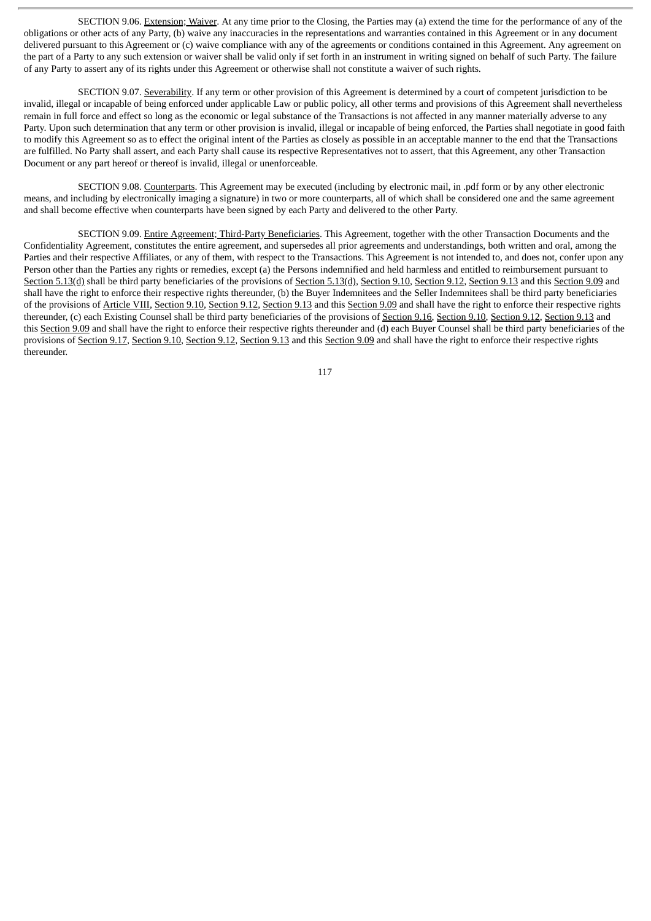SECTION 9.06. Extension; Waiver. At any time prior to the Closing, the Parties may (a) extend the time for the performance of any of the obligations or other acts of any Party, (b) waive any inaccuracies in the representations and warranties contained in this Agreement or in any document delivered pursuant to this Agreement or (c) waive compliance with any of the agreements or conditions contained in this Agreement. Any agreement on the part of a Party to any such extension or waiver shall be valid only if set forth in an instrument in writing signed on behalf of such Party. The failure of any Party to assert any of its rights under this Agreement or otherwise shall not constitute a waiver of such rights.

SECTION 9.07. Severability. If any term or other provision of this Agreement is determined by a court of competent jurisdiction to be invalid, illegal or incapable of being enforced under applicable Law or public policy, all other terms and provisions of this Agreement shall nevertheless remain in full force and effect so long as the economic or legal substance of the Transactions is not affected in any manner materially adverse to any Party. Upon such determination that any term or other provision is invalid, illegal or incapable of being enforced, the Parties shall negotiate in good faith to modify this Agreement so as to effect the original intent of the Parties as closely as possible in an acceptable manner to the end that the Transactions are fulfilled. No Party shall assert, and each Party shall cause its respective Representatives not to assert, that this Agreement, any other Transaction Document or any part hereof or thereof is invalid, illegal or unenforceable.

SECTION 9.08. Counterparts. This Agreement may be executed (including by electronic mail, in .pdf form or by any other electronic means, and including by electronically imaging a signature) in two or more counterparts, all of which shall be considered one and the same agreement and shall become effective when counterparts have been signed by each Party and delivered to the other Party.

SECTION 9.09. Entire Agreement; Third-Party Beneficiaries. This Agreement, together with the other Transaction Documents and the Confidentiality Agreement, constitutes the entire agreement, and supersedes all prior agreements and understandings, both written and oral, among the Parties and their respective Affiliates, or any of them, with respect to the Transactions. This Agreement is not intended to, and does not, confer upon any Person other than the Parties any rights or remedies, except (a) the Persons indemnified and held harmless and entitled to reimbursement pursuant to Section 5.13(d) shall be third party beneficiaries of the provisions of Section 5.13(d), Section 9.10, Section 9.12, Section 9.13 and this Section 9.09 and shall have the right to enforce their respective rights thereunder, (b) the Buyer Indemnitees and the Seller Indemnitees shall be third party beneficiaries of the provisions of Article VIII, Section 9.10, Section 9.12, Section 9.13 and this Section 9.09 and shall have the right to enforce their respective rights thereunder, (c) each Existing Counsel shall be third party beneficiaries of the provisions of Section 9.16, Section 9.10, Section 9.12, Section 9.13 and this Section 9.09 and shall have the right to enforce their respective rights thereunder and (d) each Buyer Counsel shall be third party beneficiaries of the provisions of Section 9.17, Section 9.10, Section 9.12, Section 9.13 and this Section 9.09 and shall have the right to enforce their respective rights thereunder.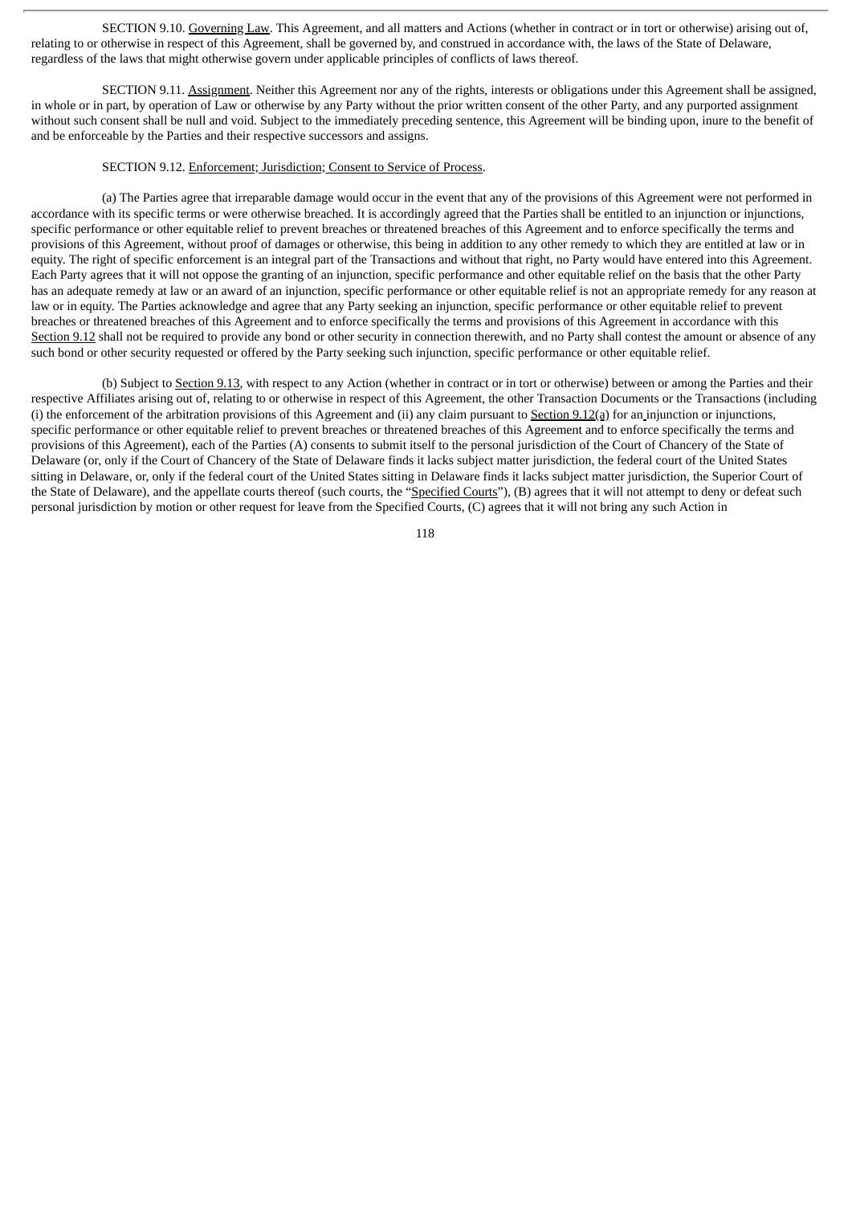SECTION 9.10. Governing Law. This Agreement, and all matters and Actions (whether in contract or in tort or otherwise) arising out of, relating to or otherwise in respect of this Agreement, shall be governed by, and construed in accordance with, the laws of the State of Delaware, regardless of the laws that might otherwise govern under applicable principles of conflicts of laws thereof.

SECTION 9.11. Assignment. Neither this Agreement nor any of the rights, interests or obligations under this Agreement shall be assigned, in whole or in part, by operation of Law or otherwise by any Party without the prior written consent of the other Party, and any purported assignment without such consent shall be null and void. Subject to the immediately preceding sentence, this Agreement will be binding upon, inure to the benefit of and be enforceable by the Parties and their respective successors and assigns.

SECTION 9.12. Enforcement; Jurisdiction; Consent to Service of Process.

(a) The Parties agree that irreparable damage would occur in the event that any of the provisions of this Agreement were not performed in accordance with its specific terms or were otherwise breached. It is accordingly agreed that the Parties shall be entitled to an injunction or injunctions, specific performance or other equitable relief to prevent breaches or threatened breaches of this Agreement and to enforce specifically the terms and provisions of this Agreement, without proof of damages or otherwise, this being in addition to any other remedy to which they are entitled at law or in equity. The right of specific enforcement is an integral part of the Transactions and without that right, no Party would have entered into this Agreement. Each Party agrees that it will not oppose the granting of an injunction, specific performance and other equitable relief on the basis that the other Party has an adequate remedy at law or an award of an injunction, specific performance or other equitable relief is not an appropriate remedy for any reason at law or in equity. The Parties acknowledge and agree that any Party seeking an injunction, specific performance or other equitable relief to prevent breaches or threatened breaches of this Agreement and to enforce specifically the terms and provisions of this Agreement in accordance with this Section 9.12 shall not be required to provide any bond or other security in connection therewith, and no Party shall contest the amount or absence of any such bond or other security requested or offered by the Party seeking such injunction, specific performance or other equitable relief.

(b) Subject to Section 9.13, with respect to any Action (whether in contract or in tort or otherwise) between or among the Parties and their respective Affiliates arising out of, relating to or otherwise in respect of this Agreement, the other Transaction Documents or the Transactions (including (i) the enforcement of the arbitration provisions of this Agreement and (ii) any claim pursuant to Section 9.12(a) for an injunction or injunctions, specific performance or other equitable relief to prevent breaches or threatened breaches of this Agreement and to enforce specifically the terms and provisions of this Agreement), each of the Parties (A) consents to submit itself to the personal jurisdiction of the Court of Chancery of the State of Delaware (or, only if the Court of Chancery of the State of Delaware finds it lacks subject matter jurisdiction, the federal court of the United States sitting in Delaware, or, only if the federal court of the United States sitting in Delaware finds it lacks subject matter jurisdiction, the Superior Court of the State of Delaware), and the appellate courts thereof (such courts, the "Specified Courts"), (B) agrees that it will not attempt to deny or defeat such personal jurisdiction by motion or other request for leave from the Specified Courts, (C) agrees that it will not bring any such Action in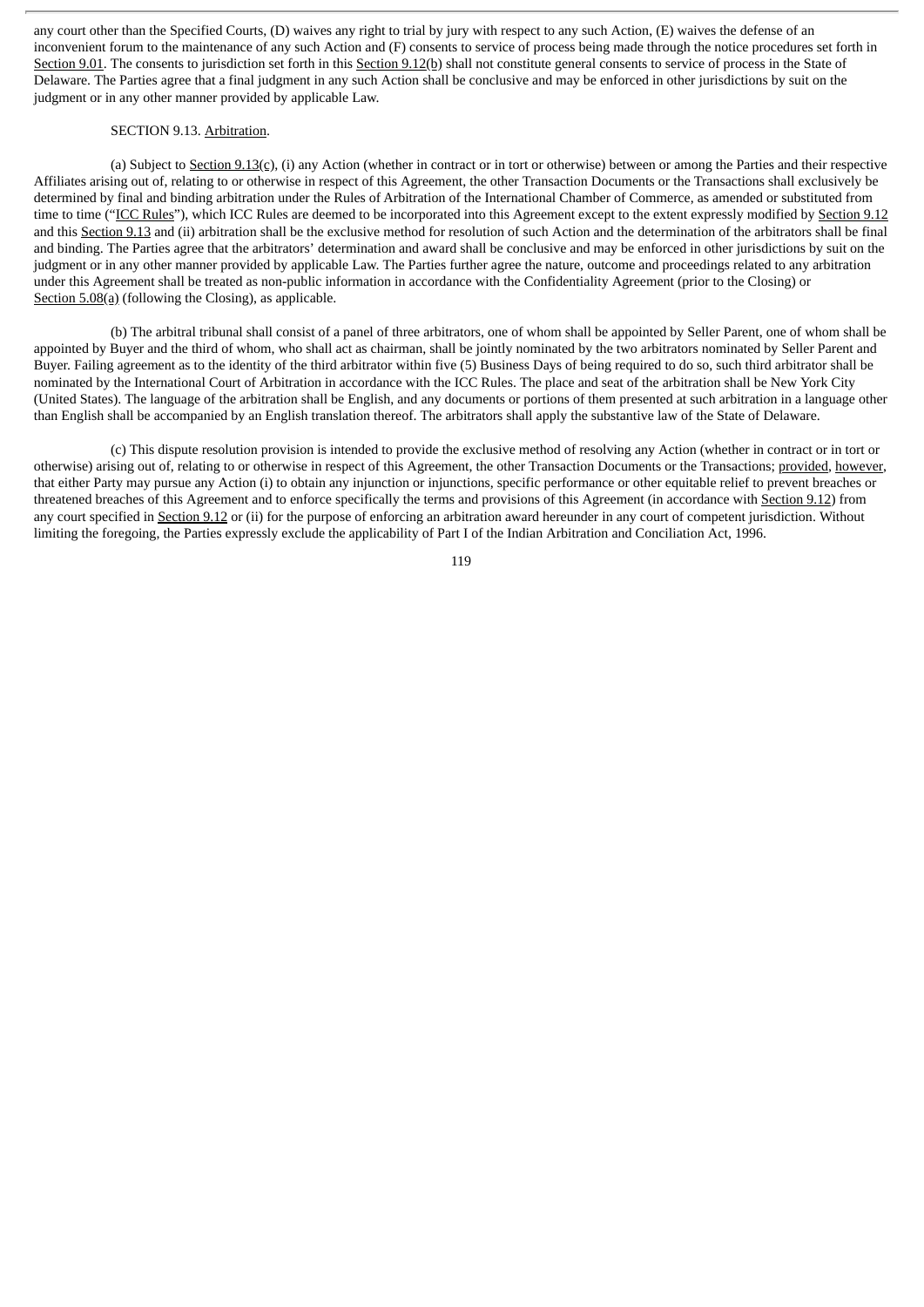any court other than the Specified Courts, (D) waives any right to trial by jury with respect to any such Action, (E) waives the defense of an inconvenient forum to the maintenance of any such Action and (F) consents to service of process being made through the notice procedures set forth in Section 9.01. The consents to jurisdiction set forth in this Section 9.12(b) shall not constitute general consents to service of process in the State of Delaware. The Parties agree that a final judgment in any such Action shall be conclusive and may be enforced in other jurisdictions by suit on the judgment or in any other manner provided by applicable Law.

SECTION 9.13. Arbitration.

(a) Subject to Section 9.13(c), (i) any Action (whether in contract or in tort or otherwise) between or among the Parties and their respective Affiliates arising out of, relating to or otherwise in respect of this Agreement, the other Transaction Documents or the Transactions shall exclusively be determined by final and binding arbitration under the Rules of Arbitration of the International Chamber of Commerce, as amended or substituted from time to time ("ICC Rules"), which ICC Rules are deemed to be incorporated into this Agreement except to the extent expressly modified by Section 9.12 and this Section 9.13 and (ii) arbitration shall be the exclusive method for resolution of such Action and the determination of the arbitrators shall be final and binding. The Parties agree that the arbitrators' determination and award shall be conclusive and may be enforced in other jurisdictions by suit on the judgment or in any other manner provided by applicable Law. The Parties further agree the nature, outcome and proceedings related to any arbitration under this Agreement shall be treated as non-public information in accordance with the Confidentiality Agreement (prior to the Closing) or Section 5.08(a) (following the Closing), as applicable.

(b) The arbitral tribunal shall consist of a panel of three arbitrators, one of whom shall be appointed by Seller Parent, one of whom shall be appointed by Buyer and the third of whom, who shall act as chairman, shall be jointly nominated by the two arbitrators nominated by Seller Parent and Buyer. Failing agreement as to the identity of the third arbitrator within five (5) Business Days of being required to do so, such third arbitrator shall be nominated by the International Court of Arbitration in accordance with the ICC Rules. The place and seat of the arbitration shall be New York City (United States). The language of the arbitration shall be English, and any documents or portions of them presented at such arbitration in a language other than English shall be accompanied by an English translation thereof. The arbitrators shall apply the substantive law of the State of Delaware.

(c) This dispute resolution provision is intended to provide the exclusive method of resolving any Action (whether in contract or in tort or otherwise) arising out of, relating to or otherwise in respect of this Agreement, the other Transaction Documents or the Transactions; provided, however, that either Party may pursue any Action (i) to obtain any injunction or injunctions, specific performance or other equitable relief to prevent breaches or threatened breaches of this Agreement and to enforce specifically the terms and provisions of this Agreement (in accordance with Section 9.12) from any court specified in Section 9.12 or (ii) for the purpose of enforcing an arbitration award hereunder in any court of competent jurisdiction. Without limiting the foregoing, the Parties expressly exclude the applicability of Part I of the Indian Arbitration and Conciliation Act, 1996.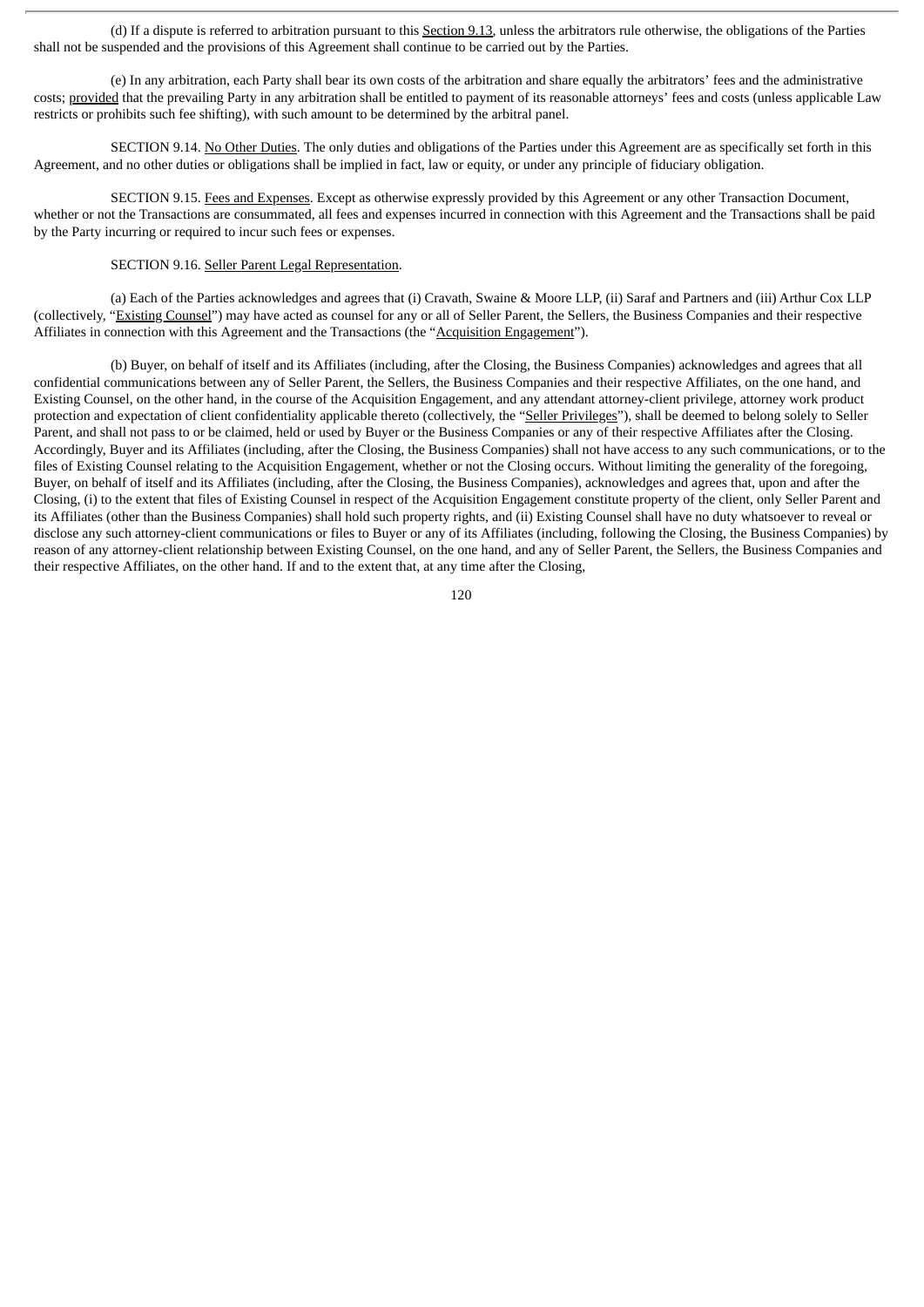(d) If a dispute is referred to arbitration pursuant to this Section 9.13, unless the arbitrators rule otherwise, the obligations of the Parties shall not be suspended and the provisions of this Agreement shall continue to be carried out by the Parties.

(e) In any arbitration, each Party shall bear its own costs of the arbitration and share equally the arbitrators' fees and the administrative costs; provided that the prevailing Party in any arbitration shall be entitled to payment of its reasonable attorneys' fees and costs (unless applicable Law restricts or prohibits such fee shifting), with such amount to be determined by the arbitral panel.

SECTION 9.14. No Other Duties. The only duties and obligations of the Parties under this Agreement are as specifically set forth in this Agreement, and no other duties or obligations shall be implied in fact, law or equity, or under any principle of fiduciary obligation.

SECTION 9.15. Fees and Expenses. Except as otherwise expressly provided by this Agreement or any other Transaction Document, whether or not the Transactions are consummated, all fees and expenses incurred in connection with this Agreement and the Transactions shall be paid by the Party incurring or required to incur such fees or expenses.

SECTION 9.16. Seller Parent Legal Representation.

(a) Each of the Parties acknowledges and agrees that (i) Cravath, Swaine & Moore LLP, (ii) Saraf and Partners and (iii) Arthur Cox LLP (collectively, "Existing Counsel") may have acted as counsel for any or all of Seller Parent, the Sellers, the Business Companies and their respective Affiliates in connection with this Agreement and the Transactions (the "Acquisition Engagement").

(b) Buyer, on behalf of itself and its Affiliates (including, after the Closing, the Business Companies) acknowledges and agrees that all confidential communications between any of Seller Parent, the Sellers, the Business Companies and their respective Affiliates, on the one hand, and Existing Counsel, on the other hand, in the course of the Acquisition Engagement, and any attendant attorney-client privilege, attorney work product protection and expectation of client confidentiality applicable thereto (collectively, the "Seller Privileges"), shall be deemed to belong solely to Seller Parent, and shall not pass to or be claimed, held or used by Buyer or the Business Companies or any of their respective Affiliates after the Closing. Accordingly, Buyer and its Affiliates (including, after the Closing, the Business Companies) shall not have access to any such communications, or to the files of Existing Counsel relating to the Acquisition Engagement, whether or not the Closing occurs. Without limiting the generality of the foregoing, Buyer, on behalf of itself and its Affiliates (including, after the Closing, the Business Companies), acknowledges and agrees that, upon and after the Closing, (i) to the extent that files of Existing Counsel in respect of the Acquisition Engagement constitute property of the client, only Seller Parent and its Affiliates (other than the Business Companies) shall hold such property rights, and (ii) Existing Counsel shall have no duty whatsoever to reveal or disclose any such attorney-client communications or files to Buyer or any of its Affiliates (including, following the Closing, the Business Companies) by reason of any attorney-client relationship between Existing Counsel, on the one hand, and any of Seller Parent, the Sellers, the Business Companies and their respective Affiliates, on the other hand. If and to the extent that, at any time after the Closing,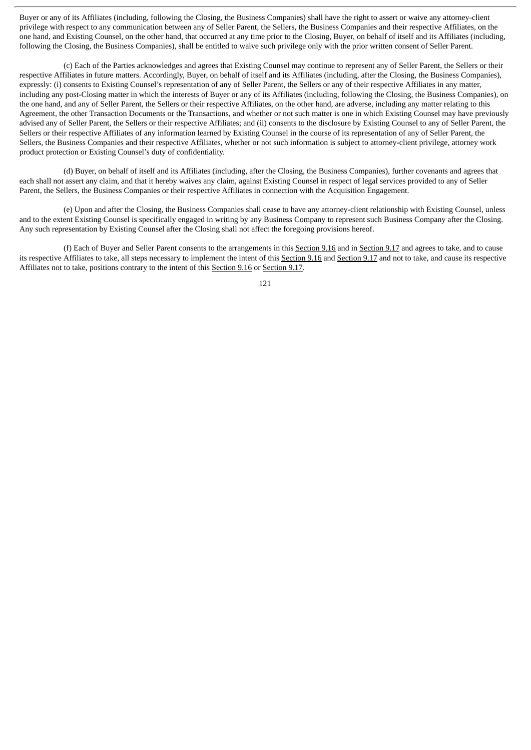Buyer or any of its Affiliates (including, following the Closing, the Business Companies) shall have the right to assert or waive any attorney-client privilege with respect to any communication between any of Seller Parent, the Sellers, the Business Companies and their respective Affiliates, on the one hand, and Existing Counsel, on the other hand, that occurred at any time prior to the Closing, Buyer, on behalf of itself and its Affiliates (including, following the Closing, the Business Companies), shall be entitled to waive such privilege only with the prior written consent of Seller Parent.

(c) Each of the Parties acknowledges and agrees that Existing Counsel may continue to represent any of Seller Parent, the Sellers or their respective Affiliates in future matters. Accordingly, Buyer, on behalf of itself and its Affiliates (including, after the Closing, the Business Companies), expressly: (i) consents to Existing Counsel's representation of any of Seller Parent, the Sellers or any of their respective Affiliates in any matter, including any post-Closing matter in which the interests of Buyer or any of its Affiliates (including, following the Closing, the Business Companies), on the one hand, and any of Seller Parent, the Sellers or their respective Affiliates, on the other hand, are adverse, including any matter relating to this Agreement, the other Transaction Documents or the Transactions, and whether or not such matter is one in which Existing Counsel may have previously advised any of Seller Parent, the Sellers or their respective Affiliates; and (ii) consents to the disclosure by Existing Counsel to any of Seller Parent, the Sellers or their respective Affiliates of any information learned by Existing Counsel in the course of its representation of any of Seller Parent, the Sellers, the Business Companies and their respective Affiliates, whether or not such information is subject to attorney-client privilege, attorney work product protection or Existing Counsel's duty of confidentiality.

(d) Buyer, on behalf of itself and its Affiliates (including, after the Closing, the Business Companies), further covenants and agrees that each shall not assert any claim, and that it hereby waives any claim, against Existing Counsel in respect of legal services provided to any of Seller Parent, the Sellers, the Business Companies or their respective Affiliates in connection with the Acquisition Engagement.

(e) Upon and after the Closing, the Business Companies shall cease to have any attorney-client relationship with Existing Counsel, unless and to the extent Existing Counsel is specifically engaged in writing by any Business Company to represent such Business Company after the Closing. Any such representation by Existing Counsel after the Closing shall not affect the foregoing provisions hereof.

(f) Each of Buyer and Seller Parent consents to the arrangements in this Section 9.16 and in Section 9.17 and agrees to take, and to cause its respective Affiliates to take, all steps necessary to implement the intent of this Section 9.16 and Section 9.17 and not to take, and cause its respective Affiliates not to take, positions contrary to the intent of this Section 9.16 or Section 9.17.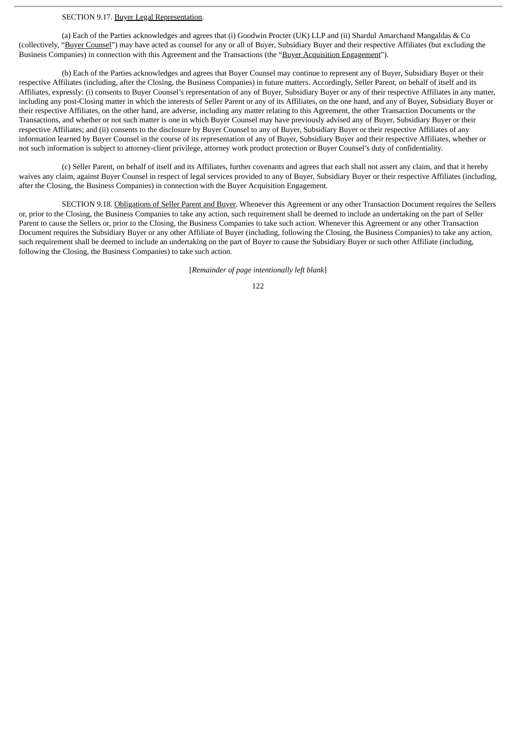SECTION 9.17. Buyer Legal Representation.

(a) Each of the Parties acknowledges and agrees that (i) Goodwin Procter (UK) LLP and (ii) Shardul Amarchand Mangaldas & Co (collectively, "Buyer Counsel") may have acted as counsel for any or all of Buyer, Subsidiary Buyer and their respective Affiliates (but excluding the Business Companies) in connection with this Agreement and the Transactions (the "Buyer Acquisition Engagement").

(b) Each of the Parties acknowledges and agrees that Buyer Counsel may continue to represent any of Buyer, Subsidiary Buyer or their respective Affiliates (including, after the Closing, the Business Companies) in future matters. Accordingly, Seller Parent, on behalf of itself and its Affiliates, expressly: (i) consents to Buyer Counsel's representation of any of Buyer, Subsidiary Buyer or any of their respective Affiliates in any matter, including any post-Closing matter in which the interests of Seller Parent or any of its Affiliates, on the one hand, and any of Buyer, Subsidiary Buyer or their respective Affiliates, on the other hand, are adverse, including any matter relating to this Agreement, the other Transaction Documents or the Transactions, and whether or not such matter is one in which Buyer Counsel may have previously advised any of Buyer, Subsidiary Buyer or their respective Affiliates; and (ii) consents to the disclosure by Buyer Counsel to any of Buyer, Subsidiary Buyer or their respective Affiliates of any information learned by Buyer Counsel in the course of its representation of any of Buyer, Subsidiary Buyer and their respective Affiliates, whether or not such information is subject to attorney-client privilege, attorney work product protection or Buyer Counsel's duty of confidentiality.

(c) Seller Parent, on behalf of itself and its Affiliates, further covenants and agrees that each shall not assert any claim, and that it hereby waives any claim, against Buyer Counsel in respect of legal services provided to any of Buyer, Subsidiary Buyer or their respective Affiliates (including, after the Closing, the Business Companies) in connection with the Buyer Acquisition Engagement.

SECTION 9.18. Obligations of Seller Parent and Buyer. Whenever this Agreement or any other Transaction Document requires the Sellers or, prior to the Closing, the Business Companies to take any action, such requirement shall be deemed to include an undertaking on the part of Seller Parent to cause the Sellers or, prior to the Closing, the Business Companies to take such action. Whenever this Agreement or any other Transaction Document requires the Subsidiary Buyer or any other Affiliate of Buyer (including, following the Closing, the Business Companies) to take any action, such requirement shall be deemed to include an undertaking on the part of Buyer to cause the Subsidiary Buyer or such other Affiliate (including, following the Closing, the Business Companies) to take such action.

[*Remainder of page intentionally left blank*]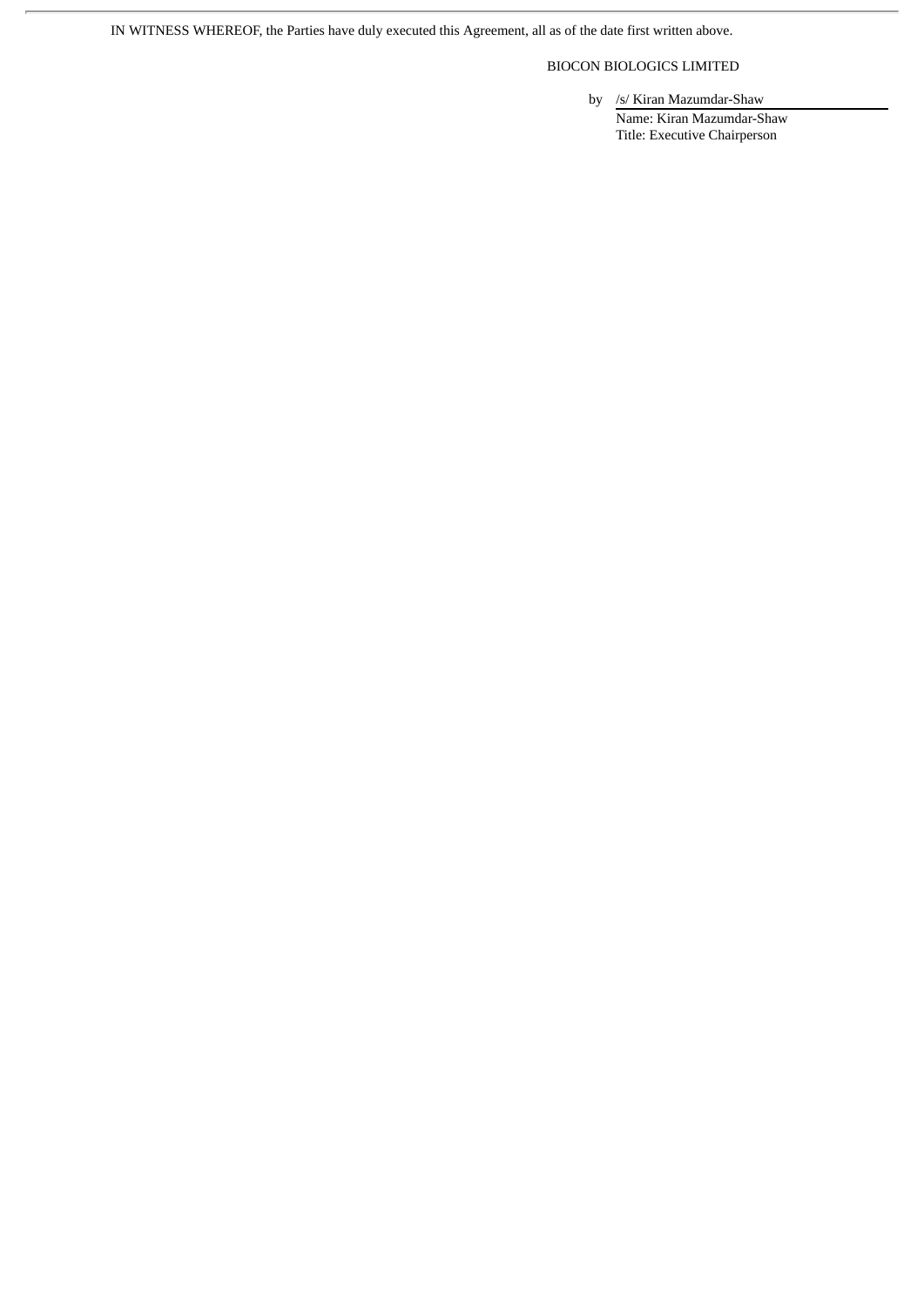IN WITNESS WHEREOF, the Parties have duly executed this Agreement, all as of the date first written above.

BIOCON BIOLOGICS LIMITED

by /s/ Kiran Mazumdar-Shaw

Name: Kiran Mazumdar-Shaw

Title: Executive Chairperson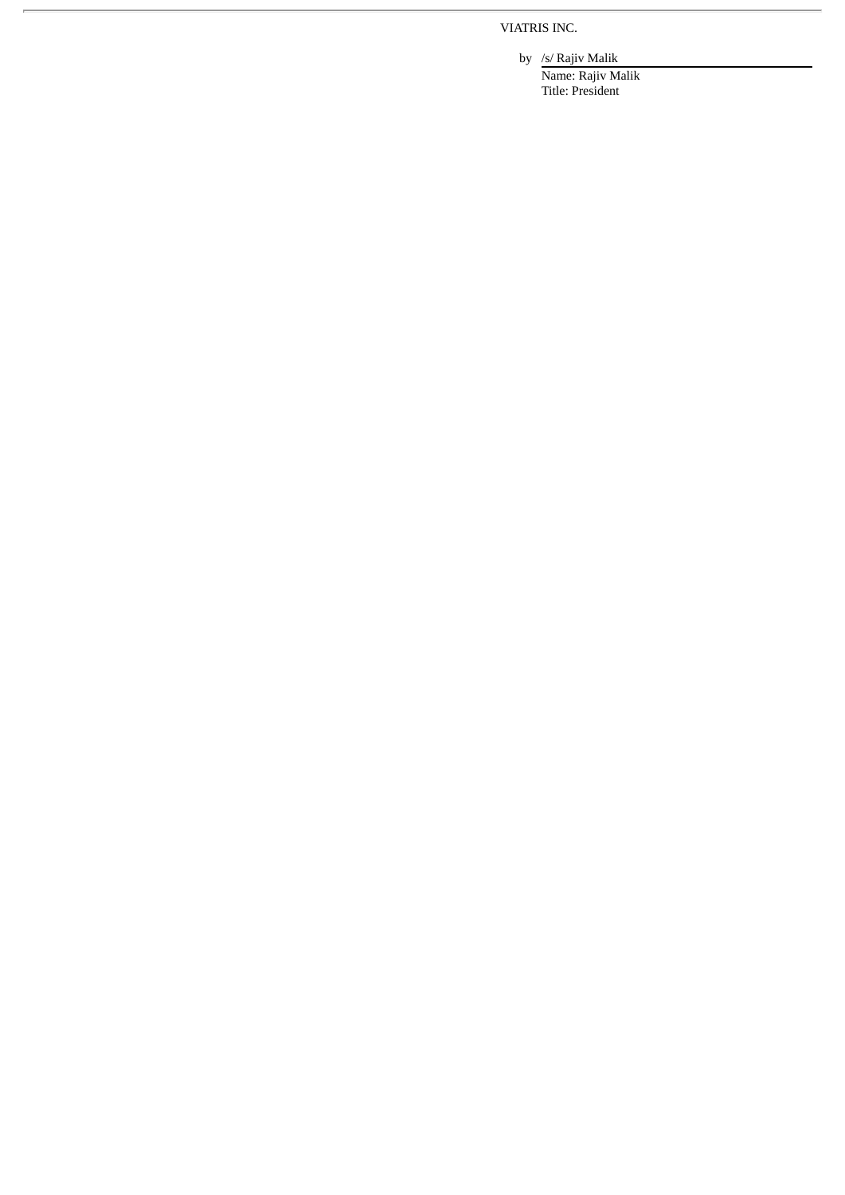VIATRIS INC.

by /s/ Rajiv Malik

Name: Rajiv Malik

Title: President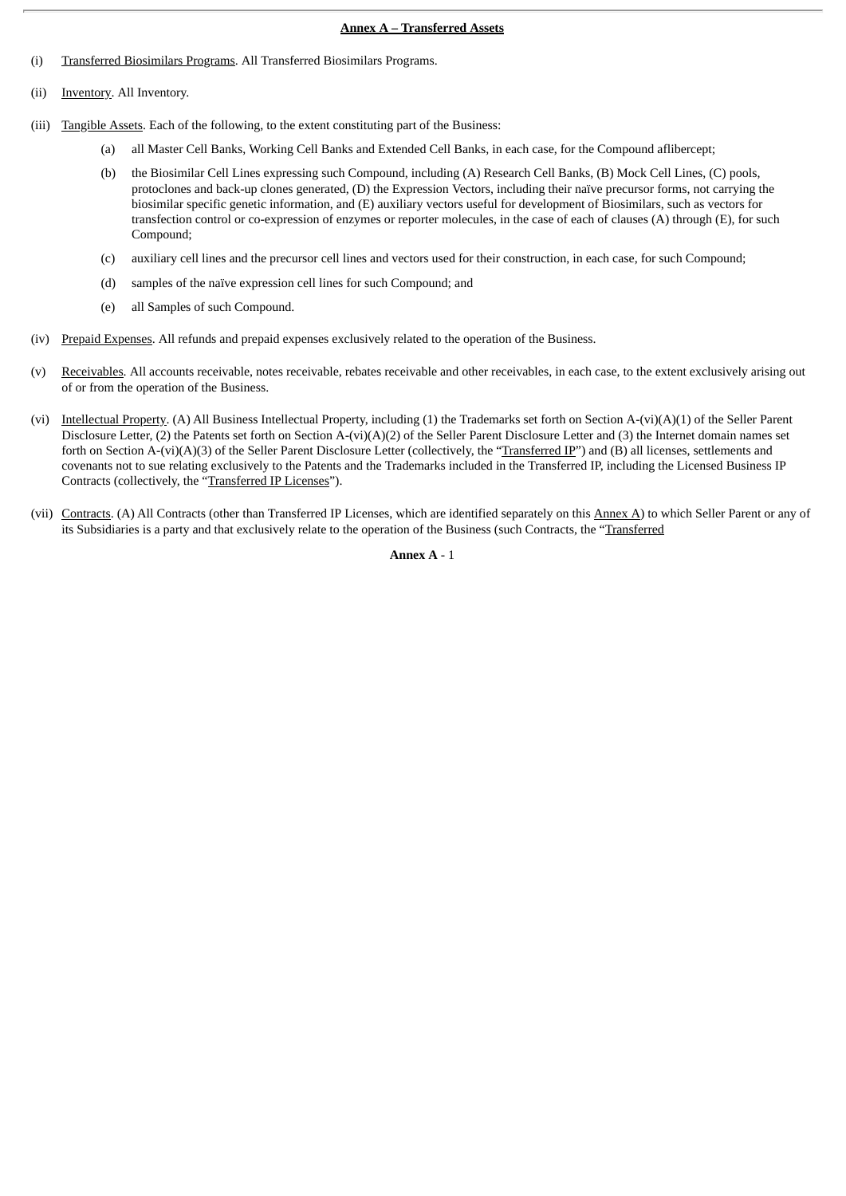**Annex A – Transferred Assets**

(i) Transferred Biosimilars Programs. All Transferred Biosimilars Programs.

(ii) Inventory. All Inventory.

(iii) Tangible Assets. Each of the following, to the extent constituting part of the Business:

(a) all Master Cell Banks, Working Cell Banks and Extended Cell Banks, in each case, for the Compound aflibercept;

(b) the Biosimilar Cell Lines expressing such Compound, including (A) Research Cell Banks, (B) Mock Cell Lines, (C) pools, protoclones and back-up clones generated, (D) the Expression Vectors, including their naïve precursor forms, not carrying the biosimilar specific genetic information, and (E) auxiliary vectors useful for development of Biosimilars, such as vectors for transfection control or co-expression of enzymes or reporter molecules, in the case of each of clauses (A) through (E), for such Compound;

(c) auxiliary cell lines and the precursor cell lines and vectors used for their construction, in each case, for such Compound;

(d) samples of the naïve expression cell lines for such Compound; and

(e) all Samples of such Compound.

(iv) Prepaid Expenses. All refunds and prepaid expenses exclusively related to the operation of the Business.

(v) Receivables. All accounts receivable, notes receivable, rebates receivable and other receivables, in each case, to the extent exclusively arising out of or from the operation of the Business.

(vi) Intellectual Property. (A) All Business Intellectual Property, including (1) the Trademarks set forth on Section A-(vi)(A)(1) of the Seller Parent Disclosure Letter, (2) the Patents set forth on Section A-(vi)(A)(2) of the Seller Parent Disclosure Letter and (3) the Internet domain names set forth on Section A-(vi)(A)(3) of the Seller Parent Disclosure Letter (collectively, the "Transferred IP") and (B) all licenses, settlements and covenants not to sue relating exclusively to the Patents and the Trademarks included in the Transferred IP, including the Licensed Business IP Contracts (collectively, the "Transferred IP Licenses").

(vii) Contracts. (A) All Contracts (other than Transferred IP Licenses, which are identified separately on this Annex A) to which Seller Parent or any of its Subsidiaries is a party and that exclusively relate to the operation of the Business (such Contracts, the "Transferred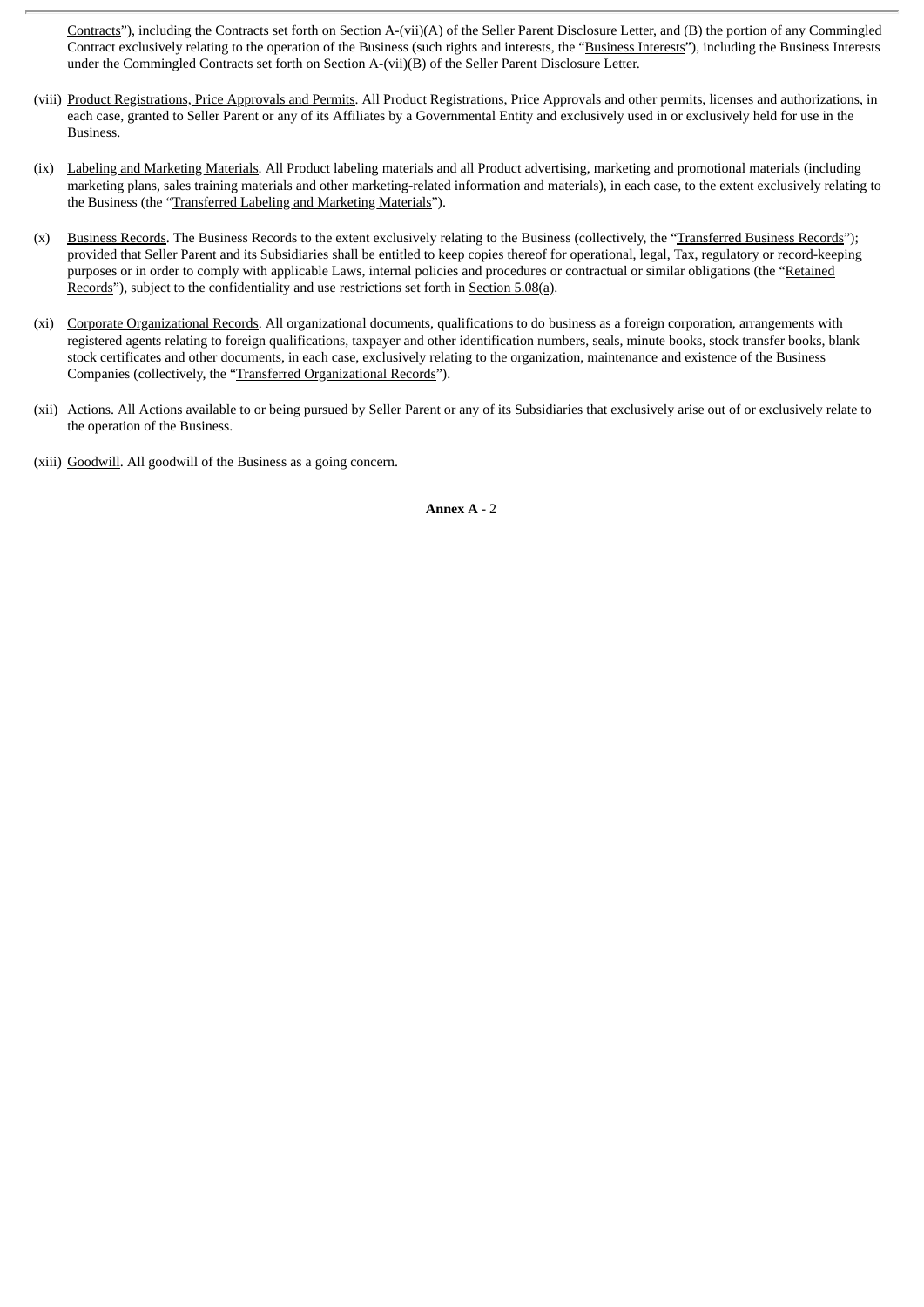Contracts”), including the Contracts set forth on Section A-(vii)(A) of the Seller Parent Disclosure Letter, and (B) the portion of any Commingled Contract exclusively relating to the operation of the Business (such rights and interests, the “Business Interests”), including the Business Interests under the Commingled Contracts set forth on Section A-(vii)(B) of the Seller Parent Disclosure Letter.

(viii) Product Registrations, Price Approvals and Permits. All Product Registrations, Price Approvals and other permits, licenses and authorizations, in each case, granted to Seller Parent or any of its Affiliates by a Governmental Entity and exclusively used in or exclusively held for use in the Business.

(ix) Labeling and Marketing Materials. All Product labeling materials and all Product advertising, marketing and promotional materials (including marketing plans, sales training materials and other marketing-related information and materials), in each case, to the extent exclusively relating to the Business (the “Transferred Labeling and Marketing Materials”).

(x) Business Records. The Business Records to the extent exclusively relating to the Business (collectively, the “Transferred Business Records”); provided that Seller Parent and its Subsidiaries shall be entitled to keep copies thereof for operational, legal, Tax, regulatory or record-keeping purposes or in order to comply with applicable Laws, internal policies and procedures or contractual or similar obligations (the “Retained Records”), subject to the confidentiality and use restrictions set forth in Section 5.08(a).

(xi) Corporate Organizational Records. All organizational documents, qualifications to do business as a foreign corporation, arrangements with registered agents relating to foreign qualifications, taxpayer and other identification numbers, seals, minute books, stock transfer books, blank stock certificates and other documents, in each case, exclusively relating to the organization, maintenance and existence of the Business Companies (collectively, the “Transferred Organizational Records”).

(xii) Actions. All Actions available to or being pursued by Seller Parent or any of its Subsidiaries that exclusively arise out of or exclusively relate to the operation of the Business.

(xiii) Goodwill. All goodwill of the Business as a going concern.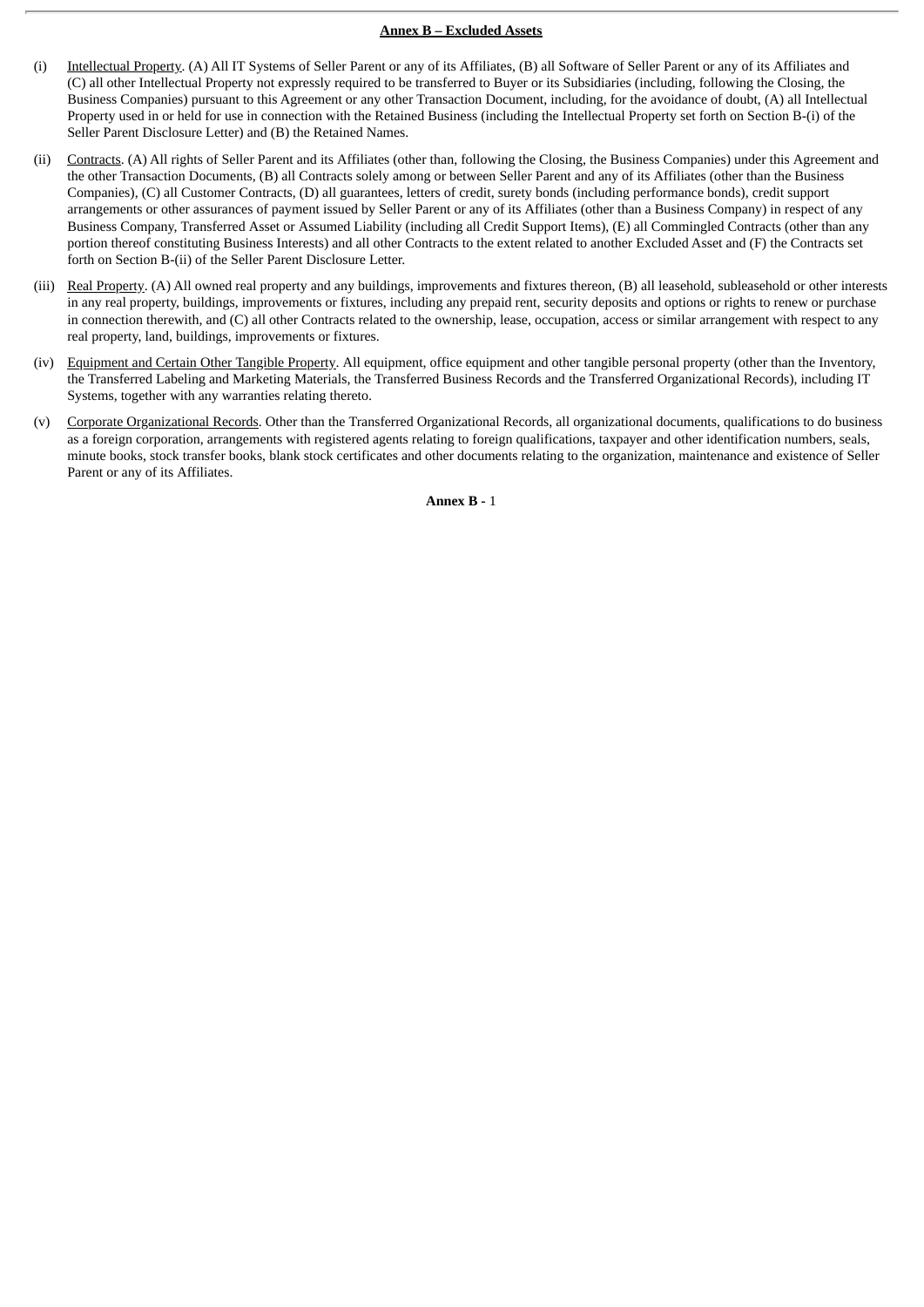## Annex B – Excluded Assets

(i) Intellectual Property. (A) All IT Systems of Seller Parent or any of its Affiliates, (B) all Software of Seller Parent or any of its Affiliates and (C) all other Intellectual Property not expressly required to be transferred to Buyer or its Subsidiaries (including, following the Closing, the Business Companies) pursuant to this Agreement or any other Transaction Document, including, for the avoidance of doubt, (A) all Intellectual Property used in or held for use in connection with the Retained Business (including the Intellectual Property set forth on Section B-(i) of the Seller Parent Disclosure Letter) and (B) the Retained Names.

(ii) Contracts. (A) All rights of Seller Parent and its Affiliates (other than, following the Closing, the Business Companies) under this Agreement and the other Transaction Documents, (B) all Contracts solely among or between Seller Parent and any of its Affiliates (other than the Business Companies), (C) all Customer Contracts, (D) all guarantees, letters of credit, surety bonds (including performance bonds), credit support arrangements or other assurances of payment issued by Seller Parent or any of its Affiliates (other than a Business Company) in respect of any Business Company, Transferred Asset or Assumed Liability (including all Credit Support Items), (E) all Commingled Contracts (other than any portion thereof constituting Business Interests) and all other Contracts to the extent related to another Excluded Asset and (F) the Contracts set forth on Section B-(ii) of the Seller Parent Disclosure Letter.

(iii) Real Property. (A) All owned real property and any buildings, improvements and fixtures thereon, (B) all leasehold, subleasehold or other interests in any real property, buildings, improvements or fixtures, including any prepaid rent, security deposits and options or rights to renew or purchase in connection therewith, and (C) all other Contracts related to the ownership, lease, occupation, access or similar arrangement with respect to any real property, land, buildings, improvements or fixtures.

(iv) Equipment and Certain Other Tangible Property. All equipment, office equipment and other tangible personal property (other than the Inventory, the Transferred Labeling and Marketing Materials, the Transferred Business Records and the Transferred Organizational Records), including IT Systems, together with any warranties relating thereto.

(v) Corporate Organizational Records. Other than the Transferred Organizational Records, all organizational documents, qualifications to do business as a foreign corporation, arrangements with registered agents relating to foreign qualifications, taxpayer and other identification numbers, seals, minute books, stock transfer books, blank stock certificates and other documents relating to the organization, maintenance and existence of Seller Parent or any of its Affiliates.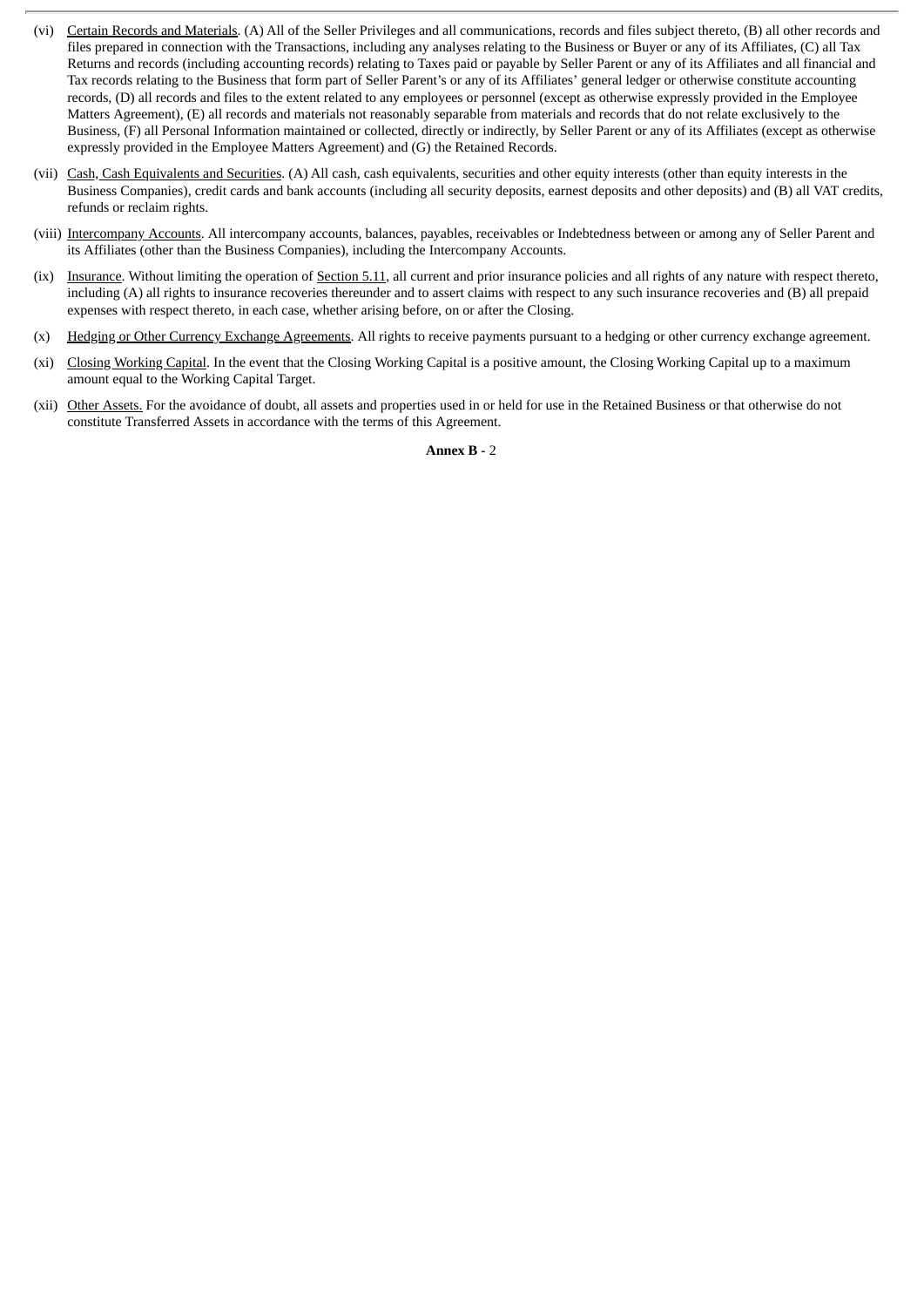(vi) Certain Records and Materials. (A) All of the Seller Privileges and all communications, records and files subject thereto, (B) all other records and files prepared in connection with the Transactions, including any analyses relating to the Business or Buyer or any of its Affiliates, (C) all Tax Returns and records (including accounting records) relating to Taxes paid or payable by Seller Parent or any of its Affiliates and all financial and Tax records relating to the Business that form part of Seller Parent's or any of its Affiliates' general ledger or otherwise constitute accounting records, (D) all records and files to the extent related to any employees or personnel (except as otherwise expressly provided in the Employee Matters Agreement), (E) all records and materials not reasonably separable from materials and records that do not relate exclusively to the Business, (F) all Personal Information maintained or collected, directly or indirectly, by Seller Parent or any of its Affiliates (except as otherwise expressly provided in the Employee Matters Agreement) and (G) the Retained Records.

(vii) Cash, Cash Equivalents and Securities. (A) All cash, cash equivalents, securities and other equity interests (other than equity interests in the Business Companies), credit cards and bank accounts (including all security deposits, earnest deposits and other deposits) and (B) all VAT credits, refunds or reclaim rights.

(viii) Intercompany Accounts. All intercompany accounts, balances, payables, receivables or Indebtedness between or among any of Seller Parent and its Affiliates (other than the Business Companies), including the Intercompany Accounts.

(ix) Insurance. Without limiting the operation of Section 5.11, all current and prior insurance policies and all rights of any nature with respect thereto, including (A) all rights to insurance recoveries thereunder and to assert claims with respect to any such insurance recoveries and (B) all prepaid expenses with respect thereto, in each case, whether arising before, on or after the Closing.

(x) Hedging or Other Currency Exchange Agreements. All rights to receive payments pursuant to a hedging or other currency exchange agreement.

(xi) Closing Working Capital. In the event that the Closing Working Capital is a positive amount, the Closing Working Capital up to a maximum amount equal to the Working Capital Target.

(xii) Other Assets. For the avoidance of doubt, all assets and properties used in or held for use in the Retained Business or that otherwise do not constitute Transferred Assets in accordance with the terms of this Agreement.